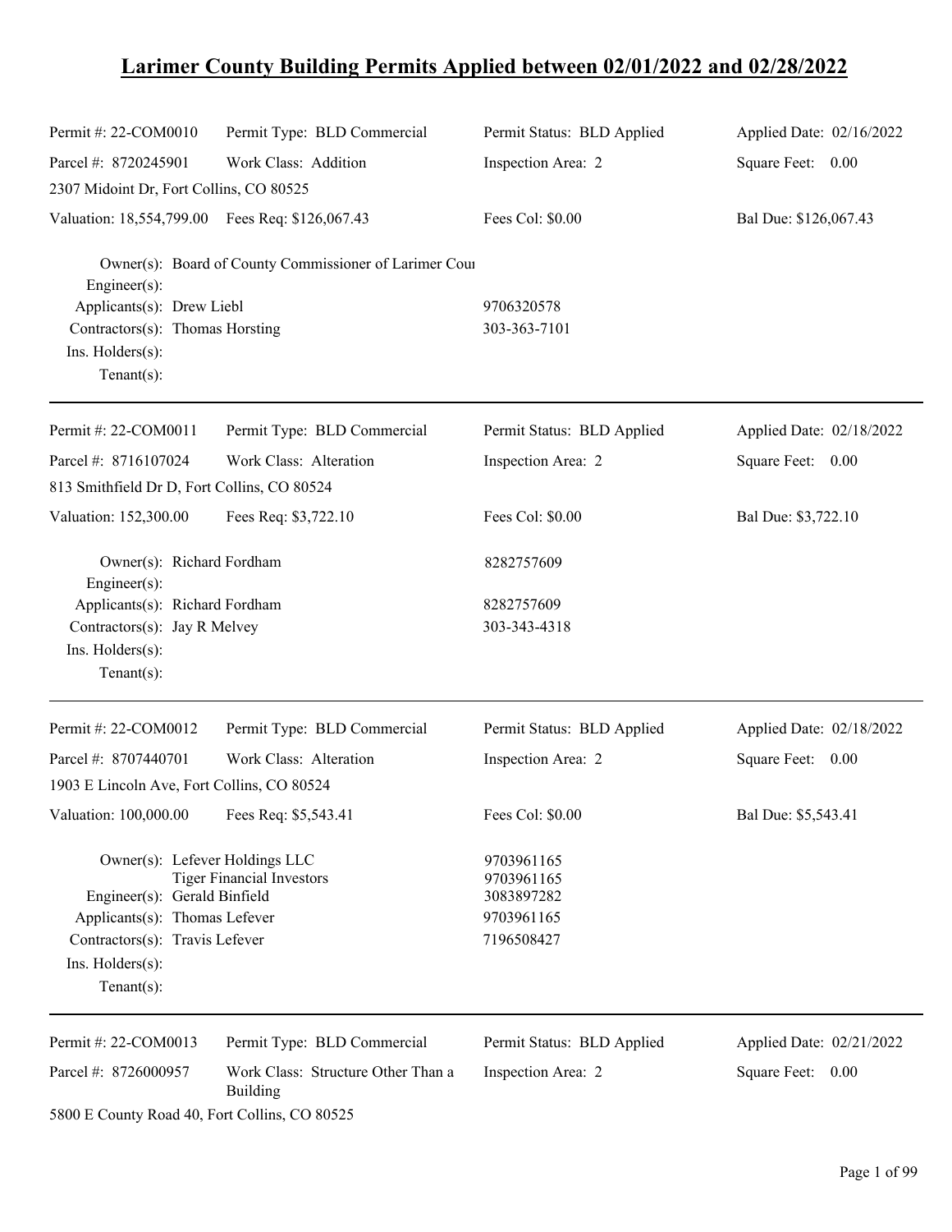# Larimer County Building Permits Applied between 02/01/2022 and 02/28/2022

| Permit #: 22-COM0010 | Permit Type: BLD Commercial | Permit Status: BLD Applied | Applied Date: 02/16/2022 |
|---|---|---|---|
| Parcel #: 8720245901 | Work Class: Addition | Inspection Area: 2 | Square Feet: 0.00 |
| 2307 Midoint Dr, Fort Collins, CO 80525 | | | |
| Valuation: 18,554,799.00 | Fees Req: $126,067.43 | Fees Col: $0.00 | Bal Due: $126,067.43 |

Owner(s): Board of County Commissioner of Larimer Cou
Engineer(s):
Applicants(s): Drew Liebl — 9706320578
Contractors(s): Thomas Horsting — 303-363-7101
Ins. Holders(s):
Tenant(s):

---

| Permit #: 22-COM0011 | Permit Type: BLD Commercial | Permit Status: BLD Applied | Applied Date: 02/18/2022 |
|---|---|---|---|
| Parcel #: 8716107024 | Work Class: Alteration | Inspection Area: 2 | Square Feet: 0.00 |
| 813 Smithfield Dr D, Fort Collins, CO 80524 | | | |
| Valuation: 152,300.00 | Fees Req: $3,722.10 | Fees Col: $0.00 | Bal Due: $3,722.10 |

Owner(s): Richard Fordham — 8282757609
Engineer(s):
Applicants(s): Richard Fordham — 8282757609
Contractors(s): Jay R Melvey — 303-343-4318
Ins. Holders(s):
Tenant(s):

---

| Permit #: 22-COM0012 | Permit Type: BLD Commercial | Permit Status: BLD Applied | Applied Date: 02/18/2022 |
|---|---|---|---|
| Parcel #: 8707440701 | Work Class: Alteration | Inspection Area: 2 | Square Feet: 0.00 |
| 1903 E Lincoln Ave, Fort Collins, CO 80524 | | | |
| Valuation: 100,000.00 | Fees Req: $5,543.41 | Fees Col: $0.00 | Bal Due: $5,543.41 |

Owner(s): Lefever Holdings LLC — 9703961165
Tiger Financial Investors — 9703961165
Engineer(s): Gerald Binfield — 3083897282
Applicants(s): Thomas Lefever — 9703961165
Contractors(s): Travis Lefever — 7196508427
Ins. Holders(s):
Tenant(s):

---

| Permit #: 22-COM0013 | Permit Type: BLD Commercial | Permit Status: BLD Applied | Applied Date: 02/21/2022 |
|---|---|---|---|
| Parcel #: 8726000957 | Work Class: Structure Other Than a Building | Inspection Area: 2 | Square Feet: 0.00 |
| 5800 E County Road 40, Fort Collins, CO 80525 | | | |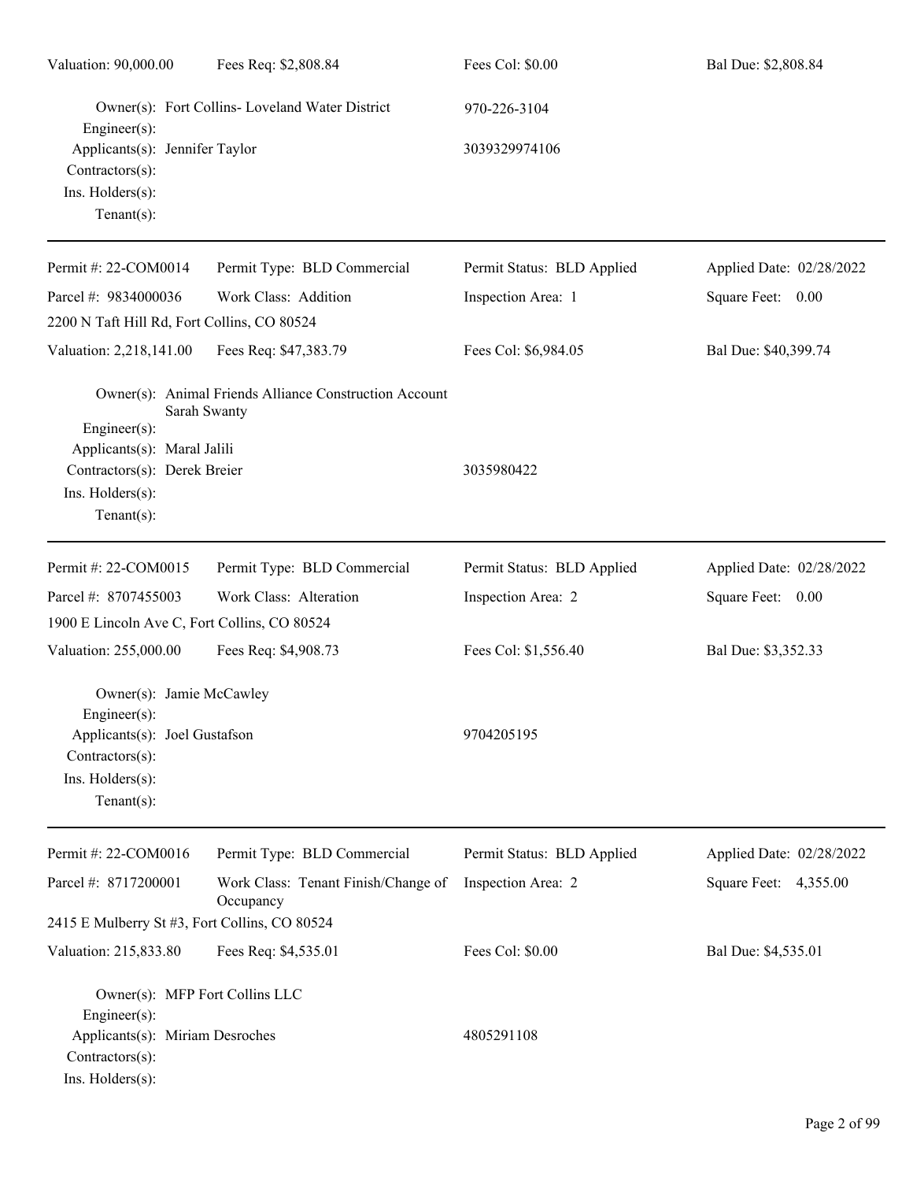Valuation: 90,000.00 Fees Req: $2,808.84 Fees Col: $0.00 Bal Due: $2,808.84

Owner(s): Fort Collins- Loveland Water District 970-226-3104
Engineer(s):
Applicants(s): Jennifer Taylor 3039329974106
Contractors(s):
Ins. Holders(s):
Tenant(s):

---

Permit #: 22-COM0014 Permit Type: BLD Commercial Permit Status: BLD Applied Applied Date: 02/28/2022
Parcel #: 9834000036 Work Class: Addition Inspection Area: 1 Square Feet: 0.00
2200 N Taft Hill Rd, Fort Collins, CO 80524
Valuation: 2,218,141.00 Fees Req: $47,383.79 Fees Col: $6,984.05 Bal Due: $40,399.74

Owner(s): Animal Friends Alliance Construction Account Sarah Swanty
Engineer(s):
Applicants(s): Maral Jalili
Contractors(s): Derek Breier 3035980422
Ins. Holders(s):
Tenant(s):

---

Permit #: 22-COM0015 Permit Type: BLD Commercial Permit Status: BLD Applied Applied Date: 02/28/2022
Parcel #: 8707455003 Work Class: Alteration Inspection Area: 2 Square Feet: 0.00
1900 E Lincoln Ave C, Fort Collins, CO 80524
Valuation: 255,000.00 Fees Req: $4,908.73 Fees Col: $1,556.40 Bal Due: $3,352.33

Owner(s): Jamie McCawley
Engineer(s):
Applicants(s): Joel Gustafson 9704205195
Contractors(s):
Ins. Holders(s):
Tenant(s):

---

Permit #: 22-COM0016 Permit Type: BLD Commercial Permit Status: BLD Applied Applied Date: 02/28/2022
Parcel #: 8717200001 Work Class: Tenant Finish/Change of Occupancy Inspection Area: 2 Square Feet: 4,355.00
2415 E Mulberry St #3, Fort Collins, CO 80524
Valuation: 215,833.80 Fees Req: $4,535.01 Fees Col: $0.00 Bal Due: $4,535.01

Owner(s): MFP Fort Collins LLC
Engineer(s):
Applicants(s): Miriam Desroches 4805291108
Contractors(s):
Ins. Holders(s):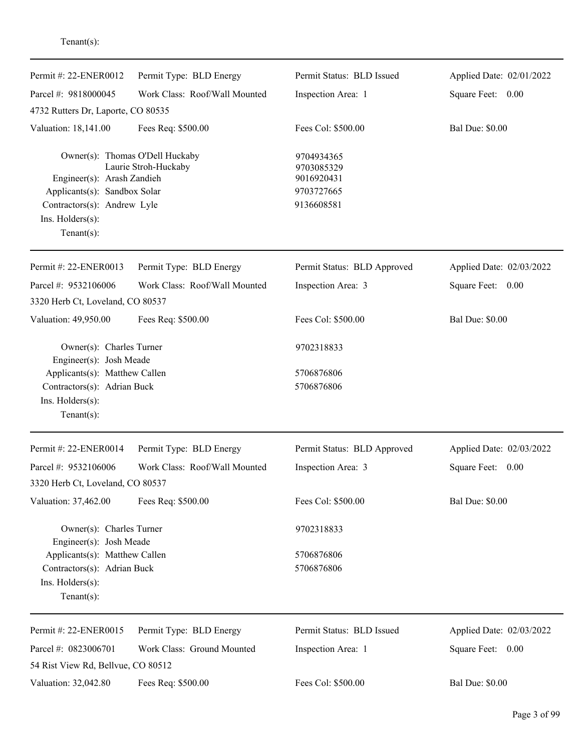Tenant(s):

---

| | | | |
|---|---|---|---|
| Permit #: 22-ENER0012 | Permit Type: BLD Energy | Permit Status: BLD Issued | Applied Date: 02/01/2022 |
| Parcel #: 9818000045 | Work Class: Roof/Wall Mounted | Inspection Area: 1 | Square Feet: 0.00 |
| 4732 Rutters Dr, Laporte, CO 80535 | | | |
| Valuation: 18,141.00 | Fees Req: $500.00 | Fees Col: $500.00 | Bal Due: $0.00 |

Owner(s): Thomas O'Dell Huckaby — 9704934365
Laurie Stroh-Huckaby — 9703085329
Engineer(s): Arash Zandieh — 9016920431
Applicants(s): Sandbox Solar — 9703727665
Contractors(s): Andrew Lyle — 9136608581
Ins. Holders(s):
Tenant(s):

---

| | | | |
|---|---|---|---|
| Permit #: 22-ENER0013 | Permit Type: BLD Energy | Permit Status: BLD Approved | Applied Date: 02/03/2022 |
| Parcel #: 9532106006 | Work Class: Roof/Wall Mounted | Inspection Area: 3 | Square Feet: 0.00 |
| 3320 Herb Ct, Loveland, CO 80537 | | | |
| Valuation: 49,950.00 | Fees Req: $500.00 | Fees Col: $500.00 | Bal Due: $0.00 |

Owner(s): Charles Turner — 9702318833
Engineer(s): Josh Meade
Applicants(s): Matthew Callen — 5706876806
Contractors(s): Adrian Buck — 5706876806
Ins. Holders(s):
Tenant(s):

---

| | | | |
|---|---|---|---|
| Permit #: 22-ENER0014 | Permit Type: BLD Energy | Permit Status: BLD Approved | Applied Date: 02/03/2022 |
| Parcel #: 9532106006 | Work Class: Roof/Wall Mounted | Inspection Area: 3 | Square Feet: 0.00 |
| 3320 Herb Ct, Loveland, CO 80537 | | | |
| Valuation: 37,462.00 | Fees Req: $500.00 | Fees Col: $500.00 | Bal Due: $0.00 |

Owner(s): Charles Turner — 9702318833
Engineer(s): Josh Meade
Applicants(s): Matthew Callen — 5706876806
Contractors(s): Adrian Buck — 5706876806
Ins. Holders(s):
Tenant(s):

---

| | | | |
|---|---|---|---|
| Permit #: 22-ENER0015 | Permit Type: BLD Energy | Permit Status: BLD Issued | Applied Date: 02/03/2022 |
| Parcel #: 0823006701 | Work Class: Ground Mounted | Inspection Area: 1 | Square Feet: 0.00 |
| 54 Rist View Rd, Bellvue, CO 80512 | | | |
| Valuation: 32,042.80 | Fees Req: $500.00 | Fees Col: $500.00 | Bal Due: $0.00 |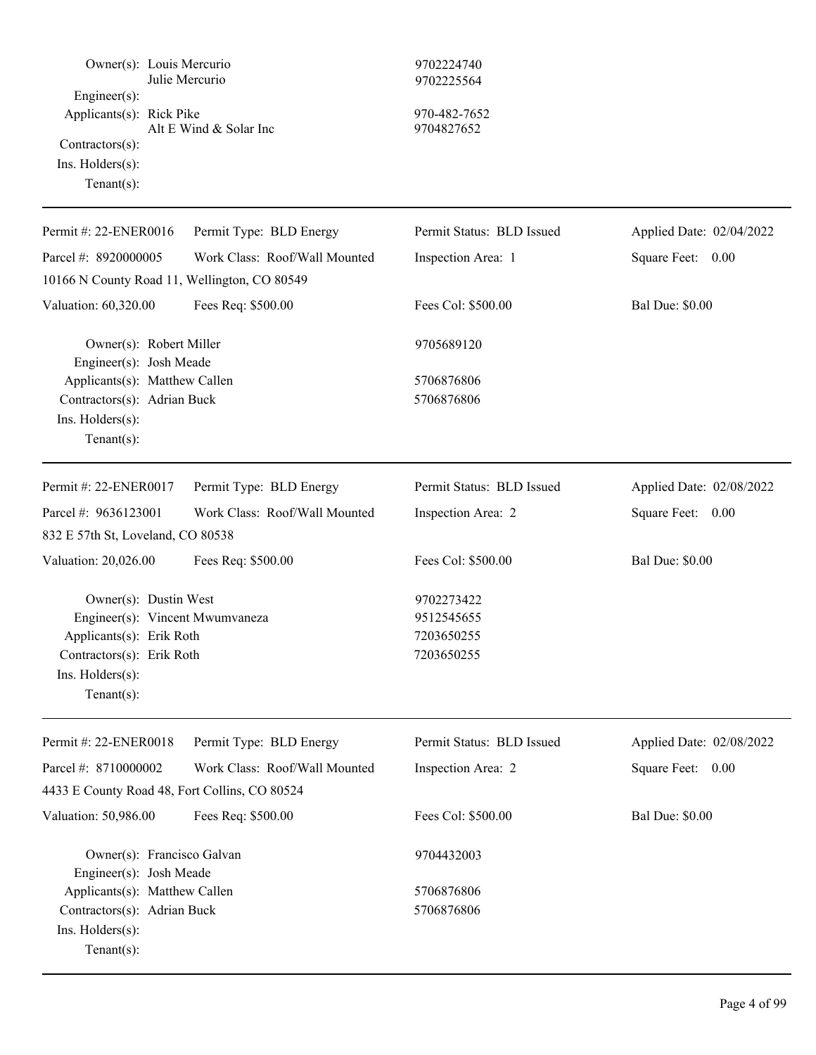Owner(s): Louis Mercurio | 9702224740
Julie Mercurio | 9702225564
Engineer(s):
Applicants(s): Rick Pike | 970-482-7652
Alt E Wind & Solar Inc | 9704827652
Contractors(s):
Ins. Holders(s):
Tenant(s):

---

| Permit #: 22-ENER0016 | Permit Type: BLD Energy | Permit Status: BLD Issued | Applied Date: 02/04/2022 |
|---|---|---|---|
| Parcel #: 8920000005 | Work Class: Roof/Wall Mounted | Inspection Area: 1 | Square Feet: 0.00 |
| 10166 N County Road 11, Wellington, CO 80549 | | | |
| Valuation: 60,320.00 | Fees Req: $500.00 | Fees Col: $500.00 | Bal Due: $0.00 |

Owner(s): Robert Miller | 9705689120
Engineer(s): Josh Meade
Applicants(s): Matthew Callen | 5706876806
Contractors(s): Adrian Buck | 5706876806
Ins. Holders(s):
Tenant(s):

---

| Permit #: 22-ENER0017 | Permit Type: BLD Energy | Permit Status: BLD Issued | Applied Date: 02/08/2022 |
|---|---|---|---|
| Parcel #: 9636123001 | Work Class: Roof/Wall Mounted | Inspection Area: 2 | Square Feet: 0.00 |
| 832 E 57th St, Loveland, CO 80538 | | | |
| Valuation: 20,026.00 | Fees Req: $500.00 | Fees Col: $500.00 | Bal Due: $0.00 |

Owner(s): Dustin West | 9702273422
Engineer(s): Vincent Mwumvaneza | 9512545655
Applicants(s): Erik Roth | 7203650255
Contractors(s): Erik Roth | 7203650255
Ins. Holders(s):
Tenant(s):

---

| Permit #: 22-ENER0018 | Permit Type: BLD Energy | Permit Status: BLD Issued | Applied Date: 02/08/2022 |
|---|---|---|---|
| Parcel #: 8710000002 | Work Class: Roof/Wall Mounted | Inspection Area: 2 | Square Feet: 0.00 |
| 4433 E County Road 48, Fort Collins, CO 80524 | | | |
| Valuation: 50,986.00 | Fees Req: $500.00 | Fees Col: $500.00 | Bal Due: $0.00 |

Owner(s): Francisco Galvan | 9704432003
Engineer(s): Josh Meade
Applicants(s): Matthew Callen | 5706876806
Contractors(s): Adrian Buck | 5706876806
Ins. Holders(s):
Tenant(s):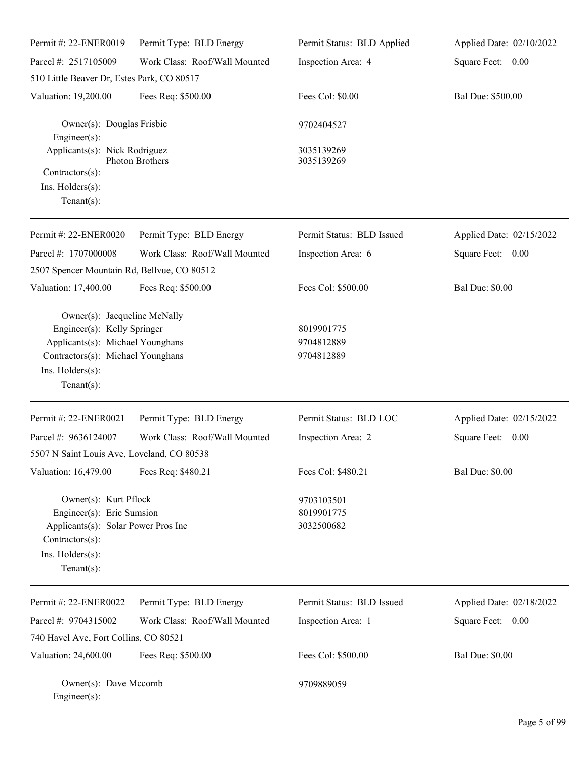| Permit #: 22-ENER0019 | Permit Type: BLD Energy | Permit Status: BLD Applied | Applied Date: 02/10/2022 |
|---|---|---|---|
| Parcel #: 2517105009 | Work Class: Roof/Wall Mounted | Inspection Area: 4 | Square Feet: 0.00 |
| 510 Little Beaver Dr, Estes Park, CO 80517 | | | |
| Valuation: 19,200.00 | Fees Req: $500.00 | Fees Col: $0.00 | Bal Due: $500.00 |

Owner(s): Douglas Frisbie — 9702404527
Engineer(s):
Applicants(s): Nick Rodriguez — 3035139269
Photon Brothers — 3035139269
Contractors(s):
Ins. Holders(s):
Tenant(s):

---

| Permit #: 22-ENER0020 | Permit Type: BLD Energy | Permit Status: BLD Issued | Applied Date: 02/15/2022 |
|---|---|---|---|
| Parcel #: 1707000008 | Work Class: Roof/Wall Mounted | Inspection Area: 6 | Square Feet: 0.00 |
| 2507 Spencer Mountain Rd, Bellvue, CO 80512 | | | |
| Valuation: 17,400.00 | Fees Req: $500.00 | Fees Col: $500.00 | Bal Due: $0.00 |

Owner(s): Jacqueline McNally
Engineer(s): Kelly Springer — 8019901775
Applicants(s): Michael Younghans — 9704812889
Contractors(s): Michael Younghans — 9704812889
Ins. Holders(s):
Tenant(s):

---

| Permit #: 22-ENER0021 | Permit Type: BLD Energy | Permit Status: BLD LOC | Applied Date: 02/15/2022 |
|---|---|---|---|
| Parcel #: 9636124007 | Work Class: Roof/Wall Mounted | Inspection Area: 2 | Square Feet: 0.00 |
| 5507 N Saint Louis Ave, Loveland, CO 80538 | | | |
| Valuation: 16,479.00 | Fees Req: $480.21 | Fees Col: $480.21 | Bal Due: $0.00 |

Owner(s): Kurt Pflock — 9703103501
Engineer(s): Eric Sumsion — 8019901775
Applicants(s): Solar Power Pros Inc — 3032500682
Contractors(s):
Ins. Holders(s):
Tenant(s):

---

| Permit #: 22-ENER0022 | Permit Type: BLD Energy | Permit Status: BLD Issued | Applied Date: 02/18/2022 |
|---|---|---|---|
| Parcel #: 9704315002 | Work Class: Roof/Wall Mounted | Inspection Area: 1 | Square Feet: 0.00 |
| 740 Havel Ave, Fort Collins, CO 80521 | | | |
| Valuation: 24,600.00 | Fees Req: $500.00 | Fees Col: $500.00 | Bal Due: $0.00 |

Owner(s): Dave Mccomb — 9709889059
Engineer(s):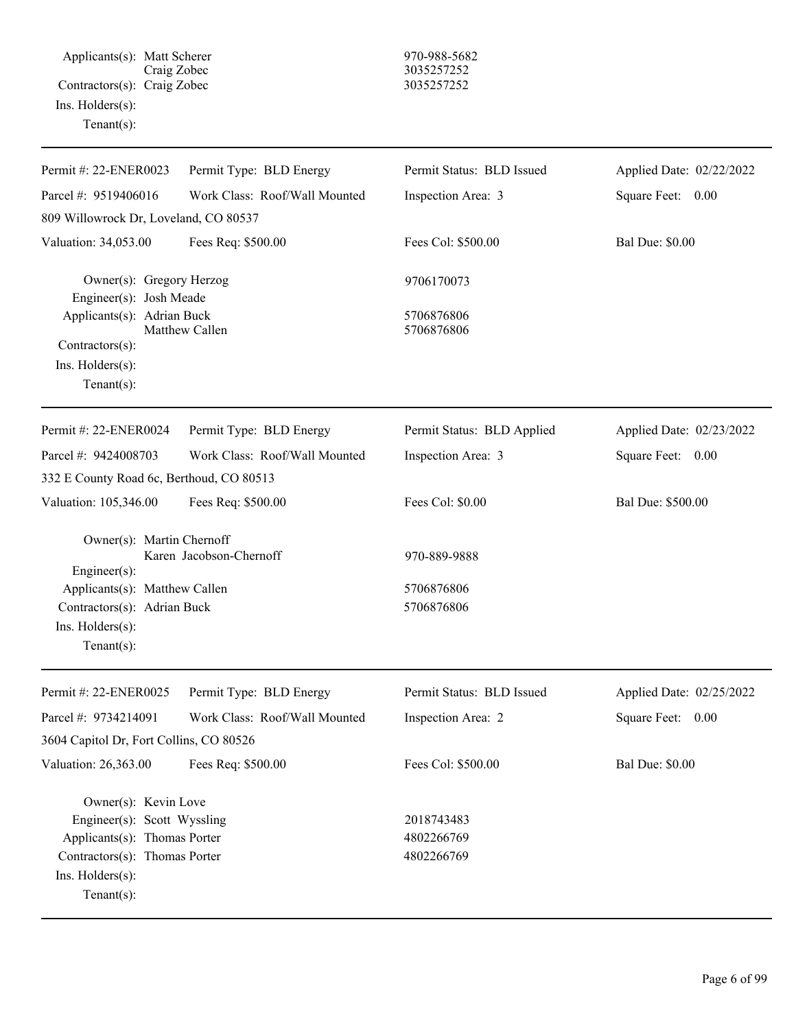Applicants(s): Matt Scherer 970-988-5682
Craig Zobec 3035257252
Contractors(s): Craig Zobec 3035257252
Ins. Holders(s):
Tenant(s):

---

| Permit #: 22-ENER0023 | Permit Type: BLD Energy | Permit Status: BLD Issued | Applied Date: 02/22/2022 |
|---|---|---|---|
| Parcel #: 9519406016 | Work Class: Roof/Wall Mounted | Inspection Area: 3 | Square Feet: 0.00 |
| 809 Willowrock Dr, Loveland, CO 80537 | | | |
| Valuation: 34,053.00 | Fees Req: $500.00 | Fees Col: $500.00 | Bal Due: $0.00 |

Owner(s): Gregory Herzog 9706170073
Engineer(s): Josh Meade
Applicants(s): Adrian Buck 5706876806
Matthew Callen 5706876806
Contractors(s):
Ins. Holders(s):
Tenant(s):

---

| Permit #: 22-ENER0024 | Permit Type: BLD Energy | Permit Status: BLD Applied | Applied Date: 02/23/2022 |
|---|---|---|---|
| Parcel #: 9424008703 | Work Class: Roof/Wall Mounted | Inspection Area: 3 | Square Feet: 0.00 |
| 332 E County Road 6c, Berthoud, CO 80513 | | | |
| Valuation: 105,346.00 | Fees Req: $500.00 | Fees Col: $0.00 | Bal Due: $500.00 |

Owner(s): Martin Chernoff
Karen Jacobson-Chernoff 970-889-9888
Engineer(s):
Applicants(s): Matthew Callen 5706876806
Contractors(s): Adrian Buck 5706876806
Ins. Holders(s):
Tenant(s):

---

| Permit #: 22-ENER0025 | Permit Type: BLD Energy | Permit Status: BLD Issued | Applied Date: 02/25/2022 |
|---|---|---|---|
| Parcel #: 9734214091 | Work Class: Roof/Wall Mounted | Inspection Area: 2 | Square Feet: 0.00 |
| 3604 Capitol Dr, Fort Collins, CO 80526 | | | |
| Valuation: 26,363.00 | Fees Req: $500.00 | Fees Col: $500.00 | Bal Due: $0.00 |

Owner(s): Kevin Love
Engineer(s): Scott Wyssling 2018743483
Applicants(s): Thomas Porter 4802266769
Contractors(s): Thomas Porter 4802266769
Ins. Holders(s):
Tenant(s):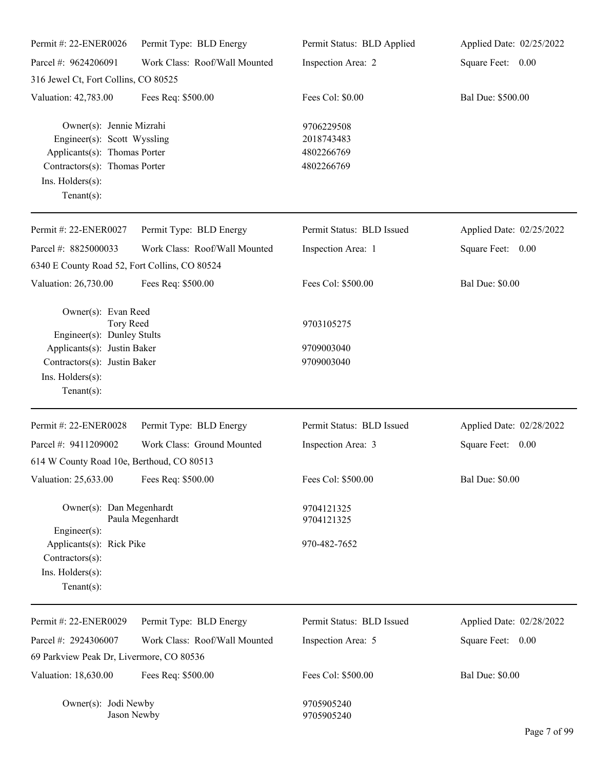| Permit #: 22-ENER0026 | Permit Type: BLD Energy | Permit Status: BLD Applied | Applied Date: 02/25/2022 |
|---|---|---|---|
| Parcel #: 9624206091 | Work Class: Roof/Wall Mounted | Inspection Area: 2 | Square Feet: 0.00 |
| 316 Jewel Ct, Fort Collins, CO 80525 | | | |
| Valuation: 42,783.00 | Fees Req: $500.00 | Fees Col: $0.00 | Bal Due: $500.00 |

Owner(s): Jennie Mizrahi — 9706229508
Engineer(s): Scott Wyssling — 2018743483
Applicants(s): Thomas Porter — 4802266769
Contractors(s): Thomas Porter — 4802266769
Ins. Holders(s):
Tenant(s):

---

| Permit #: 22-ENER0027 | Permit Type: BLD Energy | Permit Status: BLD Issued | Applied Date: 02/25/2022 |
|---|---|---|---|
| Parcel #: 8825000033 | Work Class: Roof/Wall Mounted | Inspection Area: 1 | Square Feet: 0.00 |
| 6340 E County Road 52, Fort Collins, CO 80524 | | | |
| Valuation: 26,730.00 | Fees Req: $500.00 | Fees Col: $500.00 | Bal Due: $0.00 |

Owner(s): Evan Reed
Tory Reed — 9703105275
Engineer(s): Dunley Stults
Applicants(s): Justin Baker — 9709003040
Contractors(s): Justin Baker — 9709003040
Ins. Holders(s):
Tenant(s):

---

| Permit #: 22-ENER0028 | Permit Type: BLD Energy | Permit Status: BLD Issued | Applied Date: 02/28/2022 |
|---|---|---|---|
| Parcel #: 9411209002 | Work Class: Ground Mounted | Inspection Area: 3 | Square Feet: 0.00 |
| 614 W County Road 10e, Berthoud, CO 80513 | | | |
| Valuation: 25,633.00 | Fees Req: $500.00 | Fees Col: $500.00 | Bal Due: $0.00 |

Owner(s): Dan Megenhardt — 9704121325
Paula Megenhardt — 9704121325
Engineer(s):
Applicants(s): Rick Pike — 970-482-7652
Contractors(s):
Ins. Holders(s):
Tenant(s):

---

| Permit #: 22-ENER0029 | Permit Type: BLD Energy | Permit Status: BLD Issued | Applied Date: 02/28/2022 |
|---|---|---|---|
| Parcel #: 2924306007 | Work Class: Roof/Wall Mounted | Inspection Area: 5 | Square Feet: 0.00 |
| 69 Parkview Peak Dr, Livermore, CO 80536 | | | |
| Valuation: 18,630.00 | Fees Req: $500.00 | Fees Col: $500.00 | Bal Due: $0.00 |

Owner(s): Jodi Newby — 9705905240
Jason Newby — 9705905240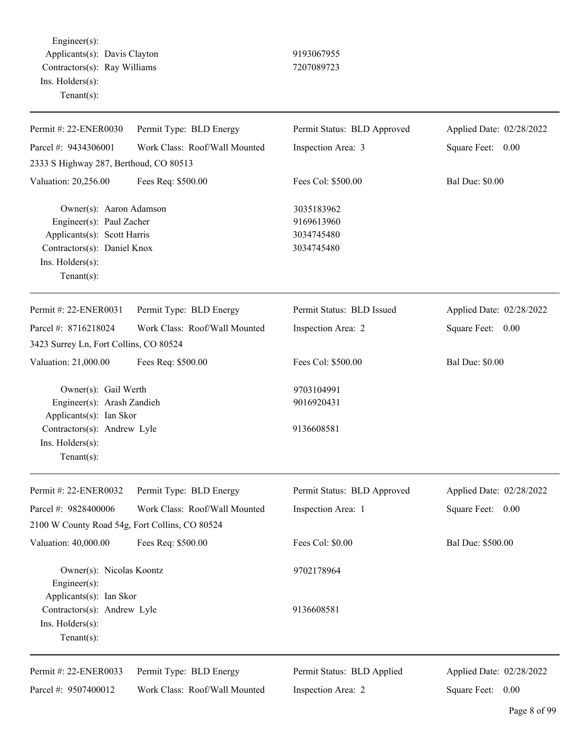Engineer(s):
Applicants(s): Davis Clayton 9193067955
Contractors(s): Ray Williams 7207089723
Ins. Holders(s):
Tenant(s):

---

| Permit #: 22-ENER0030 | Permit Type: BLD Energy | Permit Status: BLD Approved | Applied Date: 02/28/2022 |
|---|---|---|---|
| Parcel #: 9434306001 | Work Class: Roof/Wall Mounted | Inspection Area: 3 | Square Feet: 0.00 |
| 2333 S Highway 287, Berthoud, CO 80513 | | | |
| Valuation: 20,256.00 | Fees Req: $500.00 | Fees Col: $500.00 | Bal Due: $0.00 |

Owner(s): Aaron Adamson 3035183962
Engineer(s): Paul Zacher 9169613960
Applicants(s): Scott Harris 3034745480
Contractors(s): Daniel Knox 3034745480
Ins. Holders(s):
Tenant(s):

---

| Permit #: 22-ENER0031 | Permit Type: BLD Energy | Permit Status: BLD Issued | Applied Date: 02/28/2022 |
|---|---|---|---|
| Parcel #: 8716218024 | Work Class: Roof/Wall Mounted | Inspection Area: 2 | Square Feet: 0.00 |
| 3423 Surrey Ln, Fort Collins, CO 80524 | | | |
| Valuation: 21,000.00 | Fees Req: $500.00 | Fees Col: $500.00 | Bal Due: $0.00 |

Owner(s): Gail Werth 9703104991
Engineer(s): Arash Zandieh 9016920431
Applicants(s): Ian Skor
Contractors(s): Andrew Lyle 9136608581
Ins. Holders(s):
Tenant(s):

---

| Permit #: 22-ENER0032 | Permit Type: BLD Energy | Permit Status: BLD Approved | Applied Date: 02/28/2022 |
|---|---|---|---|
| Parcel #: 9828400006 | Work Class: Roof/Wall Mounted | Inspection Area: 1 | Square Feet: 0.00 |
| 2100 W County Road 54g, Fort Collins, CO 80524 | | | |
| Valuation: 40,000.00 | Fees Req: $500.00 | Fees Col: $0.00 | Bal Due: $500.00 |

Owner(s): Nicolas Koontz 9702178964
Engineer(s):
Applicants(s): Ian Skor
Contractors(s): Andrew Lyle 9136608581
Ins. Holders(s):
Tenant(s):

---

| Permit #: 22-ENER0033 | Permit Type: BLD Energy | Permit Status: BLD Applied | Applied Date: 02/28/2022 |
|---|---|---|---|
| Parcel #: 9507400012 | Work Class: Roof/Wall Mounted | Inspection Area: 2 | Square Feet: 0.00 |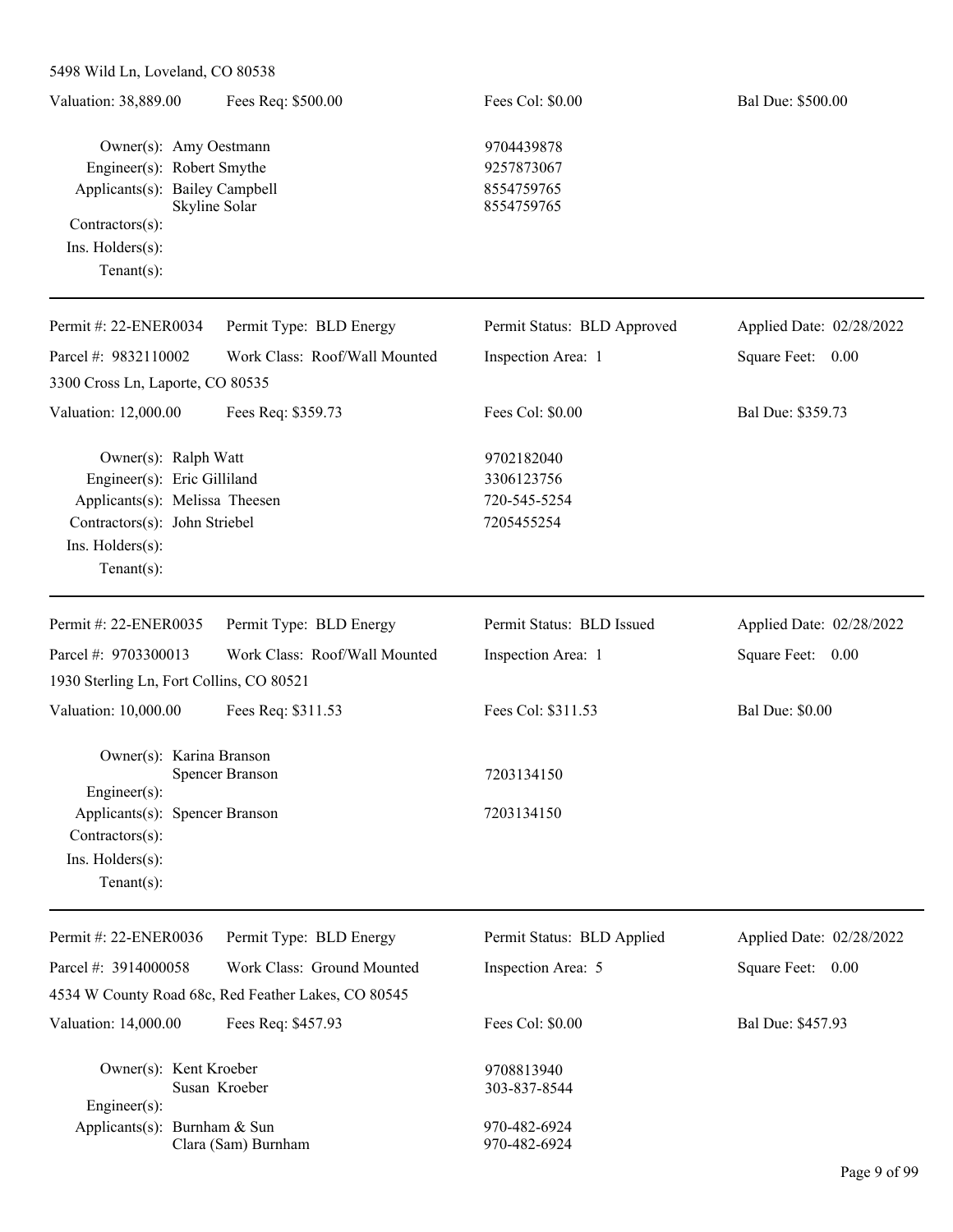5498 Wild Ln, Loveland, CO 80538

| Valuation: 38,889.00 | Fees Req: $500.00 | Fees Col: $0.00 | Bal Due: $500.00 |
|---|---|---|---|

Owner(s): Amy Oestmann — 9704439878
Engineer(s): Robert Smythe — 9257873067
Applicants(s): Bailey Campbell — 8554759765
Skyline Solar — 8554759765
Contractors(s):
Ins. Holders(s):
Tenant(s):

---

| Permit #: 22-ENER0034 | Permit Type: BLD Energy | Permit Status: BLD Approved | Applied Date: 02/28/2022 |
|---|---|---|---|
| Parcel #: 9832110002 | Work Class: Roof/Wall Mounted | Inspection Area: 1 | Square Feet: 0.00 |

3300 Cross Ln, Laporte, CO 80535

| Valuation: 12,000.00 | Fees Req: $359.73 | Fees Col: $0.00 | Bal Due: $359.73 |
|---|---|---|---|

Owner(s): Ralph Watt — 9702182040
Engineer(s): Eric Gilliland — 3306123756
Applicants(s): Melissa Theesen — 720-545-5254
Contractors(s): John Striebel — 7205455254
Ins. Holders(s):
Tenant(s):

---

| Permit #: 22-ENER0035 | Permit Type: BLD Energy | Permit Status: BLD Issued | Applied Date: 02/28/2022 |
|---|---|---|---|
| Parcel #: 9703300013 | Work Class: Roof/Wall Mounted | Inspection Area: 1 | Square Feet: 0.00 |

1930 Sterling Ln, Fort Collins, CO 80521

| Valuation: 10,000.00 | Fees Req: $311.53 | Fees Col: $311.53 | Bal Due: $0.00 |
|---|---|---|---|

Owner(s): Karina Branson
Spencer Branson — 7203134150
Engineer(s):
Applicants(s): Spencer Branson — 7203134150
Contractors(s):
Ins. Holders(s):
Tenant(s):

---

| Permit #: 22-ENER0036 | Permit Type: BLD Energy | Permit Status: BLD Applied | Applied Date: 02/28/2022 |
|---|---|---|---|
| Parcel #: 3914000058 | Work Class: Ground Mounted | Inspection Area: 5 | Square Feet: 0.00 |

4534 W County Road 68c, Red Feather Lakes, CO 80545

| Valuation: 14,000.00 | Fees Req: $457.93 | Fees Col: $0.00 | Bal Due: $457.93 |
|---|---|---|---|

Owner(s): Kent Kroeber — 9708813940
Susan Kroeber — 303-837-8544
Engineer(s):
Applicants(s): Burnham & Sun — 970-482-6924
Clara (Sam) Burnham — 970-482-6924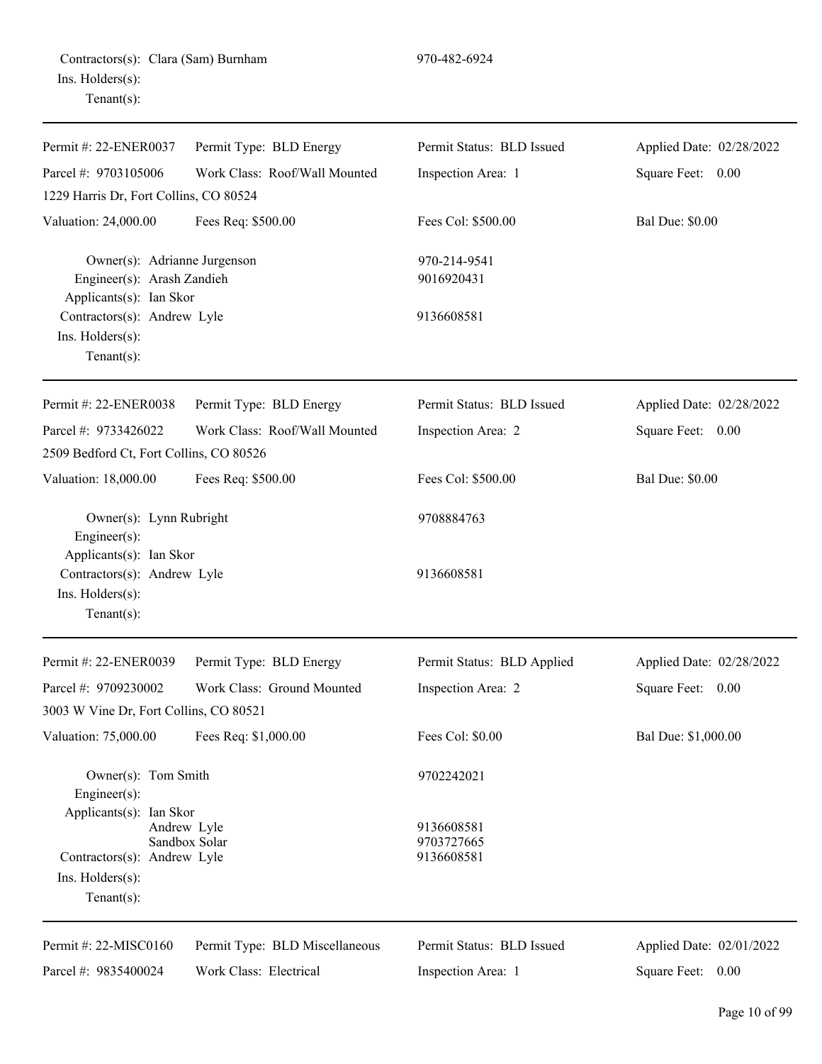Contractors(s): Clara (Sam) Burnham 970-482-6924
Ins. Holders(s):
Tenant(s):

---

| Permit #: 22-ENER0037 | Permit Type: BLD Energy | Permit Status: BLD Issued | Applied Date: 02/28/2022 |
|---|---|---|---|
| Parcel #: 9703105006 | Work Class: Roof/Wall Mounted | Inspection Area: 1 | Square Feet: 0.00 |
| 1229 Harris Dr, Fort Collins, CO 80524 | | | |
| Valuation: 24,000.00 | Fees Req: $500.00 | Fees Col: $500.00 | Bal Due: $0.00 |

Owner(s): Adrianne Jurgenson 970-214-9541
Engineer(s): Arash Zandieh 9016920431
Applicants(s): Ian Skor
Contractors(s): Andrew Lyle 9136608581
Ins. Holders(s):
Tenant(s):

---

| Permit #: 22-ENER0038 | Permit Type: BLD Energy | Permit Status: BLD Issued | Applied Date: 02/28/2022 |
|---|---|---|---|
| Parcel #: 9733426022 | Work Class: Roof/Wall Mounted | Inspection Area: 2 | Square Feet: 0.00 |
| 2509 Bedford Ct, Fort Collins, CO 80526 | | | |
| Valuation: 18,000.00 | Fees Req: $500.00 | Fees Col: $500.00 | Bal Due: $0.00 |

Owner(s): Lynn Rubright 9708884763
Engineer(s):
Applicants(s): Ian Skor
Contractors(s): Andrew Lyle 9136608581
Ins. Holders(s):
Tenant(s):

---

| Permit #: 22-ENER0039 | Permit Type: BLD Energy | Permit Status: BLD Applied | Applied Date: 02/28/2022 |
|---|---|---|---|
| Parcel #: 9709230002 | Work Class: Ground Mounted | Inspection Area: 2 | Square Feet: 0.00 |
| 3003 W Vine Dr, Fort Collins, CO 80521 | | | |
| Valuation: 75,000.00 | Fees Req: $1,000.00 | Fees Col: $0.00 | Bal Due: $1,000.00 |

Owner(s): Tom Smith 9702242021
Engineer(s):
Applicants(s): Ian Skor
Andrew Lyle 9136608581
Sandbox Solar 9703727665
Contractors(s): Andrew Lyle 9136608581
Ins. Holders(s):
Tenant(s):

---

| Permit #: 22-MISC0160 | Permit Type: BLD Miscellaneous | Permit Status: BLD Issued | Applied Date: 02/01/2022 |
|---|---|---|---|
| Parcel #: 9835400024 | Work Class: Electrical | Inspection Area: 1 | Square Feet: 0.00 |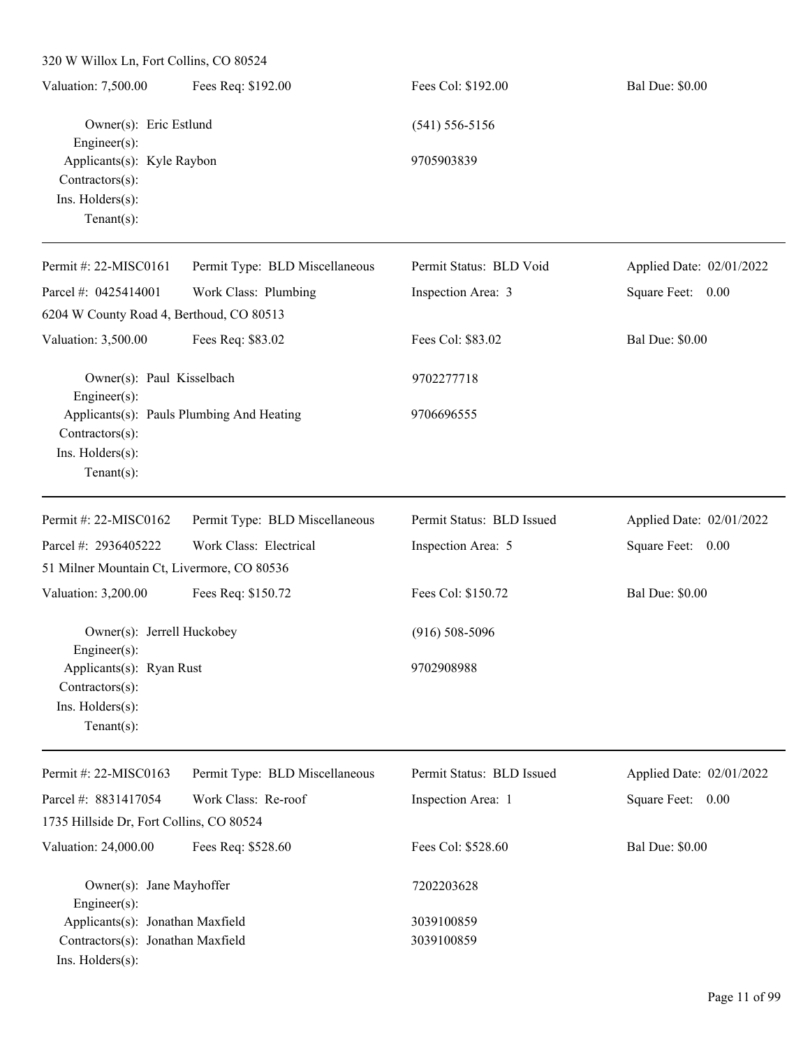320 W Willox Ln, Fort Collins, CO 80524

| | | | |
|---|---|---|---|
| Valuation: 7,500.00 | Fees Req: $192.00 | Fees Col: $192.00 | Bal Due: $0.00 |

Owner(s): Eric Estlund — (541) 556-5156
Engineer(s):
Applicants(s): Kyle Raybon — 9705903839
Contractors(s):
Ins. Holders(s):
Tenant(s):

---

| | | | |
|---|---|---|---|
| Permit #: 22-MISC0161 | Permit Type: BLD Miscellaneous | Permit Status: BLD Void | Applied Date: 02/01/2022 |
| Parcel #: 0425414001 | Work Class: Plumbing | Inspection Area: 3 | Square Feet: 0.00 |

6204 W County Road 4, Berthoud, CO 80513

| | | | |
|---|---|---|---|
| Valuation: 3,500.00 | Fees Req: $83.02 | Fees Col: $83.02 | Bal Due: $0.00 |

Owner(s): Paul Kisselbach — 9702277718
Engineer(s):
Applicants(s): Pauls Plumbing And Heating — 9706696555
Contractors(s):
Ins. Holders(s):
Tenant(s):

---

| | | | |
|---|---|---|---|
| Permit #: 22-MISC0162 | Permit Type: BLD Miscellaneous | Permit Status: BLD Issued | Applied Date: 02/01/2022 |
| Parcel #: 2936405222 | Work Class: Electrical | Inspection Area: 5 | Square Feet: 0.00 |

51 Milner Mountain Ct, Livermore, CO 80536

| | | | |
|---|---|---|---|
| Valuation: 3,200.00 | Fees Req: $150.72 | Fees Col: $150.72 | Bal Due: $0.00 |

Owner(s): Jerrell Huckobey — (916) 508-5096
Engineer(s):
Applicants(s): Ryan Rust — 9702908988
Contractors(s):
Ins. Holders(s):
Tenant(s):

---

| | | | |
|---|---|---|---|
| Permit #: 22-MISC0163 | Permit Type: BLD Miscellaneous | Permit Status: BLD Issued | Applied Date: 02/01/2022 |
| Parcel #: 8831417054 | Work Class: Re-roof | Inspection Area: 1 | Square Feet: 0.00 |

1735 Hillside Dr, Fort Collins, CO 80524

| | | | |
|---|---|---|---|
| Valuation: 24,000.00 | Fees Req: $528.60 | Fees Col: $528.60 | Bal Due: $0.00 |

Owner(s): Jane Mayhoffer — 7202203628
Engineer(s):
Applicants(s): Jonathan Maxfield — 3039100859
Contractors(s): Jonathan Maxfield — 3039100859
Ins. Holders(s):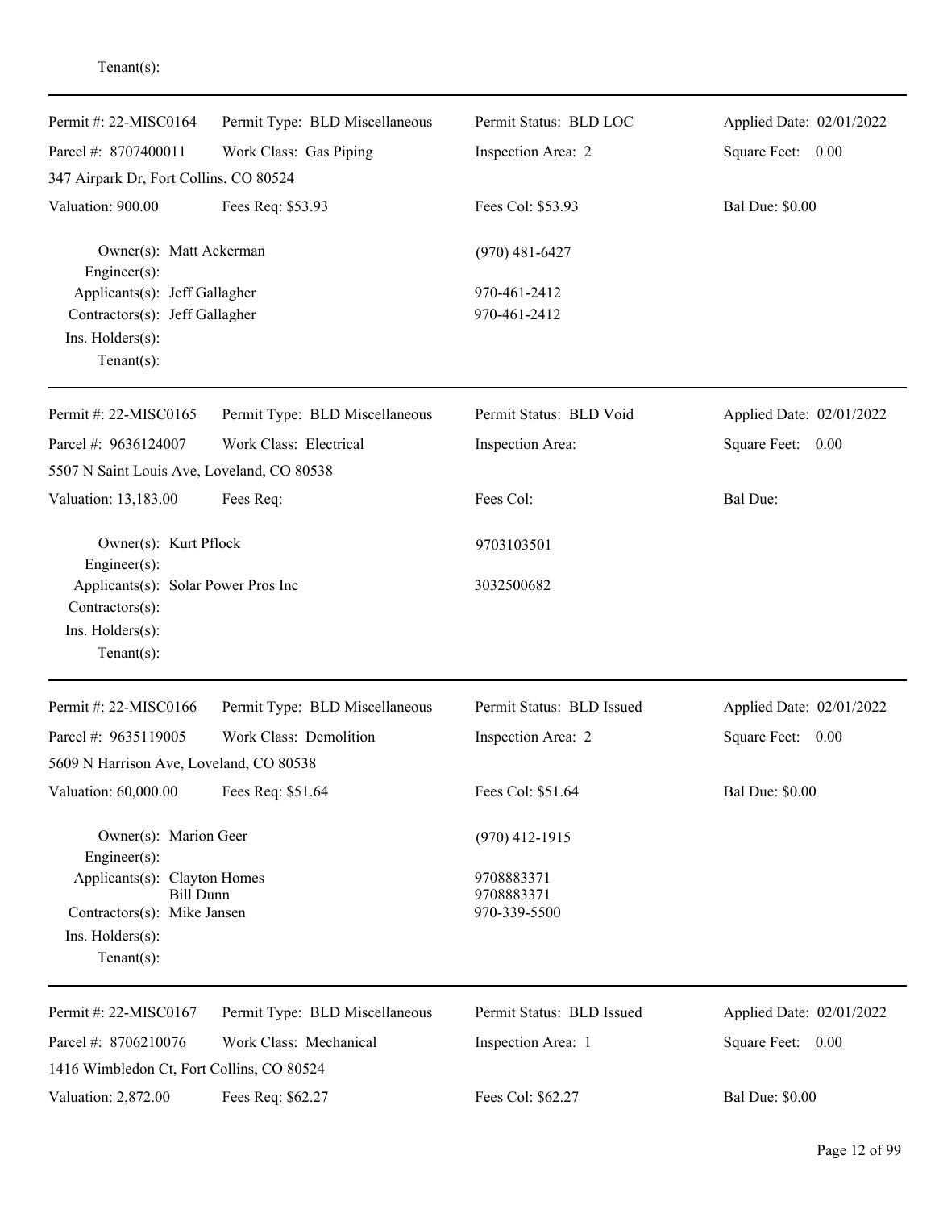Tenant(s):

---

| Permit #: 22-MISC0164 | Permit Type: BLD Miscellaneous | Permit Status: BLD LOC | Applied Date: 02/01/2022 |
|---|---|---|---|
| Parcel #: 8707400011 | Work Class: Gas Piping | Inspection Area: 2 | Square Feet: 0.00 |
| 347 Airpark Dr, Fort Collins, CO 80524 | | | |
| Valuation: 900.00 | Fees Req: $53.93 | Fees Col: $53.93 | Bal Due: $0.00 |

Owner(s): Matt Ackerman — (970) 481-6427
Engineer(s):
Applicants(s): Jeff Gallagher — 970-461-2412
Contractors(s): Jeff Gallagher — 970-461-2412
Ins. Holders(s):
Tenant(s):

---

| Permit #: 22-MISC0165 | Permit Type: BLD Miscellaneous | Permit Status: BLD Void | Applied Date: 02/01/2022 |
|---|---|---|---|
| Parcel #: 9636124007 | Work Class: Electrical | Inspection Area: | Square Feet: 0.00 |
| 5507 N Saint Louis Ave, Loveland, CO 80538 | | | |
| Valuation: 13,183.00 | Fees Req: | Fees Col: | Bal Due: |

Owner(s): Kurt Pflock — 9703103501
Engineer(s):
Applicants(s): Solar Power Pros Inc — 3032500682
Contractors(s):
Ins. Holders(s):
Tenant(s):

---

| Permit #: 22-MISC0166 | Permit Type: BLD Miscellaneous | Permit Status: BLD Issued | Applied Date: 02/01/2022 |
|---|---|---|---|
| Parcel #: 9635119005 | Work Class: Demolition | Inspection Area: 2 | Square Feet: 0.00 |
| 5609 N Harrison Ave, Loveland, CO 80538 | | | |
| Valuation: 60,000.00 | Fees Req: $51.64 | Fees Col: $51.64 | Bal Due: $0.00 |

Owner(s): Marion Geer — (970) 412-1915
Engineer(s):
Applicants(s): Clayton Homes — 9708883371
Bill Dunn — 9708883371
Contractors(s): Mike Jansen — 970-339-5500
Ins. Holders(s):
Tenant(s):

---

| Permit #: 22-MISC0167 | Permit Type: BLD Miscellaneous | Permit Status: BLD Issued | Applied Date: 02/01/2022 |
|---|---|---|---|
| Parcel #: 8706210076 | Work Class: Mechanical | Inspection Area: 1 | Square Feet: 0.00 |
| 1416 Wimbledon Ct, Fort Collins, CO 80524 | | | |
| Valuation: 2,872.00 | Fees Req: $62.27 | Fees Col: $62.27 | Bal Due: $0.00 |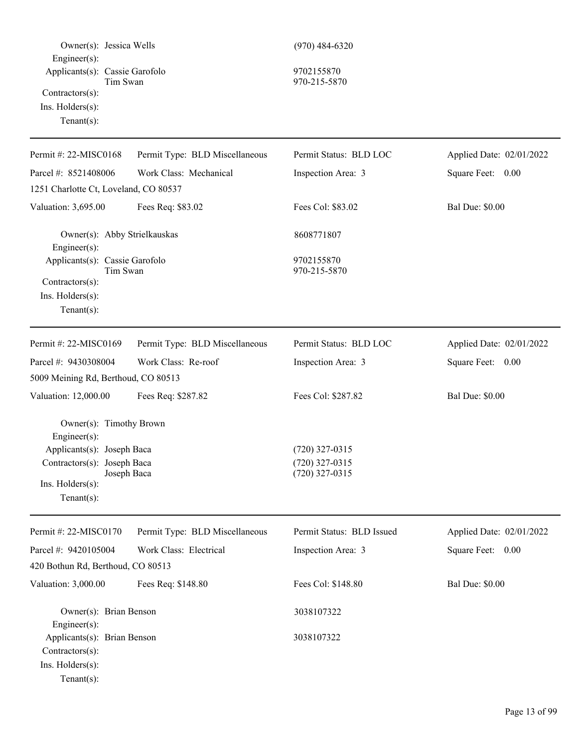Owner(s): Jessica Wells (970) 484-6320
Engineer(s):
Applicants(s): Cassie Garofolo 9702155870
Tim Swan 970-215-5870
Contractors(s):
Ins. Holders(s):
Tenant(s):

---

| Permit #: 22-MISC0168 | Permit Type: BLD Miscellaneous | Permit Status: BLD LOC | Applied Date: 02/01/2022 |
|---|---|---|---|
| Parcel #: 8521408006 | Work Class: Mechanical | Inspection Area: 3 | Square Feet: 0.00 |
| 1251 Charlotte Ct, Loveland, CO 80537 | | | |
| Valuation: 3,695.00 | Fees Req: $83.02 | Fees Col: $83.02 | Bal Due: $0.00 |

Owner(s): Abby Strielkauskas 8608771807
Engineer(s):
Applicants(s): Cassie Garofolo 9702155870
Tim Swan 970-215-5870
Contractors(s):
Ins. Holders(s):
Tenant(s):

---

| Permit #: 22-MISC0169 | Permit Type: BLD Miscellaneous | Permit Status: BLD LOC | Applied Date: 02/01/2022 |
|---|---|---|---|
| Parcel #: 9430308004 | Work Class: Re-roof | Inspection Area: 3 | Square Feet: 0.00 |
| 5009 Meining Rd, Berthoud, CO 80513 | | | |
| Valuation: 12,000.00 | Fees Req: $287.82 | Fees Col: $287.82 | Bal Due: $0.00 |

Owner(s): Timothy Brown
Engineer(s):
Applicants(s): Joseph Baca (720) 327-0315
Contractors(s): Joseph Baca (720) 327-0315
Joseph Baca (720) 327-0315
Ins. Holders(s):
Tenant(s):

---

| Permit #: 22-MISC0170 | Permit Type: BLD Miscellaneous | Permit Status: BLD Issued | Applied Date: 02/01/2022 |
|---|---|---|---|
| Parcel #: 9420105004 | Work Class: Electrical | Inspection Area: 3 | Square Feet: 0.00 |
| 420 Bothun Rd, Berthoud, CO 80513 | | | |
| Valuation: 3,000.00 | Fees Req: $148.80 | Fees Col: $148.80 | Bal Due: $0.00 |

Owner(s): Brian Benson 3038107322
Engineer(s):
Applicants(s): Brian Benson 3038107322
Contractors(s):
Ins. Holders(s):
Tenant(s):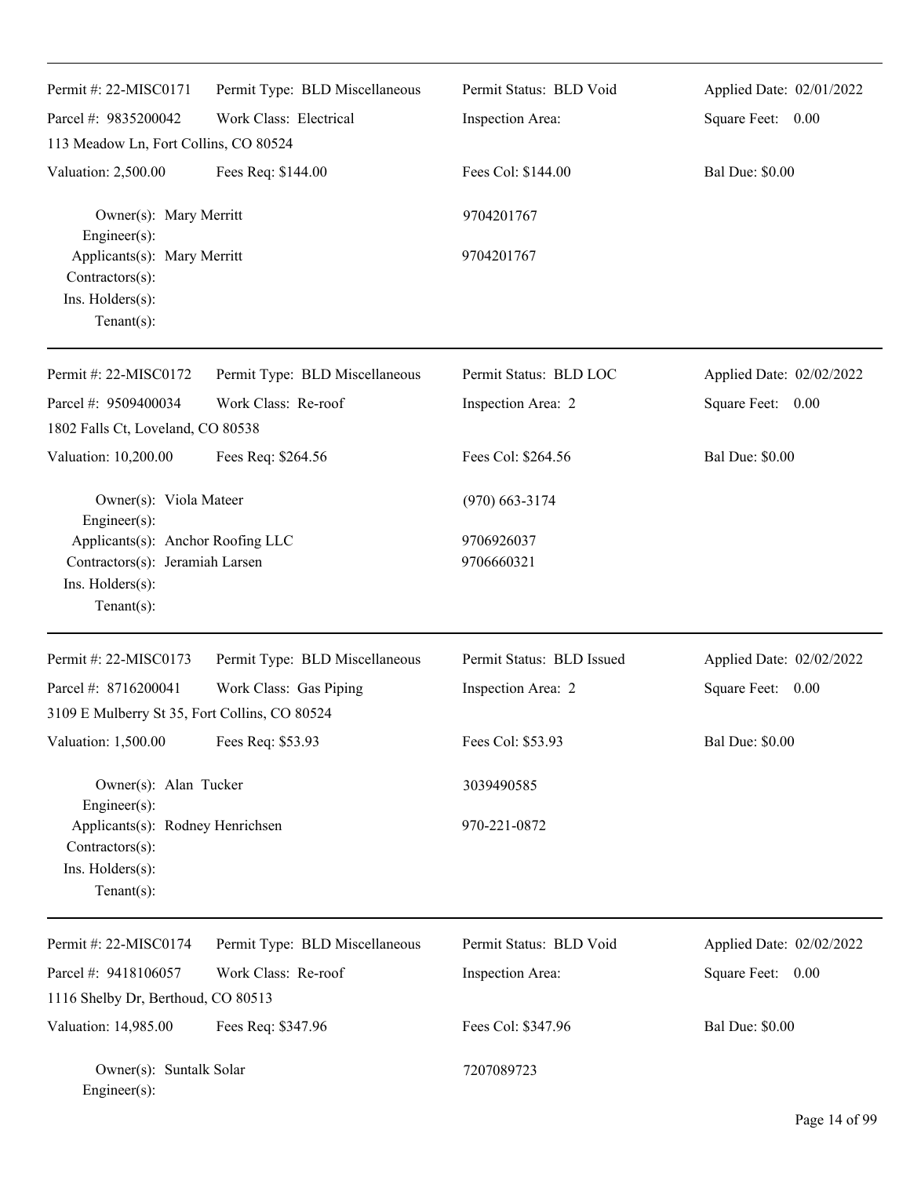Permit #: 22-MISC0171 | Permit Type: BLD Miscellaneous | Permit Status: BLD Void | Applied Date: 02/01/2022

Parcel #: 9835200042 | Work Class: Electrical | Inspection Area: | Square Feet: 0.00

113 Meadow Ln, Fort Collins, CO 80524

Valuation: 2,500.00 | Fees Req: $144.00 | Fees Col: $144.00 | Bal Due: $0.00

Owner(s): Mary Merritt — 9704201767
Engineer(s):
Applicants(s): Mary Merritt — 9704201767
Contractors(s):
Ins. Holders(s):
Tenant(s):

---

Permit #: 22-MISC0172 | Permit Type: BLD Miscellaneous | Permit Status: BLD LOC | Applied Date: 02/02/2022

Parcel #: 9509400034 | Work Class: Re-roof | Inspection Area: 2 | Square Feet: 0.00

1802 Falls Ct, Loveland, CO 80538

Valuation: 10,200.00 | Fees Req: $264.56 | Fees Col: $264.56 | Bal Due: $0.00

Owner(s): Viola Mateer — (970) 663-3174
Engineer(s):
Applicants(s): Anchor Roofing LLC — 9706926037
Contractors(s): Jeramiah Larsen — 9706660321
Ins. Holders(s):
Tenant(s):

---

Permit #: 22-MISC0173 | Permit Type: BLD Miscellaneous | Permit Status: BLD Issued | Applied Date: 02/02/2022

Parcel #: 8716200041 | Work Class: Gas Piping | Inspection Area: 2 | Square Feet: 0.00

3109 E Mulberry St 35, Fort Collins, CO 80524

Valuation: 1,500.00 | Fees Req: $53.93 | Fees Col: $53.93 | Bal Due: $0.00

Owner(s): Alan Tucker — 3039490585
Engineer(s):
Applicants(s): Rodney Henrichsen — 970-221-0872
Contractors(s):
Ins. Holders(s):
Tenant(s):

---

Permit #: 22-MISC0174 | Permit Type: BLD Miscellaneous | Permit Status: BLD Void | Applied Date: 02/02/2022

Parcel #: 9418106057 | Work Class: Re-roof | Inspection Area: | Square Feet: 0.00

1116 Shelby Dr, Berthoud, CO 80513

Valuation: 14,985.00 | Fees Req: $347.96 | Fees Col: $347.96 | Bal Due: $0.00

Owner(s): Suntalk Solar — 7207089723
Engineer(s):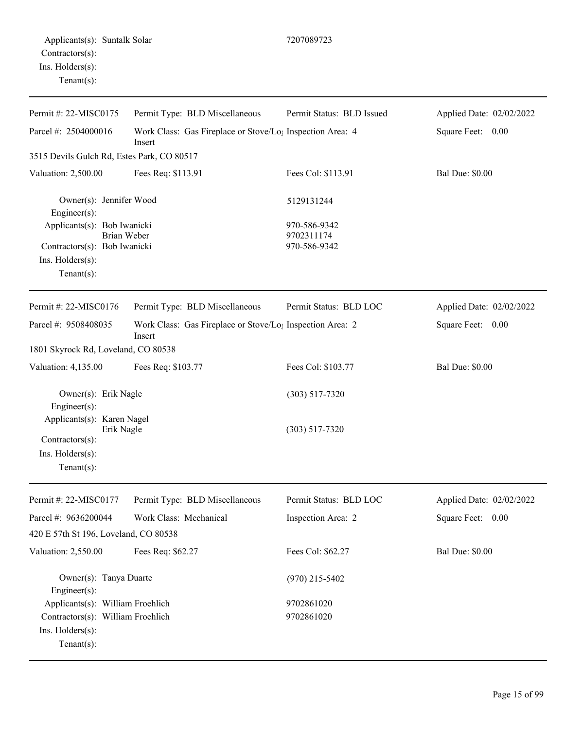Applicants(s): Suntalk Solar 7207089723
Contractors(s):
Ins. Holders(s):
Tenant(s):

---

| Permit #: 22-MISC0175 | Permit Type: BLD Miscellaneous | Permit Status: BLD Issued | Applied Date: 02/02/2022 |
|---|---|---|---|
| Parcel #: 2504000016 | Work Class: Gas Fireplace or Stove/Log Insert | Inspection Area: 4 | Square Feet: 0.00 |
| 3515 Devils Gulch Rd, Estes Park, CO 80517 | | | |
| Valuation: 2,500.00 | Fees Req: $113.91 | Fees Col: $113.91 | Bal Due: $0.00 |

Owner(s): Jennifer Wood 5129131244
Engineer(s):
Applicants(s): Bob Iwanicki 970-586-9342
Brian Weber 9702311174
Contractors(s): Bob Iwanicki 970-586-9342
Ins. Holders(s):
Tenant(s):

---

| Permit #: 22-MISC0176 | Permit Type: BLD Miscellaneous | Permit Status: BLD LOC | Applied Date: 02/02/2022 |
|---|---|---|---|
| Parcel #: 9508408035 | Work Class: Gas Fireplace or Stove/Log Insert | Inspection Area: 2 | Square Feet: 0.00 |
| 1801 Skyrock Rd, Loveland, CO 80538 | | | |
| Valuation: 4,135.00 | Fees Req: $103.77 | Fees Col: $103.77 | Bal Due: $0.00 |

Owner(s): Erik Nagle (303) 517-7320
Engineer(s):
Applicants(s): Karen Nagel
Erik Nagle (303) 517-7320
Contractors(s):
Ins. Holders(s):
Tenant(s):

---

| Permit #: 22-MISC0177 | Permit Type: BLD Miscellaneous | Permit Status: BLD LOC | Applied Date: 02/02/2022 |
|---|---|---|---|
| Parcel #: 9636200044 | Work Class: Mechanical | Inspection Area: 2 | Square Feet: 0.00 |
| 420 E 57th St 196, Loveland, CO 80538 | | | |
| Valuation: 2,550.00 | Fees Req: $62.27 | Fees Col: $62.27 | Bal Due: $0.00 |

Owner(s): Tanya Duarte (970) 215-5402
Engineer(s):
Applicants(s): William Froehlich 9702861020
Contractors(s): William Froehlich 9702861020
Ins. Holders(s):
Tenant(s):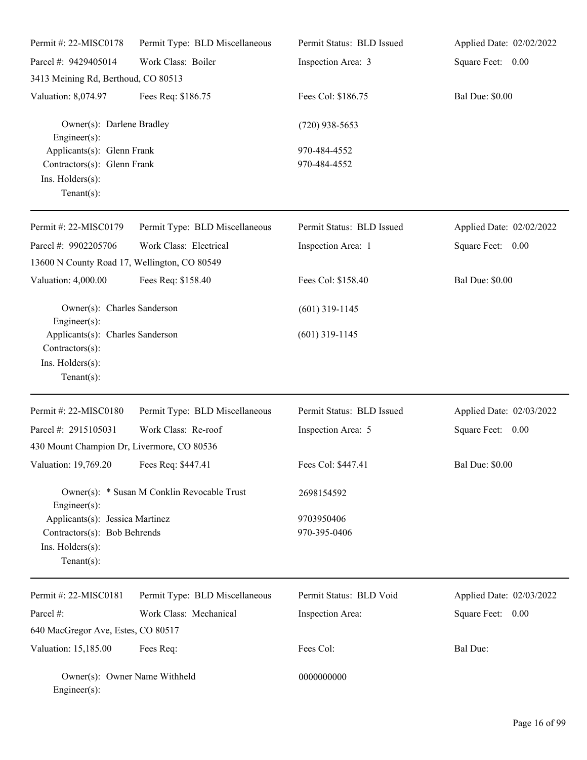| | | | |
|---|---|---|---|
| Permit #: 22-MISC0178 | Permit Type: BLD Miscellaneous | Permit Status: BLD Issued | Applied Date: 02/02/2022 |
| Parcel #: 9429405014 | Work Class: Boiler | Inspection Area: 3 | Square Feet: 0.00 |
| 3413 Meining Rd, Berthoud, CO 80513 | | | |
| Valuation: 8,074.97 | Fees Req: $186.75 | Fees Col: $186.75 | Bal Due: $0.00 |

Owner(s): Darlene Bradley (720) 938-5653
Engineer(s):
Applicants(s): Glenn Frank 970-484-4552
Contractors(s): Glenn Frank 970-484-4552
Ins. Holders(s):
Tenant(s):

---

| | | | |
|---|---|---|---|
| Permit #: 22-MISC0179 | Permit Type: BLD Miscellaneous | Permit Status: BLD Issued | Applied Date: 02/02/2022 |
| Parcel #: 9902205706 | Work Class: Electrical | Inspection Area: 1 | Square Feet: 0.00 |
| 13600 N County Road 17, Wellington, CO 80549 | | | |
| Valuation: 4,000.00 | Fees Req: $158.40 | Fees Col: $158.40 | Bal Due: $0.00 |

Owner(s): Charles Sanderson (601) 319-1145
Engineer(s):
Applicants(s): Charles Sanderson (601) 319-1145
Contractors(s):
Ins. Holders(s):
Tenant(s):

---

| | | | |
|---|---|---|---|
| Permit #: 22-MISC0180 | Permit Type: BLD Miscellaneous | Permit Status: BLD Issued | Applied Date: 02/03/2022 |
| Parcel #: 2915105031 | Work Class: Re-roof | Inspection Area: 5 | Square Feet: 0.00 |
| 430 Mount Champion Dr, Livermore, CO 80536 | | | |
| Valuation: 19,769.20 | Fees Req: $447.41 | Fees Col: $447.41 | Bal Due: $0.00 |

Owner(s): * Susan M Conklin Revocable Trust 2698154592
Engineer(s):
Applicants(s): Jessica Martinez 9703950406
Contractors(s): Bob Behrends 970-395-0406
Ins. Holders(s):
Tenant(s):

---

| | | | |
|---|---|---|---|
| Permit #: 22-MISC0181 | Permit Type: BLD Miscellaneous | Permit Status: BLD Void | Applied Date: 02/03/2022 |
| Parcel #: | Work Class: Mechanical | Inspection Area: | Square Feet: 0.00 |
| 640 MacGregor Ave, Estes, CO 80517 | | | |
| Valuation: 15,185.00 | Fees Req: | Fees Col: | Bal Due: |

Owner(s): Owner Name Withheld 0000000000
Engineer(s):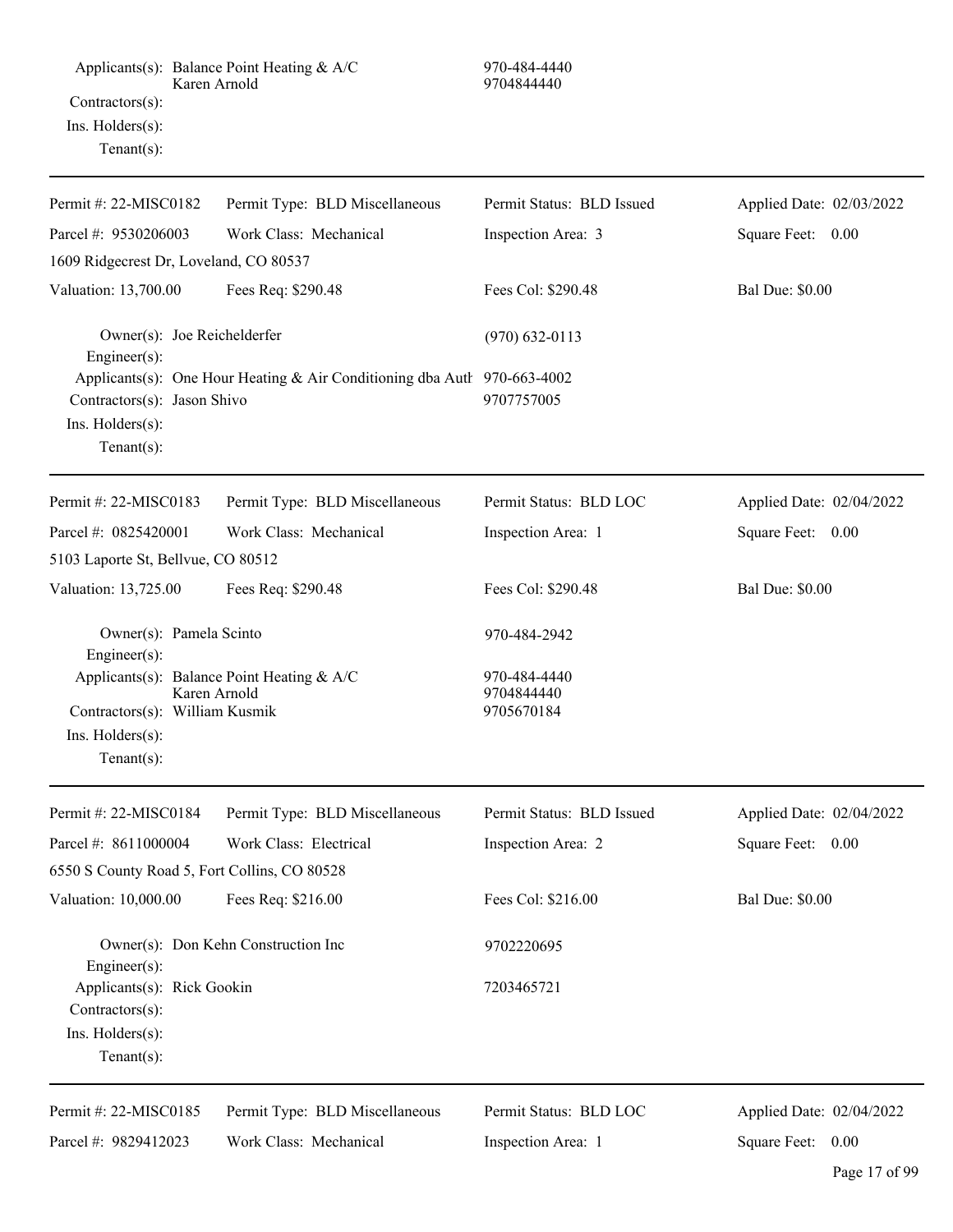Applicants(s): Balance Point Heating & A/C 970-484-4440
Karen Arnold 9704844440
Contractors(s):
Ins. Holders(s):
Tenant(s):

---

| Permit #: 22-MISC0182 | Permit Type: BLD Miscellaneous | Permit Status: BLD Issued | Applied Date: 02/03/2022 |
|---|---|---|---|
| Parcel #: 9530206003 | Work Class: Mechanical | Inspection Area: 3 | Square Feet: 0.00 |
| 1609 Ridgecrest Dr, Loveland, CO 80537 | | | |
| Valuation: 13,700.00 | Fees Req: $290.48 | Fees Col: $290.48 | Bal Due: $0.00 |

Owner(s): Joe Reichelderfer (970) 632-0113
Engineer(s):
Applicants(s): One Hour Heating & Air Conditioning dba Auth 970-663-4002
Contractors(s): Jason Shivo 9707757005
Ins. Holders(s):
Tenant(s):

---

| Permit #: 22-MISC0183 | Permit Type: BLD Miscellaneous | Permit Status: BLD LOC | Applied Date: 02/04/2022 |
|---|---|---|---|
| Parcel #: 0825420001 | Work Class: Mechanical | Inspection Area: 1 | Square Feet: 0.00 |
| 5103 Laporte St, Bellvue, CO 80512 | | | |
| Valuation: 13,725.00 | Fees Req: $290.48 | Fees Col: $290.48 | Bal Due: $0.00 |

Owner(s): Pamela Scinto 970-484-2942
Engineer(s):
Applicants(s): Balance Point Heating & A/C 970-484-4440
Karen Arnold 9704844440
Contractors(s): William Kusmik 9705670184
Ins. Holders(s):
Tenant(s):

---

| Permit #: 22-MISC0184 | Permit Type: BLD Miscellaneous | Permit Status: BLD Issued | Applied Date: 02/04/2022 |
|---|---|---|---|
| Parcel #: 8611000004 | Work Class: Electrical | Inspection Area: 2 | Square Feet: 0.00 |
| 6550 S County Road 5, Fort Collins, CO 80528 | | | |
| Valuation: 10,000.00 | Fees Req: $216.00 | Fees Col: $216.00 | Bal Due: $0.00 |

Owner(s): Don Kehn Construction Inc 9702220695
Engineer(s):
Applicants(s): Rick Gookin 7203465721
Contractors(s):
Ins. Holders(s):
Tenant(s):

---

| Permit #: 22-MISC0185 | Permit Type: BLD Miscellaneous | Permit Status: BLD LOC | Applied Date: 02/04/2022 |
|---|---|---|---|
| Parcel #: 9829412023 | Work Class: Mechanical | Inspection Area: 1 | Square Feet: 0.00 |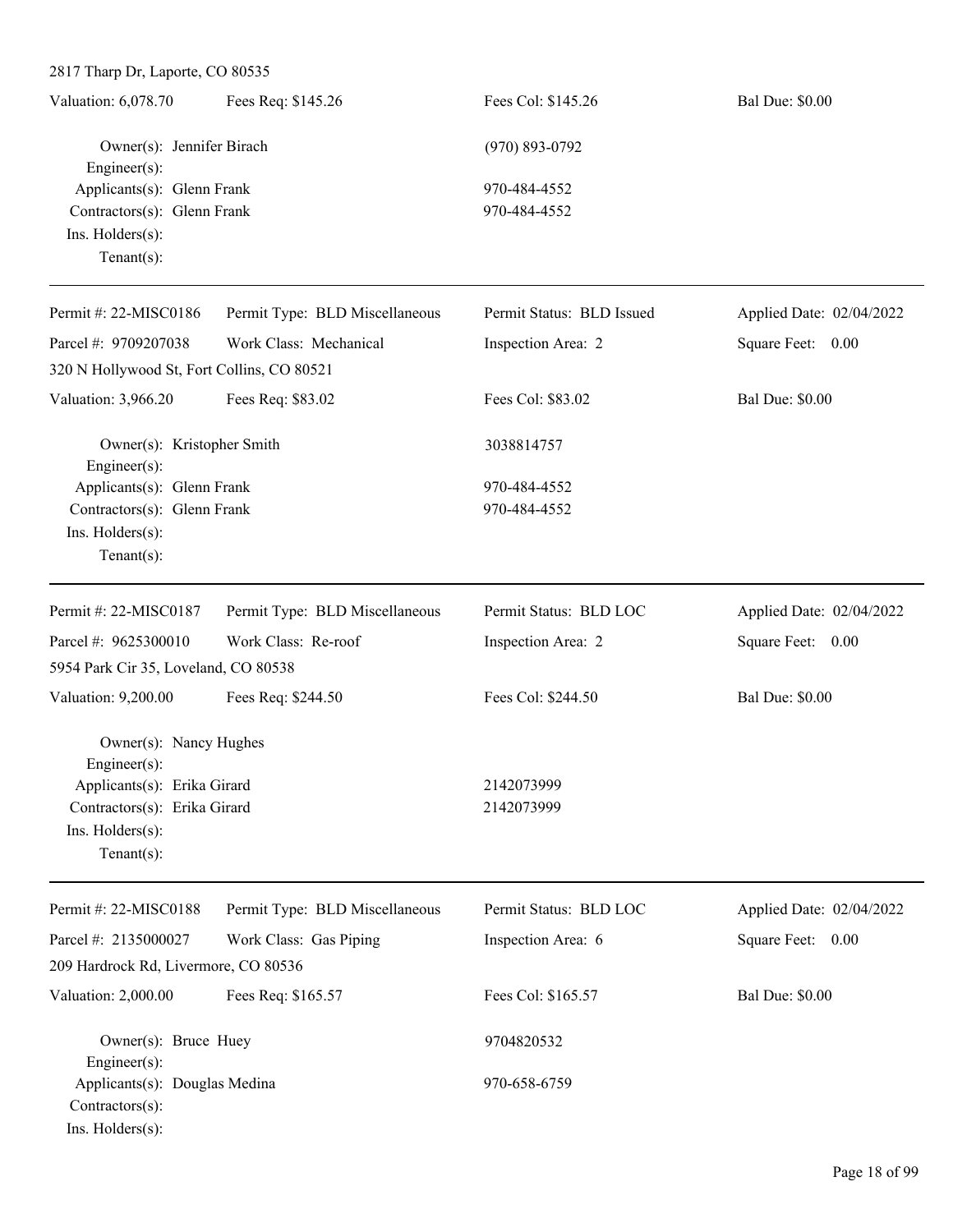2817 Tharp Dr, Laporte, CO 80535

| Valuation: 6,078.70 | Fees Req: $145.26 | Fees Col: $145.26 | Bal Due: $0.00 |
|---|---|---|---|

Owner(s): Jennifer Birach — (970) 893-0792
Engineer(s):
Applicants(s): Glenn Frank — 970-484-4552
Contractors(s): Glenn Frank — 970-484-4552
Ins. Holders(s):
Tenant(s):

---

| Permit #: 22-MISC0186 | Permit Type: BLD Miscellaneous | Permit Status: BLD Issued | Applied Date: 02/04/2022 |
|---|---|---|---|
| Parcel #: 9709207038 | Work Class: Mechanical | Inspection Area: 2 | Square Feet: 0.00 |

320 N Hollywood St, Fort Collins, CO 80521

| Valuation: 3,966.20 | Fees Req: $83.02 | Fees Col: $83.02 | Bal Due: $0.00 |
|---|---|---|---|

Owner(s): Kristopher Smith — 3038814757
Engineer(s):
Applicants(s): Glenn Frank — 970-484-4552
Contractors(s): Glenn Frank — 970-484-4552
Ins. Holders(s):
Tenant(s):

---

| Permit #: 22-MISC0187 | Permit Type: BLD Miscellaneous | Permit Status: BLD LOC | Applied Date: 02/04/2022 |
|---|---|---|---|
| Parcel #: 9625300010 | Work Class: Re-roof | Inspection Area: 2 | Square Feet: 0.00 |

5954 Park Cir 35, Loveland, CO 80538

| Valuation: 9,200.00 | Fees Req: $244.50 | Fees Col: $244.50 | Bal Due: $0.00 |
|---|---|---|---|

Owner(s): Nancy Hughes
Engineer(s):
Applicants(s): Erika Girard — 2142073999
Contractors(s): Erika Girard — 2142073999
Ins. Holders(s):
Tenant(s):

---

| Permit #: 22-MISC0188 | Permit Type: BLD Miscellaneous | Permit Status: BLD LOC | Applied Date: 02/04/2022 |
|---|---|---|---|
| Parcel #: 2135000027 | Work Class: Gas Piping | Inspection Area: 6 | Square Feet: 0.00 |

209 Hardrock Rd, Livermore, CO 80536

| Valuation: 2,000.00 | Fees Req: $165.57 | Fees Col: $165.57 | Bal Due: $0.00 |
|---|---|---|---|

Owner(s): Bruce Huey — 9704820532
Engineer(s):
Applicants(s): Douglas Medina — 970-658-6759
Contractors(s):
Ins. Holders(s):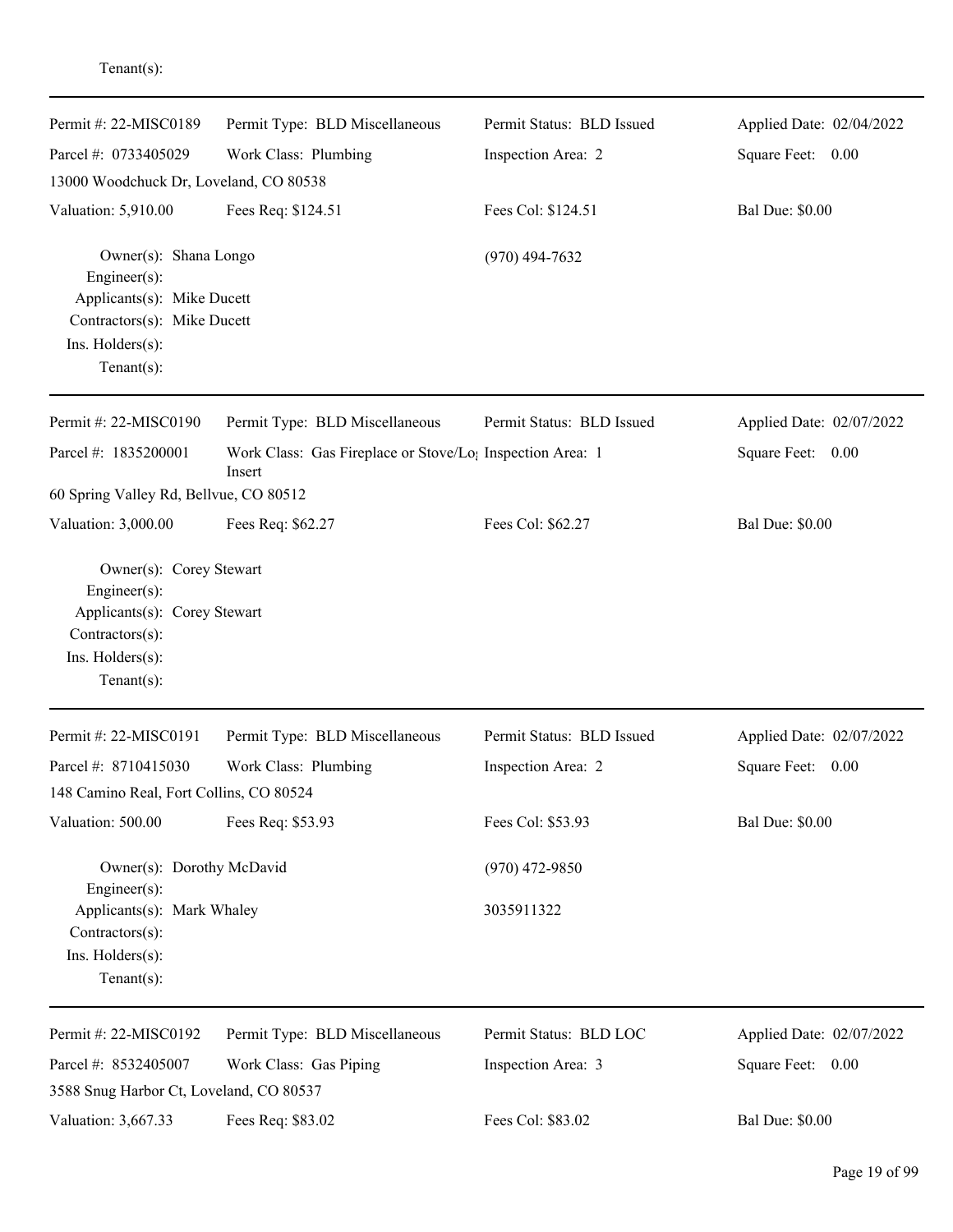Tenant(s):

---

| Permit #: 22-MISC0189 | Permit Type: BLD Miscellaneous | Permit Status: BLD Issued | Applied Date: 02/04/2022 |
|---|---|---|---|
| Parcel #: 0733405029 | Work Class: Plumbing | Inspection Area: 2 | Square Feet: 0.00 |
| 13000 Woodchuck Dr, Loveland, CO 80538 | | | |
| Valuation: 5,910.00 | Fees Req: $124.51 | Fees Col: $124.51 | Bal Due: $0.00 |

Owner(s): Shana Longo (970) 494-7632
Engineer(s):
Applicants(s): Mike Ducett
Contractors(s): Mike Ducett
Ins. Holders(s):
Tenant(s):

---

| Permit #: 22-MISC0190 | Permit Type: BLD Miscellaneous | Permit Status: BLD Issued | Applied Date: 02/07/2022 |
|---|---|---|---|
| Parcel #: 1835200001 | Work Class: Gas Fireplace or Stove/Log Insert | Inspection Area: 1 | Square Feet: 0.00 |
| 60 Spring Valley Rd, Bellvue, CO 80512 | | | |
| Valuation: 3,000.00 | Fees Req: $62.27 | Fees Col: $62.27 | Bal Due: $0.00 |

Owner(s): Corey Stewart
Engineer(s):
Applicants(s): Corey Stewart
Contractors(s):
Ins. Holders(s):
Tenant(s):

---

| Permit #: 22-MISC0191 | Permit Type: BLD Miscellaneous | Permit Status: BLD Issued | Applied Date: 02/07/2022 |
|---|---|---|---|
| Parcel #: 8710415030 | Work Class: Plumbing | Inspection Area: 2 | Square Feet: 0.00 |
| 148 Camino Real, Fort Collins, CO 80524 | | | |
| Valuation: 500.00 | Fees Req: $53.93 | Fees Col: $53.93 | Bal Due: $0.00 |

Owner(s): Dorothy McDavid (970) 472-9850
Engineer(s):
Applicants(s): Mark Whaley 3035911322
Contractors(s):
Ins. Holders(s):
Tenant(s):

---

| Permit #: 22-MISC0192 | Permit Type: BLD Miscellaneous | Permit Status: BLD LOC | Applied Date: 02/07/2022 |
|---|---|---|---|
| Parcel #: 8532405007 | Work Class: Gas Piping | Inspection Area: 3 | Square Feet: 0.00 |
| 3588 Snug Harbor Ct, Loveland, CO 80537 | | | |
| Valuation: 3,667.33 | Fees Req: $83.02 | Fees Col: $83.02 | Bal Due: $0.00 |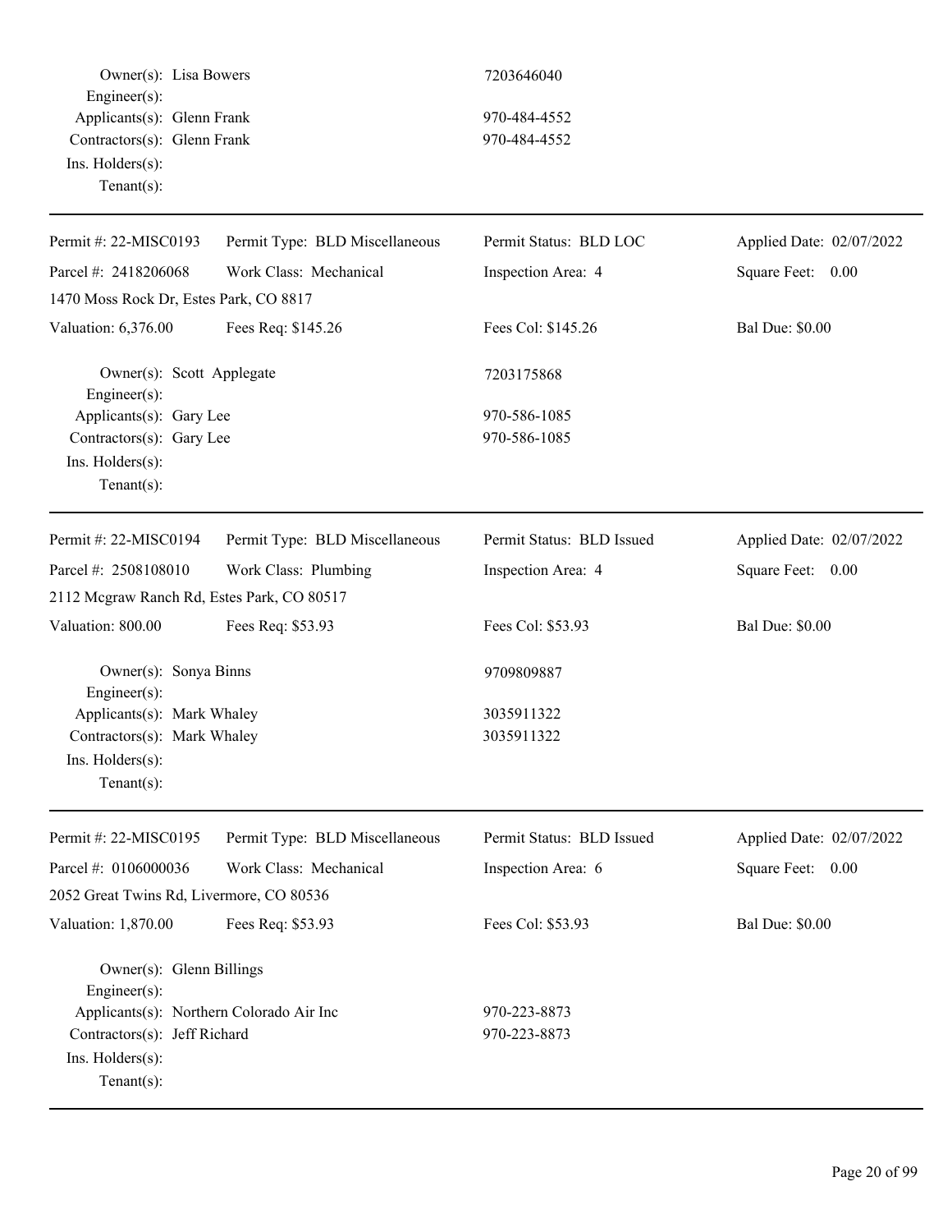Owner(s): Lisa Bowers 7203646040
Engineer(s):
Applicants(s): Glenn Frank 970-484-4552
Contractors(s): Glenn Frank 970-484-4552
Ins. Holders(s):
Tenant(s):

---

| Permit #: 22-MISC0193 | Permit Type: BLD Miscellaneous | Permit Status: BLD LOC | Applied Date: 02/07/2022 |
|---|---|---|---|
| Parcel #: 2418206068 | Work Class: Mechanical | Inspection Area: 4 | Square Feet: 0.00 |
| 1470 Moss Rock Dr, Estes Park, CO 8817 | | | |
| Valuation: 6,376.00 | Fees Req: $145.26 | Fees Col: $145.26 | Bal Due: $0.00 |

Owner(s): Scott Applegate 7203175868
Engineer(s):
Applicants(s): Gary Lee 970-586-1085
Contractors(s): Gary Lee 970-586-1085
Ins. Holders(s):
Tenant(s):

---

| Permit #: 22-MISC0194 | Permit Type: BLD Miscellaneous | Permit Status: BLD Issued | Applied Date: 02/07/2022 |
|---|---|---|---|
| Parcel #: 2508108010 | Work Class: Plumbing | Inspection Area: 4 | Square Feet: 0.00 |
| 2112 Mcgraw Ranch Rd, Estes Park, CO 80517 | | | |
| Valuation: 800.00 | Fees Req: $53.93 | Fees Col: $53.93 | Bal Due: $0.00 |

Owner(s): Sonya Binns 9709809887
Engineer(s):
Applicants(s): Mark Whaley 3035911322
Contractors(s): Mark Whaley 3035911322
Ins. Holders(s):
Tenant(s):

---

| Permit #: 22-MISC0195 | Permit Type: BLD Miscellaneous | Permit Status: BLD Issued | Applied Date: 02/07/2022 |
|---|---|---|---|
| Parcel #: 0106000036 | Work Class: Mechanical | Inspection Area: 6 | Square Feet: 0.00 |
| 2052 Great Twins Rd, Livermore, CO 80536 | | | |
| Valuation: 1,870.00 | Fees Req: $53.93 | Fees Col: $53.93 | Bal Due: $0.00 |

Owner(s): Glenn Billings
Engineer(s):
Applicants(s): Northern Colorado Air Inc 970-223-8873
Contractors(s): Jeff Richard 970-223-8873
Ins. Holders(s):
Tenant(s):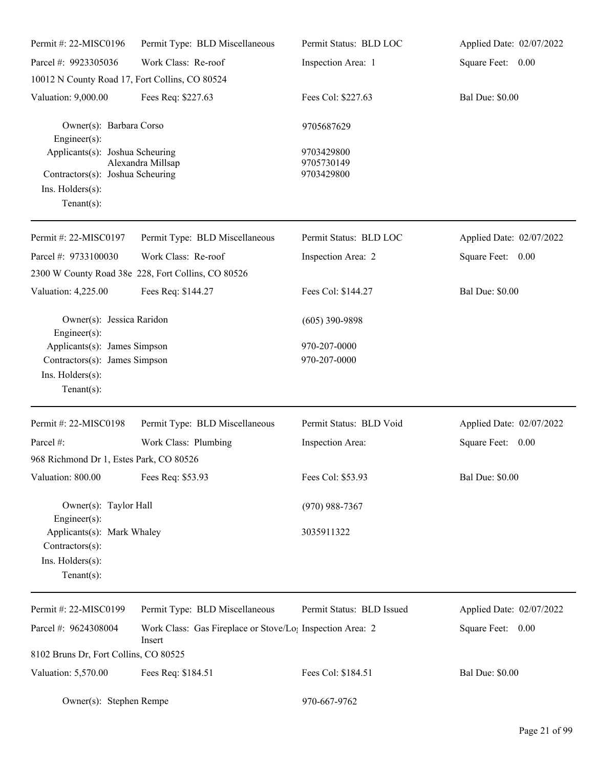Permit #: 22-MISC0196 | Permit Type: BLD Miscellaneous | Permit Status: BLD LOC | Applied Date: 02/07/2022

Parcel #: 9923305036 | Work Class: Re-roof | Inspection Area: 1 | Square Feet: 0.00

10012 N County Road 17, Fort Collins, CO 80524

Valuation: 9,000.00 | Fees Req: $227.63 | Fees Col: $227.63 | Bal Due: $0.00

Owner(s): Barbara Corso 9705687629
Engineer(s):
Applicants(s): Joshua Scheuring 9703429800
Alexandra Millsap 9705730149
Contractors(s): Joshua Scheuring 9703429800
Ins. Holders(s):
Tenant(s):

---

Permit #: 22-MISC0197 | Permit Type: BLD Miscellaneous | Permit Status: BLD LOC | Applied Date: 02/07/2022

Parcel #: 9733100030 | Work Class: Re-roof | Inspection Area: 2 | Square Feet: 0.00

2300 W County Road 38e 228, Fort Collins, CO 80526

Valuation: 4,225.00 | Fees Req: $144.27 | Fees Col: $144.27 | Bal Due: $0.00

Owner(s): Jessica Raridon (605) 390-9898
Engineer(s):
Applicants(s): James Simpson 970-207-0000
Contractors(s): James Simpson 970-207-0000
Ins. Holders(s):
Tenant(s):

---

Permit #: 22-MISC0198 | Permit Type: BLD Miscellaneous | Permit Status: BLD Void | Applied Date: 02/07/2022

Parcel #: | Work Class: Plumbing | Inspection Area: | Square Feet: 0.00

968 Richmond Dr 1, Estes Park, CO 80526

Valuation: 800.00 | Fees Req: $53.93 | Fees Col: $53.93 | Bal Due: $0.00

Owner(s): Taylor Hall (970) 988-7367
Engineer(s):
Applicants(s): Mark Whaley 3035911322
Contractors(s):
Ins. Holders(s):
Tenant(s):

---

Permit #: 22-MISC0199 | Permit Type: BLD Miscellaneous | Permit Status: BLD Issued | Applied Date: 02/07/2022

Parcel #: 9624308004 | Work Class: Gas Fireplace or Stove/Log Insert | Inspection Area: 2 | Square Feet: 0.00

8102 Bruns Dr, Fort Collins, CO 80525

Valuation: 5,570.00 | Fees Req: $184.51 | Fees Col: $184.51 | Bal Due: $0.00

Owner(s): Stephen Rempe 970-667-9762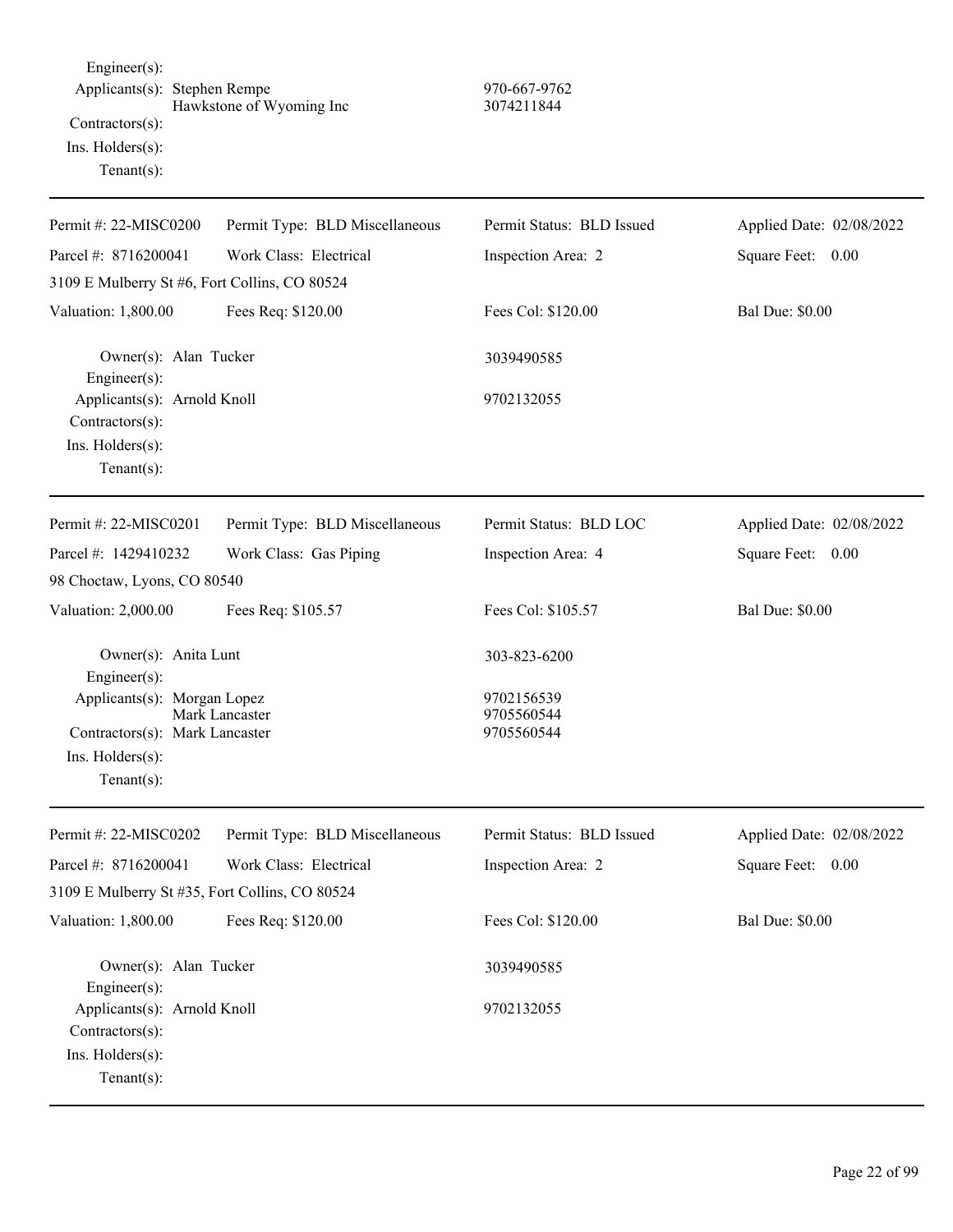Engineer(s):
Applicants(s): Stephen Rempe 970-667-9762
Hawkstone of Wyoming Inc 3074211844
Contractors(s):
Ins. Holders(s):
Tenant(s):

---

| Permit #: 22-MISC0200 | Permit Type: BLD Miscellaneous | Permit Status: BLD Issued | Applied Date: 02/08/2022 |
|---|---|---|---|
| Parcel #: 8716200041 | Work Class: Electrical | Inspection Area: 2 | Square Feet: 0.00 |
| 3109 E Mulberry St #6, Fort Collins, CO 80524 | | | |
| Valuation: 1,800.00 | Fees Req: $120.00 | Fees Col: $120.00 | Bal Due: $0.00 |

Owner(s): Alan Tucker 3039490585
Engineer(s):
Applicants(s): Arnold Knoll 9702132055
Contractors(s):
Ins. Holders(s):
Tenant(s):

---

| Permit #: 22-MISC0201 | Permit Type: BLD Miscellaneous | Permit Status: BLD LOC | Applied Date: 02/08/2022 |
|---|---|---|---|
| Parcel #: 1429410232 | Work Class: Gas Piping | Inspection Area: 4 | Square Feet: 0.00 |
| 98 Choctaw, Lyons, CO 80540 | | | |
| Valuation: 2,000.00 | Fees Req: $105.57 | Fees Col: $105.57 | Bal Due: $0.00 |

Owner(s): Anita Lunt 303-823-6200
Engineer(s):
Applicants(s): Morgan Lopez 9702156539
Mark Lancaster 9705560544
Contractors(s): Mark Lancaster 9705560544
Ins. Holders(s):
Tenant(s):

---

| Permit #: 22-MISC0202 | Permit Type: BLD Miscellaneous | Permit Status: BLD Issued | Applied Date: 02/08/2022 |
|---|---|---|---|
| Parcel #: 8716200041 | Work Class: Electrical | Inspection Area: 2 | Square Feet: 0.00 |
| 3109 E Mulberry St #35, Fort Collins, CO 80524 | | | |
| Valuation: 1,800.00 | Fees Req: $120.00 | Fees Col: $120.00 | Bal Due: $0.00 |

Owner(s): Alan Tucker 3039490585
Engineer(s):
Applicants(s): Arnold Knoll 9702132055
Contractors(s):
Ins. Holders(s):
Tenant(s):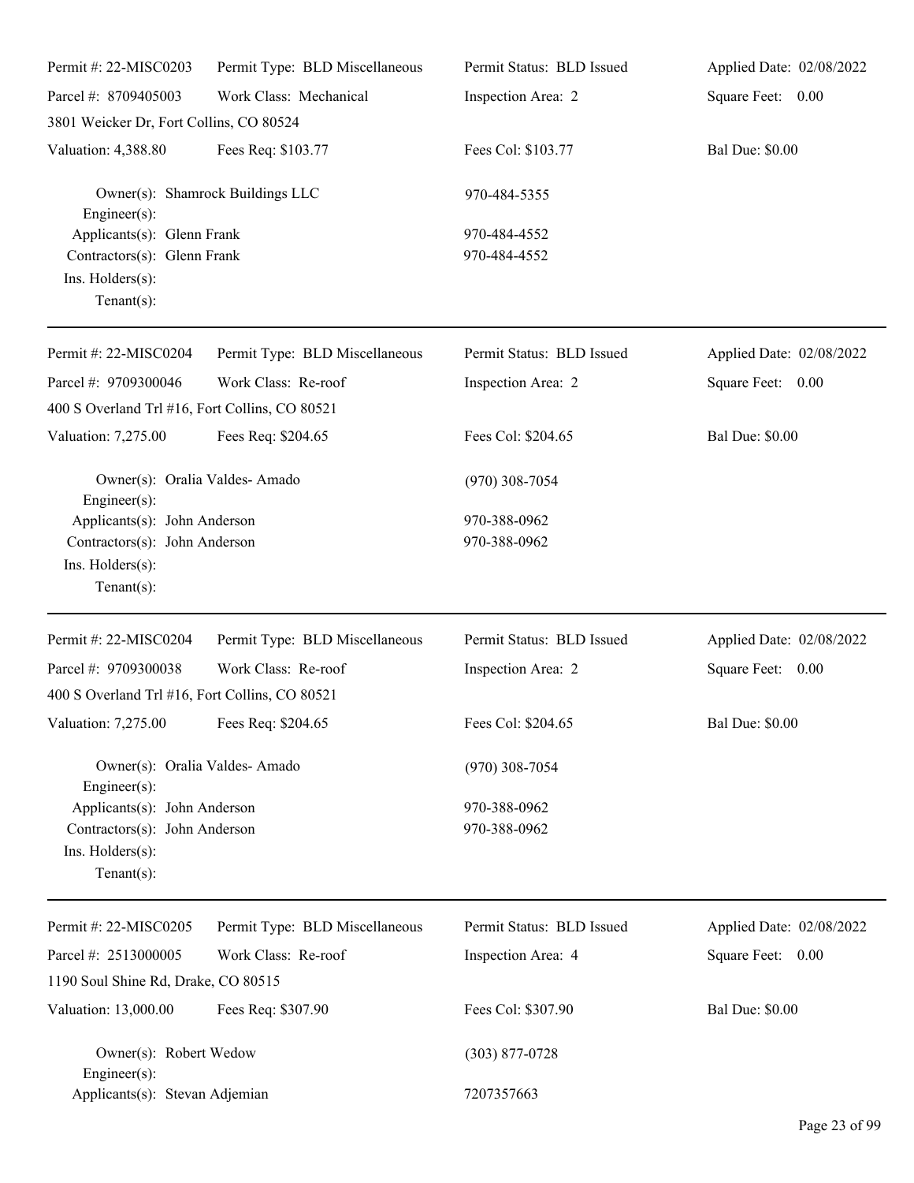Permit #: 22-MISC0203 | Permit Type: BLD Miscellaneous | Permit Status: BLD Issued | Applied Date: 02/08/2022

Parcel #: 8709405003 | Work Class: Mechanical | Inspection Area: 2 | Square Feet: 0.00

3801 Weicker Dr, Fort Collins, CO 80524

Valuation: 4,388.80 | Fees Req: $103.77 | Fees Col: $103.77 | Bal Due: $0.00

Owner(s): Shamrock Buildings LLC 970-484-5355
Engineer(s):
Applicants(s): Glenn Frank 970-484-4552
Contractors(s): Glenn Frank 970-484-4552
Ins. Holders(s):
Tenant(s):

---

Permit #: 22-MISC0204 | Permit Type: BLD Miscellaneous | Permit Status: BLD Issued | Applied Date: 02/08/2022

Parcel #: 9709300046 | Work Class: Re-roof | Inspection Area: 2 | Square Feet: 0.00

400 S Overland Trl #16, Fort Collins, CO 80521

Valuation: 7,275.00 | Fees Req: $204.65 | Fees Col: $204.65 | Bal Due: $0.00

Owner(s): Oralia Valdes- Amado (970) 308-7054
Engineer(s):
Applicants(s): John Anderson 970-388-0962
Contractors(s): John Anderson 970-388-0962
Ins. Holders(s):
Tenant(s):

---

Permit #: 22-MISC0204 | Permit Type: BLD Miscellaneous | Permit Status: BLD Issued | Applied Date: 02/08/2022

Parcel #: 9709300038 | Work Class: Re-roof | Inspection Area: 2 | Square Feet: 0.00

400 S Overland Trl #16, Fort Collins, CO 80521

Valuation: 7,275.00 | Fees Req: $204.65 | Fees Col: $204.65 | Bal Due: $0.00

Owner(s): Oralia Valdes- Amado (970) 308-7054
Engineer(s):
Applicants(s): John Anderson 970-388-0962
Contractors(s): John Anderson 970-388-0962
Ins. Holders(s):
Tenant(s):

---

Permit #: 22-MISC0205 | Permit Type: BLD Miscellaneous | Permit Status: BLD Issued | Applied Date: 02/08/2022

Parcel #: 2513000005 | Work Class: Re-roof | Inspection Area: 4 | Square Feet: 0.00

1190 Soul Shine Rd, Drake, CO 80515

Valuation: 13,000.00 | Fees Req: $307.90 | Fees Col: $307.90 | Bal Due: $0.00

Owner(s): Robert Wedow (303) 877-0728
Engineer(s):
Applicants(s): Stevan Adjemian 7207357663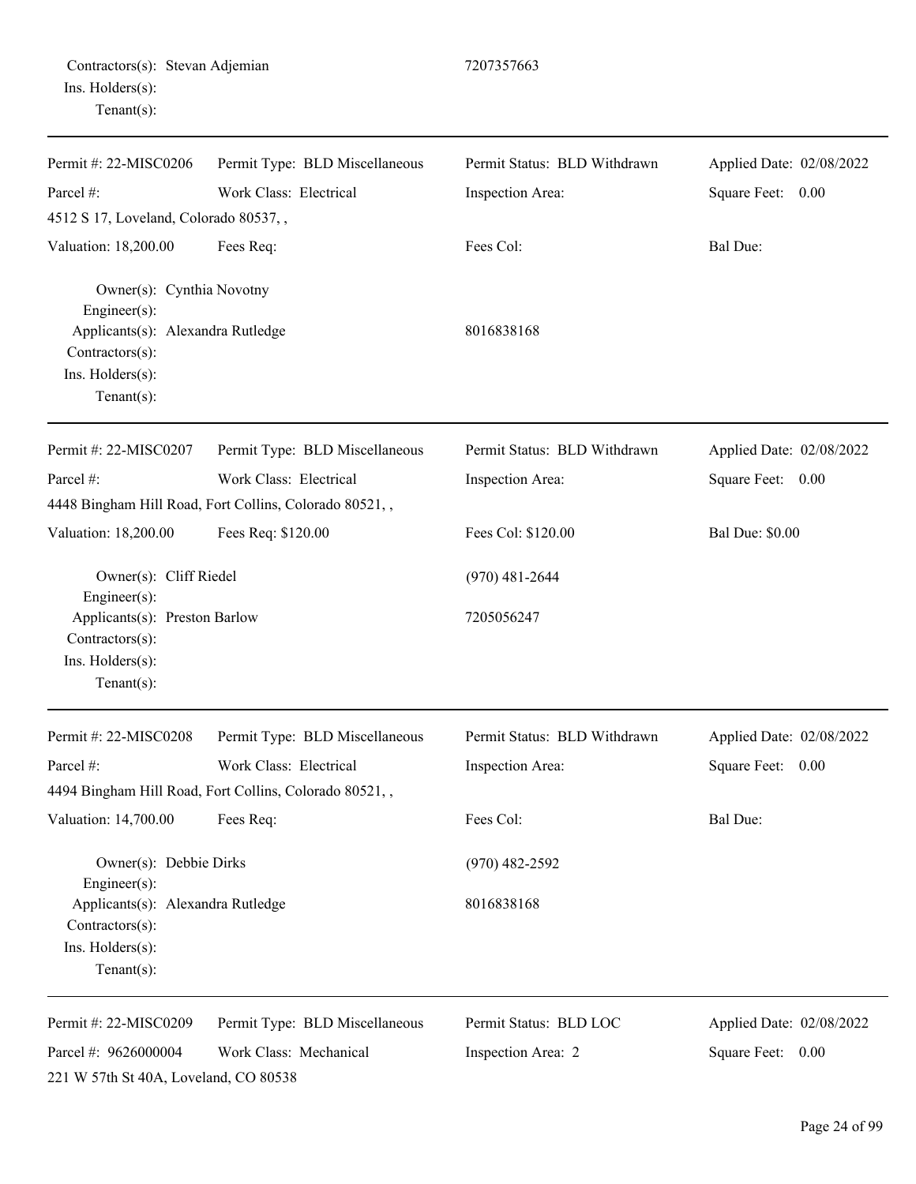Contractors(s): Stevan Adjemian 7207357663
Ins. Holders(s):
Tenant(s):

---

Permit #: 22-MISC0206 Permit Type: BLD Miscellaneous Permit Status: BLD Withdrawn Applied Date: 02/08/2022
Parcel #: Work Class: Electrical Inspection Area: Square Feet: 0.00
4512 S 17, Loveland, Colorado 80537, ,
Valuation: 18,200.00 Fees Req: Fees Col: Bal Due:

Owner(s): Cynthia Novotny
Engineer(s):
Applicants(s): Alexandra Rutledge 8016838168
Contractors(s):
Ins. Holders(s):
Tenant(s):

---

Permit #: 22-MISC0207 Permit Type: BLD Miscellaneous Permit Status: BLD Withdrawn Applied Date: 02/08/2022
Parcel #: Work Class: Electrical Inspection Area: Square Feet: 0.00
4448 Bingham Hill Road, Fort Collins, Colorado 80521, ,
Valuation: 18,200.00 Fees Req: $120.00 Fees Col: $120.00 Bal Due: $0.00

Owner(s): Cliff Riedel (970) 481-2644
Engineer(s):
Applicants(s): Preston Barlow 7205056247
Contractors(s):
Ins. Holders(s):
Tenant(s):

---

Permit #: 22-MISC0208 Permit Type: BLD Miscellaneous Permit Status: BLD Withdrawn Applied Date: 02/08/2022
Parcel #: Work Class: Electrical Inspection Area: Square Feet: 0.00
4494 Bingham Hill Road, Fort Collins, Colorado 80521, ,
Valuation: 14,700.00 Fees Req: Fees Col: Bal Due:

Owner(s): Debbie Dirks (970) 482-2592
Engineer(s):
Applicants(s): Alexandra Rutledge 8016838168
Contractors(s):
Ins. Holders(s):
Tenant(s):

---

Permit #: 22-MISC0209 Permit Type: BLD Miscellaneous Permit Status: BLD LOC Applied Date: 02/08/2022
Parcel #: 9626000004 Work Class: Mechanical Inspection Area: 2 Square Feet: 0.00
221 W 57th St 40A, Loveland, CO 80538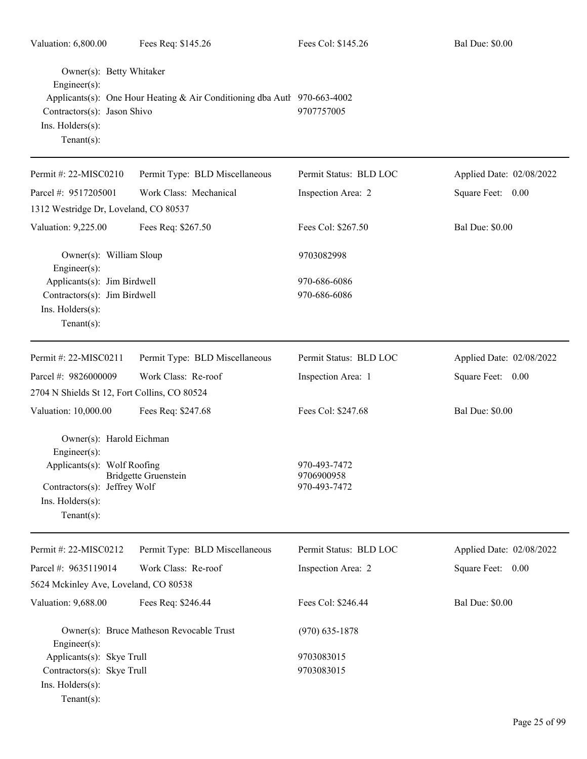| Valuation: 6,800.00 | Fees Req: $145.26 | Fees Col: $145.26 | Bal Due: $0.00 |
|---|---|---|---|

Owner(s): Betty Whitaker
Engineer(s):
Applicants(s): One Hour Heating & Air Conditioning dba Auth 970-663-4002
Contractors(s): Jason Shivo 9707757005
Ins. Holders(s):
Tenant(s):

---

| Permit #: 22-MISC0210 | Permit Type: BLD Miscellaneous | Permit Status: BLD LOC | Applied Date: 02/08/2022 |
|---|---|---|---|
| Parcel #: 9517205001 | Work Class: Mechanical | Inspection Area: 2 | Square Feet: 0.00 |
| 1312 Westridge Dr, Loveland, CO 80537 | | | |
| Valuation: 9,225.00 | Fees Req: $267.50 | Fees Col: $267.50 | Bal Due: $0.00 |

Owner(s): William Sloup 9703082998
Engineer(s):
Applicants(s): Jim Birdwell 970-686-6086
Contractors(s): Jim Birdwell 970-686-6086
Ins. Holders(s):
Tenant(s):

---

| Permit #: 22-MISC0211 | Permit Type: BLD Miscellaneous | Permit Status: BLD LOC | Applied Date: 02/08/2022 |
|---|---|---|---|
| Parcel #: 9826000009 | Work Class: Re-roof | Inspection Area: 1 | Square Feet: 0.00 |
| 2704 N Shields St 12, Fort Collins, CO 80524 | | | |
| Valuation: 10,000.00 | Fees Req: $247.68 | Fees Col: $247.68 | Bal Due: $0.00 |

Owner(s): Harold Eichman
Engineer(s):
Applicants(s): Wolf Roofing 970-493-7472
Bridgette Gruenstein 9706900958
Contractors(s): Jeffrey Wolf 970-493-7472
Ins. Holders(s):
Tenant(s):

---

| Permit #: 22-MISC0212 | Permit Type: BLD Miscellaneous | Permit Status: BLD LOC | Applied Date: 02/08/2022 |
|---|---|---|---|
| Parcel #: 9635119014 | Work Class: Re-roof | Inspection Area: 2 | Square Feet: 0.00 |
| 5624 Mckinley Ave, Loveland, CO 80538 | | | |
| Valuation: 9,688.00 | Fees Req: $246.44 | Fees Col: $246.44 | Bal Due: $0.00 |

Owner(s): Bruce Matheson Revocable Trust (970) 635-1878
Engineer(s):
Applicants(s): Skye Trull 9703083015
Contractors(s): Skye Trull 9703083015
Ins. Holders(s):
Tenant(s):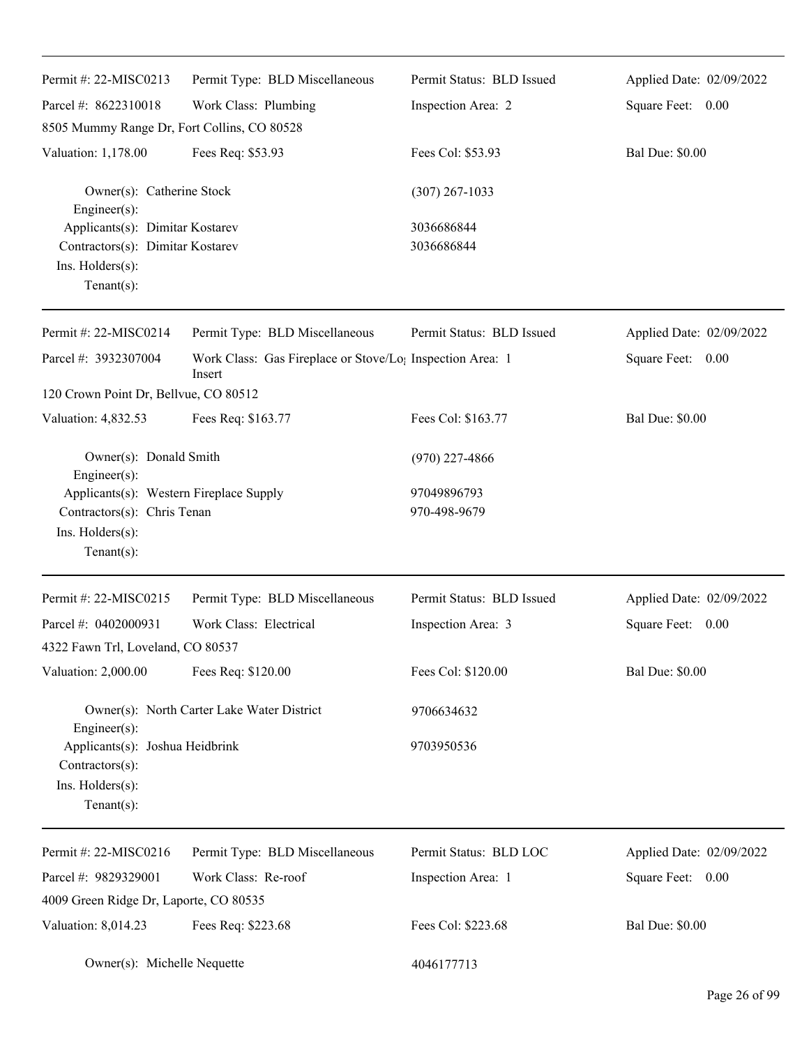Permit #: 22-MISC0213 | Permit Type: BLD Miscellaneous | Permit Status: BLD Issued | Applied Date: 02/09/2022
Parcel #: 8622310018 | Work Class: Plumbing | Inspection Area: 2 | Square Feet: 0.00
8505 Mummy Range Dr, Fort Collins, CO 80528
Valuation: 1,178.00 | Fees Req: $53.93 | Fees Col: $53.93 | Bal Due: $0.00

Owner(s): Catherine Stock (307) 267-1033
Engineer(s):
Applicants(s): Dimitar Kostarev 3036686844
Contractors(s): Dimitar Kostarev 3036686844
Ins. Holders(s):
Tenant(s):

---

Permit #: 22-MISC0214 | Permit Type: BLD Miscellaneous | Permit Status: BLD Issued | Applied Date: 02/09/2022
Parcel #: 3932307004 | Work Class: Gas Fireplace or Stove/Log Insert | Inspection Area: 1 | Square Feet: 0.00
120 Crown Point Dr, Bellvue, CO 80512
Valuation: 4,832.53 | Fees Req: $163.77 | Fees Col: $163.77 | Bal Due: $0.00

Owner(s): Donald Smith (970) 227-4866
Engineer(s):
Applicants(s): Western Fireplace Supply 97049896793
Contractors(s): Chris Tenan 970-498-9679
Ins. Holders(s):
Tenant(s):

---

Permit #: 22-MISC0215 | Permit Type: BLD Miscellaneous | Permit Status: BLD Issued | Applied Date: 02/09/2022
Parcel #: 0402000931 | Work Class: Electrical | Inspection Area: 3 | Square Feet: 0.00
4322 Fawn Trl, Loveland, CO 80537
Valuation: 2,000.00 | Fees Req: $120.00 | Fees Col: $120.00 | Bal Due: $0.00

Owner(s): North Carter Lake Water District 9706634632
Engineer(s):
Applicants(s): Joshua Heidbrink 9703950536
Contractors(s):
Ins. Holders(s):
Tenant(s):

---

Permit #: 22-MISC0216 | Permit Type: BLD Miscellaneous | Permit Status: BLD LOC | Applied Date: 02/09/2022
Parcel #: 9829329001 | Work Class: Re-roof | Inspection Area: 1 | Square Feet: 0.00
4009 Green Ridge Dr, Laporte, CO 80535
Valuation: 8,014.23 | Fees Req: $223.68 | Fees Col: $223.68 | Bal Due: $0.00

Owner(s): Michelle Nequette 4046177713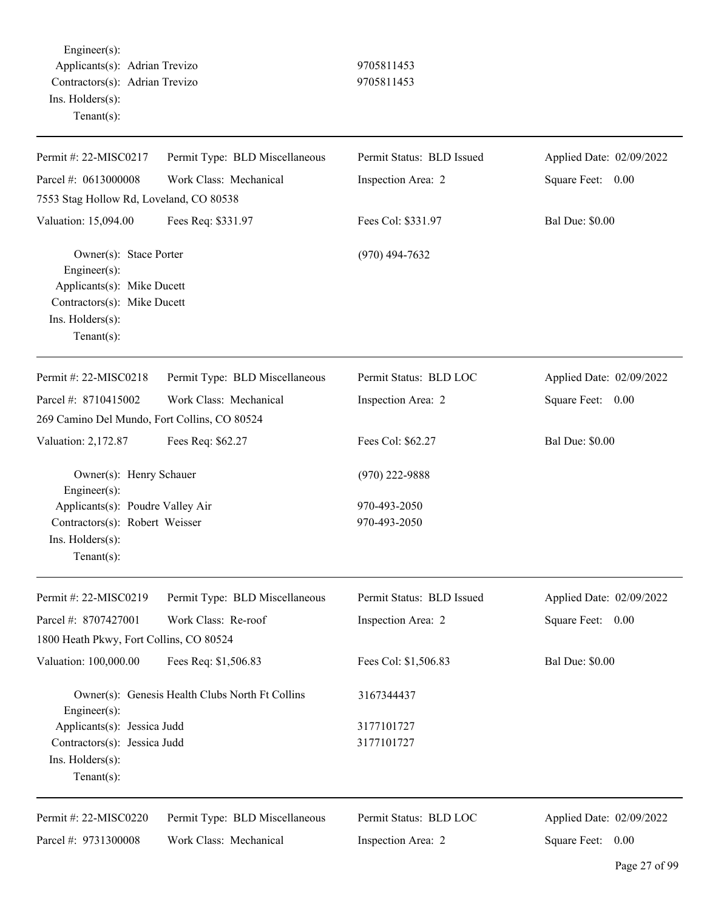Engineer(s):
Applicants(s): Adrian Trevizo 9705811453
Contractors(s): Adrian Trevizo 9705811453
Ins. Holders(s):
Tenant(s):

---

| Permit #: 22-MISC0217 | Permit Type: BLD Miscellaneous | Permit Status: BLD Issued | Applied Date: 02/09/2022 |
|---|---|---|---|
| Parcel #: 0613000008 | Work Class: Mechanical | Inspection Area: 2 | Square Feet: 0.00 |
| 7553 Stag Hollow Rd, Loveland, CO 80538 | | | |
| Valuation: 15,094.00 | Fees Req: $331.97 | Fees Col: $331.97 | Bal Due: $0.00 |

Owner(s): Stace Porter (970) 494-7632
Engineer(s):
Applicants(s): Mike Ducett
Contractors(s): Mike Ducett
Ins. Holders(s):
Tenant(s):

---

| Permit #: 22-MISC0218 | Permit Type: BLD Miscellaneous | Permit Status: BLD LOC | Applied Date: 02/09/2022 |
|---|---|---|---|
| Parcel #: 8710415002 | Work Class: Mechanical | Inspection Area: 2 | Square Feet: 0.00 |
| 269 Camino Del Mundo, Fort Collins, CO 80524 | | | |
| Valuation: 2,172.87 | Fees Req: $62.27 | Fees Col: $62.27 | Bal Due: $0.00 |

Owner(s): Henry Schauer (970) 222-9888
Engineer(s):
Applicants(s): Poudre Valley Air 970-493-2050
Contractors(s): Robert Weisser 970-493-2050
Ins. Holders(s):
Tenant(s):

---

| Permit #: 22-MISC0219 | Permit Type: BLD Miscellaneous | Permit Status: BLD Issued | Applied Date: 02/09/2022 |
|---|---|---|---|
| Parcel #: 8707427001 | Work Class: Re-roof | Inspection Area: 2 | Square Feet: 0.00 |
| 1800 Heath Pkwy, Fort Collins, CO 80524 | | | |
| Valuation: 100,000.00 | Fees Req: $1,506.83 | Fees Col: $1,506.83 | Bal Due: $0.00 |

Owner(s): Genesis Health Clubs North Ft Collins 3167344437
Engineer(s):
Applicants(s): Jessica Judd 3177101727
Contractors(s): Jessica Judd 3177101727
Ins. Holders(s):
Tenant(s):

---

| Permit #: 22-MISC0220 | Permit Type: BLD Miscellaneous | Permit Status: BLD LOC | Applied Date: 02/09/2022 |
|---|---|---|---|
| Parcel #: 9731300008 | Work Class: Mechanical | Inspection Area: 2 | Square Feet: 0.00 |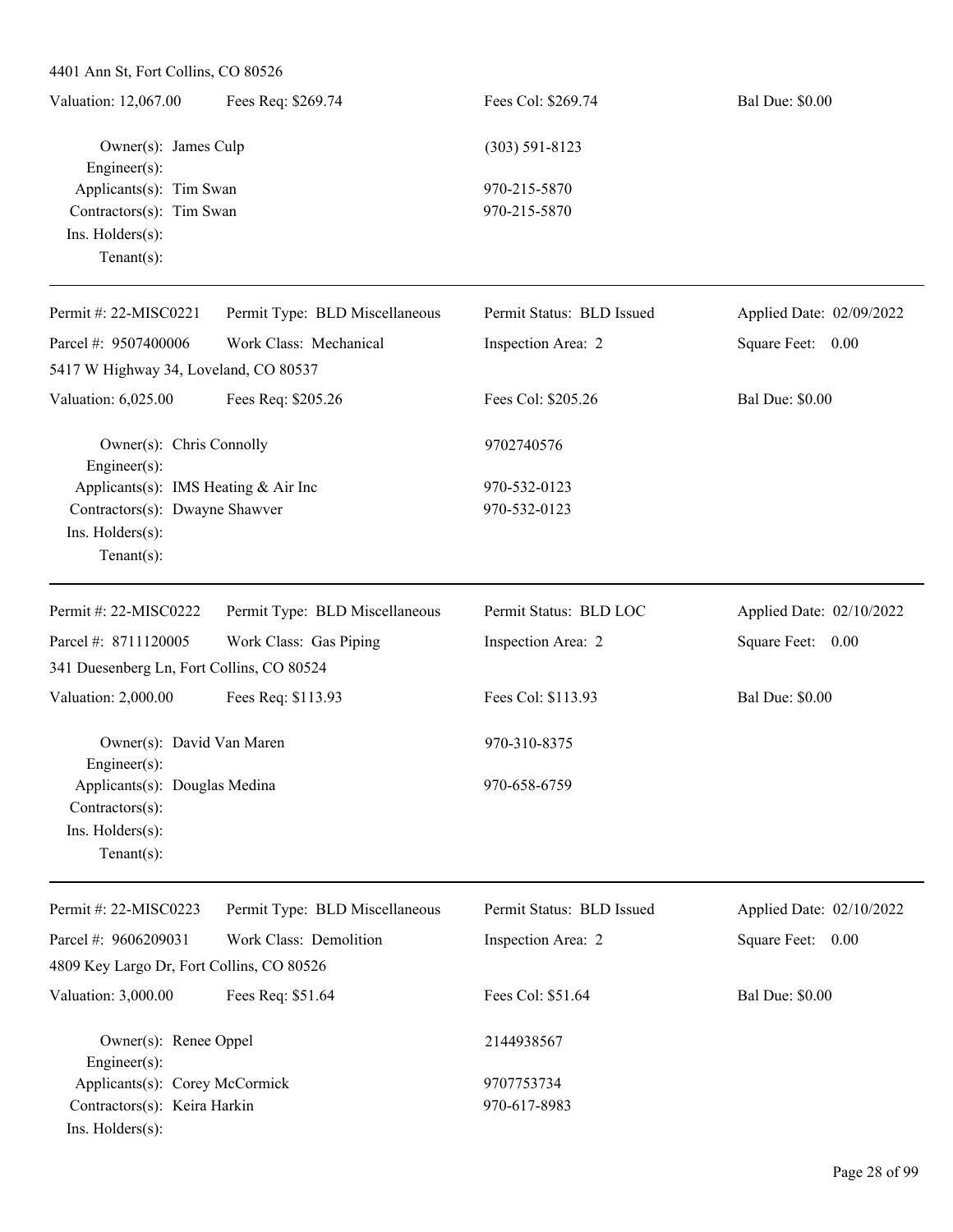4401 Ann St, Fort Collins, CO 80526

| Valuation: 12,067.00 | Fees Req: $269.74 | Fees Col: $269.74 | Bal Due: $0.00 |
|---|---|---|---|

Owner(s): James Culp — (303) 591-8123
Engineer(s):
Applicants(s): Tim Swan — 970-215-5870
Contractors(s): Tim Swan — 970-215-5870
Ins. Holders(s):
Tenant(s):

---

| Permit #: 22-MISC0221 | Permit Type: BLD Miscellaneous | Permit Status: BLD Issued | Applied Date: 02/09/2022 |
|---|---|---|---|
| Parcel #: 9507400006 | Work Class: Mechanical | Inspection Area: 2 | Square Feet: 0.00 |
| 5417 W Highway 34, Loveland, CO 80537 | | | |
| Valuation: 6,025.00 | Fees Req: $205.26 | Fees Col: $205.26 | Bal Due: $0.00 |

Owner(s): Chris Connolly — 9702740576
Engineer(s):
Applicants(s): IMS Heating & Air Inc — 970-532-0123
Contractors(s): Dwayne Shawver — 970-532-0123
Ins. Holders(s):
Tenant(s):

---

| Permit #: 22-MISC0222 | Permit Type: BLD Miscellaneous | Permit Status: BLD LOC | Applied Date: 02/10/2022 |
|---|---|---|---|
| Parcel #: 8711120005 | Work Class: Gas Piping | Inspection Area: 2 | Square Feet: 0.00 |
| 341 Duesenberg Ln, Fort Collins, CO 80524 | | | |
| Valuation: 2,000.00 | Fees Req: $113.93 | Fees Col: $113.93 | Bal Due: $0.00 |

Owner(s): David Van Maren — 970-310-8375
Engineer(s):
Applicants(s): Douglas Medina — 970-658-6759
Contractors(s):
Ins. Holders(s):
Tenant(s):

---

| Permit #: 22-MISC0223 | Permit Type: BLD Miscellaneous | Permit Status: BLD Issued | Applied Date: 02/10/2022 |
|---|---|---|---|
| Parcel #: 9606209031 | Work Class: Demolition | Inspection Area: 2 | Square Feet: 0.00 |
| 4809 Key Largo Dr, Fort Collins, CO 80526 | | | |
| Valuation: 3,000.00 | Fees Req: $51.64 | Fees Col: $51.64 | Bal Due: $0.00 |

Owner(s): Renee Oppel — 2144938567
Engineer(s):
Applicants(s): Corey McCormick — 9707753734
Contractors(s): Keira Harkin — 970-617-8983
Ins. Holders(s):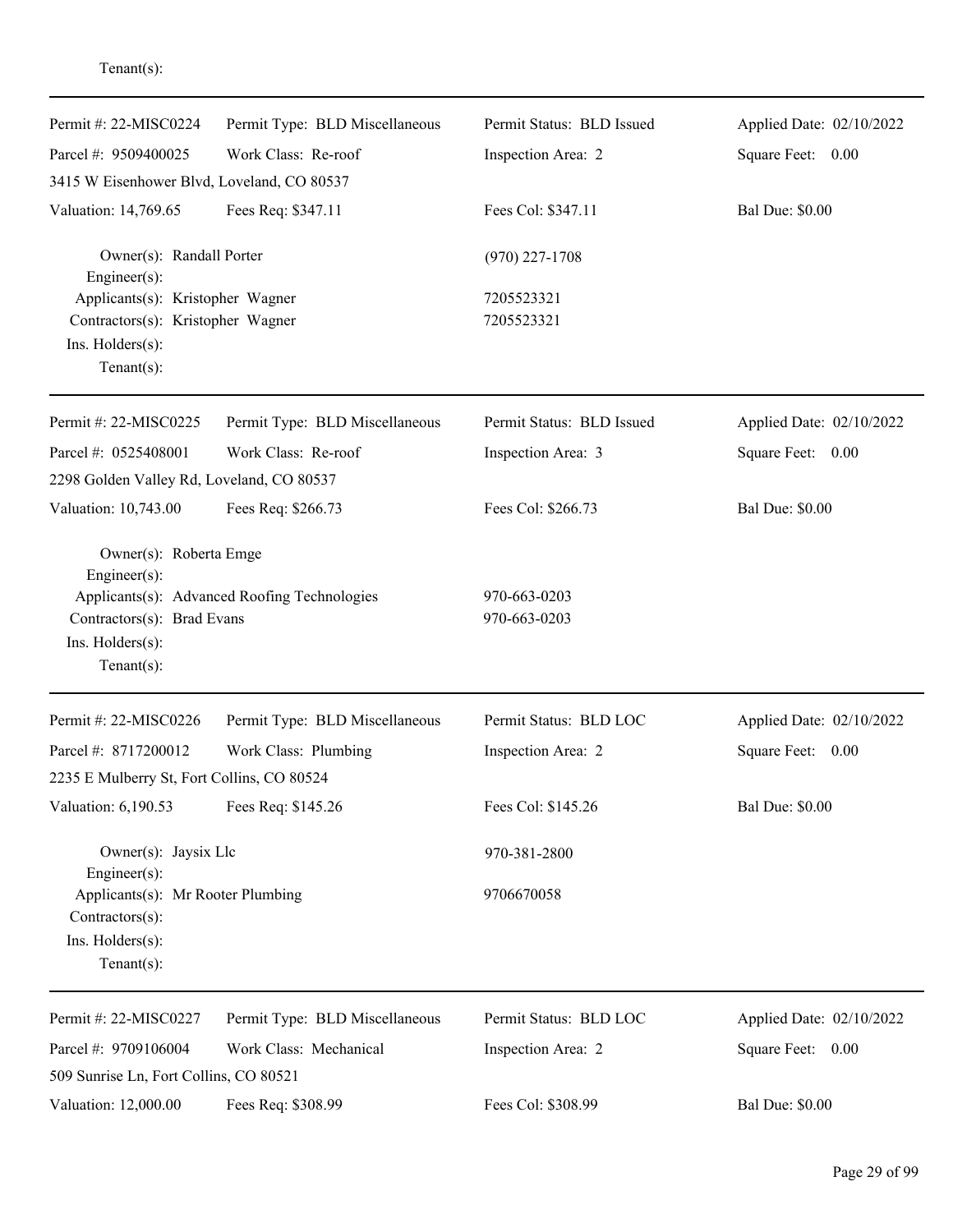Tenant(s):

---

| Permit #: 22-MISC0224 | Permit Type: BLD Miscellaneous | Permit Status: BLD Issued | Applied Date: 02/10/2022 |
|---|---|---|---|
| Parcel #: 9509400025 | Work Class: Re-roof | Inspection Area: 2 | Square Feet: 0.00 |
| 3415 W Eisenhower Blvd, Loveland, CO 80537 | | | |
| Valuation: 14,769.65 | Fees Req: $347.11 | Fees Col: $347.11 | Bal Due: $0.00 |

Owner(s): Randall Porter (970) 227-1708
Engineer(s):
Applicants(s): Kristopher Wagner 7205523321
Contractors(s): Kristopher Wagner 7205523321
Ins. Holders(s):
Tenant(s):

---

| Permit #: 22-MISC0225 | Permit Type: BLD Miscellaneous | Permit Status: BLD Issued | Applied Date: 02/10/2022 |
|---|---|---|---|
| Parcel #: 0525408001 | Work Class: Re-roof | Inspection Area: 3 | Square Feet: 0.00 |
| 2298 Golden Valley Rd, Loveland, CO 80537 | | | |
| Valuation: 10,743.00 | Fees Req: $266.73 | Fees Col: $266.73 | Bal Due: $0.00 |

Owner(s): Roberta Emge
Engineer(s):
Applicants(s): Advanced Roofing Technologies 970-663-0203
Contractors(s): Brad Evans 970-663-0203
Ins. Holders(s):
Tenant(s):

---

| Permit #: 22-MISC0226 | Permit Type: BLD Miscellaneous | Permit Status: BLD LOC | Applied Date: 02/10/2022 |
|---|---|---|---|
| Parcel #: 8717200012 | Work Class: Plumbing | Inspection Area: 2 | Square Feet: 0.00 |
| 2235 E Mulberry St, Fort Collins, CO 80524 | | | |
| Valuation: 6,190.53 | Fees Req: $145.26 | Fees Col: $145.26 | Bal Due: $0.00 |

Owner(s): Jaysix Llc 970-381-2800
Engineer(s):
Applicants(s): Mr Rooter Plumbing 9706670058
Contractors(s):
Ins. Holders(s):
Tenant(s):

---

| Permit #: 22-MISC0227 | Permit Type: BLD Miscellaneous | Permit Status: BLD LOC | Applied Date: 02/10/2022 |
|---|---|---|---|
| Parcel #: 9709106004 | Work Class: Mechanical | Inspection Area: 2 | Square Feet: 0.00 |
| 509 Sunrise Ln, Fort Collins, CO 80521 | | | |
| Valuation: 12,000.00 | Fees Req: $308.99 | Fees Col: $308.99 | Bal Due: $0.00 |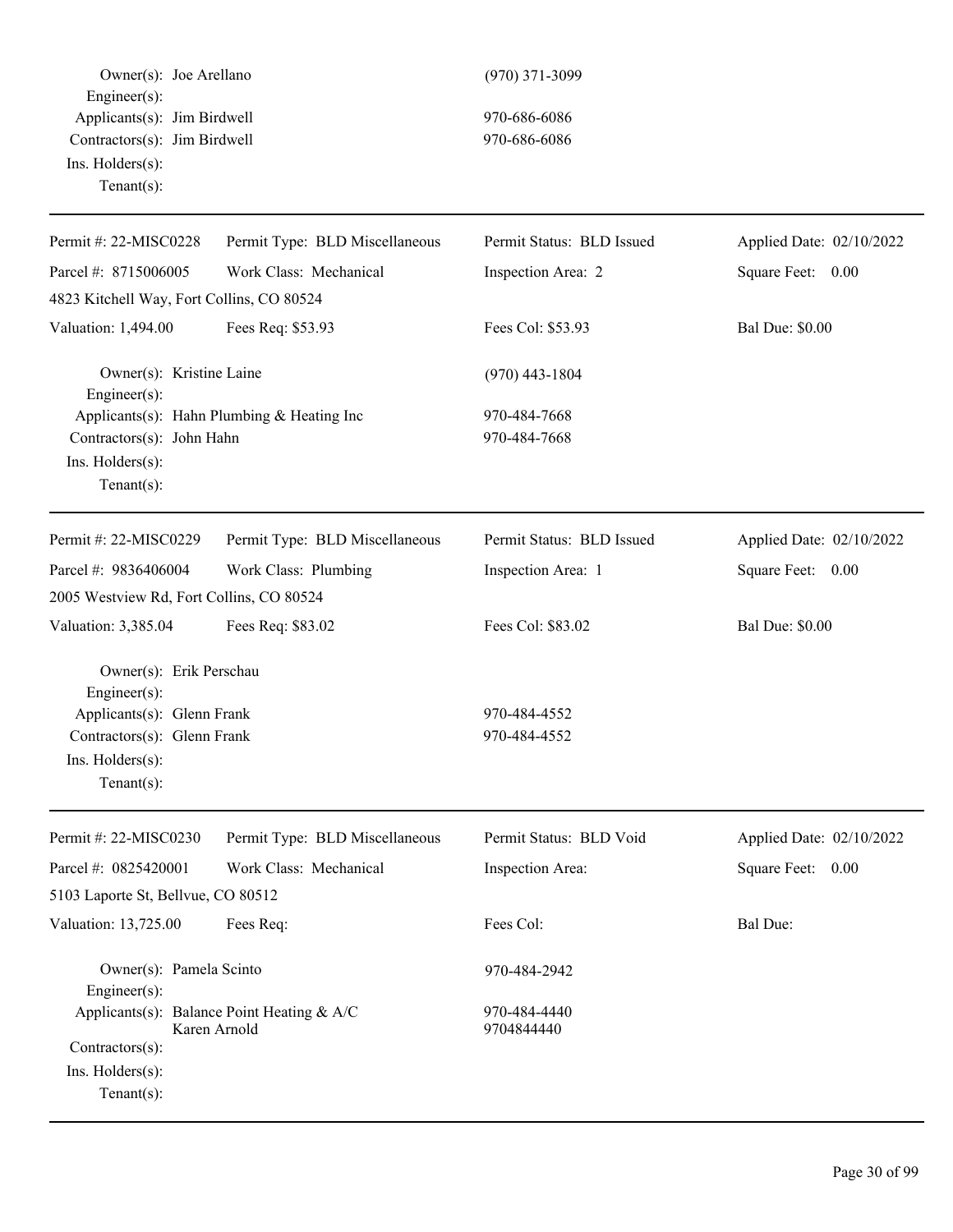Owner(s): Joe Arellano (970) 371-3099
Engineer(s):
Applicants(s): Jim Birdwell 970-686-6086
Contractors(s): Jim Birdwell 970-686-6086
Ins. Holders(s):
Tenant(s):

---

| Permit #: 22-MISC0228 | Permit Type: BLD Miscellaneous | Permit Status: BLD Issued | Applied Date: 02/10/2022 |
|---|---|---|---|
| Parcel #: 8715006005 | Work Class: Mechanical | Inspection Area: 2 | Square Feet: 0.00 |
| 4823 Kitchell Way, Fort Collins, CO 80524 | | | |
| Valuation: 1,494.00 | Fees Req: $53.93 | Fees Col: $53.93 | Bal Due: $0.00 |

Owner(s): Kristine Laine (970) 443-1804
Engineer(s):
Applicants(s): Hahn Plumbing & Heating Inc 970-484-7668
Contractors(s): John Hahn 970-484-7668
Ins. Holders(s):
Tenant(s):

---

| Permit #: 22-MISC0229 | Permit Type: BLD Miscellaneous | Permit Status: BLD Issued | Applied Date: 02/10/2022 |
|---|---|---|---|
| Parcel #: 9836406004 | Work Class: Plumbing | Inspection Area: 1 | Square Feet: 0.00 |
| 2005 Westview Rd, Fort Collins, CO 80524 | | | |
| Valuation: 3,385.04 | Fees Req: $83.02 | Fees Col: $83.02 | Bal Due: $0.00 |

Owner(s): Erik Perschau
Engineer(s):
Applicants(s): Glenn Frank 970-484-4552
Contractors(s): Glenn Frank 970-484-4552
Ins. Holders(s):
Tenant(s):

---

| Permit #: 22-MISC0230 | Permit Type: BLD Miscellaneous | Permit Status: BLD Void | Applied Date: 02/10/2022 |
|---|---|---|---|
| Parcel #: 0825420001 | Work Class: Mechanical | Inspection Area: | Square Feet: 0.00 |
| 5103 Laporte St, Bellvue, CO 80512 | | | |
| Valuation: 13,725.00 | Fees Req: | Fees Col: | Bal Due: |

Owner(s): Pamela Scinto 970-484-2942
Engineer(s):
Applicants(s): Balance Point Heating & A/C 970-484-4440
Karen Arnold 9704844440
Contractors(s):
Ins. Holders(s):
Tenant(s):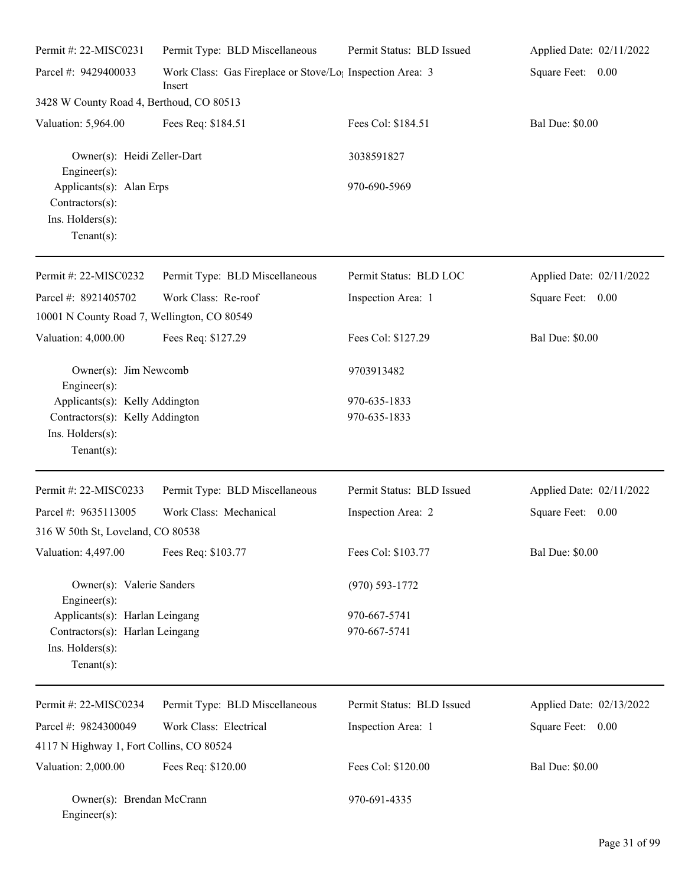Permit #: 22-MISC0231 | Permit Type: BLD Miscellaneous | Permit Status: BLD Issued | Applied Date: 02/11/2022

Parcel #: 9429400033 | Work Class: Gas Fireplace or Stove/Log Insert | Inspection Area: 3 | Square Feet: 0.00

3428 W County Road 4, Berthoud, CO 80513

Valuation: 5,964.00 | Fees Req: $184.51 | Fees Col: $184.51 | Bal Due: $0.00

Owner(s): Heidi Zeller-Dart 3038591827
Engineer(s):
Applicants(s): Alan Erps 970-690-5969
Contractors(s):
Ins. Holders(s):
Tenant(s):

---

Permit #: 22-MISC0232 | Permit Type: BLD Miscellaneous | Permit Status: BLD LOC | Applied Date: 02/11/2022

Parcel #: 8921405702 | Work Class: Re-roof | Inspection Area: 1 | Square Feet: 0.00

10001 N County Road 7, Wellington, CO 80549

Valuation: 4,000.00 | Fees Req: $127.29 | Fees Col: $127.29 | Bal Due: $0.00

Owner(s): Jim Newcomb 9703913482
Engineer(s):
Applicants(s): Kelly Addington 970-635-1833
Contractors(s): Kelly Addington 970-635-1833
Ins. Holders(s):
Tenant(s):

---

Permit #: 22-MISC0233 | Permit Type: BLD Miscellaneous | Permit Status: BLD Issued | Applied Date: 02/11/2022

Parcel #: 9635113005 | Work Class: Mechanical | Inspection Area: 2 | Square Feet: 0.00

316 W 50th St, Loveland, CO 80538

Valuation: 4,497.00 | Fees Req: $103.77 | Fees Col: $103.77 | Bal Due: $0.00

Owner(s): Valerie Sanders (970) 593-1772
Engineer(s):
Applicants(s): Harlan Leingang 970-667-5741
Contractors(s): Harlan Leingang 970-667-5741
Ins. Holders(s):
Tenant(s):

---

Permit #: 22-MISC0234 | Permit Type: BLD Miscellaneous | Permit Status: BLD Issued | Applied Date: 02/13/2022

Parcel #: 9824300049 | Work Class: Electrical | Inspection Area: 1 | Square Feet: 0.00

4117 N Highway 1, Fort Collins, CO 80524

Valuation: 2,000.00 | Fees Req: $120.00 | Fees Col: $120.00 | Bal Due: $0.00

Owner(s): Brendan McCrann 970-691-4335
Engineer(s):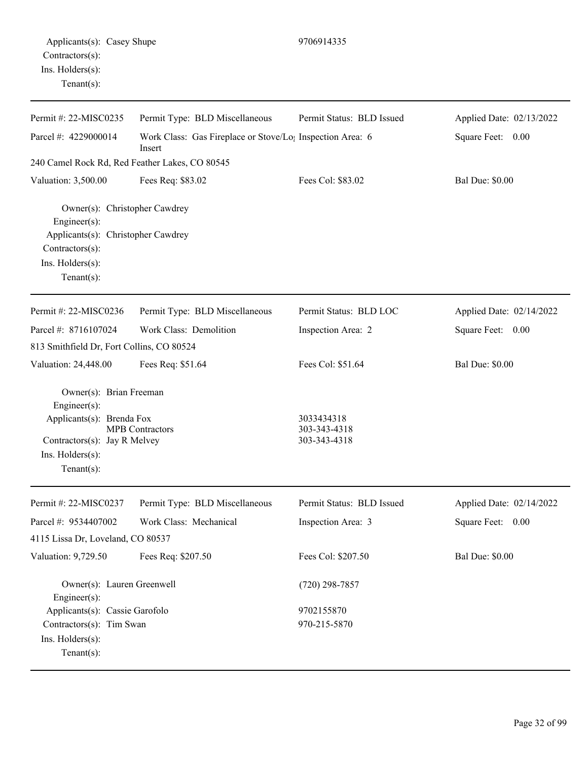Applicants(s): Casey Shupe 9706914335
Contractors(s):
Ins. Holders(s):
Tenant(s):

---

| Permit #: 22-MISC0235 | Permit Type: BLD Miscellaneous | Permit Status: BLD Issued | Applied Date: 02/13/2022 |
|---|---|---|---|
| Parcel #: 4229000014 | Work Class: Gas Fireplace or Stove/Log Insert | Inspection Area: 6 | Square Feet: 0.00 |
| 240 Camel Rock Rd, Red Feather Lakes, CO 80545 | | | |
| Valuation: 3,500.00 | Fees Req: $83.02 | Fees Col: $83.02 | Bal Due: $0.00 |

Owner(s): Christopher Cawdrey
Engineer(s):
Applicants(s): Christopher Cawdrey
Contractors(s):
Ins. Holders(s):
Tenant(s):

---

| Permit #: 22-MISC0236 | Permit Type: BLD Miscellaneous | Permit Status: BLD LOC | Applied Date: 02/14/2022 |
|---|---|---|---|
| Parcel #: 8716107024 | Work Class: Demolition | Inspection Area: 2 | Square Feet: 0.00 |
| 813 Smithfield Dr, Fort Collins, CO 80524 | | | |
| Valuation: 24,448.00 | Fees Req: $51.64 | Fees Col: $51.64 | Bal Due: $0.00 |

Owner(s): Brian Freeman
Engineer(s):
Applicants(s): Brenda Fox 3033434318
MPB Contractors 303-343-4318
Contractors(s): Jay R Melvey 303-343-4318
Ins. Holders(s):
Tenant(s):

---

| Permit #: 22-MISC0237 | Permit Type: BLD Miscellaneous | Permit Status: BLD Issued | Applied Date: 02/14/2022 |
|---|---|---|---|
| Parcel #: 9534407002 | Work Class: Mechanical | Inspection Area: 3 | Square Feet: 0.00 |
| 4115 Lissa Dr, Loveland, CO 80537 | | | |
| Valuation: 9,729.50 | Fees Req: $207.50 | Fees Col: $207.50 | Bal Due: $0.00 |

Owner(s): Lauren Greenwell (720) 298-7857
Engineer(s):
Applicants(s): Cassie Garofolo 9702155870
Contractors(s): Tim Swan 970-215-5870
Ins. Holders(s):
Tenant(s):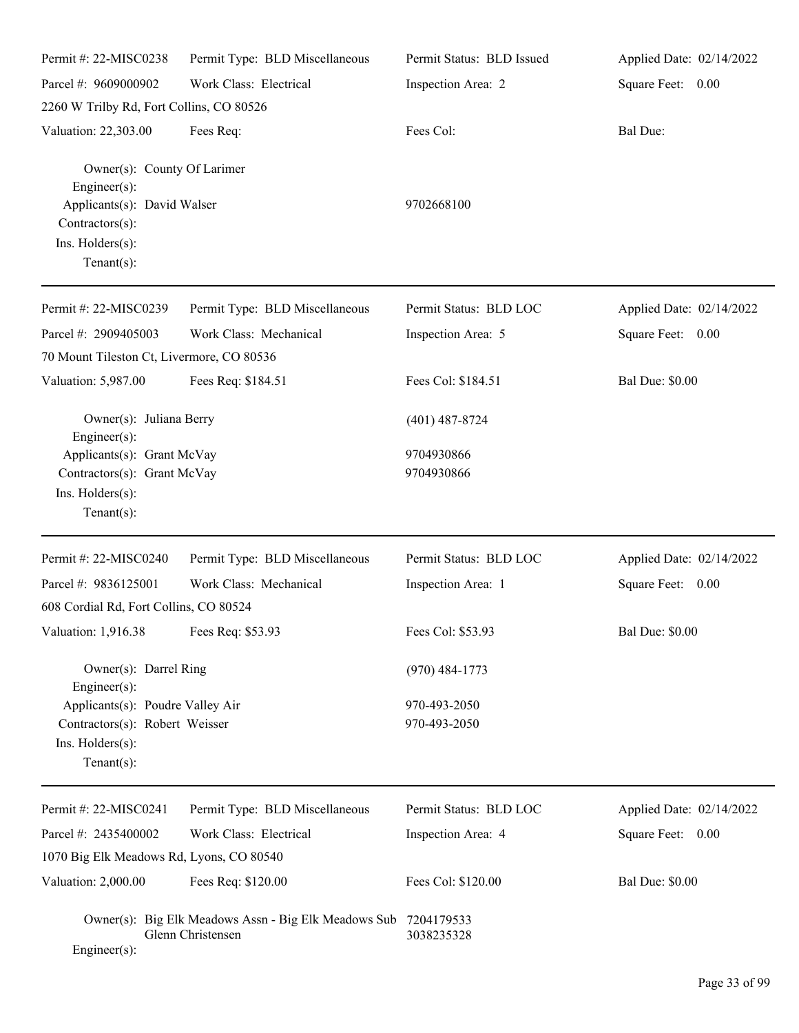Permit #: 22-MISC0238 | Permit Type: BLD Miscellaneous | Permit Status: BLD Issued | Applied Date: 02/14/2022

Parcel #: 9609000902 | Work Class: Electrical | Inspection Area: 2 | Square Feet: 0.00

2260 W Trilby Rd, Fort Collins, CO 80526

Valuation: 22,303.00 | Fees Req: | Fees Col: | Bal Due:

Owner(s): County Of Larimer
Engineer(s):
Applicants(s): David Walser 9702668100
Contractors(s):
Ins. Holders(s):
Tenant(s):

---

Permit #: 22-MISC0239 | Permit Type: BLD Miscellaneous | Permit Status: BLD LOC | Applied Date: 02/14/2022

Parcel #: 2909405003 | Work Class: Mechanical | Inspection Area: 5 | Square Feet: 0.00

70 Mount Tileston Ct, Livermore, CO 80536

Valuation: 5,987.00 | Fees Req: $184.51 | Fees Col: $184.51 | Bal Due: $0.00

Owner(s): Juliana Berry (401) 487-8724
Engineer(s):
Applicants(s): Grant McVay 9704930866
Contractors(s): Grant McVay 9704930866
Ins. Holders(s):
Tenant(s):

---

Permit #: 22-MISC0240 | Permit Type: BLD Miscellaneous | Permit Status: BLD LOC | Applied Date: 02/14/2022

Parcel #: 9836125001 | Work Class: Mechanical | Inspection Area: 1 | Square Feet: 0.00

608 Cordial Rd, Fort Collins, CO 80524

Valuation: 1,916.38 | Fees Req: $53.93 | Fees Col: $53.93 | Bal Due: $0.00

Owner(s): Darrel Ring (970) 484-1773
Engineer(s):
Applicants(s): Poudre Valley Air 970-493-2050
Contractors(s): Robert Weisser 970-493-2050
Ins. Holders(s):
Tenant(s):

---

Permit #: 22-MISC0241 | Permit Type: BLD Miscellaneous | Permit Status: BLD LOC | Applied Date: 02/14/2022

Parcel #: 2435400002 | Work Class: Electrical | Inspection Area: 4 | Square Feet: 0.00

1070 Big Elk Meadows Rd, Lyons, CO 80540

Valuation: 2,000.00 | Fees Req: $120.00 | Fees Col: $120.00 | Bal Due: $0.00

Owner(s): Big Elk Meadows Assn - Big Elk Meadows Sub 7204179533
Glenn Christensen 3038235328
Engineer(s):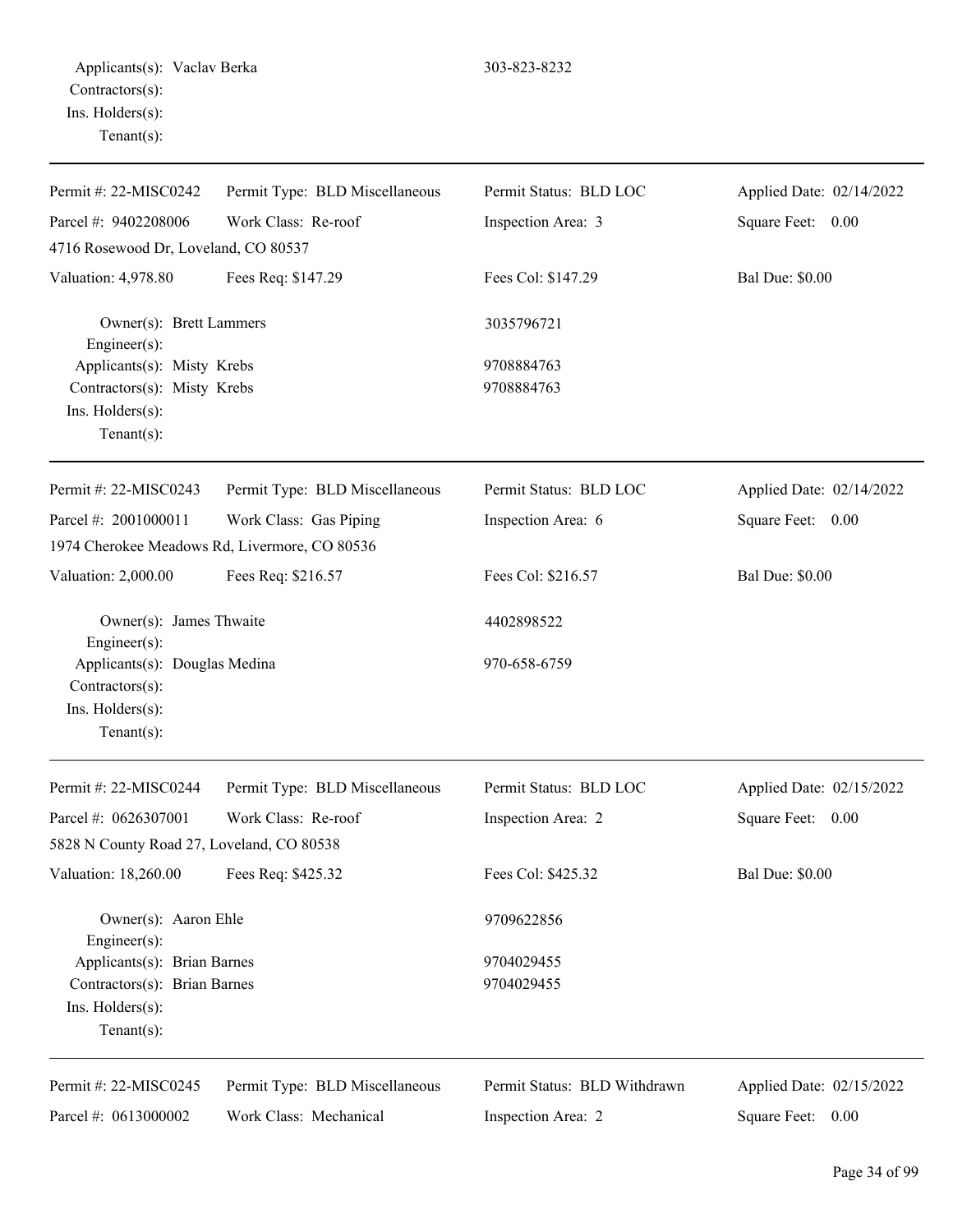Applicants(s): Vaclav Berka 303-823-8232
Contractors(s):
Ins. Holders(s):
Tenant(s):

---

| Permit #: 22-MISC0242 | Permit Type: BLD Miscellaneous | Permit Status: BLD LOC | Applied Date: 02/14/2022 |
|---|---|---|---|
| Parcel #: 9402208006 | Work Class: Re-roof | Inspection Area: 3 | Square Feet: 0.00 |
| 4716 Rosewood Dr, Loveland, CO 80537 | | | |
| Valuation: 4,978.80 | Fees Req: $147.29 | Fees Col: $147.29 | Bal Due: $0.00 |

Owner(s): Brett Lammers 3035796721
Engineer(s):
Applicants(s): Misty Krebs 9708884763
Contractors(s): Misty Krebs 9708884763
Ins. Holders(s):
Tenant(s):

---

| Permit #: 22-MISC0243 | Permit Type: BLD Miscellaneous | Permit Status: BLD LOC | Applied Date: 02/14/2022 |
|---|---|---|---|
| Parcel #: 2001000011 | Work Class: Gas Piping | Inspection Area: 6 | Square Feet: 0.00 |
| 1974 Cherokee Meadows Rd, Livermore, CO 80536 | | | |
| Valuation: 2,000.00 | Fees Req: $216.57 | Fees Col: $216.57 | Bal Due: $0.00 |

Owner(s): James Thwaite 4402898522
Engineer(s):
Applicants(s): Douglas Medina 970-658-6759
Contractors(s):
Ins. Holders(s):
Tenant(s):

---

| Permit #: 22-MISC0244 | Permit Type: BLD Miscellaneous | Permit Status: BLD LOC | Applied Date: 02/15/2022 |
|---|---|---|---|
| Parcel #: 0626307001 | Work Class: Re-roof | Inspection Area: 2 | Square Feet: 0.00 |
| 5828 N County Road 27, Loveland, CO 80538 | | | |
| Valuation: 18,260.00 | Fees Req: $425.32 | Fees Col: $425.32 | Bal Due: $0.00 |

Owner(s): Aaron Ehle 9709622856
Engineer(s):
Applicants(s): Brian Barnes 9704029455
Contractors(s): Brian Barnes 9704029455
Ins. Holders(s):
Tenant(s):

---

| Permit #: 22-MISC0245 | Permit Type: BLD Miscellaneous | Permit Status: BLD Withdrawn | Applied Date: 02/15/2022 |
|---|---|---|---|
| Parcel #: 0613000002 | Work Class: Mechanical | Inspection Area: 2 | Square Feet: 0.00 |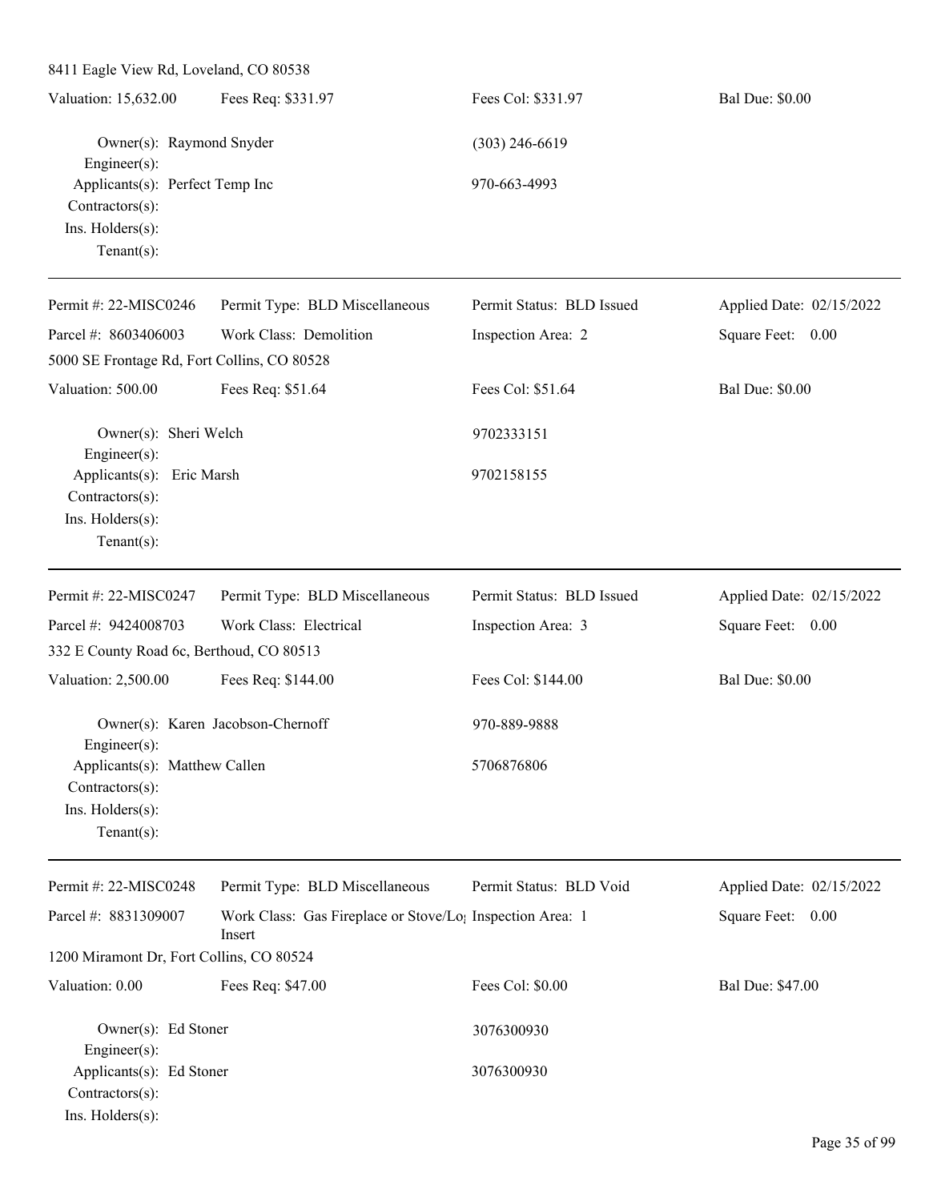8411 Eagle View Rd, Loveland, CO 80538

| Valuation: 15,632.00 | Fees Req: $331.97 | Fees Col: $331.97 | Bal Due: $0.00 |
|---|---|---|---|

Owner(s): Raymond Snyder — (303) 246-6619
Engineer(s):
Applicants(s): Perfect Temp Inc — 970-663-4993
Contractors(s):
Ins. Holders(s):
Tenant(s):

---

| Permit #: 22-MISC0246 | Permit Type: BLD Miscellaneous | Permit Status: BLD Issued | Applied Date: 02/15/2022 |
|---|---|---|---|
| Parcel #: 8603406003 | Work Class: Demolition | Inspection Area: 2 | Square Feet: 0.00 |

5000 SE Frontage Rd, Fort Collins, CO 80528

| Valuation: 500.00 | Fees Req: $51.64 | Fees Col: $51.64 | Bal Due: $0.00 |
|---|---|---|---|

Owner(s): Sheri Welch — 9702333151
Engineer(s):
Applicants(s): Eric Marsh — 9702158155
Contractors(s):
Ins. Holders(s):
Tenant(s):

---

| Permit #: 22-MISC0247 | Permit Type: BLD Miscellaneous | Permit Status: BLD Issued | Applied Date: 02/15/2022 |
|---|---|---|---|
| Parcel #: 9424008703 | Work Class: Electrical | Inspection Area: 3 | Square Feet: 0.00 |

332 E County Road 6c, Berthoud, CO 80513

| Valuation: 2,500.00 | Fees Req: $144.00 | Fees Col: $144.00 | Bal Due: $0.00 |
|---|---|---|---|

Owner(s): Karen Jacobson-Chernoff — 970-889-9888
Engineer(s):
Applicants(s): Matthew Callen — 5706876806
Contractors(s):
Ins. Holders(s):
Tenant(s):

---

| Permit #: 22-MISC0248 | Permit Type: BLD Miscellaneous | Permit Status: BLD Void | Applied Date: 02/15/2022 |
|---|---|---|---|
| Parcel #: 8831309007 | Work Class: Gas Fireplace or Stove/Log Insert | Inspection Area: 1 | Square Feet: 0.00 |

1200 Miramont Dr, Fort Collins, CO 80524

| Valuation: 0.00 | Fees Req: $47.00 | Fees Col: $0.00 | Bal Due: $47.00 |
|---|---|---|---|

Owner(s): Ed Stoner — 3076300930
Engineer(s):
Applicants(s): Ed Stoner — 3076300930
Contractors(s):
Ins. Holders(s):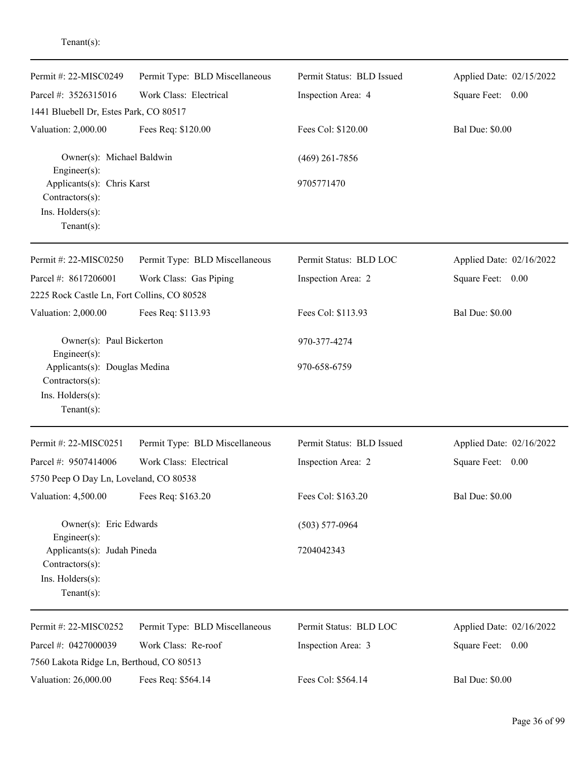Tenant(s):

---

| Permit #: 22-MISC0249 | Permit Type: BLD Miscellaneous | Permit Status: BLD Issued | Applied Date: 02/15/2022 |
|---|---|---|---|
| Parcel #: 3526315016 | Work Class: Electrical | Inspection Area: 4 | Square Feet: 0.00 |
| 1441 Bluebell Dr, Estes Park, CO 80517 | | | |
| Valuation: 2,000.00 | Fees Req: $120.00 | Fees Col: $120.00 | Bal Due: $0.00 |

Owner(s): Michael Baldwin (469) 261-7856
Engineer(s):
Applicants(s): Chris Karst 9705771470
Contractors(s):
Ins. Holders(s):
Tenant(s):

---

| Permit #: 22-MISC0250 | Permit Type: BLD Miscellaneous | Permit Status: BLD LOC | Applied Date: 02/16/2022 |
|---|---|---|---|
| Parcel #: 8617206001 | Work Class: Gas Piping | Inspection Area: 2 | Square Feet: 0.00 |
| 2225 Rock Castle Ln, Fort Collins, CO 80528 | | | |
| Valuation: 2,000.00 | Fees Req: $113.93 | Fees Col: $113.93 | Bal Due: $0.00 |

Owner(s): Paul Bickerton 970-377-4274
Engineer(s):
Applicants(s): Douglas Medina 970-658-6759
Contractors(s):
Ins. Holders(s):
Tenant(s):

---

| Permit #: 22-MISC0251 | Permit Type: BLD Miscellaneous | Permit Status: BLD Issued | Applied Date: 02/16/2022 |
|---|---|---|---|
| Parcel #: 9507414006 | Work Class: Electrical | Inspection Area: 2 | Square Feet: 0.00 |
| 5750 Peep O Day Ln, Loveland, CO 80538 | | | |
| Valuation: 4,500.00 | Fees Req: $163.20 | Fees Col: $163.20 | Bal Due: $0.00 |

Owner(s): Eric Edwards (503) 577-0964
Engineer(s):
Applicants(s): Judah Pineda 7204042343
Contractors(s):
Ins. Holders(s):
Tenant(s):

---

| Permit #: 22-MISC0252 | Permit Type: BLD Miscellaneous | Permit Status: BLD LOC | Applied Date: 02/16/2022 |
|---|---|---|---|
| Parcel #: 0427000039 | Work Class: Re-roof | Inspection Area: 3 | Square Feet: 0.00 |
| 7560 Lakota Ridge Ln, Berthoud, CO 80513 | | | |
| Valuation: 26,000.00 | Fees Req: $564.14 | Fees Col: $564.14 | Bal Due: $0.00 |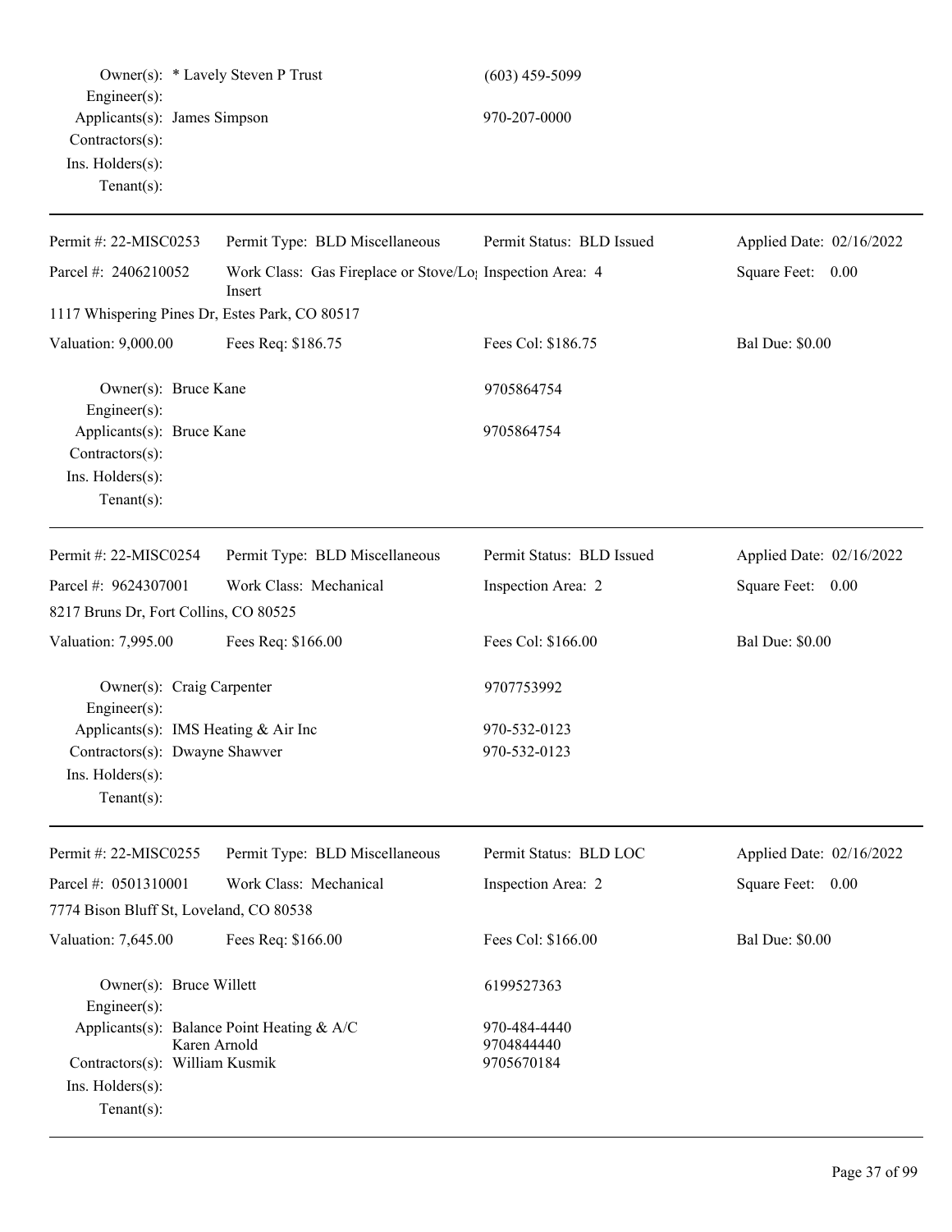Owner(s): * Lavely Steven P Trust (603) 459-5099
Engineer(s):
Applicants(s): James Simpson 970-207-0000
Contractors(s):
Ins. Holders(s):
Tenant(s):

---

| Permit #: 22-MISC0253 | Permit Type: BLD Miscellaneous | Permit Status: BLD Issued | Applied Date: 02/16/2022 |
|---|---|---|---|
| Parcel #: 2406210052 | Work Class: Gas Fireplace or Stove/Log Insert | Inspection Area: 4 | Square Feet: 0.00 |
| 1117 Whispering Pines Dr, Estes Park, CO 80517 | | | |
| Valuation: 9,000.00 | Fees Req: $186.75 | Fees Col: $186.75 | Bal Due: $0.00 |

Owner(s): Bruce Kane 9705864754
Engineer(s):
Applicants(s): Bruce Kane 9705864754
Contractors(s):
Ins. Holders(s):
Tenant(s):

---

| Permit #: 22-MISC0254 | Permit Type: BLD Miscellaneous | Permit Status: BLD Issued | Applied Date: 02/16/2022 |
|---|---|---|---|
| Parcel #: 9624307001 | Work Class: Mechanical | Inspection Area: 2 | Square Feet: 0.00 |
| 8217 Bruns Dr, Fort Collins, CO 80525 | | | |
| Valuation: 7,995.00 | Fees Req: $166.00 | Fees Col: $166.00 | Bal Due: $0.00 |

Owner(s): Craig Carpenter 9707753992
Engineer(s):
Applicants(s): IMS Heating & Air Inc 970-532-0123
Contractors(s): Dwayne Shawver 970-532-0123
Ins. Holders(s):
Tenant(s):

---

| Permit #: 22-MISC0255 | Permit Type: BLD Miscellaneous | Permit Status: BLD LOC | Applied Date: 02/16/2022 |
|---|---|---|---|
| Parcel #: 0501310001 | Work Class: Mechanical | Inspection Area: 2 | Square Feet: 0.00 |
| 7774 Bison Bluff St, Loveland, CO 80538 | | | |
| Valuation: 7,645.00 | Fees Req: $166.00 | Fees Col: $166.00 | Bal Due: $0.00 |

Owner(s): Bruce Willett 6199527363
Engineer(s):
Applicants(s): Balance Point Heating & A/C 970-484-4440
Karen Arnold 9704844440
Contractors(s): William Kusmik 9705670184
Ins. Holders(s):
Tenant(s):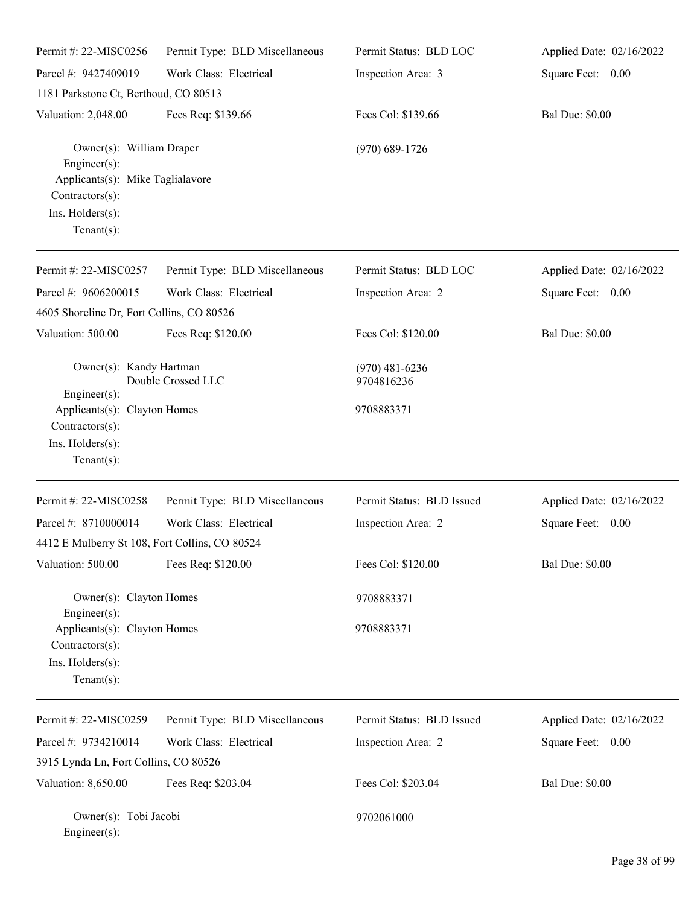| Permit #: 22-MISC0256 | Permit Type: BLD Miscellaneous | Permit Status: BLD LOC | Applied Date: 02/16/2022 |
|---|---|---|---|
| Parcel #: 9427409019 | Work Class: Electrical | Inspection Area: 3 | Square Feet: 0.00 |
| 1181 Parkstone Ct, Berthoud, CO 80513 | | | |
| Valuation: 2,048.00 | Fees Req: $139.66 | Fees Col: $139.66 | Bal Due: $0.00 |

Owner(s): William Draper — (970) 689-1726
Engineer(s):
Applicants(s): Mike Taglialavore
Contractors(s):
Ins. Holders(s):
Tenant(s):

---

| Permit #: 22-MISC0257 | Permit Type: BLD Miscellaneous | Permit Status: BLD LOC | Applied Date: 02/16/2022 |
|---|---|---|---|
| Parcel #: 9606200015 | Work Class: Electrical | Inspection Area: 2 | Square Feet: 0.00 |
| 4605 Shoreline Dr, Fort Collins, CO 80526 | | | |
| Valuation: 500.00 | Fees Req: $120.00 | Fees Col: $120.00 | Bal Due: $0.00 |

Owner(s): Kandy Hartman — (970) 481-6236
Double Crossed LLC — 9704816236
Engineer(s):
Applicants(s): Clayton Homes — 9708883371
Contractors(s):
Ins. Holders(s):
Tenant(s):

---

| Permit #: 22-MISC0258 | Permit Type: BLD Miscellaneous | Permit Status: BLD Issued | Applied Date: 02/16/2022 |
|---|---|---|---|
| Parcel #: 8710000014 | Work Class: Electrical | Inspection Area: 2 | Square Feet: 0.00 |
| 4412 E Mulberry St 108, Fort Collins, CO 80524 | | | |
| Valuation: 500.00 | Fees Req: $120.00 | Fees Col: $120.00 | Bal Due: $0.00 |

Owner(s): Clayton Homes — 9708883371
Engineer(s):
Applicants(s): Clayton Homes — 9708883371
Contractors(s):
Ins. Holders(s):
Tenant(s):

---

| Permit #: 22-MISC0259 | Permit Type: BLD Miscellaneous | Permit Status: BLD Issued | Applied Date: 02/16/2022 |
|---|---|---|---|
| Parcel #: 9734210014 | Work Class: Electrical | Inspection Area: 2 | Square Feet: 0.00 |
| 3915 Lynda Ln, Fort Collins, CO 80526 | | | |
| Valuation: 8,650.00 | Fees Req: $203.04 | Fees Col: $203.04 | Bal Due: $0.00 |

Owner(s): Tobi Jacobi — 9702061000
Engineer(s):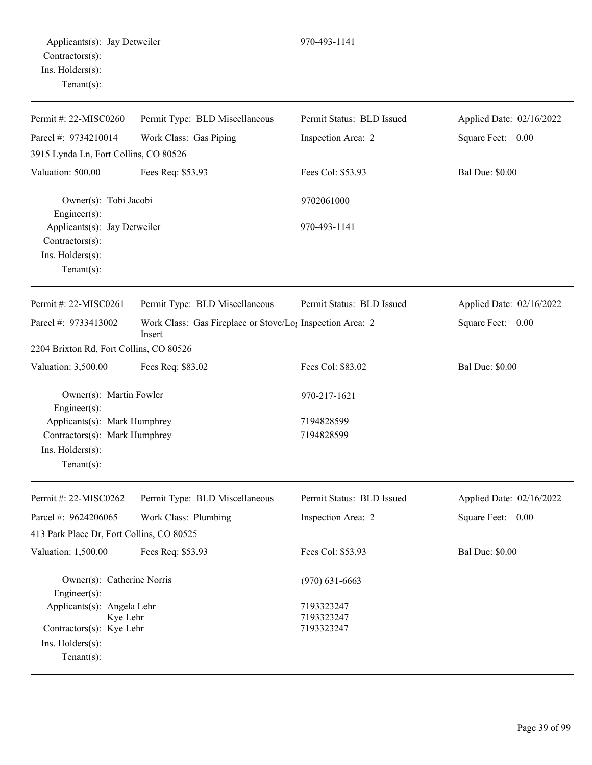Applicants(s): Jay Detweiler 970-493-1141
Contractors(s):
Ins. Holders(s):
Tenant(s):

---

| Permit #: 22-MISC0260 | Permit Type: BLD Miscellaneous | Permit Status: BLD Issued | Applied Date: 02/16/2022 |
|---|---|---|---|
| Parcel #: 9734210014 | Work Class: Gas Piping | Inspection Area: 2 | Square Feet: 0.00 |
| 3915 Lynda Ln, Fort Collins, CO 80526 | | | |
| Valuation: 500.00 | Fees Req: $53.93 | Fees Col: $53.93 | Bal Due: $0.00 |

Owner(s): Tobi Jacobi 9702061000
Engineer(s):
Applicants(s): Jay Detweiler 970-493-1141
Contractors(s):
Ins. Holders(s):
Tenant(s):

---

| Permit #: 22-MISC0261 | Permit Type: BLD Miscellaneous | Permit Status: BLD Issued | Applied Date: 02/16/2022 |
|---|---|---|---|
| Parcel #: 9733413002 | Work Class: Gas Fireplace or Stove/Log Insert | Inspection Area: 2 | Square Feet: 0.00 |
| 2204 Brixton Rd, Fort Collins, CO 80526 | | | |
| Valuation: 3,500.00 | Fees Req: $83.02 | Fees Col: $83.02 | Bal Due: $0.00 |

Owner(s): Martin Fowler 970-217-1621
Engineer(s):
Applicants(s): Mark Humphrey 7194828599
Contractors(s): Mark Humphrey 7194828599
Ins. Holders(s):
Tenant(s):

---

| Permit #: 22-MISC0262 | Permit Type: BLD Miscellaneous | Permit Status: BLD Issued | Applied Date: 02/16/2022 |
|---|---|---|---|
| Parcel #: 9624206065 | Work Class: Plumbing | Inspection Area: 2 | Square Feet: 0.00 |
| 413 Park Place Dr, Fort Collins, CO 80525 | | | |
| Valuation: 1,500.00 | Fees Req: $53.93 | Fees Col: $53.93 | Bal Due: $0.00 |

Owner(s): Catherine Norris (970) 631-6663
Engineer(s):
Applicants(s): Angela Lehr 7193323247
Kye Lehr 7193323247
Contractors(s): Kye Lehr 7193323247
Ins. Holders(s):
Tenant(s):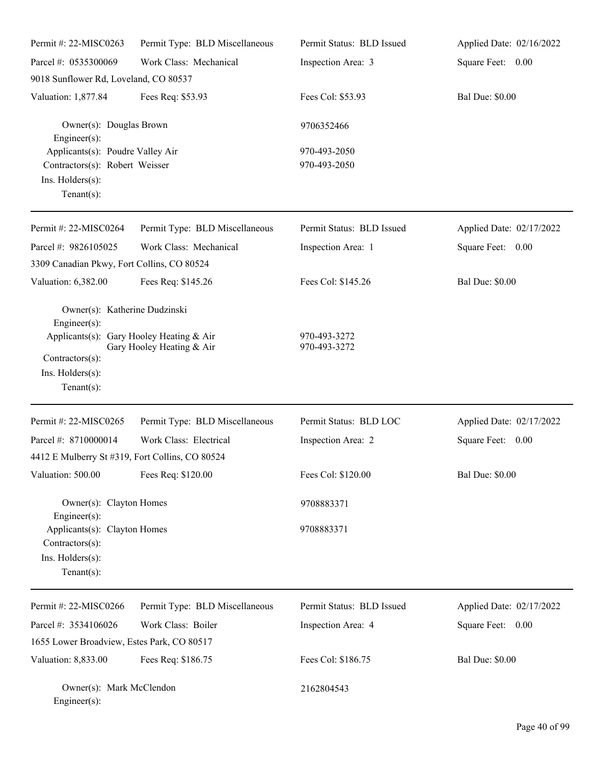| Permit #: 22-MISC0263 | Permit Type: BLD Miscellaneous | Permit Status: BLD Issued | Applied Date: 02/16/2022 |
|---|---|---|---|
| Parcel #: 0535300069 | Work Class: Mechanical | Inspection Area: 3 | Square Feet: 0.00 |
| 9018 Sunflower Rd, Loveland, CO 80537 | | | |
| Valuation: 1,877.84 | Fees Req: $53.93 | Fees Col: $53.93 | Bal Due: $0.00 |

Owner(s): Douglas Brown — 9706352466
Engineer(s):
Applicants(s): Poudre Valley Air — 970-493-2050
Contractors(s): Robert Weisser — 970-493-2050
Ins. Holders(s):
Tenant(s):

---

| Permit #: 22-MISC0264 | Permit Type: BLD Miscellaneous | Permit Status: BLD Issued | Applied Date: 02/17/2022 |
|---|---|---|---|
| Parcel #: 9826105025 | Work Class: Mechanical | Inspection Area: 1 | Square Feet: 0.00 |
| 3309 Canadian Pkwy, Fort Collins, CO 80524 | | | |
| Valuation: 6,382.00 | Fees Req: $145.26 | Fees Col: $145.26 | Bal Due: $0.00 |

Owner(s): Katherine Dudzinski
Engineer(s):
Applicants(s): Gary Hooley Heating & Air — 970-493-3272
Gary Hooley Heating & Air — 970-493-3272
Contractors(s):
Ins. Holders(s):
Tenant(s):

---

| Permit #: 22-MISC0265 | Permit Type: BLD Miscellaneous | Permit Status: BLD LOC | Applied Date: 02/17/2022 |
|---|---|---|---|
| Parcel #: 8710000014 | Work Class: Electrical | Inspection Area: 2 | Square Feet: 0.00 |
| 4412 E Mulberry St #319, Fort Collins, CO 80524 | | | |
| Valuation: 500.00 | Fees Req: $120.00 | Fees Col: $120.00 | Bal Due: $0.00 |

Owner(s): Clayton Homes — 9708883371
Engineer(s):
Applicants(s): Clayton Homes — 9708883371
Contractors(s):
Ins. Holders(s):
Tenant(s):

---

| Permit #: 22-MISC0266 | Permit Type: BLD Miscellaneous | Permit Status: BLD Issued | Applied Date: 02/17/2022 |
|---|---|---|---|
| Parcel #: 3534106026 | Work Class: Boiler | Inspection Area: 4 | Square Feet: 0.00 |
| 1655 Lower Broadview, Estes Park, CO 80517 | | | |
| Valuation: 8,833.00 | Fees Req: $186.75 | Fees Col: $186.75 | Bal Due: $0.00 |

Owner(s): Mark McClendon — 2162804543
Engineer(s):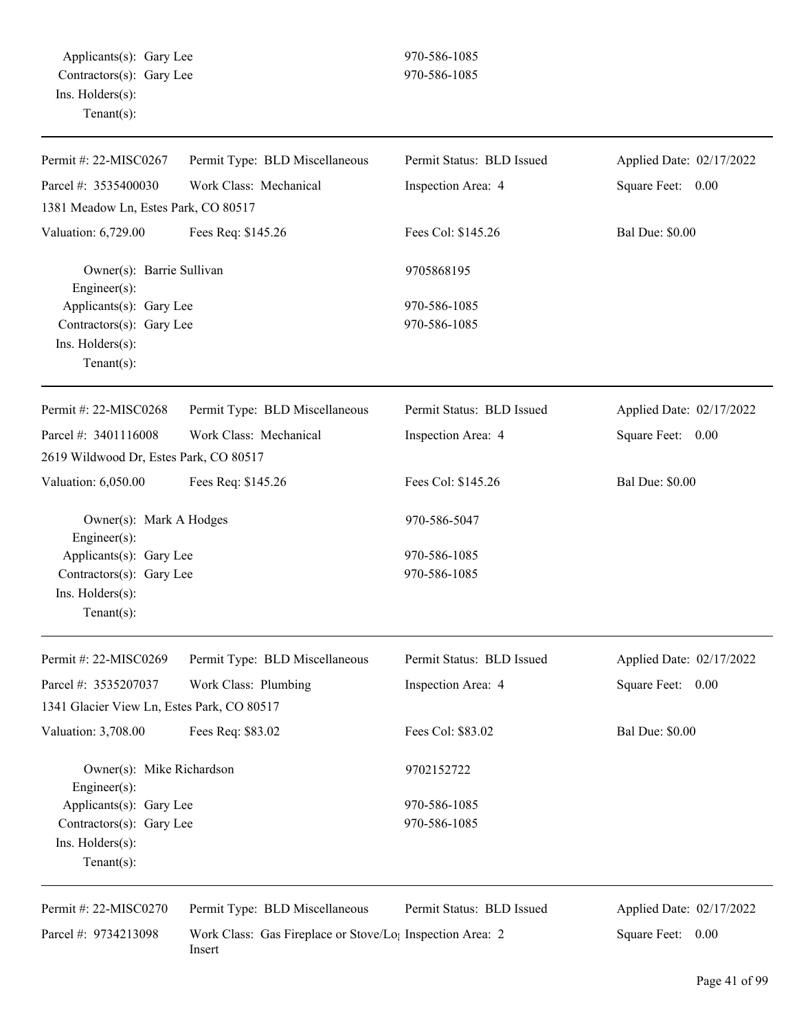Applicants(s): Gary Lee 970-586-1085
Contractors(s): Gary Lee 970-586-1085
Ins. Holders(s):
Tenant(s):

---

| Permit #: 22-MISC0267 | Permit Type: BLD Miscellaneous | Permit Status: BLD Issued | Applied Date: 02/17/2022 |
|---|---|---|---|
| Parcel #: 3535400030 | Work Class: Mechanical | Inspection Area: 4 | Square Feet: 0.00 |
| 1381 Meadow Ln, Estes Park, CO 80517 | | | |
| Valuation: 6,729.00 | Fees Req: $145.26 | Fees Col: $145.26 | Bal Due: $0.00 |

Owner(s): Barrie Sullivan 9705868195
Engineer(s):
Applicants(s): Gary Lee 970-586-1085
Contractors(s): Gary Lee 970-586-1085
Ins. Holders(s):
Tenant(s):

---

| Permit #: 22-MISC0268 | Permit Type: BLD Miscellaneous | Permit Status: BLD Issued | Applied Date: 02/17/2022 |
|---|---|---|---|
| Parcel #: 3401116008 | Work Class: Mechanical | Inspection Area: 4 | Square Feet: 0.00 |
| 2619 Wildwood Dr, Estes Park, CO 80517 | | | |
| Valuation: 6,050.00 | Fees Req: $145.26 | Fees Col: $145.26 | Bal Due: $0.00 |

Owner(s): Mark A Hodges 970-586-5047
Engineer(s):
Applicants(s): Gary Lee 970-586-1085
Contractors(s): Gary Lee 970-586-1085
Ins. Holders(s):
Tenant(s):

---

| Permit #: 22-MISC0269 | Permit Type: BLD Miscellaneous | Permit Status: BLD Issued | Applied Date: 02/17/2022 |
|---|---|---|---|
| Parcel #: 3535207037 | Work Class: Plumbing | Inspection Area: 4 | Square Feet: 0.00 |
| 1341 Glacier View Ln, Estes Park, CO 80517 | | | |
| Valuation: 3,708.00 | Fees Req: $83.02 | Fees Col: $83.02 | Bal Due: $0.00 |

Owner(s): Mike Richardson 9702152722
Engineer(s):
Applicants(s): Gary Lee 970-586-1085
Contractors(s): Gary Lee 970-586-1085
Ins. Holders(s):
Tenant(s):

---

| Permit #: 22-MISC0270 | Permit Type: BLD Miscellaneous | Permit Status: BLD Issued | Applied Date: 02/17/2022 |
|---|---|---|---|
| Parcel #: 9734213098 | Work Class: Gas Fireplace or Stove/Log Insert | Inspection Area: 2 | Square Feet: 0.00 |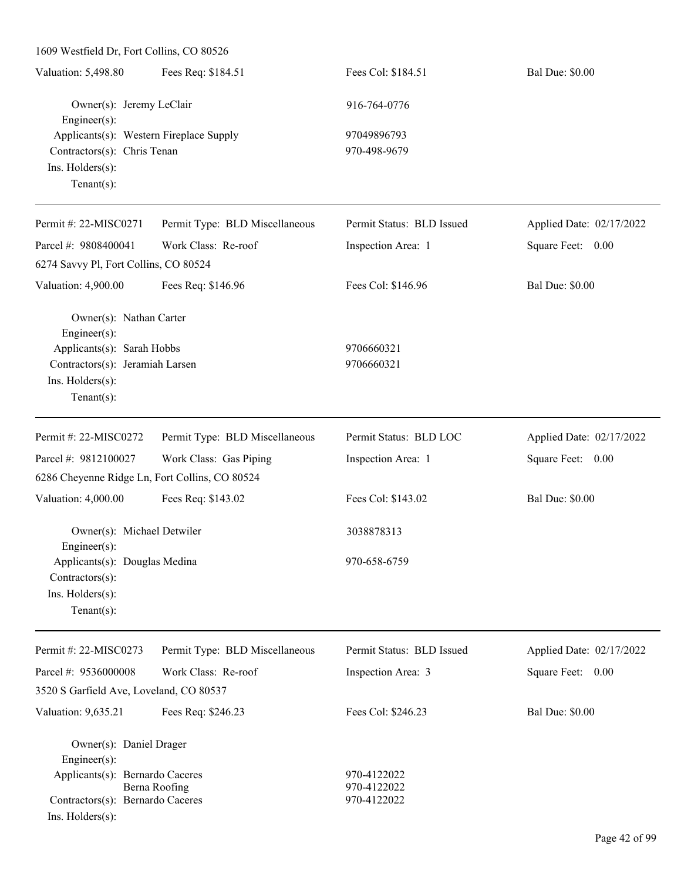1609 Westfield Dr, Fort Collins, CO 80526

| Valuation: 5,498.80 | Fees Req: $184.51 | Fees Col: $184.51 | Bal Due: $0.00 |
|---|---|---|---|

Owner(s): Jeremy LeClair — 916-764-0776
Engineer(s):
Applicants(s): Western Fireplace Supply — 97049896793
Contractors(s): Chris Tenan — 970-498-9679
Ins. Holders(s):
Tenant(s):

---

| Permit #: 22-MISC0271 | Permit Type: BLD Miscellaneous | Permit Status: BLD Issued | Applied Date: 02/17/2022 |
|---|---|---|---|
| Parcel #: 9808400041 | Work Class: Re-roof | Inspection Area: 1 | Square Feet: 0.00 |

6274 Savvy Pl, Fort Collins, CO 80524

| Valuation: 4,900.00 | Fees Req: $146.96 | Fees Col: $146.96 | Bal Due: $0.00 |
|---|---|---|---|

Owner(s): Nathan Carter
Engineer(s):
Applicants(s): Sarah Hobbs — 9706660321
Contractors(s): Jeramiah Larsen — 9706660321
Ins. Holders(s):
Tenant(s):

---

| Permit #: 22-MISC0272 | Permit Type: BLD Miscellaneous | Permit Status: BLD LOC | Applied Date: 02/17/2022 |
|---|---|---|---|
| Parcel #: 9812100027 | Work Class: Gas Piping | Inspection Area: 1 | Square Feet: 0.00 |

6286 Cheyenne Ridge Ln, Fort Collins, CO 80524

| Valuation: 4,000.00 | Fees Req: $143.02 | Fees Col: $143.02 | Bal Due: $0.00 |
|---|---|---|---|

Owner(s): Michael Detwiler — 3038878313
Engineer(s):
Applicants(s): Douglas Medina — 970-658-6759
Contractors(s):
Ins. Holders(s):
Tenant(s):

---

| Permit #: 22-MISC0273 | Permit Type: BLD Miscellaneous | Permit Status: BLD Issued | Applied Date: 02/17/2022 |
|---|---|---|---|
| Parcel #: 9536000008 | Work Class: Re-roof | Inspection Area: 3 | Square Feet: 0.00 |

3520 S Garfield Ave, Loveland, CO 80537

| Valuation: 9,635.21 | Fees Req: $246.23 | Fees Col: $246.23 | Bal Due: $0.00 |
|---|---|---|---|

Owner(s): Daniel Drager
Engineer(s):
Applicants(s): Bernardo Caceres — 970-4122022
Berna Roofing — 970-4122022
Contractors(s): Bernardo Caceres — 970-4122022
Ins. Holders(s):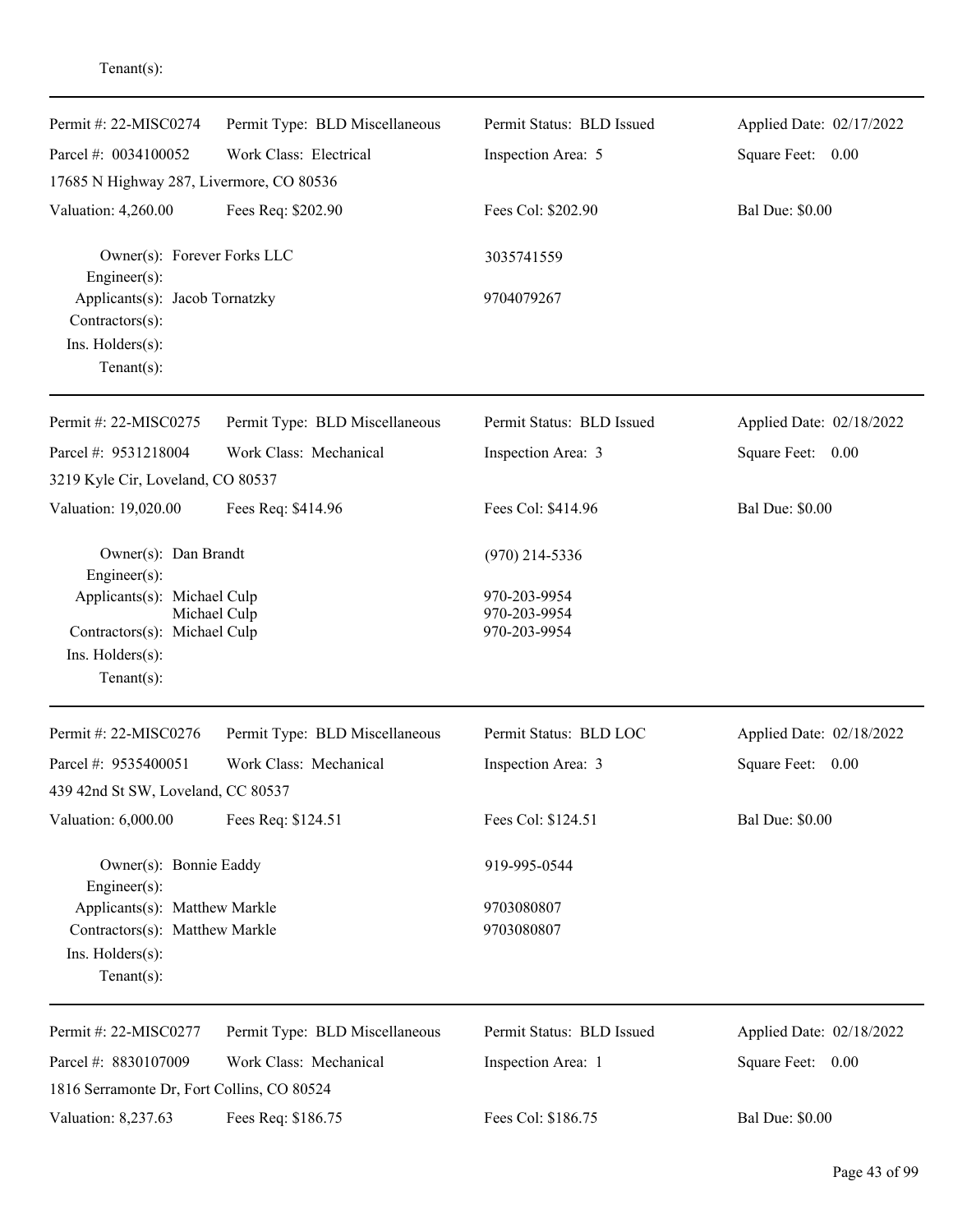Tenant(s):

---

| Permit #: 22-MISC0274 | Permit Type: BLD Miscellaneous | Permit Status: BLD Issued | Applied Date: 02/17/2022 |
|---|---|---|---|
| Parcel #: 0034100052 | Work Class: Electrical | Inspection Area: 5 | Square Feet: 0.00 |
| 17685 N Highway 287, Livermore, CO 80536 | | | |
| Valuation: 4,260.00 | Fees Req: $202.90 | Fees Col: $202.90 | Bal Due: $0.00 |

Owner(s): Forever Forks LLC — 3035741559
Engineer(s):
Applicants(s): Jacob Tornatzky — 9704079267
Contractors(s):
Ins. Holders(s):
Tenant(s):

---

| Permit #: 22-MISC0275 | Permit Type: BLD Miscellaneous | Permit Status: BLD Issued | Applied Date: 02/18/2022 |
|---|---|---|---|
| Parcel #: 9531218004 | Work Class: Mechanical | Inspection Area: 3 | Square Feet: 0.00 |
| 3219 Kyle Cir, Loveland, CO 80537 | | | |
| Valuation: 19,020.00 | Fees Req: $414.96 | Fees Col: $414.96 | Bal Due: $0.00 |

Owner(s): Dan Brandt — (970) 214-5336
Engineer(s):
Applicants(s): Michael Culp — 970-203-9954
Michael Culp — 970-203-9954
Contractors(s): Michael Culp — 970-203-9954
Ins. Holders(s):
Tenant(s):

---

| Permit #: 22-MISC0276 | Permit Type: BLD Miscellaneous | Permit Status: BLD LOC | Applied Date: 02/18/2022 |
|---|---|---|---|
| Parcel #: 9535400051 | Work Class: Mechanical | Inspection Area: 3 | Square Feet: 0.00 |
| 439 42nd St SW, Loveland, CC 80537 | | | |
| Valuation: 6,000.00 | Fees Req: $124.51 | Fees Col: $124.51 | Bal Due: $0.00 |

Owner(s): Bonnie Eaddy — 919-995-0544
Engineer(s):
Applicants(s): Matthew Markle — 9703080807
Contractors(s): Matthew Markle — 9703080807
Ins. Holders(s):
Tenant(s):

---

| Permit #: 22-MISC0277 | Permit Type: BLD Miscellaneous | Permit Status: BLD Issued | Applied Date: 02/18/2022 |
|---|---|---|---|
| Parcel #: 8830107009 | Work Class: Mechanical | Inspection Area: 1 | Square Feet: 0.00 |
| 1816 Serramonte Dr, Fort Collins, CO 80524 | | | |
| Valuation: 8,237.63 | Fees Req: $186.75 | Fees Col: $186.75 | Bal Due: $0.00 |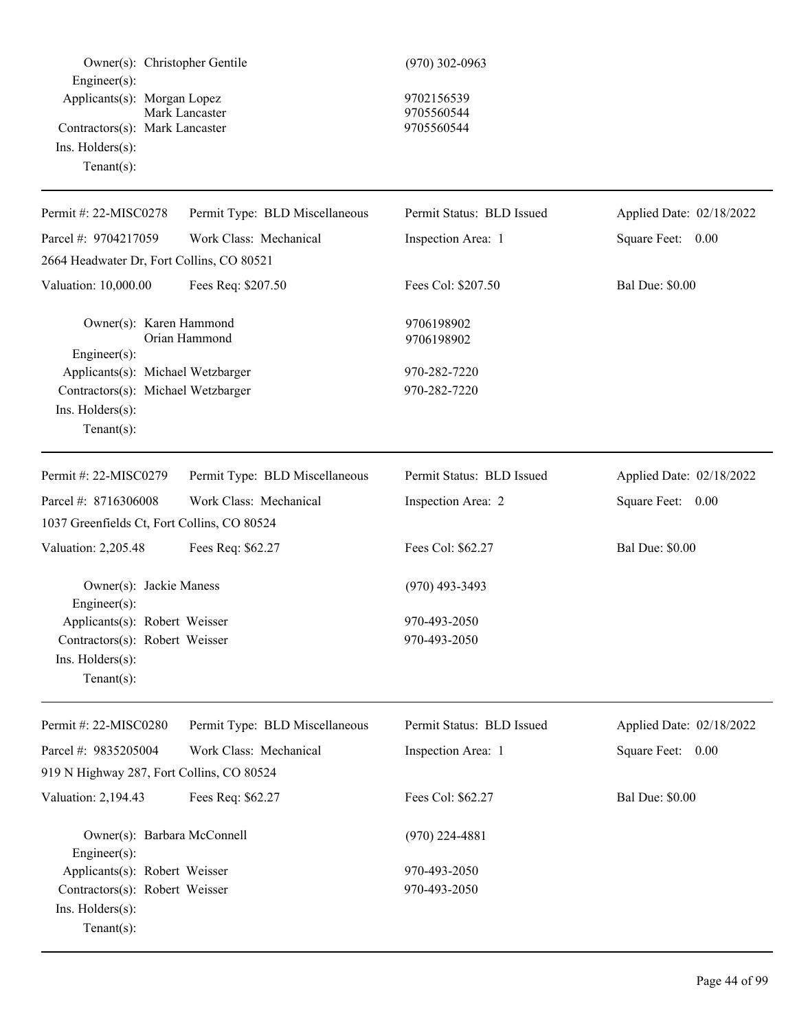| | | |
|---|---|---|
| Owner(s): | Christopher Gentile | (970) 302-0963 |
| Engineer(s): | | |
| Applicants(s): | Morgan Lopez | 9702156539 |
| | Mark Lancaster | 9705560544 |
| Contractors(s): | Mark Lancaster | 9705560544 |
| Ins. Holders(s): | | |
| Tenant(s): | | |

---

| | | | |
|---|---|---|---|
| Permit #: 22-MISC0278 | Permit Type: BLD Miscellaneous | Permit Status: BLD Issued | Applied Date: 02/18/2022 |
| Parcel #: 9704217059 | Work Class: Mechanical | Inspection Area: 1 | Square Feet: 0.00 |
| 2664 Headwater Dr, Fort Collins, CO 80521 | | | |
| Valuation: 10,000.00 | Fees Req: $207.50 | Fees Col: $207.50 | Bal Due: $0.00 |

| | | |
|---|---|---|
| Owner(s): | Karen Hammond | 9706198902 |
| | Orian Hammond | 9706198902 |
| Engineer(s): | | |
| Applicants(s): | Michael Wetzbarger | 970-282-7220 |
| Contractors(s): | Michael Wetzbarger | 970-282-7220 |
| Ins. Holders(s): | | |
| Tenant(s): | | |

---

| | | | |
|---|---|---|---|
| Permit #: 22-MISC0279 | Permit Type: BLD Miscellaneous | Permit Status: BLD Issued | Applied Date: 02/18/2022 |
| Parcel #: 8716306008 | Work Class: Mechanical | Inspection Area: 2 | Square Feet: 0.00 |
| 1037 Greenfields Ct, Fort Collins, CO 80524 | | | |
| Valuation: 2,205.48 | Fees Req: $62.27 | Fees Col: $62.27 | Bal Due: $0.00 |

| | | |
|---|---|---|
| Owner(s): | Jackie Maness | (970) 493-3493 |
| Engineer(s): | | |
| Applicants(s): | Robert Weisser | 970-493-2050 |
| Contractors(s): | Robert Weisser | 970-493-2050 |
| Ins. Holders(s): | | |
| Tenant(s): | | |

---

| | | | |
|---|---|---|---|
| Permit #: 22-MISC0280 | Permit Type: BLD Miscellaneous | Permit Status: BLD Issued | Applied Date: 02/18/2022 |
| Parcel #: 9835205004 | Work Class: Mechanical | Inspection Area: 1 | Square Feet: 0.00 |
| 919 N Highway 287, Fort Collins, CO 80524 | | | |
| Valuation: 2,194.43 | Fees Req: $62.27 | Fees Col: $62.27 | Bal Due: $0.00 |

| | | |
|---|---|---|
| Owner(s): | Barbara McConnell | (970) 224-4881 |
| Engineer(s): | | |
| Applicants(s): | Robert Weisser | 970-493-2050 |
| Contractors(s): | Robert Weisser | 970-493-2050 |
| Ins. Holders(s): | | |
| Tenant(s): | | |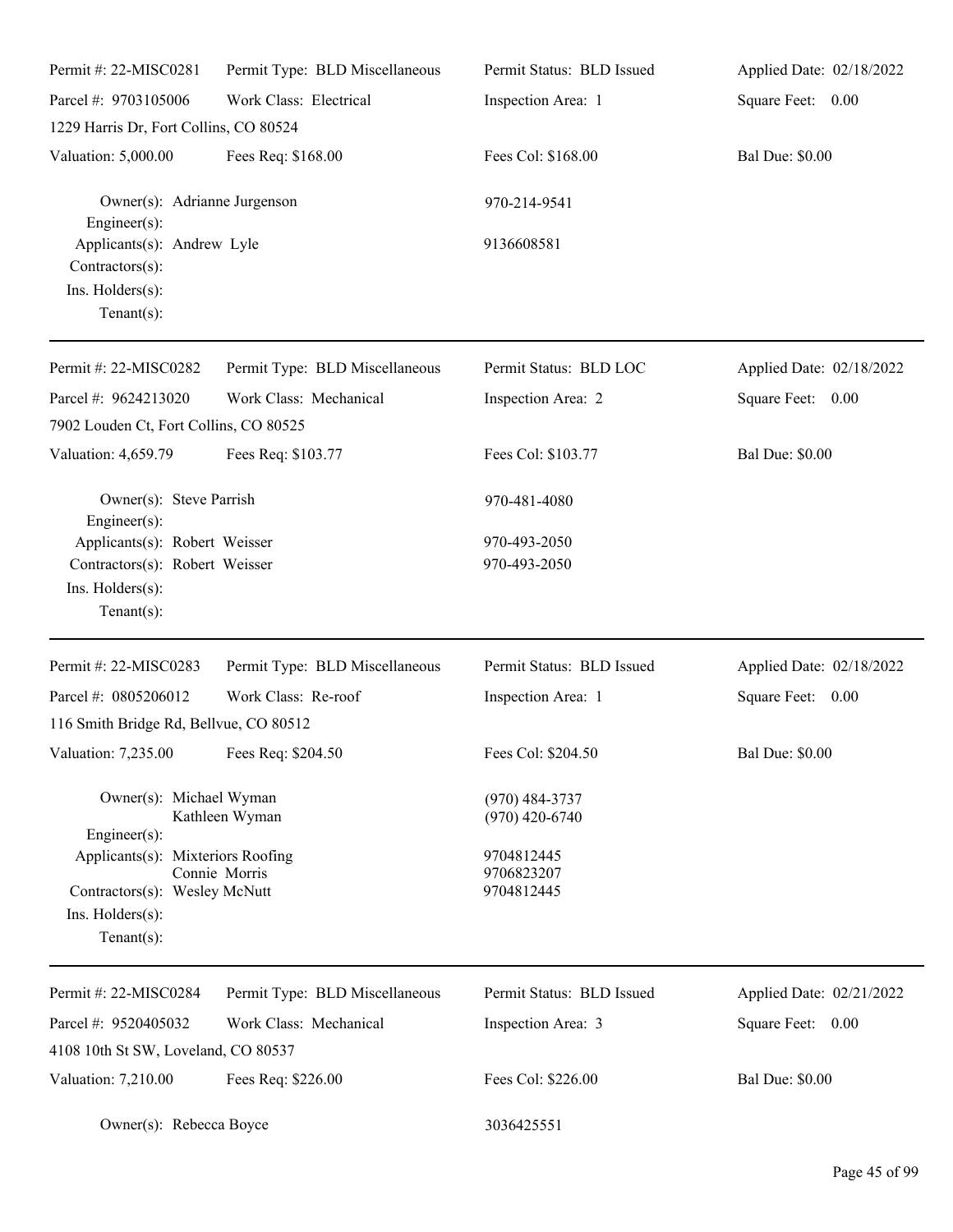| Permit #: 22-MISC0281 | Permit Type: BLD Miscellaneous | Permit Status: BLD Issued | Applied Date: 02/18/2022 |
|---|---|---|---|
| Parcel #: 9703105006 | Work Class: Electrical | Inspection Area: 1 | Square Feet: 0.00 |
| 1229 Harris Dr, Fort Collins, CO 80524 | | | |
| Valuation: 5,000.00 | Fees Req: $168.00 | Fees Col: $168.00 | Bal Due: $0.00 |

Owner(s): Adrianne Jurgenson — 970-214-9541
Engineer(s):
Applicants(s): Andrew Lyle — 9136608581
Contractors(s):
Ins. Holders(s):
Tenant(s):

---

| Permit #: 22-MISC0282 | Permit Type: BLD Miscellaneous | Permit Status: BLD LOC | Applied Date: 02/18/2022 |
|---|---|---|---|
| Parcel #: 9624213020 | Work Class: Mechanical | Inspection Area: 2 | Square Feet: 0.00 |
| 7902 Louden Ct, Fort Collins, CO 80525 | | | |
| Valuation: 4,659.79 | Fees Req: $103.77 | Fees Col: $103.77 | Bal Due: $0.00 |

Owner(s): Steve Parrish — 970-481-4080
Engineer(s):
Applicants(s): Robert Weisser — 970-493-2050
Contractors(s): Robert Weisser — 970-493-2050
Ins. Holders(s):
Tenant(s):

---

| Permit #: 22-MISC0283 | Permit Type: BLD Miscellaneous | Permit Status: BLD Issued | Applied Date: 02/18/2022 |
|---|---|---|---|
| Parcel #: 0805206012 | Work Class: Re-roof | Inspection Area: 1 | Square Feet: 0.00 |
| 116 Smith Bridge Rd, Bellvue, CO 80512 | | | |
| Valuation: 7,235.00 | Fees Req: $204.50 | Fees Col: $204.50 | Bal Due: $0.00 |

Owner(s): Michael Wyman — (970) 484-3737
Kathleen Wyman — (970) 420-6740
Engineer(s):
Applicants(s): Mixteriors Roofing — 9704812445
Connie Morris — 9706823207
Contractors(s): Wesley McNutt — 9704812445
Ins. Holders(s):
Tenant(s):

---

| Permit #: 22-MISC0284 | Permit Type: BLD Miscellaneous | Permit Status: BLD Issued | Applied Date: 02/21/2022 |
|---|---|---|---|
| Parcel #: 9520405032 | Work Class: Mechanical | Inspection Area: 3 | Square Feet: 0.00 |
| 4108 10th St SW, Loveland, CO 80537 | | | |
| Valuation: 7,210.00 | Fees Req: $226.00 | Fees Col: $226.00 | Bal Due: $0.00 |

Owner(s): Rebecca Boyce — 3036425551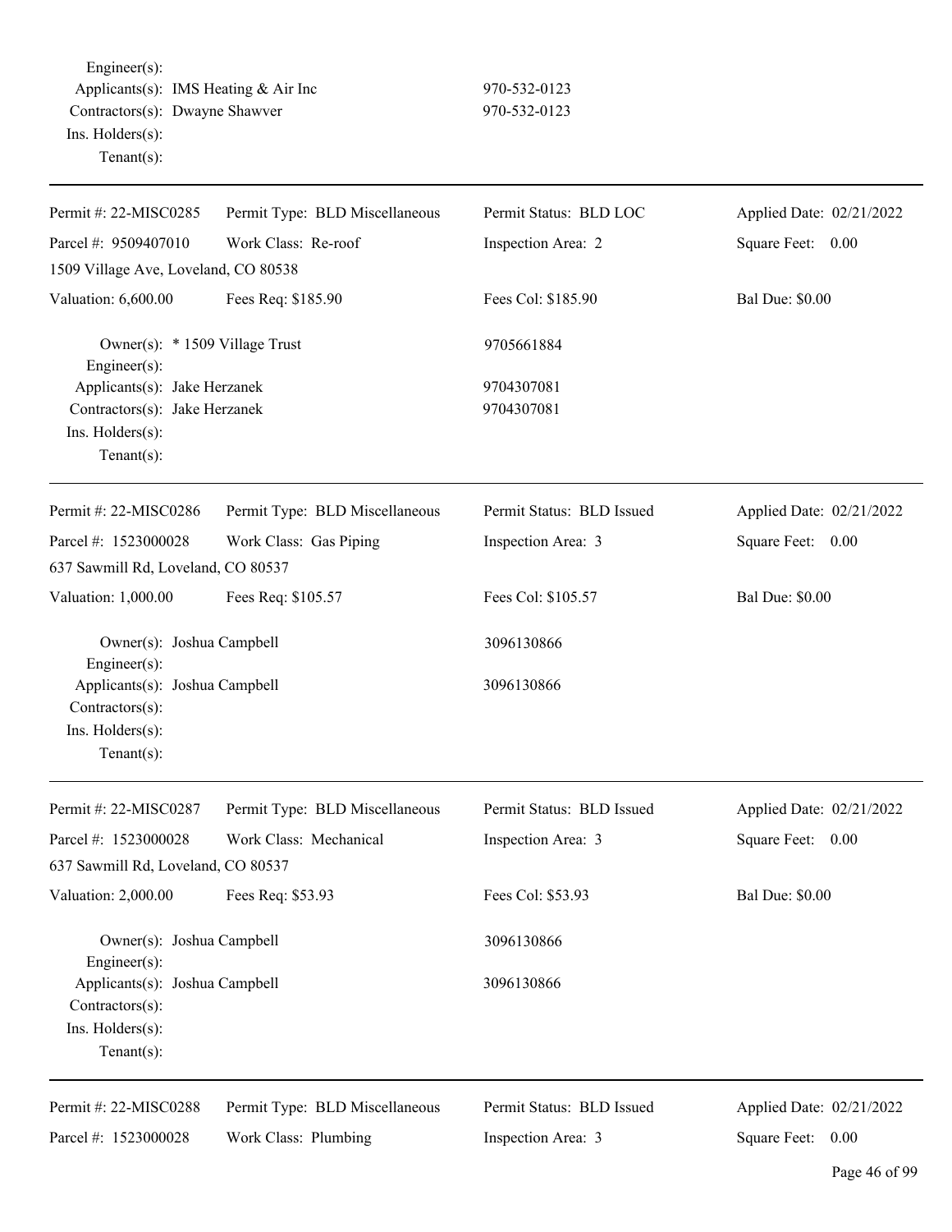Engineer(s):
Applicants(s): IMS Heating & Air Inc 970-532-0123
Contractors(s): Dwayne Shawver 970-532-0123
Ins. Holders(s):
Tenant(s):

---

| | | | |
|---|---|---|---|
| Permit #: 22-MISC0285 | Permit Type: BLD Miscellaneous | Permit Status: BLD LOC | Applied Date: 02/21/2022 |
| Parcel #: 9509407010 | Work Class: Re-roof | Inspection Area: 2 | Square Feet: 0.00 |
| 1509 Village Ave, Loveland, CO 80538 | | | |
| Valuation: 6,600.00 | Fees Req: $185.90 | Fees Col: $185.90 | Bal Due: $0.00 |

Owner(s): * 1509 Village Trust 9705661884
Engineer(s):
Applicants(s): Jake Herzanek 9704307081
Contractors(s): Jake Herzanek 9704307081
Ins. Holders(s):
Tenant(s):

---

| | | | |
|---|---|---|---|
| Permit #: 22-MISC0286 | Permit Type: BLD Miscellaneous | Permit Status: BLD Issued | Applied Date: 02/21/2022 |
| Parcel #: 1523000028 | Work Class: Gas Piping | Inspection Area: 3 | Square Feet: 0.00 |
| 637 Sawmill Rd, Loveland, CO 80537 | | | |
| Valuation: 1,000.00 | Fees Req: $105.57 | Fees Col: $105.57 | Bal Due: $0.00 |

Owner(s): Joshua Campbell 3096130866
Engineer(s):
Applicants(s): Joshua Campbell 3096130866
Contractors(s):
Ins. Holders(s):
Tenant(s):

---

| | | | |
|---|---|---|---|
| Permit #: 22-MISC0287 | Permit Type: BLD Miscellaneous | Permit Status: BLD Issued | Applied Date: 02/21/2022 |
| Parcel #: 1523000028 | Work Class: Mechanical | Inspection Area: 3 | Square Feet: 0.00 |
| 637 Sawmill Rd, Loveland, CO 80537 | | | |
| Valuation: 2,000.00 | Fees Req: $53.93 | Fees Col: $53.93 | Bal Due: $0.00 |

Owner(s): Joshua Campbell 3096130866
Engineer(s):
Applicants(s): Joshua Campbell 3096130866
Contractors(s):
Ins. Holders(s):
Tenant(s):

---

| | | | |
|---|---|---|---|
| Permit #: 22-MISC0288 | Permit Type: BLD Miscellaneous | Permit Status: BLD Issued | Applied Date: 02/21/2022 |
| Parcel #: 1523000028 | Work Class: Plumbing | Inspection Area: 3 | Square Feet: 0.00 |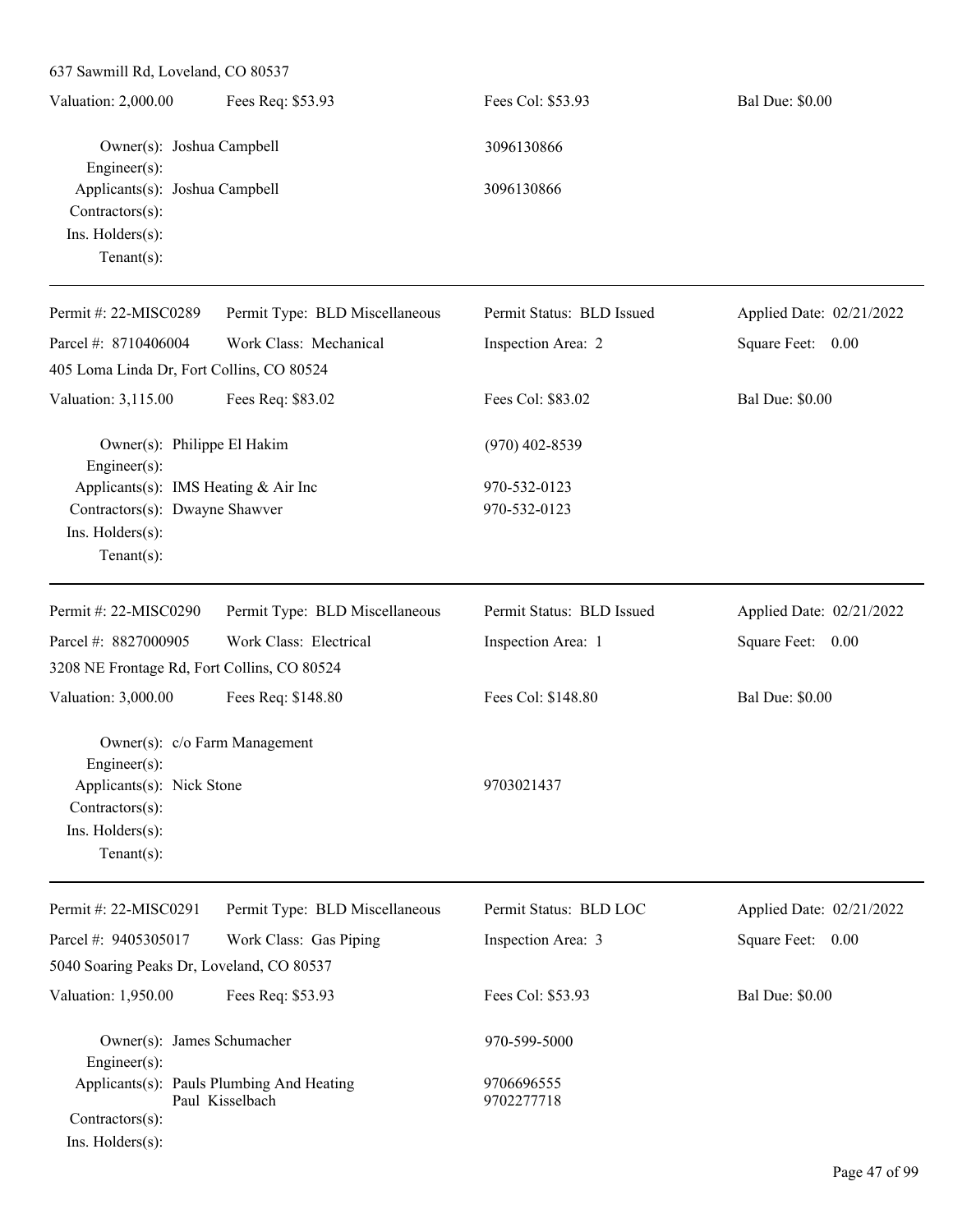637 Sawmill Rd, Loveland, CO 80537

| Valuation: 2,000.00 | Fees Req: $53.93 | Fees Col: $53.93 | Bal Due: $0.00 |
|---|---|---|---|

Owner(s): Joshua Campbell 3096130866
Engineer(s):
Applicants(s): Joshua Campbell 3096130866
Contractors(s):
Ins. Holders(s):
Tenant(s):

---

| Permit #: 22-MISC0289 | Permit Type: BLD Miscellaneous | Permit Status: BLD Issued | Applied Date: 02/21/2022 |
|---|---|---|---|
| Parcel #: 8710406004 | Work Class: Mechanical | Inspection Area: 2 | Square Feet: 0.00 |

405 Loma Linda Dr, Fort Collins, CO 80524

| Valuation: 3,115.00 | Fees Req: $83.02 | Fees Col: $83.02 | Bal Due: $0.00 |
|---|---|---|---|

Owner(s): Philippe El Hakim (970) 402-8539
Engineer(s):
Applicants(s): IMS Heating & Air Inc 970-532-0123
Contractors(s): Dwayne Shawver 970-532-0123
Ins. Holders(s):
Tenant(s):

---

| Permit #: 22-MISC0290 | Permit Type: BLD Miscellaneous | Permit Status: BLD Issued | Applied Date: 02/21/2022 |
|---|---|---|---|
| Parcel #: 8827000905 | Work Class: Electrical | Inspection Area: 1 | Square Feet: 0.00 |

3208 NE Frontage Rd, Fort Collins, CO 80524

| Valuation: 3,000.00 | Fees Req: $148.80 | Fees Col: $148.80 | Bal Due: $0.00 |
|---|---|---|---|

Owner(s): c/o Farm Management
Engineer(s):
Applicants(s): Nick Stone 9703021437
Contractors(s):
Ins. Holders(s):
Tenant(s):

---

| Permit #: 22-MISC0291 | Permit Type: BLD Miscellaneous | Permit Status: BLD LOC | Applied Date: 02/21/2022 |
|---|---|---|---|
| Parcel #: 9405305017 | Work Class: Gas Piping | Inspection Area: 3 | Square Feet: 0.00 |

5040 Soaring Peaks Dr, Loveland, CO 80537

| Valuation: 1,950.00 | Fees Req: $53.93 | Fees Col: $53.93 | Bal Due: $0.00 |
|---|---|---|---|

Owner(s): James Schumacher 970-599-5000
Engineer(s):
Applicants(s): Pauls Plumbing And Heating 9706696555
Paul Kisselbach 9702277718
Contractors(s):
Ins. Holders(s):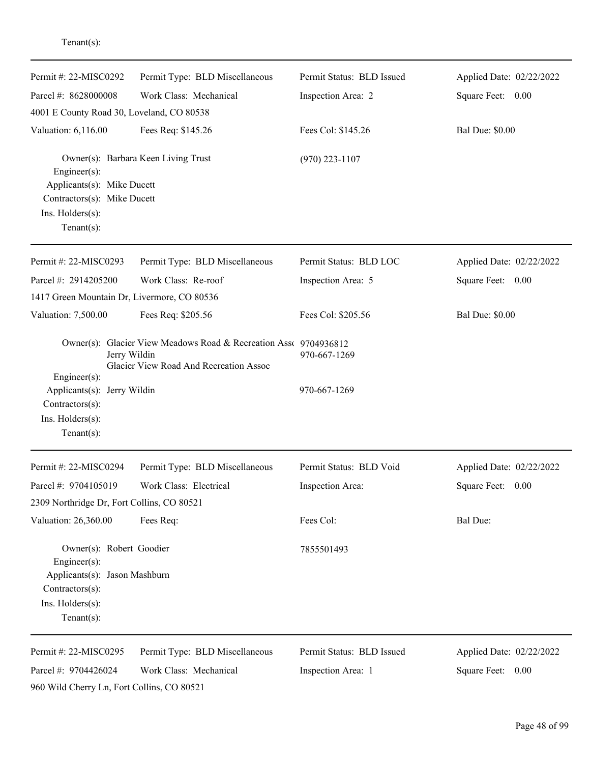Tenant(s):

---

| Permit #: 22-MISC0292 | Permit Type: BLD Miscellaneous | Permit Status: BLD Issued | Applied Date: 02/22/2022 |
|---|---|---|---|
| Parcel #: 8628000008 | Work Class: Mechanical | Inspection Area: 2 | Square Feet: 0.00 |
| 4001 E County Road 30, Loveland, CO 80538 | | | |
| Valuation: 6,116.00 | Fees Req: $145.26 | Fees Col: $145.26 | Bal Due: $0.00 |

Owner(s): Barbara Keen Living Trust (970) 223-1107
Engineer(s):
Applicants(s): Mike Ducett
Contractors(s): Mike Ducett
Ins. Holders(s):
Tenant(s):

---

| Permit #: 22-MISC0293 | Permit Type: BLD Miscellaneous | Permit Status: BLD LOC | Applied Date: 02/22/2022 |
|---|---|---|---|
| Parcel #: 2914205200 | Work Class: Re-roof | Inspection Area: 5 | Square Feet: 0.00 |
| 1417 Green Mountain Dr, Livermore, CO 80536 | | | |
| Valuation: 7,500.00 | Fees Req: $205.56 | Fees Col: $205.56 | Bal Due: $0.00 |

Owner(s): Glacier View Meadows Road & Recreation Asso 9704936812
Jerry Wildin 970-667-1269
Glacier View Road And Recreation Assoc
Engineer(s):
Applicants(s): Jerry Wildin 970-667-1269
Contractors(s):
Ins. Holders(s):
Tenant(s):

---

| Permit #: 22-MISC0294 | Permit Type: BLD Miscellaneous | Permit Status: BLD Void | Applied Date: 02/22/2022 |
|---|---|---|---|
| Parcel #: 9704105019 | Work Class: Electrical | Inspection Area: | Square Feet: 0.00 |
| 2309 Northridge Dr, Fort Collins, CO 80521 | | | |
| Valuation: 26,360.00 | Fees Req: | Fees Col: | Bal Due: |

Owner(s): Robert Goodier 7855501493
Engineer(s):
Applicants(s): Jason Mashburn
Contractors(s):
Ins. Holders(s):
Tenant(s):

---

| Permit #: 22-MISC0295 | Permit Type: BLD Miscellaneous | Permit Status: BLD Issued | Applied Date: 02/22/2022 |
|---|---|---|---|
| Parcel #: 9704426024 | Work Class: Mechanical | Inspection Area: 1 | Square Feet: 0.00 |
| 960 Wild Cherry Ln, Fort Collins, CO 80521 | | | |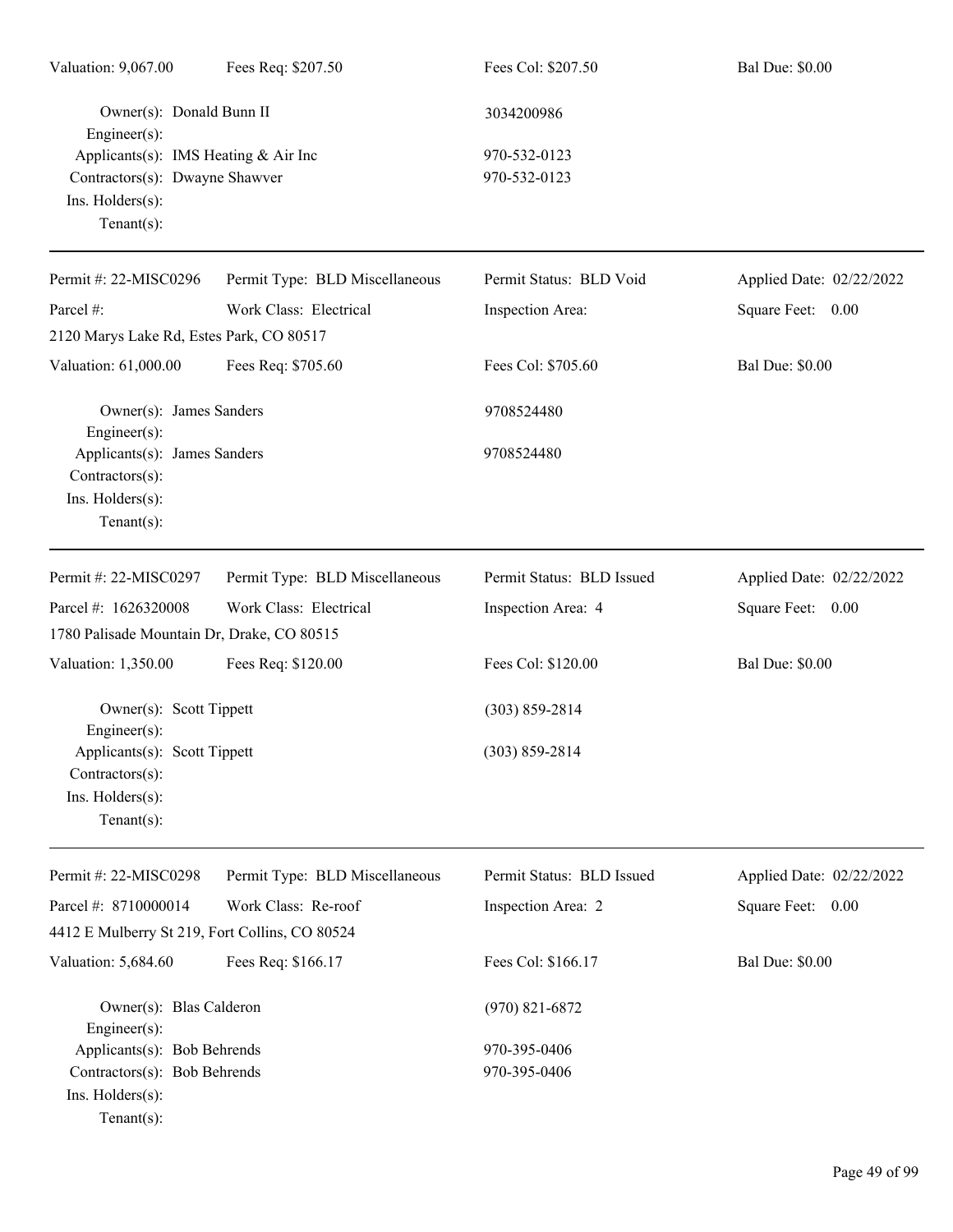Valuation: 9,067.00 Fees Req: $207.50 Fees Col: $207.50 Bal Due: $0.00

Owner(s): Donald Bunn II 3034200986
Engineer(s):
Applicants(s): IMS Heating & Air Inc 970-532-0123
Contractors(s): Dwayne Shawver 970-532-0123
Ins. Holders(s):
Tenant(s):

---

Permit #: 22-MISC0296 Permit Type: BLD Miscellaneous Permit Status: BLD Void Applied Date: 02/22/2022
Parcel #: Work Class: Electrical Inspection Area: Square Feet: 0.00
2120 Marys Lake Rd, Estes Park, CO 80517
Valuation: 61,000.00 Fees Req: $705.60 Fees Col: $705.60 Bal Due: $0.00

Owner(s): James Sanders 9708524480
Engineer(s):
Applicants(s): James Sanders 9708524480
Contractors(s):
Ins. Holders(s):
Tenant(s):

---

Permit #: 22-MISC0297 Permit Type: BLD Miscellaneous Permit Status: BLD Issued Applied Date: 02/22/2022
Parcel #: 1626320008 Work Class: Electrical Inspection Area: 4 Square Feet: 0.00
1780 Palisade Mountain Dr, Drake, CO 80515
Valuation: 1,350.00 Fees Req: $120.00 Fees Col: $120.00 Bal Due: $0.00

Owner(s): Scott Tippett (303) 859-2814
Engineer(s):
Applicants(s): Scott Tippett (303) 859-2814
Contractors(s):
Ins. Holders(s):
Tenant(s):

---

Permit #: 22-MISC0298 Permit Type: BLD Miscellaneous Permit Status: BLD Issued Applied Date: 02/22/2022
Parcel #: 8710000014 Work Class: Re-roof Inspection Area: 2 Square Feet: 0.00
4412 E Mulberry St 219, Fort Collins, CO 80524
Valuation: 5,684.60 Fees Req: $166.17 Fees Col: $166.17 Bal Due: $0.00

Owner(s): Blas Calderon (970) 821-6872
Engineer(s):
Applicants(s): Bob Behrends 970-395-0406
Contractors(s): Bob Behrends 970-395-0406
Ins. Holders(s):
Tenant(s):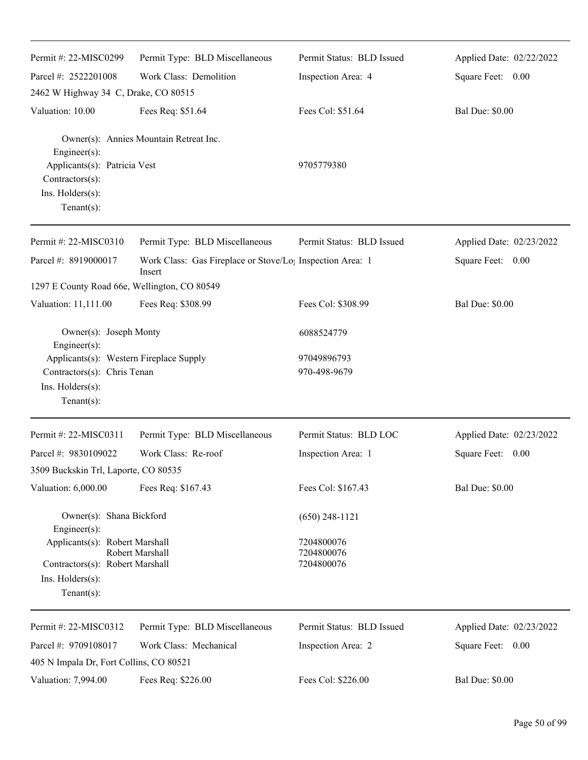Permit #: 22-MISC0299 | Permit Type: BLD Miscellaneous | Permit Status: BLD Issued | Applied Date: 02/22/2022

Parcel #: 2522201008 | Work Class: Demolition | Inspection Area: 4 | Square Feet: 0.00

2462 W Highway 34 C, Drake, CO 80515

Valuation: 10.00 | Fees Req: $51.64 | Fees Col: $51.64 | Bal Due: $0.00

Owner(s): Annies Mountain Retreat Inc.
Engineer(s):
Applicants(s): Patricia Vest 9705779380
Contractors(s):
Ins. Holders(s):
Tenant(s):

---

Permit #: 22-MISC0310 | Permit Type: BLD Miscellaneous | Permit Status: BLD Issued | Applied Date: 02/23/2022

Parcel #: 8919000017 | Work Class: Gas Fireplace or Stove/Log Insert | Inspection Area: 1 | Square Feet: 0.00

1297 E County Road 66e, Wellington, CO 80549

Valuation: 11,111.00 | Fees Req: $308.99 | Fees Col: $308.99 | Bal Due: $0.00

Owner(s): Joseph Monty 6088524779
Engineer(s):
Applicants(s): Western Fireplace Supply 97049896793
Contractors(s): Chris Tenan 970-498-9679
Ins. Holders(s):
Tenant(s):

---

Permit #: 22-MISC0311 | Permit Type: BLD Miscellaneous | Permit Status: BLD LOC | Applied Date: 02/23/2022

Parcel #: 9830109022 | Work Class: Re-roof | Inspection Area: 1 | Square Feet: 0.00

3509 Buckskin Trl, Laporte, CO 80535

Valuation: 6,000.00 | Fees Req: $167.43 | Fees Col: $167.43 | Bal Due: $0.00

Owner(s): Shana Bickford (650) 248-1121
Engineer(s):
Applicants(s): Robert Marshall 7204800076
Robert Marshall 7204800076
Contractors(s): Robert Marshall 7204800076
Ins. Holders(s):
Tenant(s):

---

Permit #: 22-MISC0312 | Permit Type: BLD Miscellaneous | Permit Status: BLD Issued | Applied Date: 02/23/2022

Parcel #: 9709108017 | Work Class: Mechanical | Inspection Area: 2 | Square Feet: 0.00

405 N Impala Dr, Fort Collins, CO 80521

Valuation: 7,994.00 | Fees Req: $226.00 | Fees Col: $226.00 | Bal Due: $0.00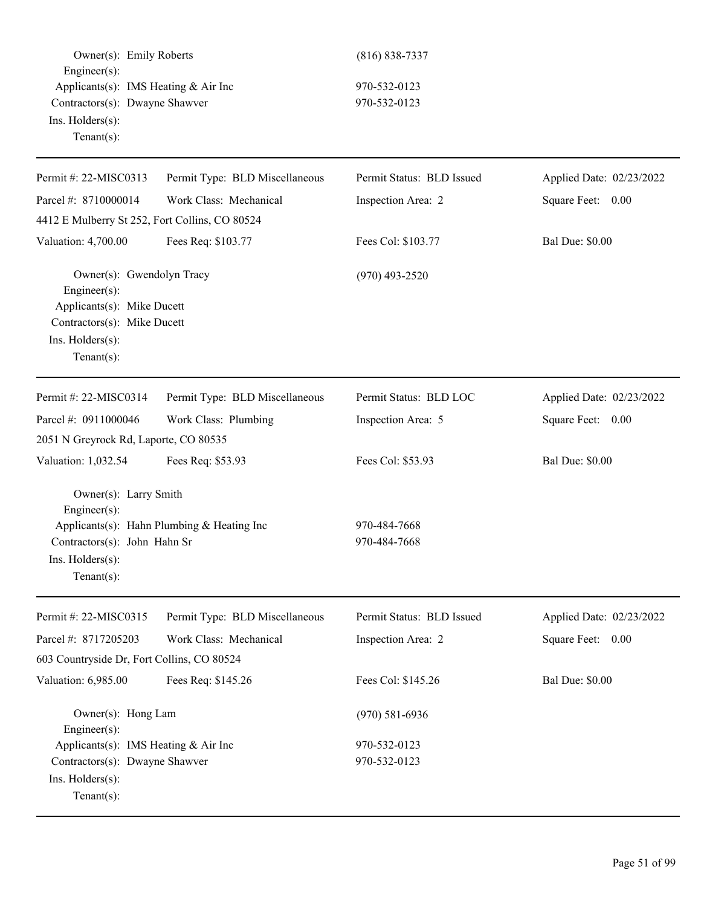Owner(s): Emily Roberts (816) 838-7337
Engineer(s):
Applicants(s): IMS Heating & Air Inc 970-532-0123
Contractors(s): Dwayne Shawver 970-532-0123
Ins. Holders(s):
Tenant(s):

---

Permit #: 22-MISC0313 Permit Type: BLD Miscellaneous Permit Status: BLD Issued Applied Date: 02/23/2022
Parcel #: 8710000014 Work Class: Mechanical Inspection Area: 2 Square Feet: 0.00
4412 E Mulberry St 252, Fort Collins, CO 80524
Valuation: 4,700.00 Fees Req: $103.77 Fees Col: $103.77 Bal Due: $0.00

Owner(s): Gwendolyn Tracy (970) 493-2520
Engineer(s):
Applicants(s): Mike Ducett
Contractors(s): Mike Ducett
Ins. Holders(s):
Tenant(s):

---

Permit #: 22-MISC0314 Permit Type: BLD Miscellaneous Permit Status: BLD LOC Applied Date: 02/23/2022
Parcel #: 0911000046 Work Class: Plumbing Inspection Area: 5 Square Feet: 0.00
2051 N Greyrock Rd, Laporte, CO 80535
Valuation: 1,032.54 Fees Req: $53.93 Fees Col: $53.93 Bal Due: $0.00

Owner(s): Larry Smith
Engineer(s):
Applicants(s): Hahn Plumbing & Heating Inc 970-484-7668
Contractors(s): John Hahn Sr 970-484-7668
Ins. Holders(s):
Tenant(s):

---

Permit #: 22-MISC0315 Permit Type: BLD Miscellaneous Permit Status: BLD Issued Applied Date: 02/23/2022
Parcel #: 8717205203 Work Class: Mechanical Inspection Area: 2 Square Feet: 0.00
603 Countryside Dr, Fort Collins, CO 80524
Valuation: 6,985.00 Fees Req: $145.26 Fees Col: $145.26 Bal Due: $0.00

Owner(s): Hong Lam (970) 581-6936
Engineer(s):
Applicants(s): IMS Heating & Air Inc 970-532-0123
Contractors(s): Dwayne Shawver 970-532-0123
Ins. Holders(s):
Tenant(s):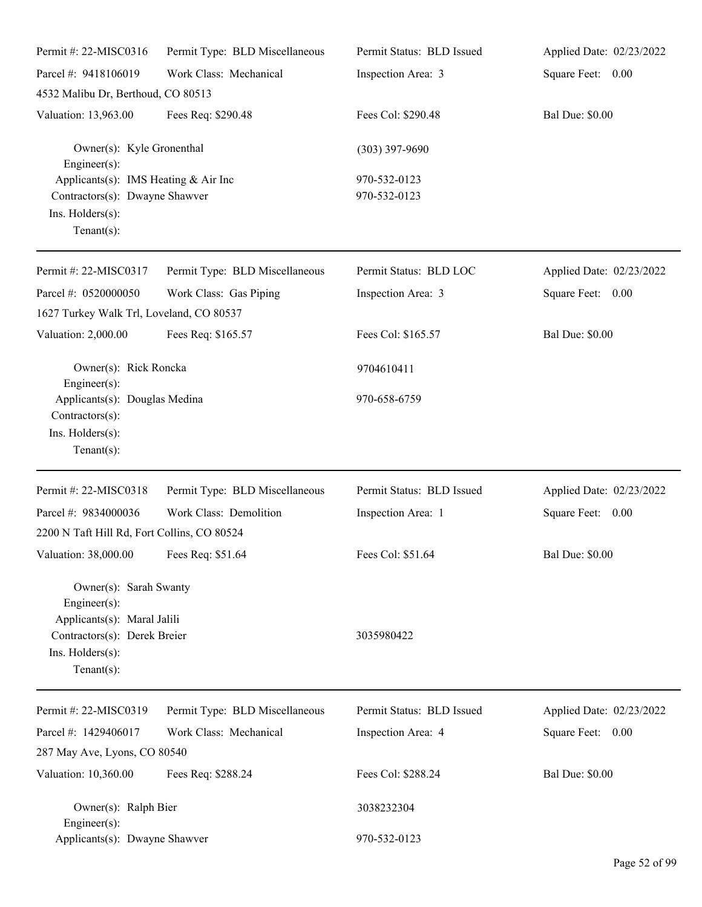| Permit #: 22-MISC0316 | Permit Type: BLD Miscellaneous | Permit Status: BLD Issued | Applied Date: 02/23/2022 |
|---|---|---|---|
| Parcel #: 9418106019 | Work Class: Mechanical | Inspection Area: 3 | Square Feet: 0.00 |
| 4532 Malibu Dr, Berthoud, CO 80513 | | | |
| Valuation: 13,963.00 | Fees Req: $290.48 | Fees Col: $290.48 | Bal Due: $0.00 |

Owner(s): Kyle Gronenthal — (303) 397-9690
Engineer(s):
Applicants(s): IMS Heating & Air Inc — 970-532-0123
Contractors(s): Dwayne Shawver — 970-532-0123
Ins. Holders(s):
Tenant(s):

---

| Permit #: 22-MISC0317 | Permit Type: BLD Miscellaneous | Permit Status: BLD LOC | Applied Date: 02/23/2022 |
|---|---|---|---|
| Parcel #: 0520000050 | Work Class: Gas Piping | Inspection Area: 3 | Square Feet: 0.00 |
| 1627 Turkey Walk Trl, Loveland, CO 80537 | | | |
| Valuation: 2,000.00 | Fees Req: $165.57 | Fees Col: $165.57 | Bal Due: $0.00 |

Owner(s): Rick Roncka — 9704610411
Engineer(s):
Applicants(s): Douglas Medina — 970-658-6759
Contractors(s):
Ins. Holders(s):
Tenant(s):

---

| Permit #: 22-MISC0318 | Permit Type: BLD Miscellaneous | Permit Status: BLD Issued | Applied Date: 02/23/2022 |
|---|---|---|---|
| Parcel #: 9834000036 | Work Class: Demolition | Inspection Area: 1 | Square Feet: 0.00 |
| 2200 N Taft Hill Rd, Fort Collins, CO 80524 | | | |
| Valuation: 38,000.00 | Fees Req: $51.64 | Fees Col: $51.64 | Bal Due: $0.00 |

Owner(s): Sarah Swanty
Engineer(s):
Applicants(s): Maral Jalili
Contractors(s): Derek Breier — 3035980422
Ins. Holders(s):
Tenant(s):

---

| Permit #: 22-MISC0319 | Permit Type: BLD Miscellaneous | Permit Status: BLD Issued | Applied Date: 02/23/2022 |
|---|---|---|---|
| Parcel #: 1429406017 | Work Class: Mechanical | Inspection Area: 4 | Square Feet: 0.00 |
| 287 May Ave, Lyons, CO 80540 | | | |
| Valuation: 10,360.00 | Fees Req: $288.24 | Fees Col: $288.24 | Bal Due: $0.00 |

Owner(s): Ralph Bier — 3038232304
Engineer(s):
Applicants(s): Dwayne Shawver — 970-532-0123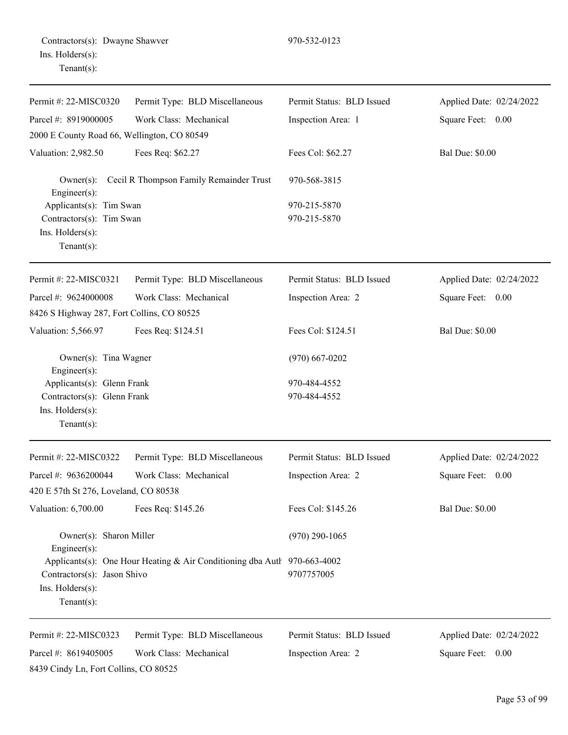Contractors(s): Dwayne Shawver 970-532-0123
Ins. Holders(s):
Tenant(s):

---

| Permit #: 22-MISC0320 | Permit Type: BLD Miscellaneous | Permit Status: BLD Issued | Applied Date: 02/24/2022 |
|---|---|---|---|
| Parcel #: 8919000005 | Work Class: Mechanical | Inspection Area: 1 | Square Feet: 0.00 |
| 2000 E County Road 66, Wellington, CO 80549 | | | |
| Valuation: 2,982.50 | Fees Req: $62.27 | Fees Col: $62.27 | Bal Due: $0.00 |

Owner(s): Cecil R Thompson Family Remainder Trust 970-568-3815
Engineer(s):
Applicants(s): Tim Swan 970-215-5870
Contractors(s): Tim Swan 970-215-5870
Ins. Holders(s):
Tenant(s):

---

| Permit #: 22-MISC0321 | Permit Type: BLD Miscellaneous | Permit Status: BLD Issued | Applied Date: 02/24/2022 |
|---|---|---|---|
| Parcel #: 9624000008 | Work Class: Mechanical | Inspection Area: 2 | Square Feet: 0.00 |
| 8426 S Highway 287, Fort Collins, CO 80525 | | | |
| Valuation: 5,566.97 | Fees Req: $124.51 | Fees Col: $124.51 | Bal Due: $0.00 |

Owner(s): Tina Wagner (970) 667-0202
Engineer(s):
Applicants(s): Glenn Frank 970-484-4552
Contractors(s): Glenn Frank 970-484-4552
Ins. Holders(s):
Tenant(s):

---

| Permit #: 22-MISC0322 | Permit Type: BLD Miscellaneous | Permit Status: BLD Issued | Applied Date: 02/24/2022 |
|---|---|---|---|
| Parcel #: 9636200044 | Work Class: Mechanical | Inspection Area: 2 | Square Feet: 0.00 |
| 420 E 57th St 276, Loveland, CO 80538 | | | |
| Valuation: 6,700.00 | Fees Req: $145.26 | Fees Col: $145.26 | Bal Due: $0.00 |

Owner(s): Sharon Miller (970) 290-1065
Engineer(s):
Applicants(s): One Hour Heating & Air Conditioning dba Auth 970-663-4002
Contractors(s): Jason Shivo 9707757005
Ins. Holders(s):
Tenant(s):

---

| Permit #: 22-MISC0323 | Permit Type: BLD Miscellaneous | Permit Status: BLD Issued | Applied Date: 02/24/2022 |
|---|---|---|---|
| Parcel #: 8619405005 | Work Class: Mechanical | Inspection Area: 2 | Square Feet: 0.00 |
| 8439 Cindy Ln, Fort Collins, CO 80525 | | | |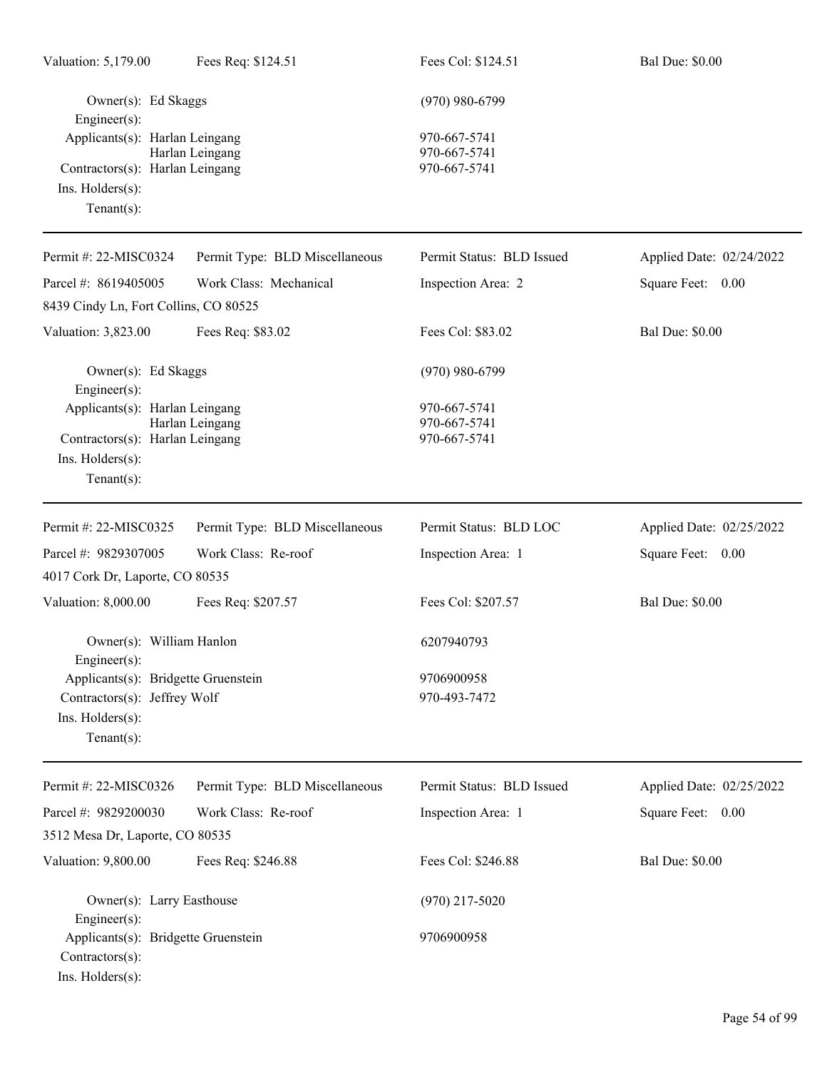Valuation: 5,179.00 | Fees Req: $124.51 | Fees Col: $124.51 | Bal Due: $0.00

Owner(s): Ed Skaggs (970) 980-6799
Engineer(s):
Applicants(s): Harlan Leingang 970-667-5741
Harlan Leingang 970-667-5741
Contractors(s): Harlan Leingang 970-667-5741
Ins. Holders(s):
Tenant(s):

---

Permit #: 22-MISC0324 | Permit Type: BLD Miscellaneous | Permit Status: BLD Issued | Applied Date: 02/24/2022
Parcel #: 8619405005 | Work Class: Mechanical | Inspection Area: 2 | Square Feet: 0.00
8439 Cindy Ln, Fort Collins, CO 80525
Valuation: 3,823.00 | Fees Req: $83.02 | Fees Col: $83.02 | Bal Due: $0.00

Owner(s): Ed Skaggs (970) 980-6799
Engineer(s):
Applicants(s): Harlan Leingang 970-667-5741
Harlan Leingang 970-667-5741
Contractors(s): Harlan Leingang 970-667-5741
Ins. Holders(s):
Tenant(s):

---

Permit #: 22-MISC0325 | Permit Type: BLD Miscellaneous | Permit Status: BLD LOC | Applied Date: 02/25/2022
Parcel #: 9829307005 | Work Class: Re-roof | Inspection Area: 1 | Square Feet: 0.00
4017 Cork Dr, Laporte, CO 80535
Valuation: 8,000.00 | Fees Req: $207.57 | Fees Col: $207.57 | Bal Due: $0.00

Owner(s): William Hanlon 6207940793
Engineer(s):
Applicants(s): Bridgette Gruenstein 9706900958
Contractors(s): Jeffrey Wolf 970-493-7472
Ins. Holders(s):
Tenant(s):

---

Permit #: 22-MISC0326 | Permit Type: BLD Miscellaneous | Permit Status: BLD Issued | Applied Date: 02/25/2022
Parcel #: 9829200030 | Work Class: Re-roof | Inspection Area: 1 | Square Feet: 0.00
3512 Mesa Dr, Laporte, CO 80535
Valuation: 9,800.00 | Fees Req: $246.88 | Fees Col: $246.88 | Bal Due: $0.00

Owner(s): Larry Easthouse (970) 217-5020
Engineer(s):
Applicants(s): Bridgette Gruenstein 9706900958
Contractors(s):
Ins. Holders(s):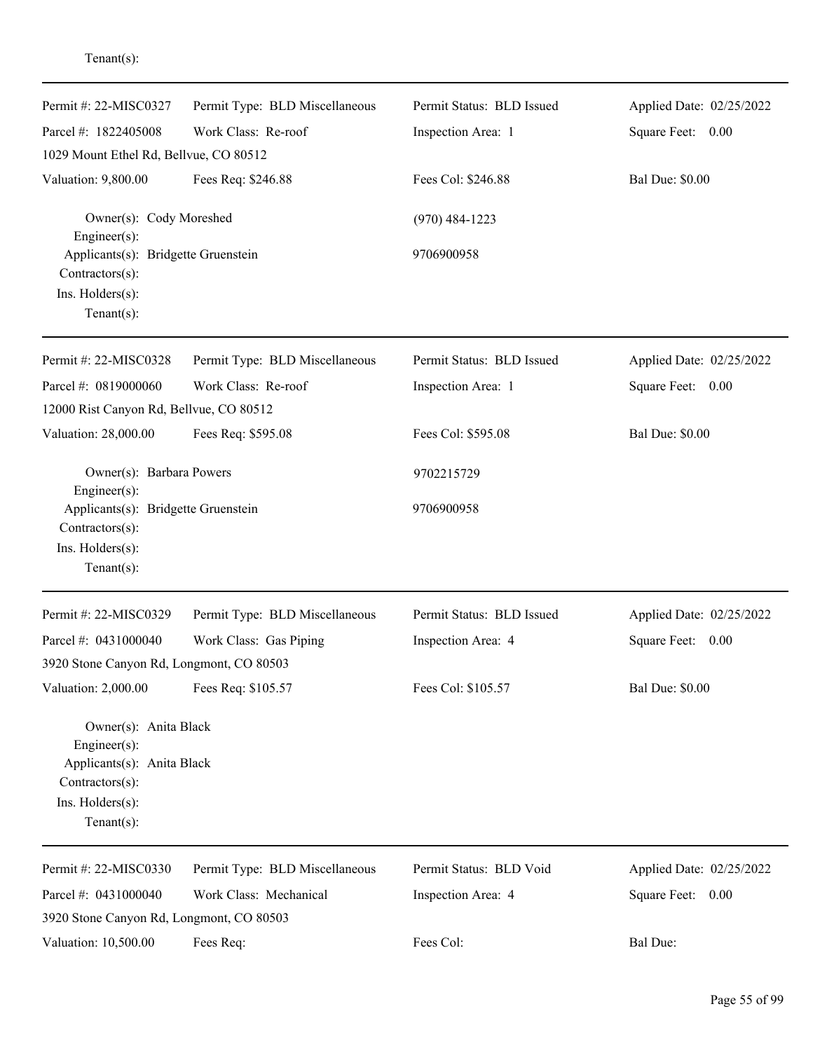Tenant(s):

---

| Permit #: 22-MISC0327 | Permit Type: BLD Miscellaneous | Permit Status: BLD Issued | Applied Date: 02/25/2022 |
|---|---|---|---|
| Parcel #: 1822405008 | Work Class: Re-roof | Inspection Area: 1 | Square Feet: 0.00 |
| 1029 Mount Ethel Rd, Bellvue, CO 80512 | | | |
| Valuation: 9,800.00 | Fees Req: $246.88 | Fees Col: $246.88 | Bal Due: $0.00 |

Owner(s): Cody Moreshed (970) 484-1223
Engineer(s):
Applicants(s): Bridgette Gruenstein 9706900958
Contractors(s):
Ins. Holders(s):
Tenant(s):

---

| Permit #: 22-MISC0328 | Permit Type: BLD Miscellaneous | Permit Status: BLD Issued | Applied Date: 02/25/2022 |
|---|---|---|---|
| Parcel #: 0819000060 | Work Class: Re-roof | Inspection Area: 1 | Square Feet: 0.00 |
| 12000 Rist Canyon Rd, Bellvue, CO 80512 | | | |
| Valuation: 28,000.00 | Fees Req: $595.08 | Fees Col: $595.08 | Bal Due: $0.00 |

Owner(s): Barbara Powers 9702215729
Engineer(s):
Applicants(s): Bridgette Gruenstein 9706900958
Contractors(s):
Ins. Holders(s):
Tenant(s):

---

| Permit #: 22-MISC0329 | Permit Type: BLD Miscellaneous | Permit Status: BLD Issued | Applied Date: 02/25/2022 |
|---|---|---|---|
| Parcel #: 0431000040 | Work Class: Gas Piping | Inspection Area: 4 | Square Feet: 0.00 |
| 3920 Stone Canyon Rd, Longmont, CO 80503 | | | |
| Valuation: 2,000.00 | Fees Req: $105.57 | Fees Col: $105.57 | Bal Due: $0.00 |

Owner(s): Anita Black
Engineer(s):
Applicants(s): Anita Black
Contractors(s):
Ins. Holders(s):
Tenant(s):

---

| Permit #: 22-MISC0330 | Permit Type: BLD Miscellaneous | Permit Status: BLD Void | Applied Date: 02/25/2022 |
|---|---|---|---|
| Parcel #: 0431000040 | Work Class: Mechanical | Inspection Area: 4 | Square Feet: 0.00 |
| 3920 Stone Canyon Rd, Longmont, CO 80503 | | | |
| Valuation: 10,500.00 | Fees Req: | Fees Col: | Bal Due: |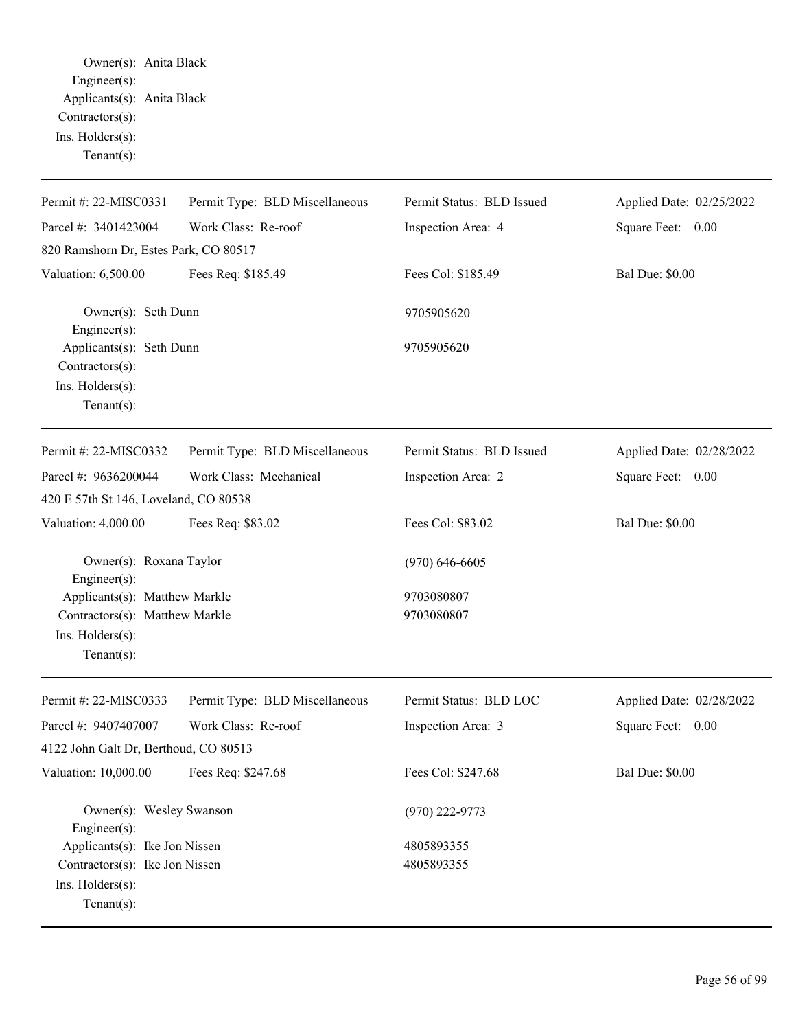Owner(s): Anita Black
Engineer(s):
Applicants(s): Anita Black
Contractors(s):
Ins. Holders(s):
Tenant(s):

---

| Permit #: 22-MISC0331 | Permit Type: BLD Miscellaneous | Permit Status: BLD Issued | Applied Date: 02/25/2022 |
|---|---|---|---|
| Parcel #: 3401423004 | Work Class: Re-roof | Inspection Area: 4 | Square Feet: 0.00 |
| 820 Ramshorn Dr, Estes Park, CO 80517 | | | |
| Valuation: 6,500.00 | Fees Req: $185.49 | Fees Col: $185.49 | Bal Due: $0.00 |

Owner(s): Seth Dunn — 9705905620
Engineer(s):
Applicants(s): Seth Dunn — 9705905620
Contractors(s):
Ins. Holders(s):
Tenant(s):

---

| Permit #: 22-MISC0332 | Permit Type: BLD Miscellaneous | Permit Status: BLD Issued | Applied Date: 02/28/2022 |
|---|---|---|---|
| Parcel #: 9636200044 | Work Class: Mechanical | Inspection Area: 2 | Square Feet: 0.00 |
| 420 E 57th St 146, Loveland, CO 80538 | | | |
| Valuation: 4,000.00 | Fees Req: $83.02 | Fees Col: $83.02 | Bal Due: $0.00 |

Owner(s): Roxana Taylor — (970) 646-6605
Engineer(s):
Applicants(s): Matthew Markle — 9703080807
Contractors(s): Matthew Markle — 9703080807
Ins. Holders(s):
Tenant(s):

---

| Permit #: 22-MISC0333 | Permit Type: BLD Miscellaneous | Permit Status: BLD LOC | Applied Date: 02/28/2022 |
|---|---|---|---|
| Parcel #: 9407407007 | Work Class: Re-roof | Inspection Area: 3 | Square Feet: 0.00 |
| 4122 John Galt Dr, Berthoud, CO 80513 | | | |
| Valuation: 10,000.00 | Fees Req: $247.68 | Fees Col: $247.68 | Bal Due: $0.00 |

Owner(s): Wesley Swanson — (970) 222-9773
Engineer(s):
Applicants(s): Ike Jon Nissen — 4805893355
Contractors(s): Ike Jon Nissen — 4805893355
Ins. Holders(s):
Tenant(s):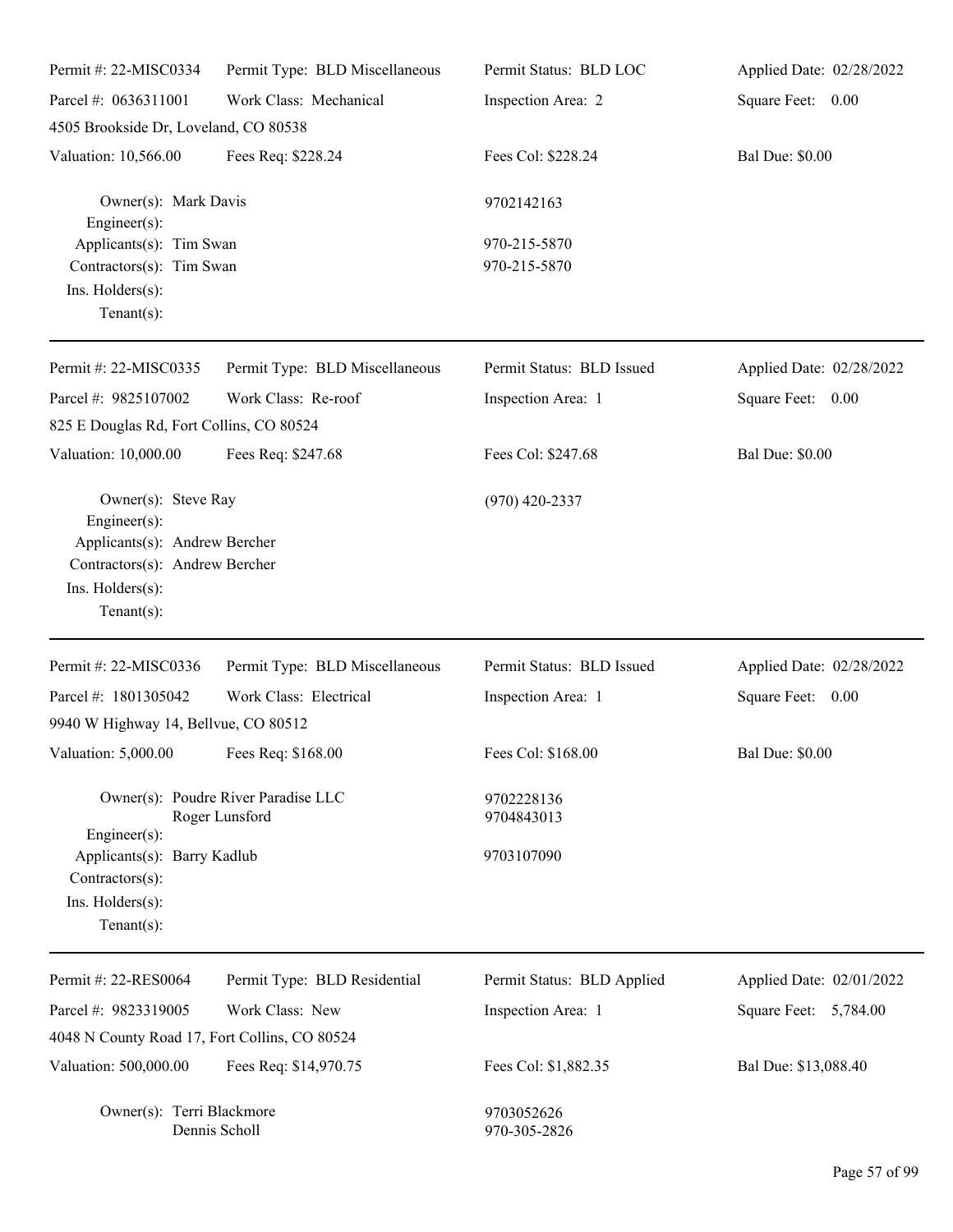| Permit #: 22-MISC0334 | Permit Type: BLD Miscellaneous | Permit Status: BLD LOC | Applied Date: 02/28/2022 |
|---|---|---|---|
| Parcel #: 0636311001 | Work Class: Mechanical | Inspection Area: 2 | Square Feet: 0.00 |
| 4505 Brookside Dr, Loveland, CO 80538 | | | |
| Valuation: 10,566.00 | Fees Req: $228.24 | Fees Col: $228.24 | Bal Due: $0.00 |

Owner(s): Mark Davis — 9702142163
Engineer(s):
Applicants(s): Tim Swan — 970-215-5870
Contractors(s): Tim Swan — 970-215-5870
Ins. Holders(s):
Tenant(s):

---

| Permit #: 22-MISC0335 | Permit Type: BLD Miscellaneous | Permit Status: BLD Issued | Applied Date: 02/28/2022 |
|---|---|---|---|
| Parcel #: 9825107002 | Work Class: Re-roof | Inspection Area: 1 | Square Feet: 0.00 |
| 825 E Douglas Rd, Fort Collins, CO 80524 | | | |
| Valuation: 10,000.00 | Fees Req: $247.68 | Fees Col: $247.68 | Bal Due: $0.00 |

Owner(s): Steve Ray — (970) 420-2337
Engineer(s):
Applicants(s): Andrew Bercher
Contractors(s): Andrew Bercher
Ins. Holders(s):
Tenant(s):

---

| Permit #: 22-MISC0336 | Permit Type: BLD Miscellaneous | Permit Status: BLD Issued | Applied Date: 02/28/2022 |
|---|---|---|---|
| Parcel #: 1801305042 | Work Class: Electrical | Inspection Area: 1 | Square Feet: 0.00 |
| 9940 W Highway 14, Bellvue, CO 80512 | | | |
| Valuation: 5,000.00 | Fees Req: $168.00 | Fees Col: $168.00 | Bal Due: $0.00 |

Owner(s): Poudre River Paradise LLC — 9702228136
Roger Lunsford — 9704843013
Engineer(s):
Applicants(s): Barry Kadlub — 9703107090
Contractors(s):
Ins. Holders(s):
Tenant(s):

---

| Permit #: 22-RES0064 | Permit Type: BLD Residential | Permit Status: BLD Applied | Applied Date: 02/01/2022 |
|---|---|---|---|
| Parcel #: 9823319005 | Work Class: New | Inspection Area: 1 | Square Feet: 5,784.00 |
| 4048 N County Road 17, Fort Collins, CO 80524 | | | |
| Valuation: 500,000.00 | Fees Req: $14,970.75 | Fees Col: $1,882.35 | Bal Due: $13,088.40 |

Owner(s): Terri Blackmore — 9703052626
Dennis Scholl — 970-305-2826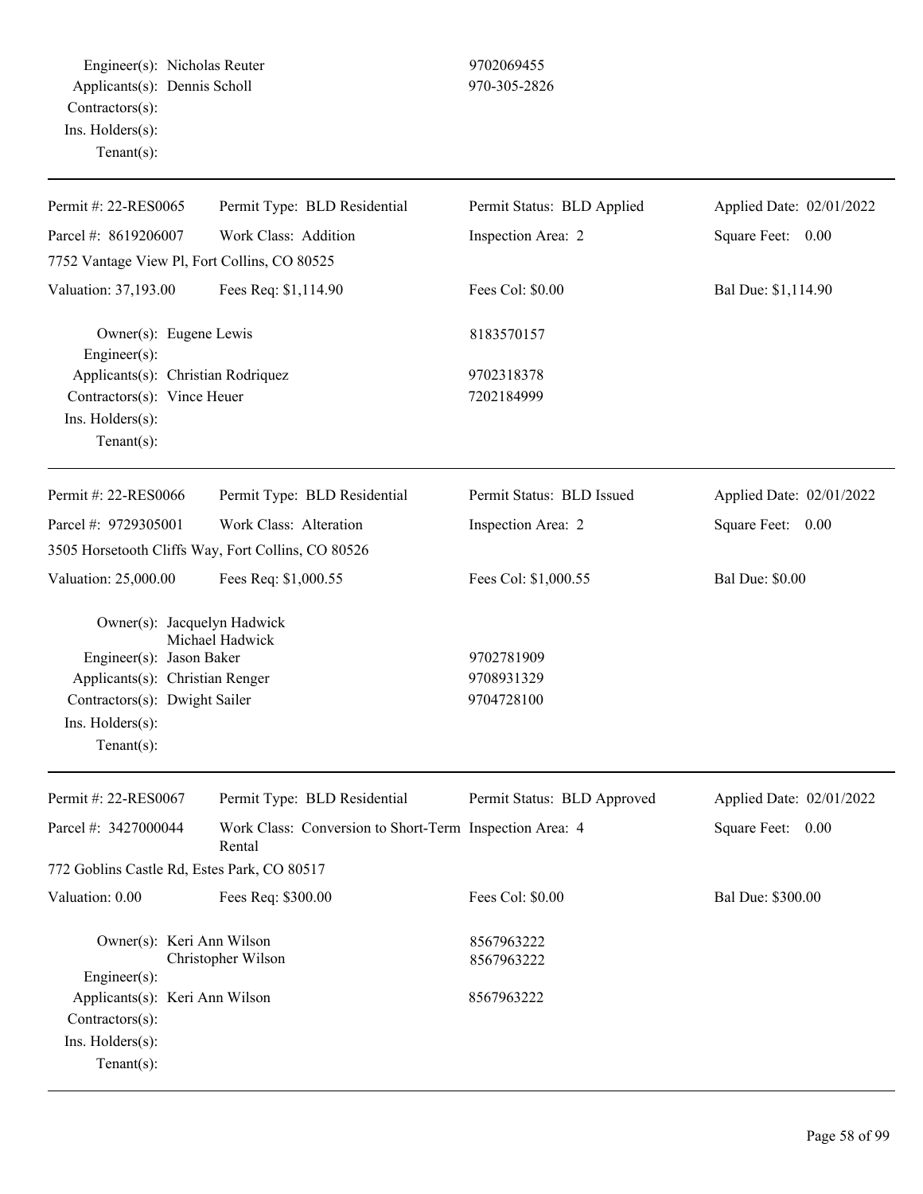Engineer(s): Nicholas Reuter 9702069455
Applicants(s): Dennis Scholl 970-305-2826
Contractors(s):
Ins. Holders(s):
Tenant(s):

---

| Permit #: 22-RES0065 | Permit Type: BLD Residential | Permit Status: BLD Applied | Applied Date: 02/01/2022 |
|---|---|---|---|
| Parcel #: 8619206007 | Work Class: Addition | Inspection Area: 2 | Square Feet: 0.00 |
| 7752 Vantage View Pl, Fort Collins, CO 80525 | | | |
| Valuation: 37,193.00 | Fees Req: $1,114.90 | Fees Col: $0.00 | Bal Due: $1,114.90 |

Owner(s): Eugene Lewis 8183570157
Engineer(s):
Applicants(s): Christian Rodriquez 9702318378
Contractors(s): Vince Heuer 7202184999
Ins. Holders(s):
Tenant(s):

---

| Permit #: 22-RES0066 | Permit Type: BLD Residential | Permit Status: BLD Issued | Applied Date: 02/01/2022 |
|---|---|---|---|
| Parcel #: 9729305001 | Work Class: Alteration | Inspection Area: 2 | Square Feet: 0.00 |
| 3505 Horsetooth Cliffs Way, Fort Collins, CO 80526 | | | |
| Valuation: 25,000.00 | Fees Req: $1,000.55 | Fees Col: $1,000.55 | Bal Due: $0.00 |

Owner(s): Jacquelyn Hadwick
Michael Hadwick
Engineer(s): Jason Baker 9702781909
Applicants(s): Christian Renger 9708931329
Contractors(s): Dwight Sailer 9704728100
Ins. Holders(s):
Tenant(s):

---

| Permit #: 22-RES0067 | Permit Type: BLD Residential | Permit Status: BLD Approved | Applied Date: 02/01/2022 |
|---|---|---|---|
| Parcel #: 3427000044 | Work Class: Conversion to Short-Term Rental | Inspection Area: 4 | Square Feet: 0.00 |
| 772 Goblins Castle Rd, Estes Park, CO 80517 | | | |
| Valuation: 0.00 | Fees Req: $300.00 | Fees Col: $0.00 | Bal Due: $300.00 |

Owner(s): Keri Ann Wilson 8567963222
Christopher Wilson 8567963222
Engineer(s):
Applicants(s): Keri Ann Wilson 8567963222
Contractors(s):
Ins. Holders(s):
Tenant(s):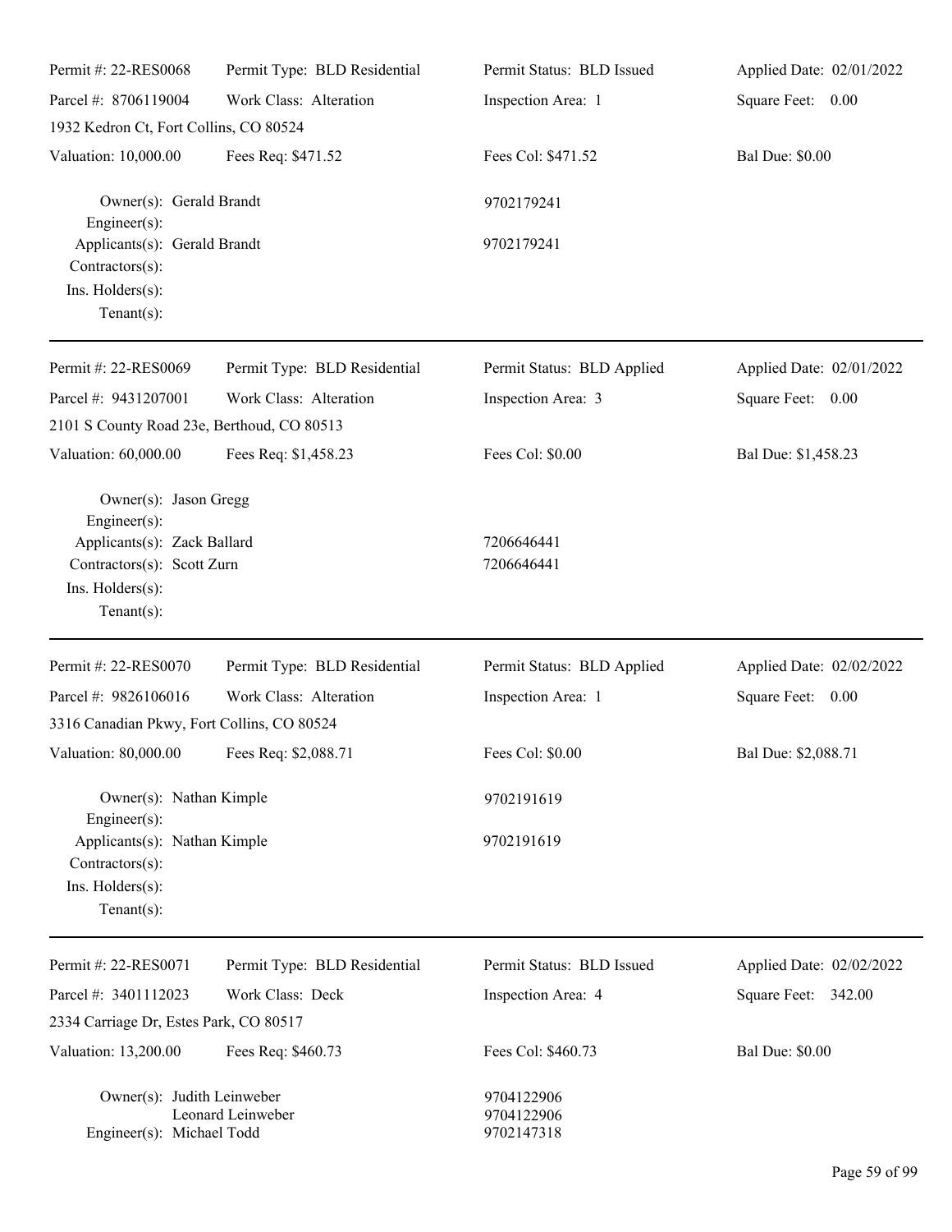| Permit #: 22-RES0068 | Permit Type: BLD Residential | Permit Status: BLD Issued | Applied Date: 02/01/2022 |
|---|---|---|---|
| Parcel #: 8706119004 | Work Class: Alteration | Inspection Area: 1 | Square Feet: 0.00 |
| 1932 Kedron Ct, Fort Collins, CO 80524 | | | |
| Valuation: 10,000.00 | Fees Req: $471.52 | Fees Col: $471.52 | Bal Due: $0.00 |

Owner(s): Gerald Brandt 9702179241
Engineer(s):
Applicants(s): Gerald Brandt 9702179241
Contractors(s):
Ins. Holders(s):
Tenant(s):

---

| Permit #: 22-RES0069 | Permit Type: BLD Residential | Permit Status: BLD Applied | Applied Date: 02/01/2022 |
|---|---|---|---|
| Parcel #: 9431207001 | Work Class: Alteration | Inspection Area: 3 | Square Feet: 0.00 |
| 2101 S County Road 23e, Berthoud, CO 80513 | | | |
| Valuation: 60,000.00 | Fees Req: $1,458.23 | Fees Col: $0.00 | Bal Due: $1,458.23 |

Owner(s): Jason Gregg
Engineer(s):
Applicants(s): Zack Ballard 7206646441
Contractors(s): Scott Zurn 7206646441
Ins. Holders(s):
Tenant(s):

---

| Permit #: 22-RES0070 | Permit Type: BLD Residential | Permit Status: BLD Applied | Applied Date: 02/02/2022 |
|---|---|---|---|
| Parcel #: 9826106016 | Work Class: Alteration | Inspection Area: 1 | Square Feet: 0.00 |
| 3316 Canadian Pkwy, Fort Collins, CO 80524 | | | |
| Valuation: 80,000.00 | Fees Req: $2,088.71 | Fees Col: $0.00 | Bal Due: $2,088.71 |

Owner(s): Nathan Kimple 9702191619
Engineer(s):
Applicants(s): Nathan Kimple 9702191619
Contractors(s):
Ins. Holders(s):
Tenant(s):

---

| Permit #: 22-RES0071 | Permit Type: BLD Residential | Permit Status: BLD Issued | Applied Date: 02/02/2022 |
|---|---|---|---|
| Parcel #: 3401112023 | Work Class: Deck | Inspection Area: 4 | Square Feet: 342.00 |
| 2334 Carriage Dr, Estes Park, CO 80517 | | | |
| Valuation: 13,200.00 | Fees Req: $460.73 | Fees Col: $460.73 | Bal Due: $0.00 |

Owner(s): Judith Leinweber 9704122906
Leonard Leinweber 9704122906
Engineer(s): Michael Todd 9702147318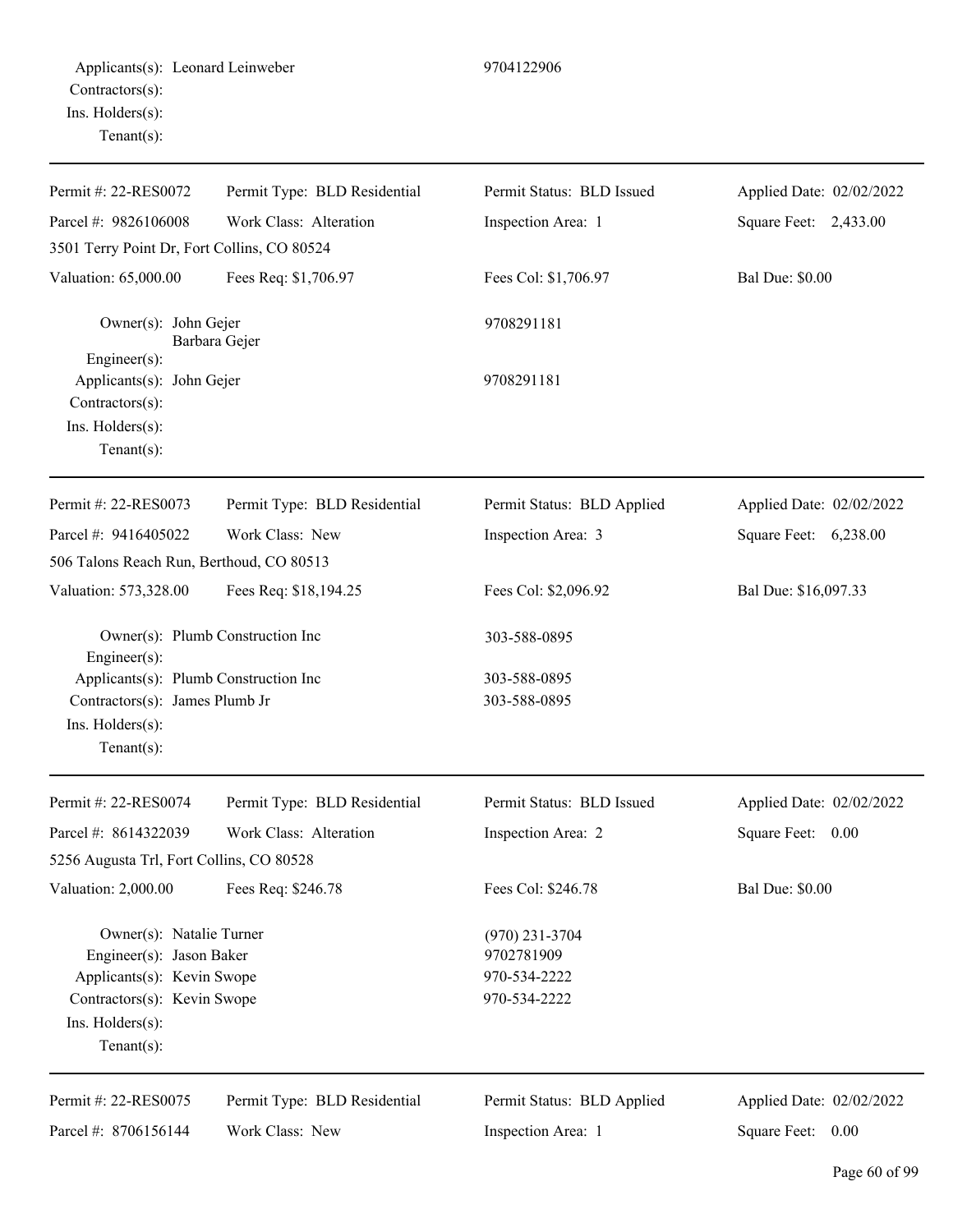Applicants(s): Leonard Leinweber 9704122906
Contractors(s):
Ins. Holders(s):
Tenant(s):

---

| Permit #: 22-RES0072 | Permit Type: BLD Residential | Permit Status: BLD Issued | Applied Date: 02/02/2022 |
|---|---|---|---|
| Parcel #: 9826106008 | Work Class: Alteration | Inspection Area: 1 | Square Feet: 2,433.00 |
| 3501 Terry Point Dr, Fort Collins, CO 80524 | | | |
| Valuation: 65,000.00 | Fees Req: $1,706.97 | Fees Col: $1,706.97 | Bal Due: $0.00 |

Owner(s): John Gejer, Barbara Gejer — 9708291181
Engineer(s):
Applicants(s): John Gejer — 9708291181
Contractors(s):
Ins. Holders(s):
Tenant(s):

---

| Permit #: 22-RES0073 | Permit Type: BLD Residential | Permit Status: BLD Applied | Applied Date: 02/02/2022 |
|---|---|---|---|
| Parcel #: 9416405022 | Work Class: New | Inspection Area: 3 | Square Feet: 6,238.00 |
| 506 Talons Reach Run, Berthoud, CO 80513 | | | |
| Valuation: 573,328.00 | Fees Req: $18,194.25 | Fees Col: $2,096.92 | Bal Due: $16,097.33 |

Owner(s): Plumb Construction Inc — 303-588-0895
Engineer(s):
Applicants(s): Plumb Construction Inc — 303-588-0895
Contractors(s): James Plumb Jr — 303-588-0895
Ins. Holders(s):
Tenant(s):

---

| Permit #: 22-RES0074 | Permit Type: BLD Residential | Permit Status: BLD Issued | Applied Date: 02/02/2022 |
|---|---|---|---|
| Parcel #: 8614322039 | Work Class: Alteration | Inspection Area: 2 | Square Feet: 0.00 |
| 5256 Augusta Trl, Fort Collins, CO 80528 | | | |
| Valuation: 2,000.00 | Fees Req: $246.78 | Fees Col: $246.78 | Bal Due: $0.00 |

Owner(s): Natalie Turner — (970) 231-3704
Engineer(s): Jason Baker — 9702781909
Applicants(s): Kevin Swope — 970-534-2222
Contractors(s): Kevin Swope — 970-534-2222
Ins. Holders(s):
Tenant(s):

---

| Permit #: 22-RES0075 | Permit Type: BLD Residential | Permit Status: BLD Applied | Applied Date: 02/02/2022 |
|---|---|---|---|
| Parcel #: 8706156144 | Work Class: New | Inspection Area: 1 | Square Feet: 0.00 |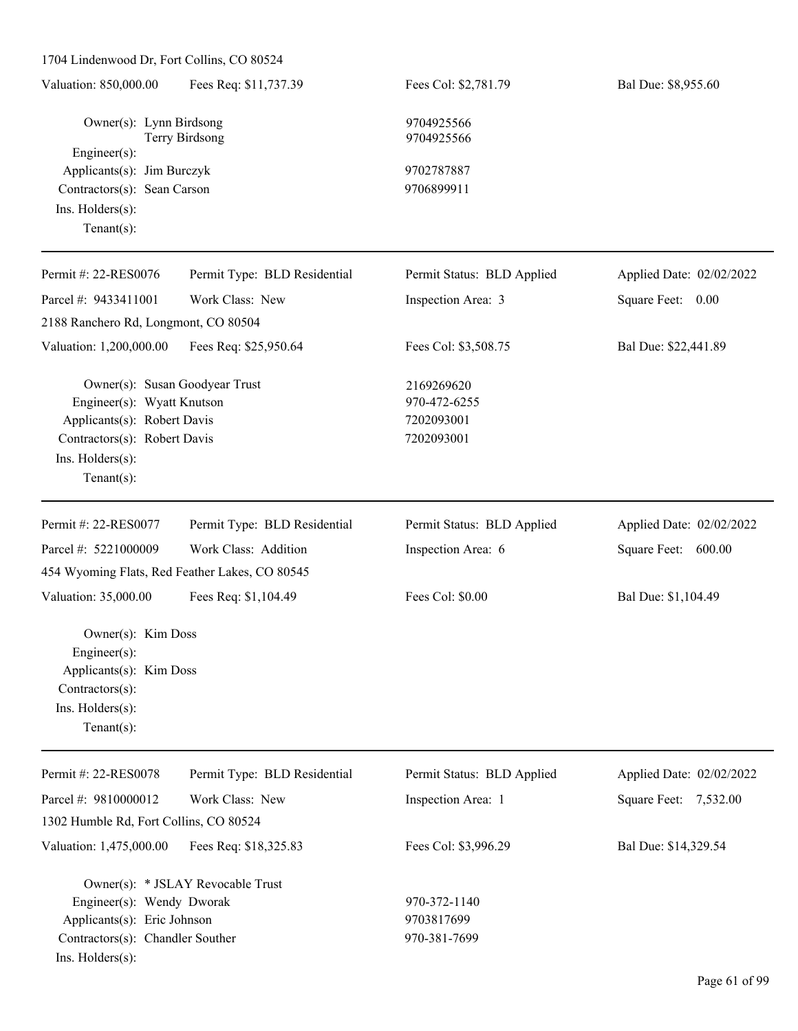1704 Lindenwood Dr, Fort Collins, CO 80524

Valuation: 850,000.00 | Fees Req: $11,737.39 | Fees Col: $2,781.79 | Bal Due: $8,955.60

Owner(s): Lynn Birdsong 9704925566
Terry Birdsong 9704925566
Engineer(s):
Applicants(s): Jim Burczyk 9702787887
Contractors(s): Sean Carson 9706899911
Ins. Holders(s):
Tenant(s):

---

Permit #: 22-RES0076 | Permit Type: BLD Residential | Permit Status: BLD Applied | Applied Date: 02/02/2022

Parcel #: 9433411001 | Work Class: New | Inspection Area: 3 | Square Feet: 0.00

2188 Ranchero Rd, Longmont, CO 80504

Valuation: 1,200,000.00 | Fees Req: $25,950.64 | Fees Col: $3,508.75 | Bal Due: $22,441.89

Owner(s): Susan Goodyear Trust 2169269620
Engineer(s): Wyatt Knutson 970-472-6255
Applicants(s): Robert Davis 7202093001
Contractors(s): Robert Davis 7202093001
Ins. Holders(s):
Tenant(s):

---

Permit #: 22-RES0077 | Permit Type: BLD Residential | Permit Status: BLD Applied | Applied Date: 02/02/2022

Parcel #: 5221000009 | Work Class: Addition | Inspection Area: 6 | Square Feet: 600.00

454 Wyoming Flats, Red Feather Lakes, CO 80545

Valuation: 35,000.00 | Fees Req: $1,104.49 | Fees Col: $0.00 | Bal Due: $1,104.49

Owner(s): Kim Doss
Engineer(s):
Applicants(s): Kim Doss
Contractors(s):
Ins. Holders(s):
Tenant(s):

---

Permit #: 22-RES0078 | Permit Type: BLD Residential | Permit Status: BLD Applied | Applied Date: 02/02/2022

Parcel #: 9810000012 | Work Class: New | Inspection Area: 1 | Square Feet: 7,532.00

1302 Humble Rd, Fort Collins, CO 80524

Valuation: 1,475,000.00 | Fees Req: $18,325.83 | Fees Col: $3,996.29 | Bal Due: $14,329.54

Owner(s): * JSLAY Revocable Trust
Engineer(s): Wendy Dworak 970-372-1140
Applicants(s): Eric Johnson 9703817699
Contractors(s): Chandler Souther 970-381-7699
Ins. Holders(s):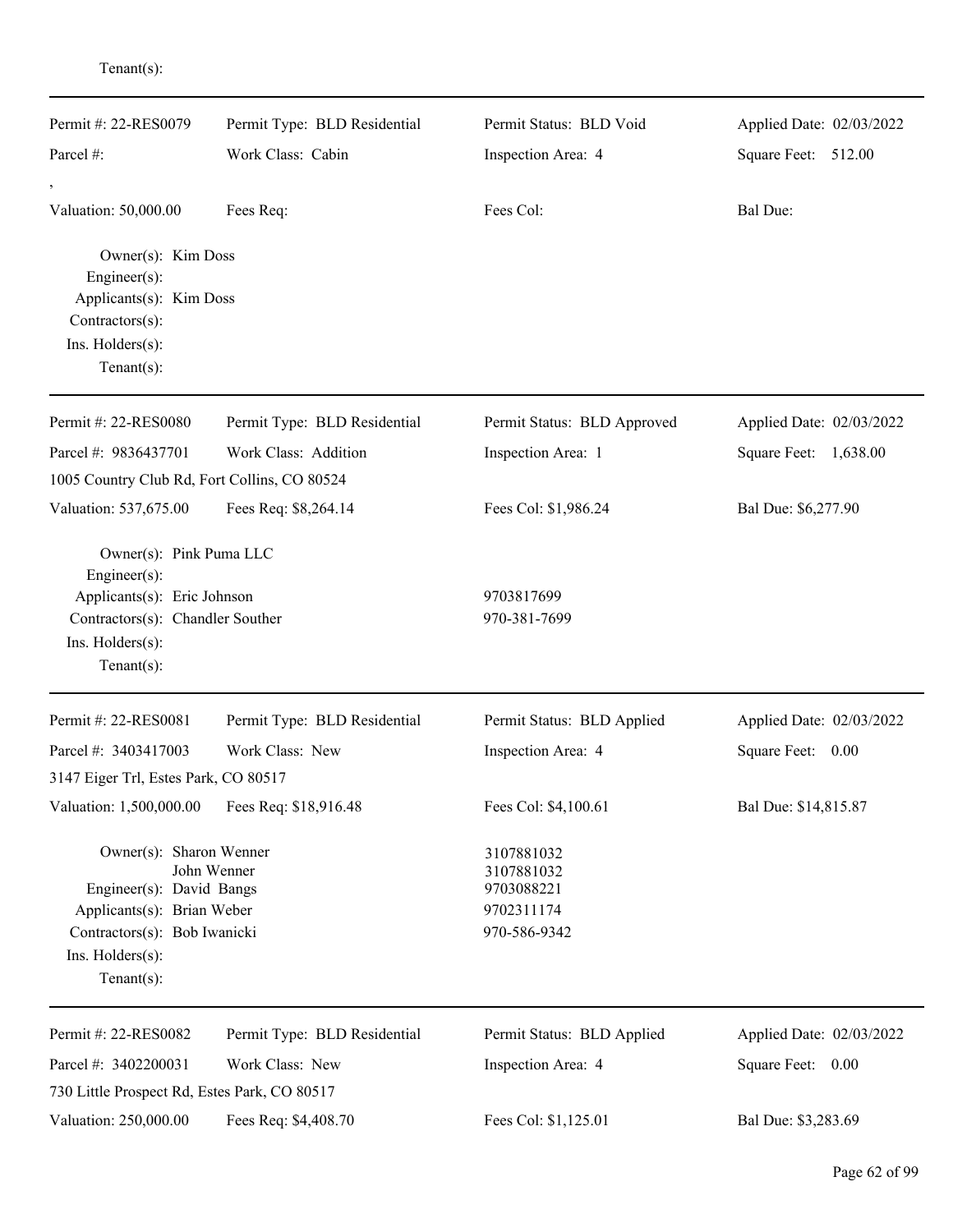Tenant(s):

---

| Permit #: 22-RES0079 | Permit Type: BLD Residential | Permit Status: BLD Void | Applied Date: 02/03/2022 |
|---|---|---|---|
| Parcel #: | Work Class: Cabin | Inspection Area: 4 | Square Feet: 512.00 |
| , | | | |
| Valuation: 50,000.00 | Fees Req: | Fees Col: | Bal Due: |

Owner(s): Kim Doss
Engineer(s):
Applicants(s): Kim Doss
Contractors(s):
Ins. Holders(s):
Tenant(s):

---

| Permit #: 22-RES0080 | Permit Type: BLD Residential | Permit Status: BLD Approved | Applied Date: 02/03/2022 |
|---|---|---|---|
| Parcel #: 9836437701 | Work Class: Addition | Inspection Area: 1 | Square Feet: 1,638.00 |
| 1005 Country Club Rd, Fort Collins, CO 80524 | | | |
| Valuation: 537,675.00 | Fees Req: $8,264.14 | Fees Col: $1,986.24 | Bal Due: $6,277.90 |

Owner(s): Pink Puma LLC
Engineer(s):
Applicants(s): Eric Johnson — 9703817699
Contractors(s): Chandler Souther — 970-381-7699
Ins. Holders(s):
Tenant(s):

---

| Permit #: 22-RES0081 | Permit Type: BLD Residential | Permit Status: BLD Applied | Applied Date: 02/03/2022 |
|---|---|---|---|
| Parcel #: 3403417003 | Work Class: New | Inspection Area: 4 | Square Feet: 0.00 |
| 3147 Eiger Trl, Estes Park, CO 80517 | | | |
| Valuation: 1,500,000.00 | Fees Req: $18,916.48 | Fees Col: $4,100.61 | Bal Due: $14,815.87 |

Owner(s): Sharon Wenner — 3107881032
John Wenner — 3107881032
Engineer(s): David Bangs — 9703088221
Applicants(s): Brian Weber — 9702311174
Contractors(s): Bob Iwanicki — 970-586-9342
Ins. Holders(s):
Tenant(s):

---

| Permit #: 22-RES0082 | Permit Type: BLD Residential | Permit Status: BLD Applied | Applied Date: 02/03/2022 |
|---|---|---|---|
| Parcel #: 3402200031 | Work Class: New | Inspection Area: 4 | Square Feet: 0.00 |
| 730 Little Prospect Rd, Estes Park, CO 80517 | | | |
| Valuation: 250,000.00 | Fees Req: $4,408.70 | Fees Col: $1,125.01 | Bal Due: $3,283.69 |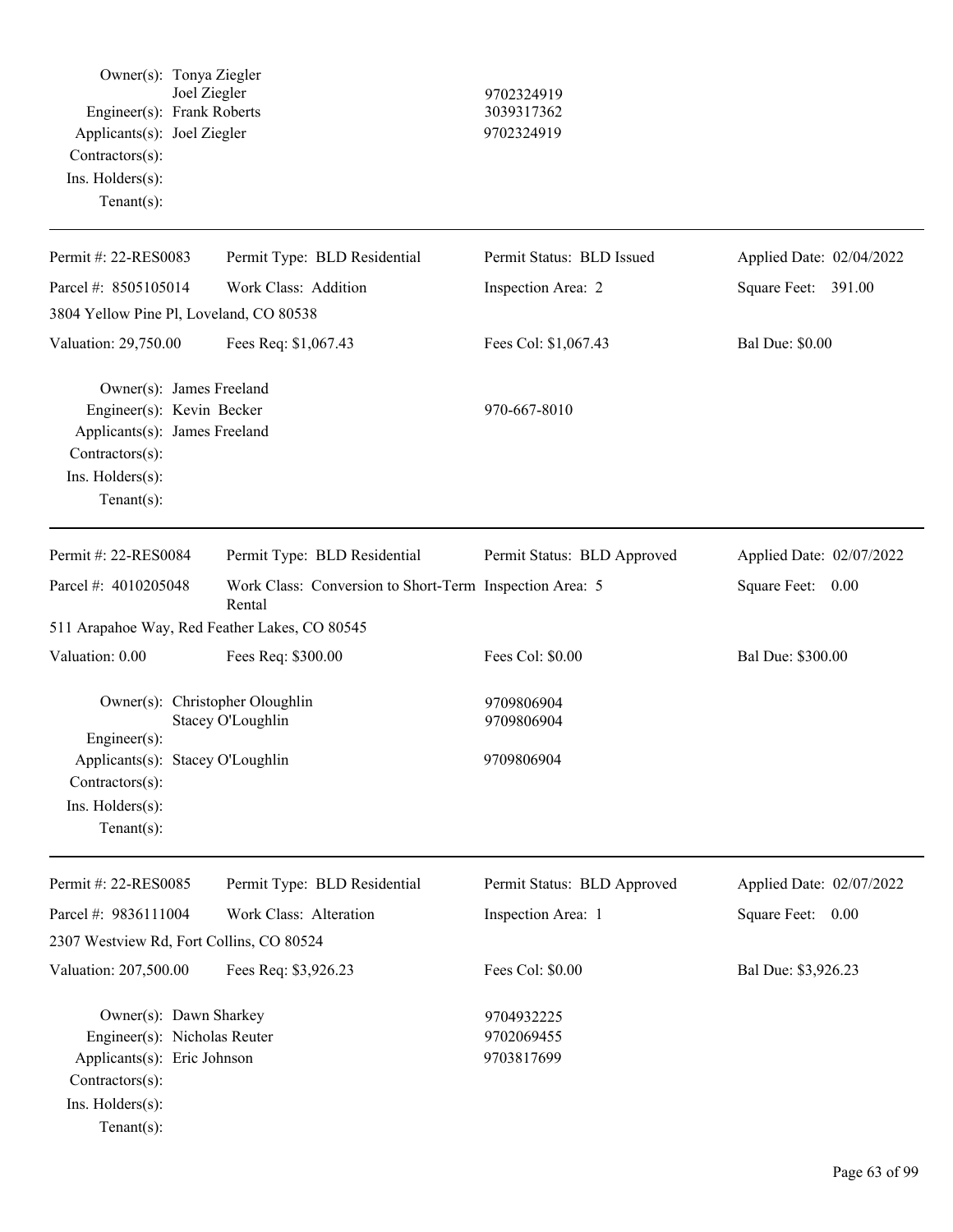Owner(s): Tonya Ziegler
Joel Ziegler — 9702324919
Engineer(s): Frank Roberts — 3039317362
Applicants(s): Joel Ziegler — 9702324919
Contractors(s):
Ins. Holders(s):
Tenant(s):

---

| Permit #: 22-RES0083 | Permit Type: BLD Residential | Permit Status: BLD Issued | Applied Date: 02/04/2022 |
|---|---|---|---|
| Parcel #: 8505105014 | Work Class: Addition | Inspection Area: 2 | Square Feet: 391.00 |
| 3804 Yellow Pine Pl, Loveland, CO 80538 | | | |
| Valuation: 29,750.00 | Fees Req: $1,067.43 | Fees Col: $1,067.43 | Bal Due: $0.00 |

Owner(s): James Freeland
Engineer(s): Kevin Becker — 970-667-8010
Applicants(s): James Freeland
Contractors(s):
Ins. Holders(s):
Tenant(s):

---

| Permit #: 22-RES0084 | Permit Type: BLD Residential | Permit Status: BLD Approved | Applied Date: 02/07/2022 |
|---|---|---|---|
| Parcel #: 4010205048 | Work Class: Conversion to Short-Term Rental | Inspection Area: 5 | Square Feet: 0.00 |
| 511 Arapahoe Way, Red Feather Lakes, CO 80545 | | | |
| Valuation: 0.00 | Fees Req: $300.00 | Fees Col: $0.00 | Bal Due: $300.00 |

Owner(s): Christopher Oloughlin — 9709806904
Stacey O'Loughlin — 9709806904
Engineer(s):
Applicants(s): Stacey O'Loughlin — 9709806904
Contractors(s):
Ins. Holders(s):
Tenant(s):

---

| Permit #: 22-RES0085 | Permit Type: BLD Residential | Permit Status: BLD Approved | Applied Date: 02/07/2022 |
|---|---|---|---|
| Parcel #: 9836111004 | Work Class: Alteration | Inspection Area: 1 | Square Feet: 0.00 |
| 2307 Westview Rd, Fort Collins, CO 80524 | | | |
| Valuation: 207,500.00 | Fees Req: $3,926.23 | Fees Col: $0.00 | Bal Due: $3,926.23 |

Owner(s): Dawn Sharkey — 9704932225
Engineer(s): Nicholas Reuter — 9702069455
Applicants(s): Eric Johnson — 9703817699
Contractors(s):
Ins. Holders(s):
Tenant(s):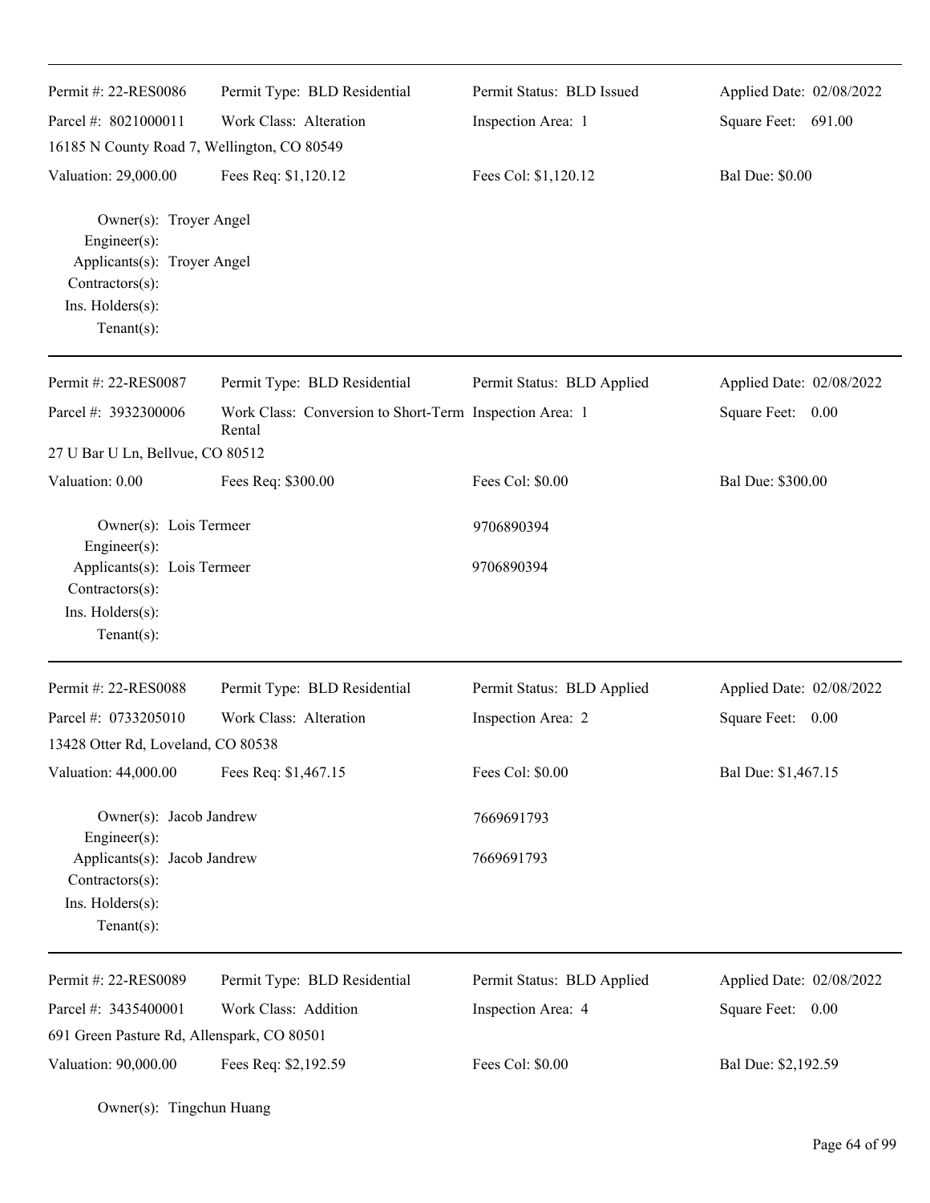| Permit #: 22-RES0086 | Permit Type: BLD Residential | Permit Status: BLD Issued | Applied Date: 02/08/2022 |
|---|---|---|---|
| Parcel #: 8021000011 | Work Class: Alteration | Inspection Area: 1 | Square Feet: 691.00 |
| 16185 N County Road 7, Wellington, CO 80549 | | | |
| Valuation: 29,000.00 | Fees Req: $1,120.12 | Fees Col: $1,120.12 | Bal Due: $0.00 |

Owner(s): Troyer Angel
Engineer(s):
Applicants(s): Troyer Angel
Contractors(s):
Ins. Holders(s):
Tenant(s):

---

| Permit #: 22-RES0087 | Permit Type: BLD Residential | Permit Status: BLD Applied | Applied Date: 02/08/2022 |
|---|---|---|---|
| Parcel #: 3932300006 | Work Class: Conversion to Short-Term Rental | Inspection Area: 1 | Square Feet: 0.00 |
| 27 U Bar U Ln, Bellvue, CO 80512 | | | |
| Valuation: 0.00 | Fees Req: $300.00 | Fees Col: $0.00 | Bal Due: $300.00 |

Owner(s): Lois Termeer 9706890394
Engineer(s):
Applicants(s): Lois Termeer 9706890394
Contractors(s):
Ins. Holders(s):
Tenant(s):

---

| Permit #: 22-RES0088 | Permit Type: BLD Residential | Permit Status: BLD Applied | Applied Date: 02/08/2022 |
|---|---|---|---|
| Parcel #: 0733205010 | Work Class: Alteration | Inspection Area: 2 | Square Feet: 0.00 |
| 13428 Otter Rd, Loveland, CO 80538 | | | |
| Valuation: 44,000.00 | Fees Req: $1,467.15 | Fees Col: $0.00 | Bal Due: $1,467.15 |

Owner(s): Jacob Jandrew 7669691793
Engineer(s):
Applicants(s): Jacob Jandrew 7669691793
Contractors(s):
Ins. Holders(s):
Tenant(s):

---

| Permit #: 22-RES0089 | Permit Type: BLD Residential | Permit Status: BLD Applied | Applied Date: 02/08/2022 |
|---|---|---|---|
| Parcel #: 3435400001 | Work Class: Addition | Inspection Area: 4 | Square Feet: 0.00 |
| 691 Green Pasture Rd, Allenspark, CO 80501 | | | |
| Valuation: 90,000.00 | Fees Req: $2,192.59 | Fees Col: $0.00 | Bal Due: $2,192.59 |

Owner(s): Tingchun Huang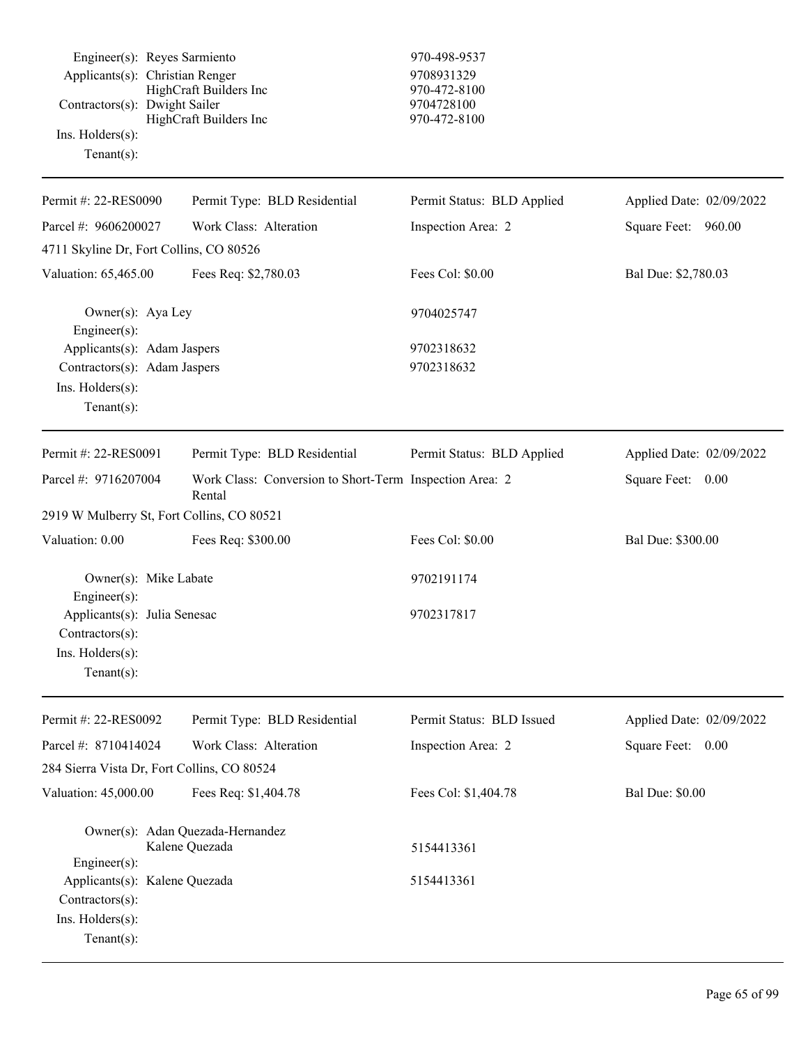Engineer(s): Reyes Sarmiento 970-498-9537
Applicants(s): Christian Renger 9708931329
HighCraft Builders Inc 970-472-8100
Contractors(s): Dwight Sailer 9704728100
HighCraft Builders Inc 970-472-8100
Ins. Holders(s):
Tenant(s):

---

| Permit #: 22-RES0090 | Permit Type: BLD Residential | Permit Status: BLD Applied | Applied Date: 02/09/2022 |
|---|---|---|---|
| Parcel #: 9606200027 | Work Class: Alteration | Inspection Area: 2 | Square Feet: 960.00 |
| 4711 Skyline Dr, Fort Collins, CO 80526 | | | |
| Valuation: 65,465.00 | Fees Req: $2,780.03 | Fees Col: $0.00 | Bal Due: $2,780.03 |

Owner(s): Aya Ley 9704025747
Engineer(s):
Applicants(s): Adam Jaspers 9702318632
Contractors(s): Adam Jaspers 9702318632
Ins. Holders(s):
Tenant(s):

---

| Permit #: 22-RES0091 | Permit Type: BLD Residential | Permit Status: BLD Applied | Applied Date: 02/09/2022 |
|---|---|---|---|
| Parcel #: 9716207004 | Work Class: Conversion to Short-Term Rental | Inspection Area: 2 | Square Feet: 0.00 |
| 2919 W Mulberry St, Fort Collins, CO 80521 | | | |
| Valuation: 0.00 | Fees Req: $300.00 | Fees Col: $0.00 | Bal Due: $300.00 |

Owner(s): Mike Labate 9702191174
Engineer(s):
Applicants(s): Julia Senesac 9702317817
Contractors(s):
Ins. Holders(s):
Tenant(s):

---

| Permit #: 22-RES0092 | Permit Type: BLD Residential | Permit Status: BLD Issued | Applied Date: 02/09/2022 |
|---|---|---|---|
| Parcel #: 8710414024 | Work Class: Alteration | Inspection Area: 2 | Square Feet: 0.00 |
| 284 Sierra Vista Dr, Fort Collins, CO 80524 | | | |
| Valuation: 45,000.00 | Fees Req: $1,404.78 | Fees Col: $1,404.78 | Bal Due: $0.00 |

Owner(s): Adan Quezada-Hernandez
Kalene Quezada 5154413361
Engineer(s):
Applicants(s): Kalene Quezada 5154413361
Contractors(s):
Ins. Holders(s):
Tenant(s):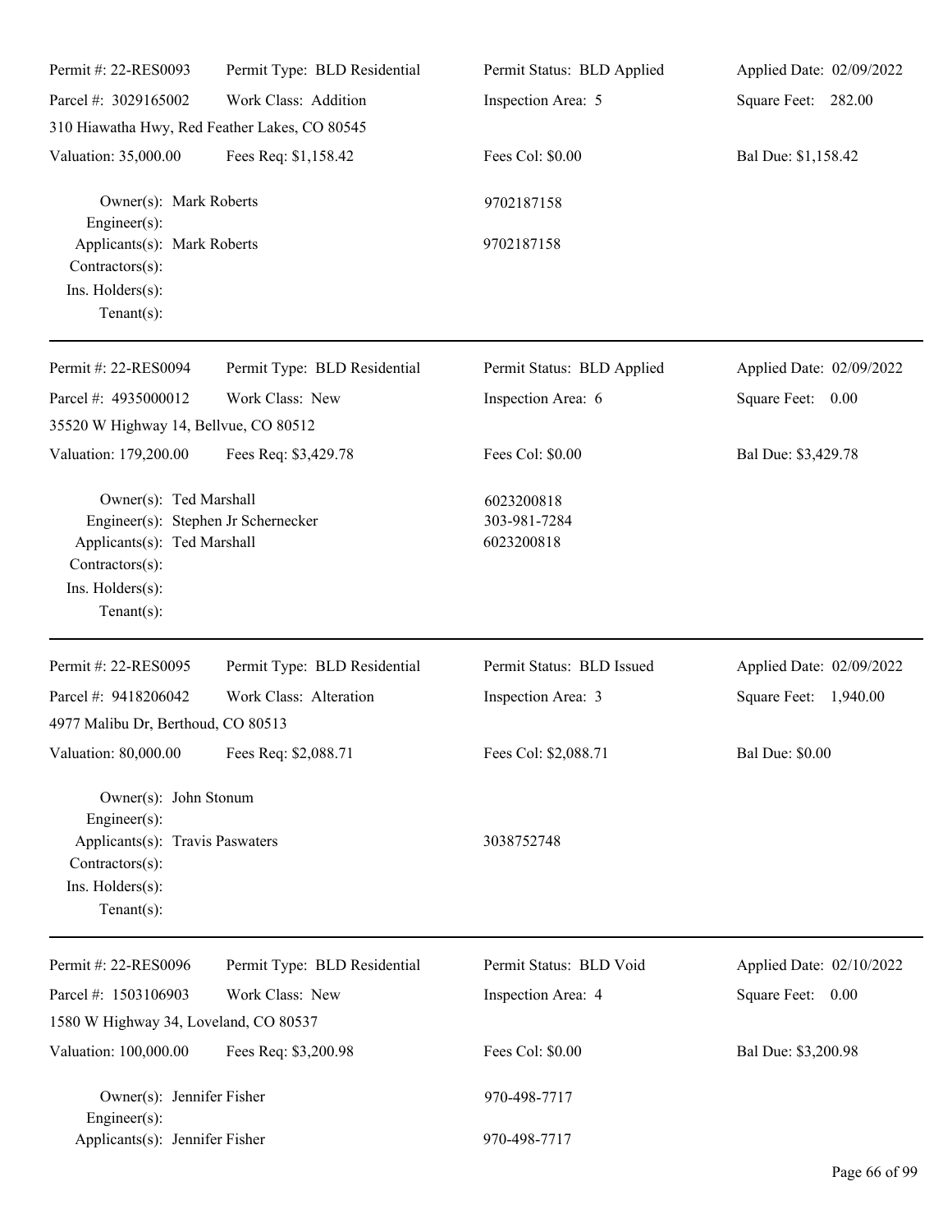| Permit #: 22-RES0093 | Permit Type: BLD Residential | Permit Status: BLD Applied | Applied Date: 02/09/2022 |
|---|---|---|---|
| Parcel #: 3029165002 | Work Class: Addition | Inspection Area: 5 | Square Feet: 282.00 |
| 310 Hiawatha Hwy, Red Feather Lakes, CO 80545 | | | |
| Valuation: 35,000.00 | Fees Req: $1,158.42 | Fees Col: $0.00 | Bal Due: $1,158.42 |

Owner(s): Mark Roberts — 9702187158
Engineer(s):
Applicants(s): Mark Roberts — 9702187158
Contractors(s):
Ins. Holders(s):
Tenant(s):

---

| Permit #: 22-RES0094 | Permit Type: BLD Residential | Permit Status: BLD Applied | Applied Date: 02/09/2022 |
|---|---|---|---|
| Parcel #: 4935000012 | Work Class: New | Inspection Area: 6 | Square Feet: 0.00 |
| 35520 W Highway 14, Bellvue, CO 80512 | | | |
| Valuation: 179,200.00 | Fees Req: $3,429.78 | Fees Col: $0.00 | Bal Due: $3,429.78 |

Owner(s): Ted Marshall — 6023200818
Engineer(s): Stephen Jr Schernecker — 303-981-7284
Applicants(s): Ted Marshall — 6023200818
Contractors(s):
Ins. Holders(s):
Tenant(s):

---

| Permit #: 22-RES0095 | Permit Type: BLD Residential | Permit Status: BLD Issued | Applied Date: 02/09/2022 |
|---|---|---|---|
| Parcel #: 9418206042 | Work Class: Alteration | Inspection Area: 3 | Square Feet: 1,940.00 |
| 4977 Malibu Dr, Berthoud, CO 80513 | | | |
| Valuation: 80,000.00 | Fees Req: $2,088.71 | Fees Col: $2,088.71 | Bal Due: $0.00 |

Owner(s): John Stonum
Engineer(s):
Applicants(s): Travis Paswaters — 3038752748
Contractors(s):
Ins. Holders(s):
Tenant(s):

---

| Permit #: 22-RES0096 | Permit Type: BLD Residential | Permit Status: BLD Void | Applied Date: 02/10/2022 |
|---|---|---|---|
| Parcel #: 1503106903 | Work Class: New | Inspection Area: 4 | Square Feet: 0.00 |
| 1580 W Highway 34, Loveland, CO 80537 | | | |
| Valuation: 100,000.00 | Fees Req: $3,200.98 | Fees Col: $0.00 | Bal Due: $3,200.98 |

Owner(s): Jennifer Fisher — 970-498-7717
Engineer(s):
Applicants(s): Jennifer Fisher — 970-498-7717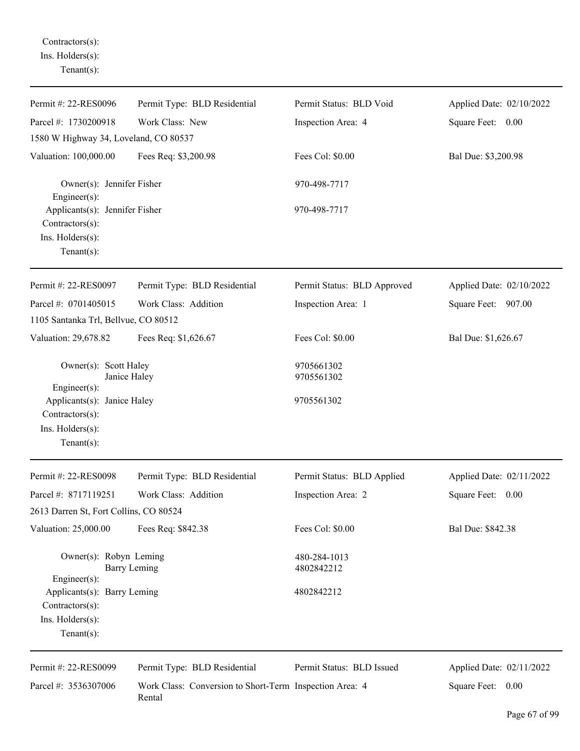Contractors(s):
Ins. Holders(s):
Tenant(s):

---

| Permit #: 22-RES0096 | Permit Type: BLD Residential | Permit Status: BLD Void | Applied Date: 02/10/2022 |
|---|---|---|---|
| Parcel #: 1730200918 | Work Class: New | Inspection Area: 4 | Square Feet: 0.00 |
| 1580 W Highway 34, Loveland, CO 80537 | | | |
| Valuation: 100,000.00 | Fees Req: $3,200.98 | Fees Col: $0.00 | Bal Due: $3,200.98 |

Owner(s): Jennifer Fisher — 970-498-7717
Engineer(s):
Applicants(s): Jennifer Fisher — 970-498-7717
Contractors(s):
Ins. Holders(s):
Tenant(s):

---

| Permit #: 22-RES0097 | Permit Type: BLD Residential | Permit Status: BLD Approved | Applied Date: 02/10/2022 |
|---|---|---|---|
| Parcel #: 0701405015 | Work Class: Addition | Inspection Area: 1 | Square Feet: 907.00 |
| 1105 Santanka Trl, Bellvue, CO 80512 | | | |
| Valuation: 29,678.82 | Fees Req: $1,626.67 | Fees Col: $0.00 | Bal Due: $1,626.67 |

Owner(s): Scott Haley — 9705661302
Janice Haley — 9705561302
Engineer(s):
Applicants(s): Janice Haley — 9705561302
Contractors(s):
Ins. Holders(s):
Tenant(s):

---

| Permit #: 22-RES0098 | Permit Type: BLD Residential | Permit Status: BLD Applied | Applied Date: 02/11/2022 |
|---|---|---|---|
| Parcel #: 8717119251 | Work Class: Addition | Inspection Area: 2 | Square Feet: 0.00 |
| 2613 Darren St, Fort Collins, CO 80524 | | | |
| Valuation: 25,000.00 | Fees Req: $842.38 | Fees Col: $0.00 | Bal Due: $842.38 |

Owner(s): Robyn Leming — 480-284-1013
Barry Leming — 4802842212
Engineer(s):
Applicants(s): Barry Leming — 4802842212
Contractors(s):
Ins. Holders(s):
Tenant(s):

---

| Permit #: 22-RES0099 | Permit Type: BLD Residential | Permit Status: BLD Issued | Applied Date: 02/11/2022 |
|---|---|---|---|
| Parcel #: 3536307006 | Work Class: Conversion to Short-Term Rental | Inspection Area: 4 | Square Feet: 0.00 |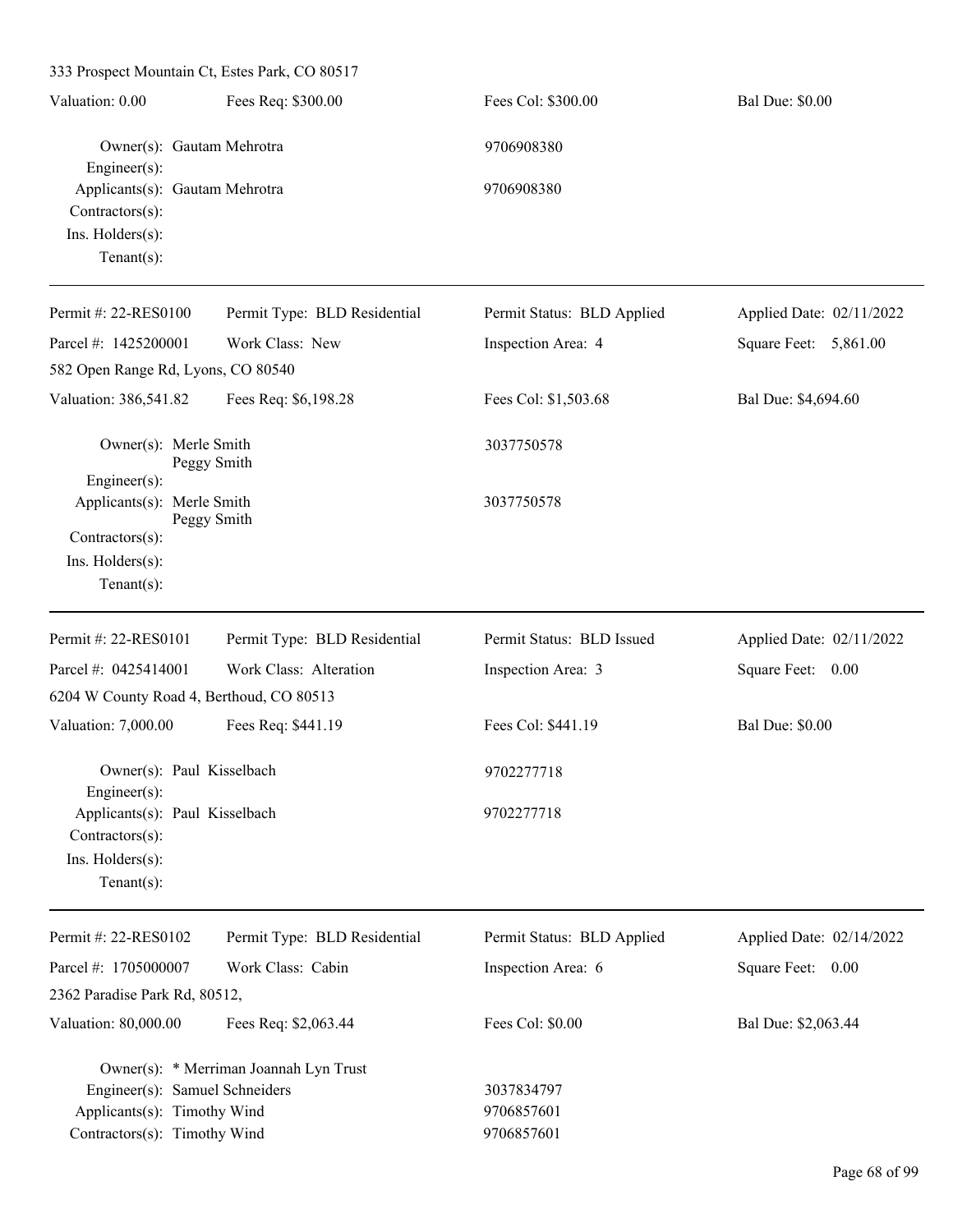333 Prospect Mountain Ct, Estes Park, CO 80517

| Valuation: 0.00 | Fees Req: $300.00 | Fees Col: $300.00 | Bal Due: $0.00 |
|---|---|---|---|

Owner(s): Gautam Mehrotra 9706908380
Engineer(s):
Applicants(s): Gautam Mehrotra 9706908380
Contractors(s):
Ins. Holders(s):
Tenant(s):

---

| Permit #: 22-RES0100 | Permit Type: BLD Residential | Permit Status: BLD Applied | Applied Date: 02/11/2022 |
|---|---|---|---|
| Parcel #: 1425200001 | Work Class: New | Inspection Area: 4 | Square Feet: 5,861.00 |

582 Open Range Rd, Lyons, CO 80540

| Valuation: 386,541.82 | Fees Req: $6,198.28 | Fees Col: $1,503.68 | Bal Due: $4,694.60 |
|---|---|---|---|

Owner(s): Merle Smith, Peggy Smith 3037750578
Engineer(s):
Applicants(s): Merle Smith, Peggy Smith 3037750578
Contractors(s):
Ins. Holders(s):
Tenant(s):

---

| Permit #: 22-RES0101 | Permit Type: BLD Residential | Permit Status: BLD Issued | Applied Date: 02/11/2022 |
|---|---|---|---|
| Parcel #: 0425414001 | Work Class: Alteration | Inspection Area: 3 | Square Feet: 0.00 |

6204 W County Road 4, Berthoud, CO 80513

| Valuation: 7,000.00 | Fees Req: $441.19 | Fees Col: $441.19 | Bal Due: $0.00 |
|---|---|---|---|

Owner(s): Paul Kisselbach 9702277718
Engineer(s):
Applicants(s): Paul Kisselbach 9702277718
Contractors(s):
Ins. Holders(s):
Tenant(s):

---

| Permit #: 22-RES0102 | Permit Type: BLD Residential | Permit Status: BLD Applied | Applied Date: 02/14/2022 |
|---|---|---|---|
| Parcel #: 1705000007 | Work Class: Cabin | Inspection Area: 6 | Square Feet: 0.00 |

2362 Paradise Park Rd, 80512,

| Valuation: 80,000.00 | Fees Req: $2,063.44 | Fees Col: $0.00 | Bal Due: $2,063.44 |
|---|---|---|---|

Owner(s): * Merriman Joannah Lyn Trust
Engineer(s): Samuel Schneiders 3037834797
Applicants(s): Timothy Wind 9706857601
Contractors(s): Timothy Wind 9706857601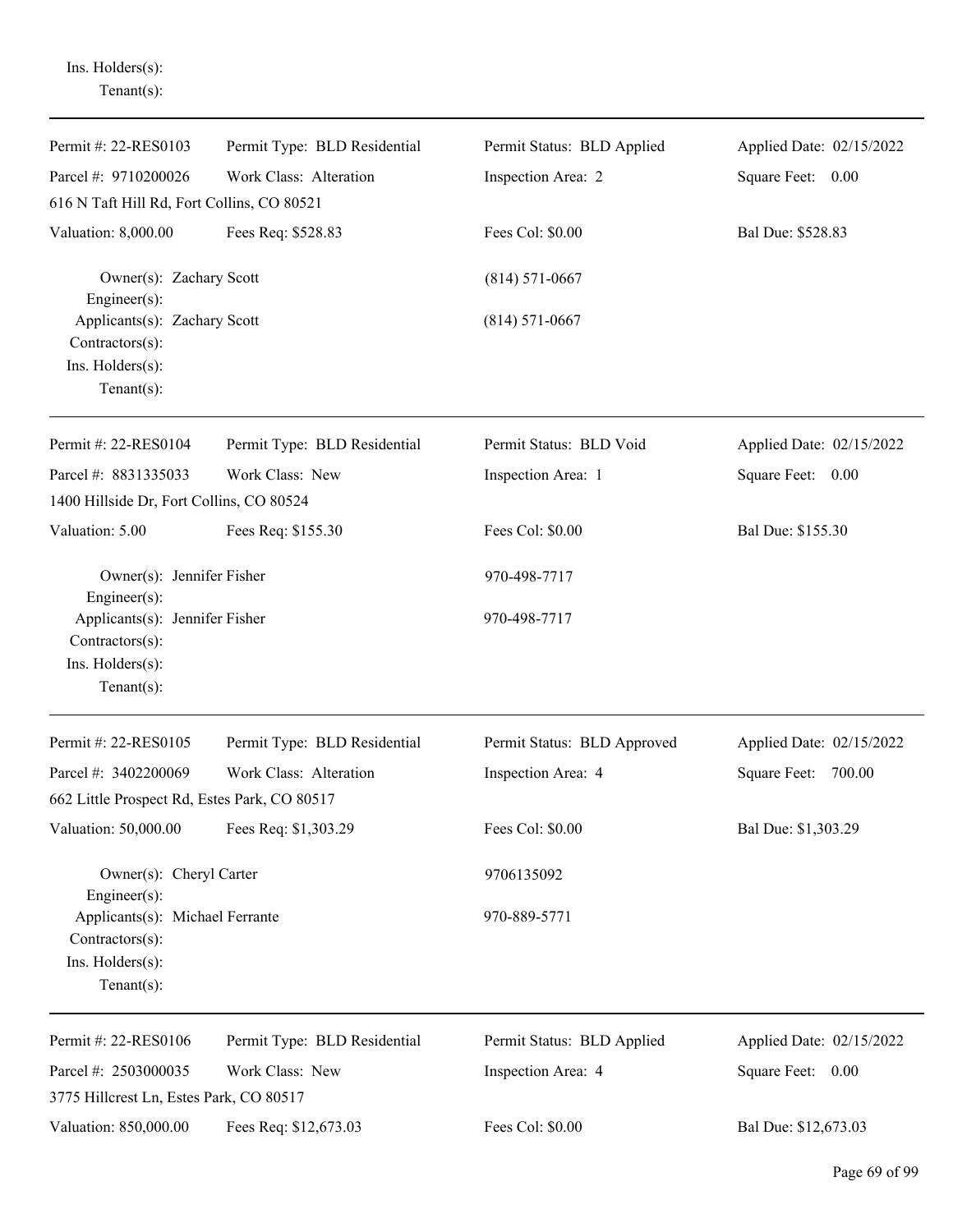Ins. Holders(s):
Tenant(s):

---

| Permit #: 22-RES0103 | Permit Type: BLD Residential | Permit Status: BLD Applied | Applied Date: 02/15/2022 |
|---|---|---|---|
| Parcel #: 9710200026 | Work Class: Alteration | Inspection Area: 2 | Square Feet: 0.00 |
| 616 N Taft Hill Rd, Fort Collins, CO 80521 | | | |
| Valuation: 8,000.00 | Fees Req: $528.83 | Fees Col: $0.00 | Bal Due: $528.83 |

Owner(s): Zachary Scott (814) 571-0667
Engineer(s):
Applicants(s): Zachary Scott (814) 571-0667
Contractors(s):
Ins. Holders(s):
Tenant(s):

---

| Permit #: 22-RES0104 | Permit Type: BLD Residential | Permit Status: BLD Void | Applied Date: 02/15/2022 |
|---|---|---|---|
| Parcel #: 8831335033 | Work Class: New | Inspection Area: 1 | Square Feet: 0.00 |
| 1400 Hillside Dr, Fort Collins, CO 80524 | | | |
| Valuation: 5.00 | Fees Req: $155.30 | Fees Col: $0.00 | Bal Due: $155.30 |

Owner(s): Jennifer Fisher 970-498-7717
Engineer(s):
Applicants(s): Jennifer Fisher 970-498-7717
Contractors(s):
Ins. Holders(s):
Tenant(s):

---

| Permit #: 22-RES0105 | Permit Type: BLD Residential | Permit Status: BLD Approved | Applied Date: 02/15/2022 |
|---|---|---|---|
| Parcel #: 3402200069 | Work Class: Alteration | Inspection Area: 4 | Square Feet: 700.00 |
| 662 Little Prospect Rd, Estes Park, CO 80517 | | | |
| Valuation: 50,000.00 | Fees Req: $1,303.29 | Fees Col: $0.00 | Bal Due: $1,303.29 |

Owner(s): Cheryl Carter 9706135092
Engineer(s):
Applicants(s): Michael Ferrante 970-889-5771
Contractors(s):
Ins. Holders(s):
Tenant(s):

---

| Permit #: 22-RES0106 | Permit Type: BLD Residential | Permit Status: BLD Applied | Applied Date: 02/15/2022 |
|---|---|---|---|
| Parcel #: 2503000035 | Work Class: New | Inspection Area: 4 | Square Feet: 0.00 |
| 3775 Hillcrest Ln, Estes Park, CO 80517 | | | |
| Valuation: 850,000.00 | Fees Req: $12,673.03 | Fees Col: $0.00 | Bal Due: $12,673.03 |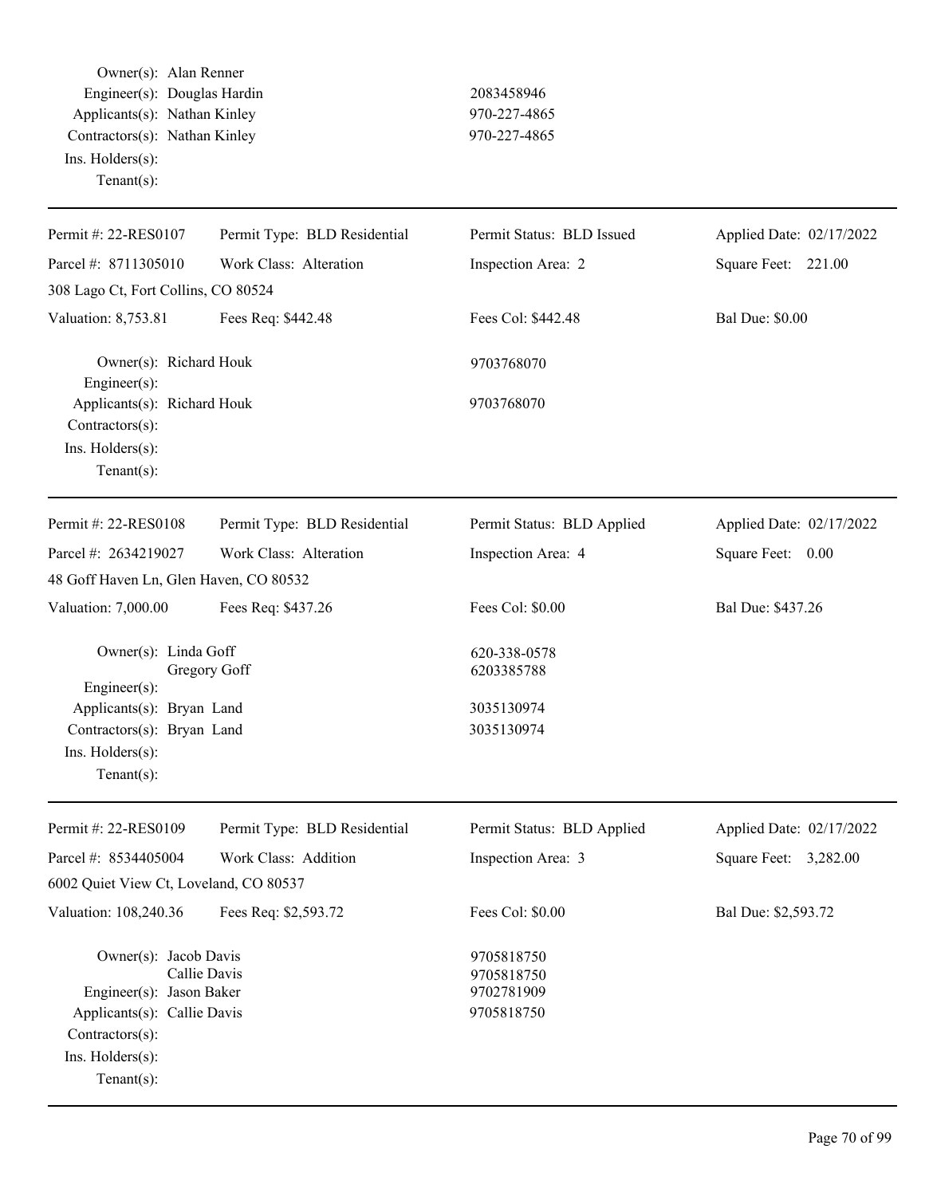Owner(s): Alan Renner
Engineer(s): Douglas Hardin 2083458946
Applicants(s): Nathan Kinley 970-227-4865
Contractors(s): Nathan Kinley 970-227-4865
Ins. Holders(s):
Tenant(s):

---

| Permit #: 22-RES0107 | Permit Type: BLD Residential | Permit Status: BLD Issued | Applied Date: 02/17/2022 |
|---|---|---|---|
| Parcel #: 8711305010 | Work Class: Alteration | Inspection Area: 2 | Square Feet: 221.00 |
| 308 Lago Ct, Fort Collins, CO 80524 | | | |
| Valuation: 8,753.81 | Fees Req: $442.48 | Fees Col: $442.48 | Bal Due: $0.00 |

Owner(s): Richard Houk 9703768070
Engineer(s):
Applicants(s): Richard Houk 9703768070
Contractors(s):
Ins. Holders(s):
Tenant(s):

---

| Permit #: 22-RES0108 | Permit Type: BLD Residential | Permit Status: BLD Applied | Applied Date: 02/17/2022 |
|---|---|---|---|
| Parcel #: 2634219027 | Work Class: Alteration | Inspection Area: 4 | Square Feet: 0.00 |
| 48 Goff Haven Ln, Glen Haven, CO 80532 | | | |
| Valuation: 7,000.00 | Fees Req: $437.26 | Fees Col: $0.00 | Bal Due: $437.26 |

Owner(s): Linda Goff 620-338-0578
Gregory Goff 6203385788
Engineer(s):
Applicants(s): Bryan Land 3035130974
Contractors(s): Bryan Land 3035130974
Ins. Holders(s):
Tenant(s):

---

| Permit #: 22-RES0109 | Permit Type: BLD Residential | Permit Status: BLD Applied | Applied Date: 02/17/2022 |
|---|---|---|---|
| Parcel #: 8534405004 | Work Class: Addition | Inspection Area: 3 | Square Feet: 3,282.00 |
| 6002 Quiet View Ct, Loveland, CO 80537 | | | |
| Valuation: 108,240.36 | Fees Req: $2,593.72 | Fees Col: $0.00 | Bal Due: $2,593.72 |

Owner(s): Jacob Davis 9705818750
Callie Davis 9705818750
Engineer(s): Jason Baker 9702781909
Applicants(s): Callie Davis 9705818750
Contractors(s):
Ins. Holders(s):
Tenant(s):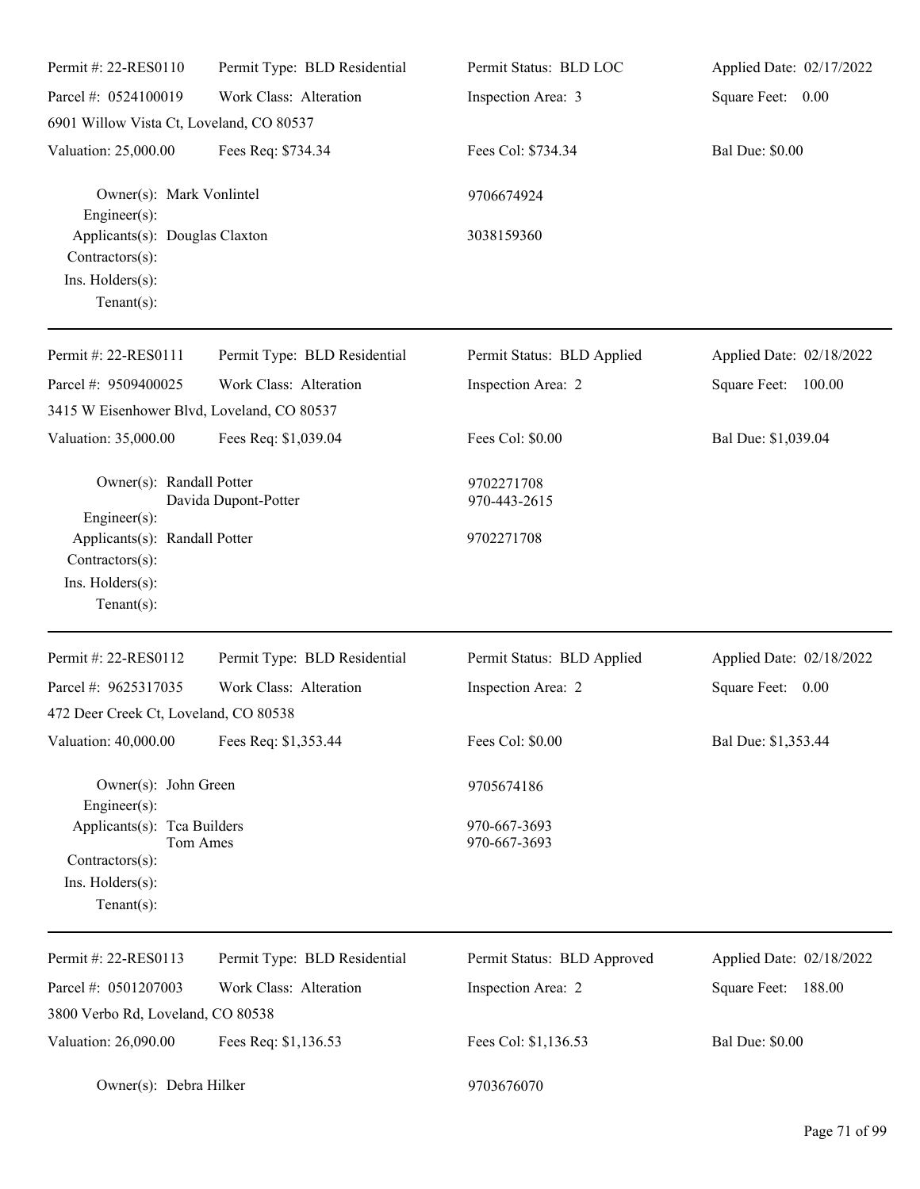| Permit #: 22-RES0110 | Permit Type: BLD Residential | Permit Status: BLD LOC | Applied Date: 02/17/2022 |
|---|---|---|---|
| Parcel #: 0524100019 | Work Class: Alteration | Inspection Area: 3 | Square Feet: 0.00 |
| 6901 Willow Vista Ct, Loveland, CO 80537 | | | |
| Valuation: 25,000.00 | Fees Req: $734.34 | Fees Col: $734.34 | Bal Due: $0.00 |

Owner(s): Mark Vonlintel — 9706674924
Engineer(s):
Applicants(s): Douglas Claxton — 3038159360
Contractors(s):
Ins. Holders(s):
Tenant(s):

---

| Permit #: 22-RES0111 | Permit Type: BLD Residential | Permit Status: BLD Applied | Applied Date: 02/18/2022 |
|---|---|---|---|
| Parcel #: 9509400025 | Work Class: Alteration | Inspection Area: 2 | Square Feet: 100.00 |
| 3415 W Eisenhower Blvd, Loveland, CO 80537 | | | |
| Valuation: 35,000.00 | Fees Req: $1,039.04 | Fees Col: $0.00 | Bal Due: $1,039.04 |

Owner(s): Randall Potter — 9702271708
Davida Dupont-Potter — 970-443-2615
Engineer(s):
Applicants(s): Randall Potter — 9702271708
Contractors(s):
Ins. Holders(s):
Tenant(s):

---

| Permit #: 22-RES0112 | Permit Type: BLD Residential | Permit Status: BLD Applied | Applied Date: 02/18/2022 |
|---|---|---|---|
| Parcel #: 9625317035 | Work Class: Alteration | Inspection Area: 2 | Square Feet: 0.00 |
| 472 Deer Creek Ct, Loveland, CO 80538 | | | |
| Valuation: 40,000.00 | Fees Req: $1,353.44 | Fees Col: $0.00 | Bal Due: $1,353.44 |

Owner(s): John Green — 9705674186
Engineer(s):
Applicants(s): Tca Builders — 970-667-3693
Tom Ames — 970-667-3693
Contractors(s):
Ins. Holders(s):
Tenant(s):

---

| Permit #: 22-RES0113 | Permit Type: BLD Residential | Permit Status: BLD Approved | Applied Date: 02/18/2022 |
|---|---|---|---|
| Parcel #: 0501207003 | Work Class: Alteration | Inspection Area: 2 | Square Feet: 188.00 |
| 3800 Verbo Rd, Loveland, CO 80538 | | | |
| Valuation: 26,090.00 | Fees Req: $1,136.53 | Fees Col: $1,136.53 | Bal Due: $0.00 |

Owner(s): Debra Hilker — 9703676070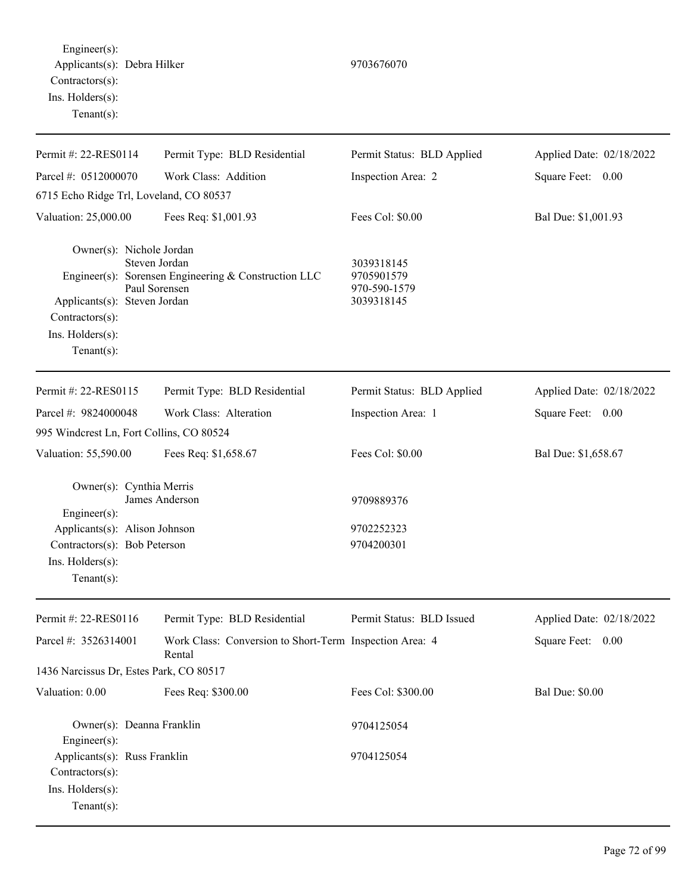Engineer(s):
Applicants(s): Debra Hilker 9703676070
Contractors(s):
Ins. Holders(s):
Tenant(s):

---

| Permit #: 22-RES0114 | Permit Type: BLD Residential | Permit Status: BLD Applied | Applied Date: 02/18/2022 |
|---|---|---|---|
| Parcel #: 0512000070 | Work Class: Addition | Inspection Area: 2 | Square Feet: 0.00 |
| 6715 Echo Ridge Trl, Loveland, CO 80537 | | | |
| Valuation: 25,000.00 | Fees Req: $1,001.93 | Fees Col: $0.00 | Bal Due: $1,001.93 |

Owner(s): Nichole Jordan
Steven Jordan 3039318145
Engineer(s): Sorensen Engineering & Construction LLC 9705901579
Paul Sorensen 970-590-1579
Applicants(s): Steven Jordan 3039318145
Contractors(s):
Ins. Holders(s):
Tenant(s):

---

| Permit #: 22-RES0115 | Permit Type: BLD Residential | Permit Status: BLD Applied | Applied Date: 02/18/2022 |
|---|---|---|---|
| Parcel #: 9824000048 | Work Class: Alteration | Inspection Area: 1 | Square Feet: 0.00 |
| 995 Windcrest Ln, Fort Collins, CO 80524 | | | |
| Valuation: 55,590.00 | Fees Req: $1,658.67 | Fees Col: $0.00 | Bal Due: $1,658.67 |

Owner(s): Cynthia Merris
James Anderson 9709889376
Engineer(s):
Applicants(s): Alison Johnson 9702252323
Contractors(s): Bob Peterson 9704200301
Ins. Holders(s):
Tenant(s):

---

| Permit #: 22-RES0116 | Permit Type: BLD Residential | Permit Status: BLD Issued | Applied Date: 02/18/2022 |
|---|---|---|---|
| Parcel #: 3526314001 | Work Class: Conversion to Short-Term Rental | Inspection Area: 4 | Square Feet: 0.00 |
| 1436 Narcissus Dr, Estes Park, CO 80517 | | | |
| Valuation: 0.00 | Fees Req: $300.00 | Fees Col: $300.00 | Bal Due: $0.00 |

Owner(s): Deanna Franklin 9704125054
Engineer(s):
Applicants(s): Russ Franklin 9704125054
Contractors(s):
Ins. Holders(s):
Tenant(s):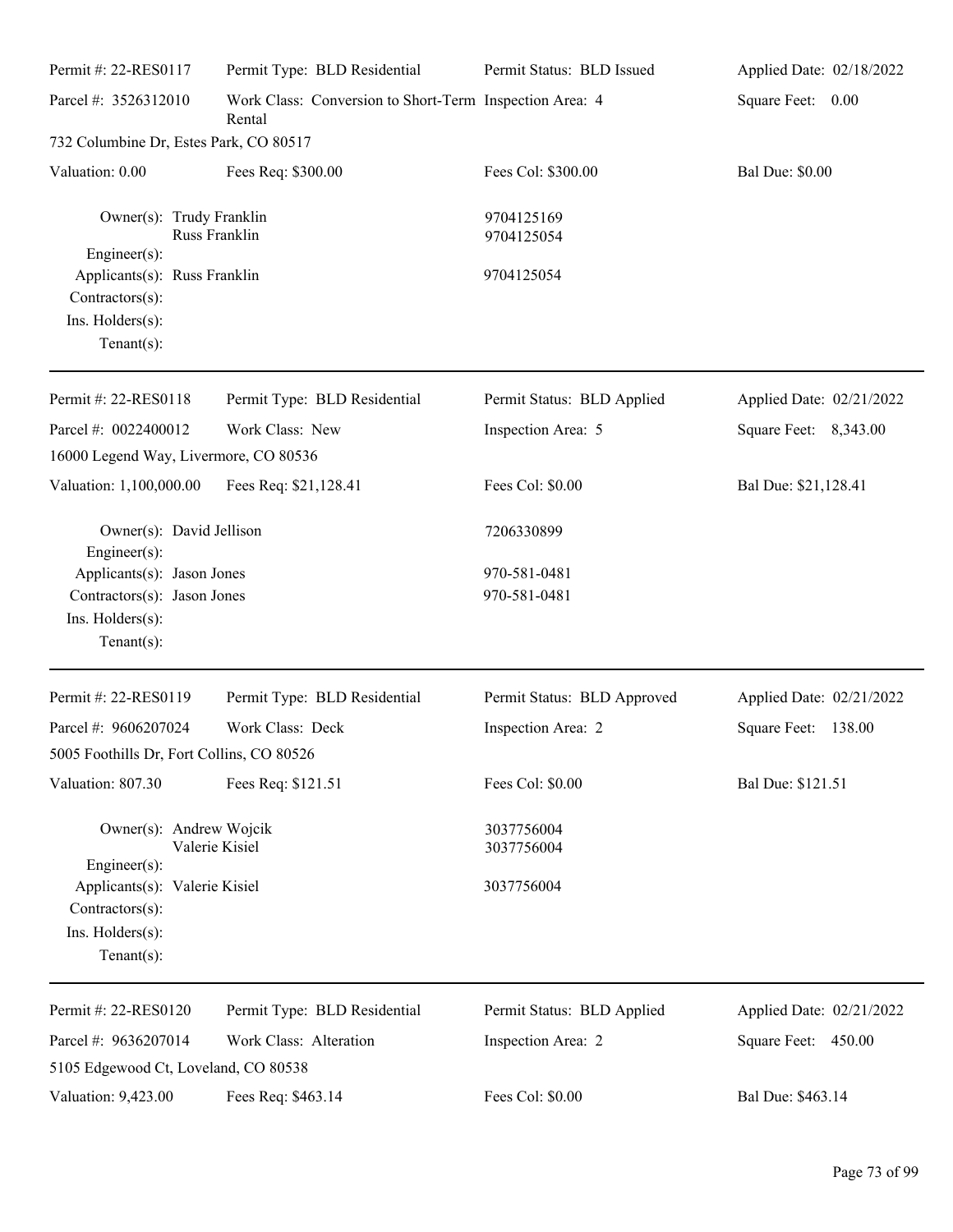Permit #: 22-RES0117 | Permit Type: BLD Residential | Permit Status: BLD Issued | Applied Date: 02/18/2022

Parcel #: 3526312010 | Work Class: Conversion to Short-Term Rental | Inspection Area: 4 | Square Feet: 0.00

732 Columbine Dr, Estes Park, CO 80517

Valuation: 0.00 | Fees Req: $300.00 | Fees Col: $300.00 | Bal Due: $0.00

Owner(s): Trudy Franklin 9704125169
Russ Franklin 9704125054
Engineer(s):
Applicants(s): Russ Franklin 9704125054
Contractors(s):
Ins. Holders(s):
Tenant(s):

---

Permit #: 22-RES0118 | Permit Type: BLD Residential | Permit Status: BLD Applied | Applied Date: 02/21/2022

Parcel #: 0022400012 | Work Class: New | Inspection Area: 5 | Square Feet: 8,343.00

16000 Legend Way, Livermore, CO 80536

Valuation: 1,100,000.00 | Fees Req: $21,128.41 | Fees Col: $0.00 | Bal Due: $21,128.41

Owner(s): David Jellison 7206330899
Engineer(s):
Applicants(s): Jason Jones 970-581-0481
Contractors(s): Jason Jones 970-581-0481
Ins. Holders(s):
Tenant(s):

---

Permit #: 22-RES0119 | Permit Type: BLD Residential | Permit Status: BLD Approved | Applied Date: 02/21/2022

Parcel #: 9606207024 | Work Class: Deck | Inspection Area: 2 | Square Feet: 138.00

5005 Foothills Dr, Fort Collins, CO 80526

Valuation: 807.30 | Fees Req: $121.51 | Fees Col: $0.00 | Bal Due: $121.51

Owner(s): Andrew Wojcik 3037756004
Valerie Kisiel 3037756004
Engineer(s):
Applicants(s): Valerie Kisiel 3037756004
Contractors(s):
Ins. Holders(s):
Tenant(s):

---

Permit #: 22-RES0120 | Permit Type: BLD Residential | Permit Status: BLD Applied | Applied Date: 02/21/2022

Parcel #: 9636207014 | Work Class: Alteration | Inspection Area: 2 | Square Feet: 450.00

5105 Edgewood Ct, Loveland, CO 80538

Valuation: 9,423.00 | Fees Req: $463.14 | Fees Col: $0.00 | Bal Due: $463.14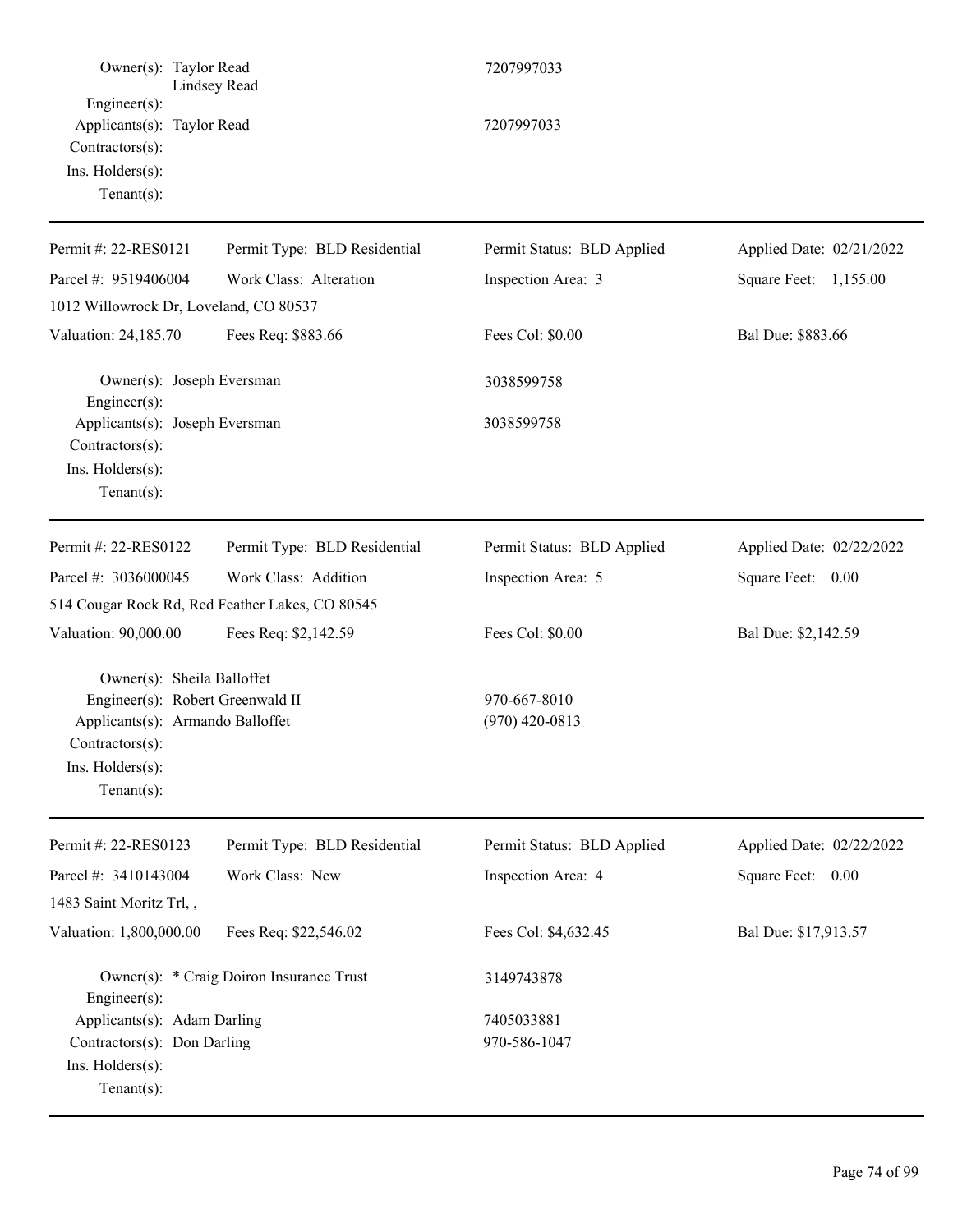| | | |
|---|---|---|
| Owner(s): | Taylor Read<br>Lindsey Read | 7207997033 |
| Engineer(s): | | |
| Applicants(s): | Taylor Read | 7207997033 |
| Contractors(s): | | |
| Ins. Holders(s): | | |
| Tenant(s): | | |

---

| | | | |
|---|---|---|---|
| Permit #: 22-RES0121 | Permit Type: BLD Residential | Permit Status: BLD Applied | Applied Date: 02/21/2022 |
| Parcel #: 9519406004 | Work Class: Alteration | Inspection Area: 3 | Square Feet: 1,155.00 |
| 1012 Willowrock Dr, Loveland, CO 80537 | | | |
| Valuation: 24,185.70 | Fees Req: $883.66 | Fees Col: $0.00 | Bal Due: $883.66 |

| | | |
|---|---|---|
| Owner(s): | Joseph Eversman | 3038599758 |
| Engineer(s): | | |
| Applicants(s): | Joseph Eversman | 3038599758 |
| Contractors(s): | | |
| Ins. Holders(s): | | |
| Tenant(s): | | |

---

| | | | |
|---|---|---|---|
| Permit #: 22-RES0122 | Permit Type: BLD Residential | Permit Status: BLD Applied | Applied Date: 02/22/2022 |
| Parcel #: 3036000045 | Work Class: Addition | Inspection Area: 5 | Square Feet: 0.00 |
| 514 Cougar Rock Rd, Red Feather Lakes, CO 80545 | | | |
| Valuation: 90,000.00 | Fees Req: $2,142.59 | Fees Col: $0.00 | Bal Due: $2,142.59 |

| | | |
|---|---|---|
| Owner(s): | Sheila Balloffet | |
| Engineer(s): | Robert Greenwald II | 970-667-8010 |
| Applicants(s): | Armando Balloffet | (970) 420-0813 |
| Contractors(s): | | |
| Ins. Holders(s): | | |
| Tenant(s): | | |

---

| | | | |
|---|---|---|---|
| Permit #: 22-RES0123 | Permit Type: BLD Residential | Permit Status: BLD Applied | Applied Date: 02/22/2022 |
| Parcel #: 3410143004 | Work Class: New | Inspection Area: 4 | Square Feet: 0.00 |
| 1483 Saint Moritz Trl, , | | | |
| Valuation: 1,800,000.00 | Fees Req: $22,546.02 | Fees Col: $4,632.45 | Bal Due: $17,913.57 |

| | | |
|---|---|---|
| Owner(s): | * Craig Doiron Insurance Trust | 3149743878 |
| Engineer(s): | | |
| Applicants(s): | Adam Darling | 7405033881 |
| Contractors(s): | Don Darling | 970-586-1047 |
| Ins. Holders(s): | | |
| Tenant(s): | | |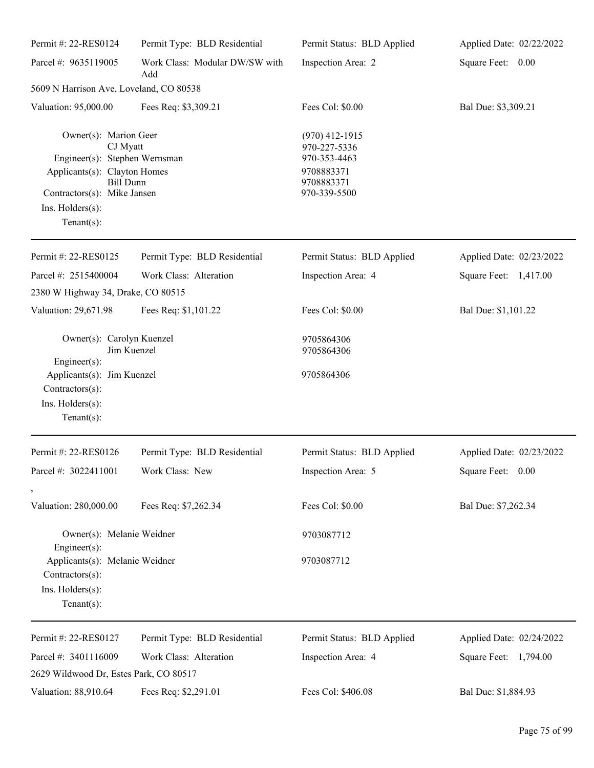| Permit #: 22-RES0124 | Permit Type: BLD Residential | Permit Status: BLD Applied | Applied Date: 02/22/2022 |
|---|---|---|---|
| Parcel #: 9635119005 | Work Class: Modular DW/SW with Add | Inspection Area: 2 | Square Feet: 0.00 |
| 5609 N Harrison Ave, Loveland, CO 80538 | | | |
| Valuation: 95,000.00 | Fees Req: $3,309.21 | Fees Col: $0.00 | Bal Due: $3,309.21 |

Owner(s): Marion Geer — (970) 412-1915
CJ Myatt — 970-227-5336
Engineer(s): Stephen Wernsman — 970-353-4463
Applicants(s): Clayton Homes — 9708883371
Bill Dunn — 9708883371
Contractors(s): Mike Jansen — 970-339-5500
Ins. Holders(s):
Tenant(s):

---

| Permit #: 22-RES0125 | Permit Type: BLD Residential | Permit Status: BLD Applied | Applied Date: 02/23/2022 |
|---|---|---|---|
| Parcel #: 2515400004 | Work Class: Alteration | Inspection Area: 4 | Square Feet: 1,417.00 |
| 2380 W Highway 34, Drake, CO 80515 | | | |
| Valuation: 29,671.98 | Fees Req: $1,101.22 | Fees Col: $0.00 | Bal Due: $1,101.22 |

Owner(s): Carolyn Kuenzel — 9705864306
Jim Kuenzel — 9705864306
Engineer(s):
Applicants(s): Jim Kuenzel — 9705864306
Contractors(s):
Ins. Holders(s):
Tenant(s):

---

| Permit #: 22-RES0126 | Permit Type: BLD Residential | Permit Status: BLD Applied | Applied Date: 02/23/2022 |
|---|---|---|---|
| Parcel #: 3022411001 | Work Class: New | Inspection Area: 5 | Square Feet: 0.00 |
| , | | | |
| Valuation: 280,000.00 | Fees Req: $7,262.34 | Fees Col: $0.00 | Bal Due: $7,262.34 |

Owner(s): Melanie Weidner — 9703087712
Engineer(s):
Applicants(s): Melanie Weidner — 9703087712
Contractors(s):
Ins. Holders(s):
Tenant(s):

---

| Permit #: 22-RES0127 | Permit Type: BLD Residential | Permit Status: BLD Applied | Applied Date: 02/24/2022 |
|---|---|---|---|
| Parcel #: 3401116009 | Work Class: Alteration | Inspection Area: 4 | Square Feet: 1,794.00 |
| 2629 Wildwood Dr, Estes Park, CO 80517 | | | |
| Valuation: 88,910.64 | Fees Req: $2,291.01 | Fees Col: $406.08 | Bal Due: $1,884.93 |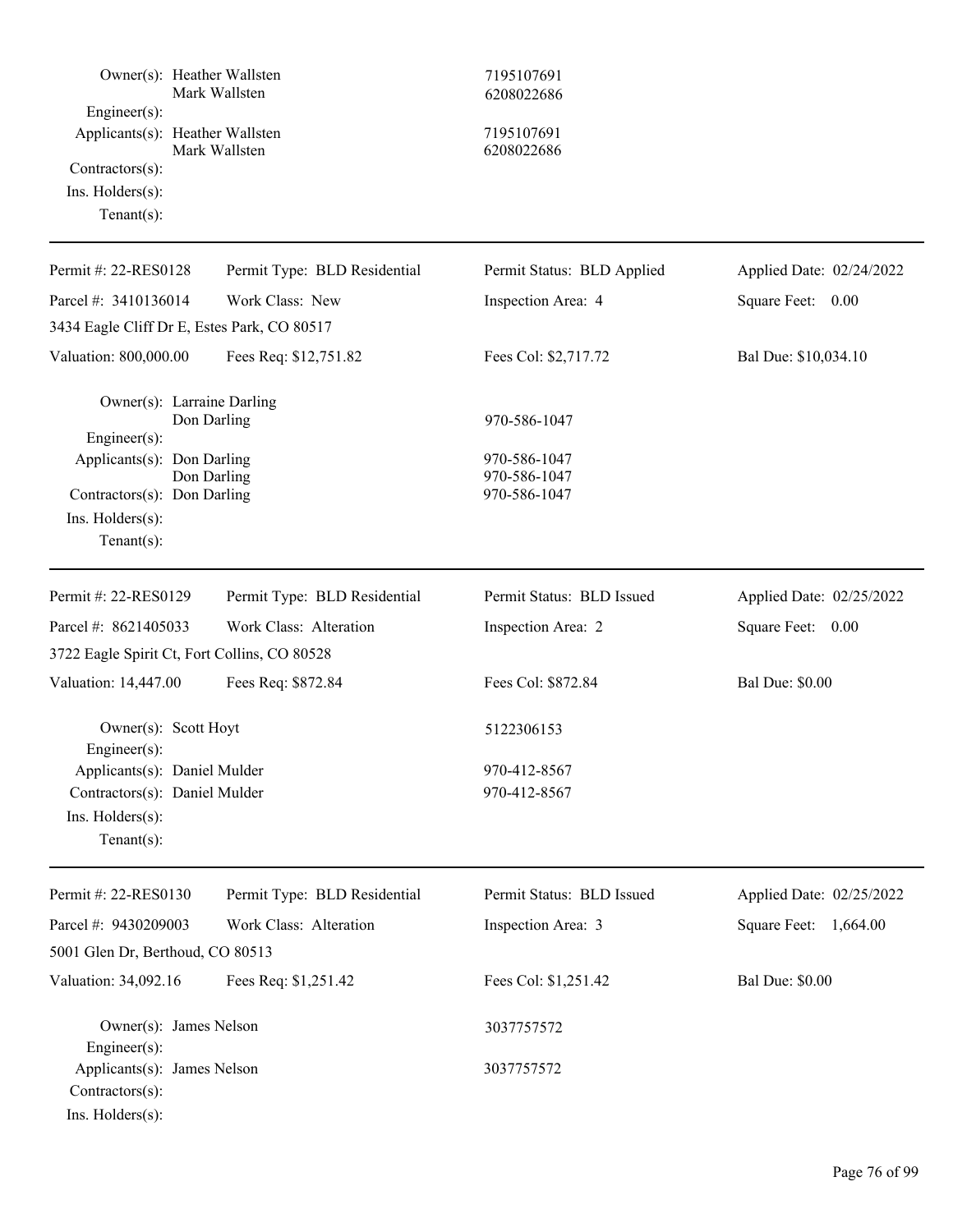Owner(s): Heather Wallsten 7195107691
Mark Wallsten 6208022686
Engineer(s):
Applicants(s): Heather Wallsten 7195107691
Mark Wallsten 6208022686
Contractors(s):
Ins. Holders(s):
Tenant(s):

---

| Permit #: 22-RES0128 | Permit Type: BLD Residential | Permit Status: BLD Applied | Applied Date: 02/24/2022 |
|---|---|---|---|
| Parcel #: 3410136014 | Work Class: New | Inspection Area: 4 | Square Feet: 0.00 |
| 3434 Eagle Cliff Dr E, Estes Park, CO 80517 | | | |
| Valuation: 800,000.00 | Fees Req: $12,751.82 | Fees Col: $2,717.72 | Bal Due: $10,034.10 |

Owner(s): Larraine Darling
Don Darling 970-586-1047
Engineer(s):
Applicants(s): Don Darling 970-586-1047
Don Darling 970-586-1047
Contractors(s): Don Darling 970-586-1047
Ins. Holders(s):
Tenant(s):

---

| Permit #: 22-RES0129 | Permit Type: BLD Residential | Permit Status: BLD Issued | Applied Date: 02/25/2022 |
|---|---|---|---|
| Parcel #: 8621405033 | Work Class: Alteration | Inspection Area: 2 | Square Feet: 0.00 |
| 3722 Eagle Spirit Ct, Fort Collins, CO 80528 | | | |
| Valuation: 14,447.00 | Fees Req: $872.84 | Fees Col: $872.84 | Bal Due: $0.00 |

Owner(s): Scott Hoyt 5122306153
Engineer(s):
Applicants(s): Daniel Mulder 970-412-8567
Contractors(s): Daniel Mulder 970-412-8567
Ins. Holders(s):
Tenant(s):

---

| Permit #: 22-RES0130 | Permit Type: BLD Residential | Permit Status: BLD Issued | Applied Date: 02/25/2022 |
|---|---|---|---|
| Parcel #: 9430209003 | Work Class: Alteration | Inspection Area: 3 | Square Feet: 1,664.00 |
| 5001 Glen Dr, Berthoud, CO 80513 | | | |
| Valuation: 34,092.16 | Fees Req: $1,251.42 | Fees Col: $1,251.42 | Bal Due: $0.00 |

Owner(s): James Nelson 3037757572
Engineer(s):
Applicants(s): James Nelson 3037757572
Contractors(s):
Ins. Holders(s):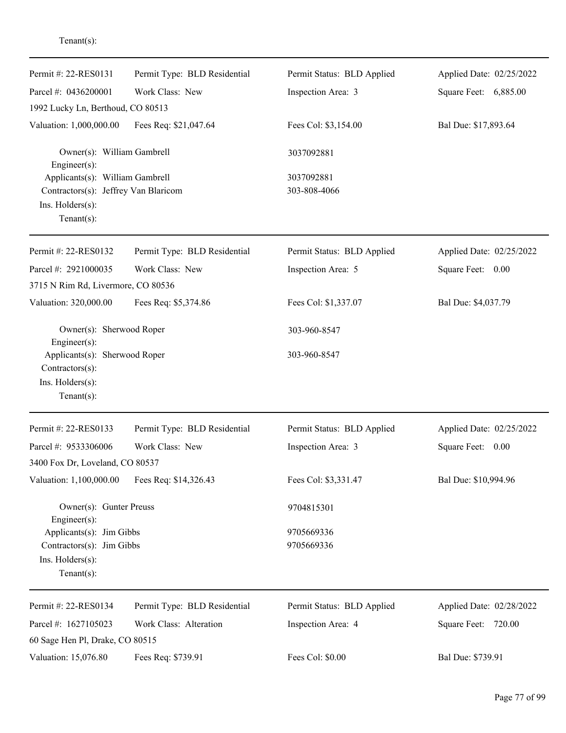Tenant(s):

---

| Permit #: 22-RES0131 | Permit Type: BLD Residential | Permit Status: BLD Applied | Applied Date: 02/25/2022 |
|---|---|---|---|
| Parcel #: 0436200001 | Work Class: New | Inspection Area: 3 | Square Feet: 6,885.00 |
| 1992 Lucky Ln, Berthoud, CO 80513 | | | |
| Valuation: 1,000,000.00 | Fees Req: $21,047.64 | Fees Col: $3,154.00 | Bal Due: $17,893.64 |

Owner(s): William Gambrell — 3037092881
Engineer(s):
Applicants(s): William Gambrell — 3037092881
Contractors(s): Jeffrey Van Blaricom — 303-808-4066
Ins. Holders(s):
Tenant(s):

---

| Permit #: 22-RES0132 | Permit Type: BLD Residential | Permit Status: BLD Applied | Applied Date: 02/25/2022 |
|---|---|---|---|
| Parcel #: 2921000035 | Work Class: New | Inspection Area: 5 | Square Feet: 0.00 |
| 3715 N Rim Rd, Livermore, CO 80536 | | | |
| Valuation: 320,000.00 | Fees Req: $5,374.86 | Fees Col: $1,337.07 | Bal Due: $4,037.79 |

Owner(s): Sherwood Roper — 303-960-8547
Engineer(s):
Applicants(s): Sherwood Roper — 303-960-8547
Contractors(s):
Ins. Holders(s):
Tenant(s):

---

| Permit #: 22-RES0133 | Permit Type: BLD Residential | Permit Status: BLD Applied | Applied Date: 02/25/2022 |
|---|---|---|---|
| Parcel #: 9533306006 | Work Class: New | Inspection Area: 3 | Square Feet: 0.00 |
| 3400 Fox Dr, Loveland, CO 80537 | | | |
| Valuation: 1,100,000.00 | Fees Req: $14,326.43 | Fees Col: $3,331.47 | Bal Due: $10,994.96 |

Owner(s): Gunter Preuss — 9704815301
Engineer(s):
Applicants(s): Jim Gibbs — 9705669336
Contractors(s): Jim Gibbs — 9705669336
Ins. Holders(s):
Tenant(s):

---

| Permit #: 22-RES0134 | Permit Type: BLD Residential | Permit Status: BLD Applied | Applied Date: 02/28/2022 |
|---|---|---|---|
| Parcel #: 1627105023 | Work Class: Alteration | Inspection Area: 4 | Square Feet: 720.00 |
| 60 Sage Hen Pl, Drake, CO 80515 | | | |
| Valuation: 15,076.80 | Fees Req: $739.91 | Fees Col: $0.00 | Bal Due: $739.91 |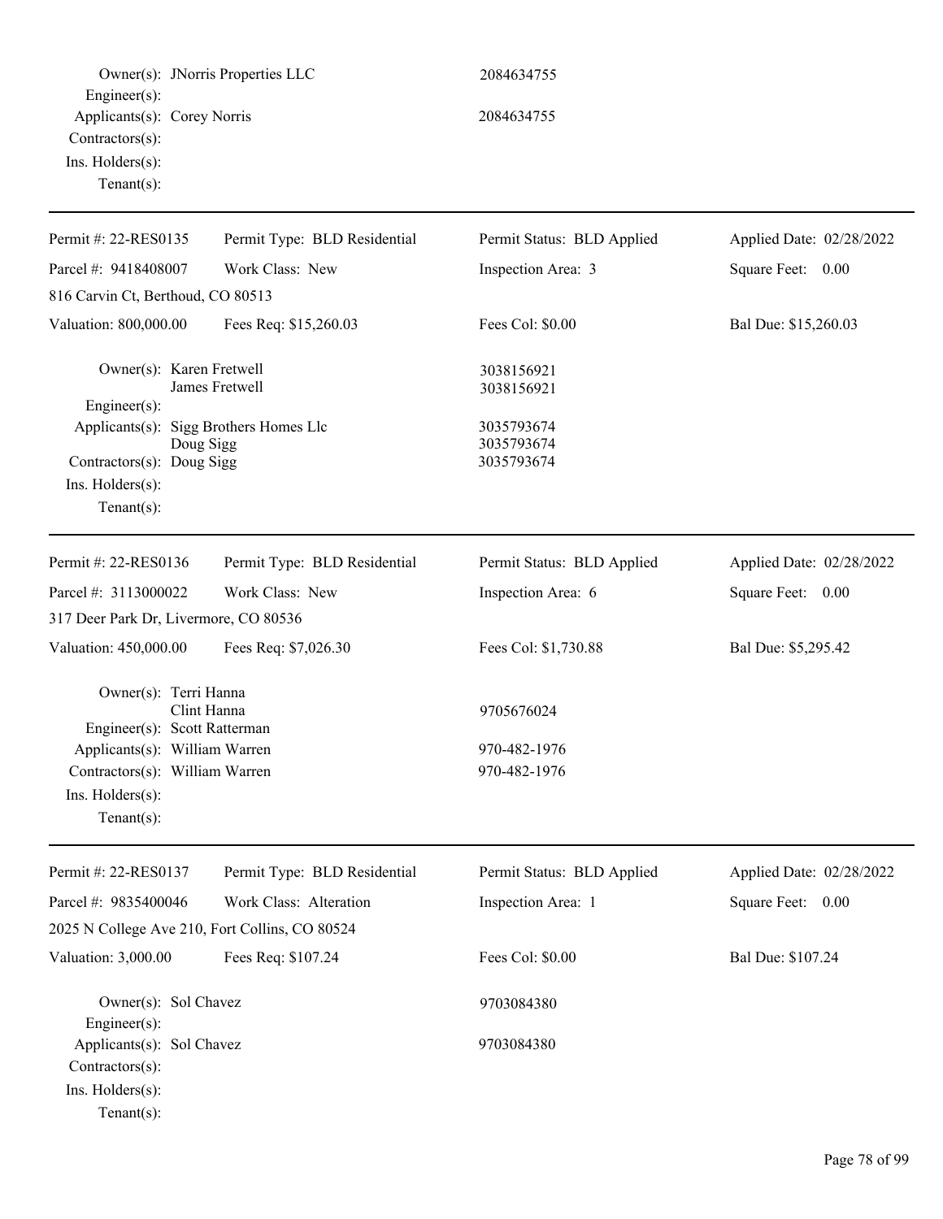Owner(s): JNorris Properties LLC 2084634755
Engineer(s):
Applicants(s): Corey Norris 2084634755
Contractors(s):
Ins. Holders(s):
Tenant(s):

---

| Permit #: 22-RES0135 | Permit Type: BLD Residential | Permit Status: BLD Applied | Applied Date: 02/28/2022 |
|---|---|---|---|
| Parcel #: 9418408007 | Work Class: New | Inspection Area: 3 | Square Feet: 0.00 |
| 816 Carvin Ct, Berthoud, CO 80513 | | | |
| Valuation: 800,000.00 | Fees Req: $15,260.03 | Fees Col: $0.00 | Bal Due: $15,260.03 |

Owner(s): Karen Fretwell 3038156921
James Fretwell 3038156921
Engineer(s):
Applicants(s): Sigg Brothers Homes Llc 3035793674
Doug Sigg 3035793674
Contractors(s): Doug Sigg 3035793674
Ins. Holders(s):
Tenant(s):

---

| Permit #: 22-RES0136 | Permit Type: BLD Residential | Permit Status: BLD Applied | Applied Date: 02/28/2022 |
|---|---|---|---|
| Parcel #: 3113000022 | Work Class: New | Inspection Area: 6 | Square Feet: 0.00 |
| 317 Deer Park Dr, Livermore, CO 80536 | | | |
| Valuation: 450,000.00 | Fees Req: $7,026.30 | Fees Col: $1,730.88 | Bal Due: $5,295.42 |

Owner(s): Terri Hanna
Clint Hanna 9705676024
Engineer(s): Scott Ratterman
Applicants(s): William Warren 970-482-1976
Contractors(s): William Warren 970-482-1976
Ins. Holders(s):
Tenant(s):

---

| Permit #: 22-RES0137 | Permit Type: BLD Residential | Permit Status: BLD Applied | Applied Date: 02/28/2022 |
|---|---|---|---|
| Parcel #: 9835400046 | Work Class: Alteration | Inspection Area: 1 | Square Feet: 0.00 |
| 2025 N College Ave 210, Fort Collins, CO 80524 | | | |
| Valuation: 3,000.00 | Fees Req: $107.24 | Fees Col: $0.00 | Bal Due: $107.24 |

Owner(s): Sol Chavez 9703084380
Engineer(s):
Applicants(s): Sol Chavez 9703084380
Contractors(s):
Ins. Holders(s):
Tenant(s):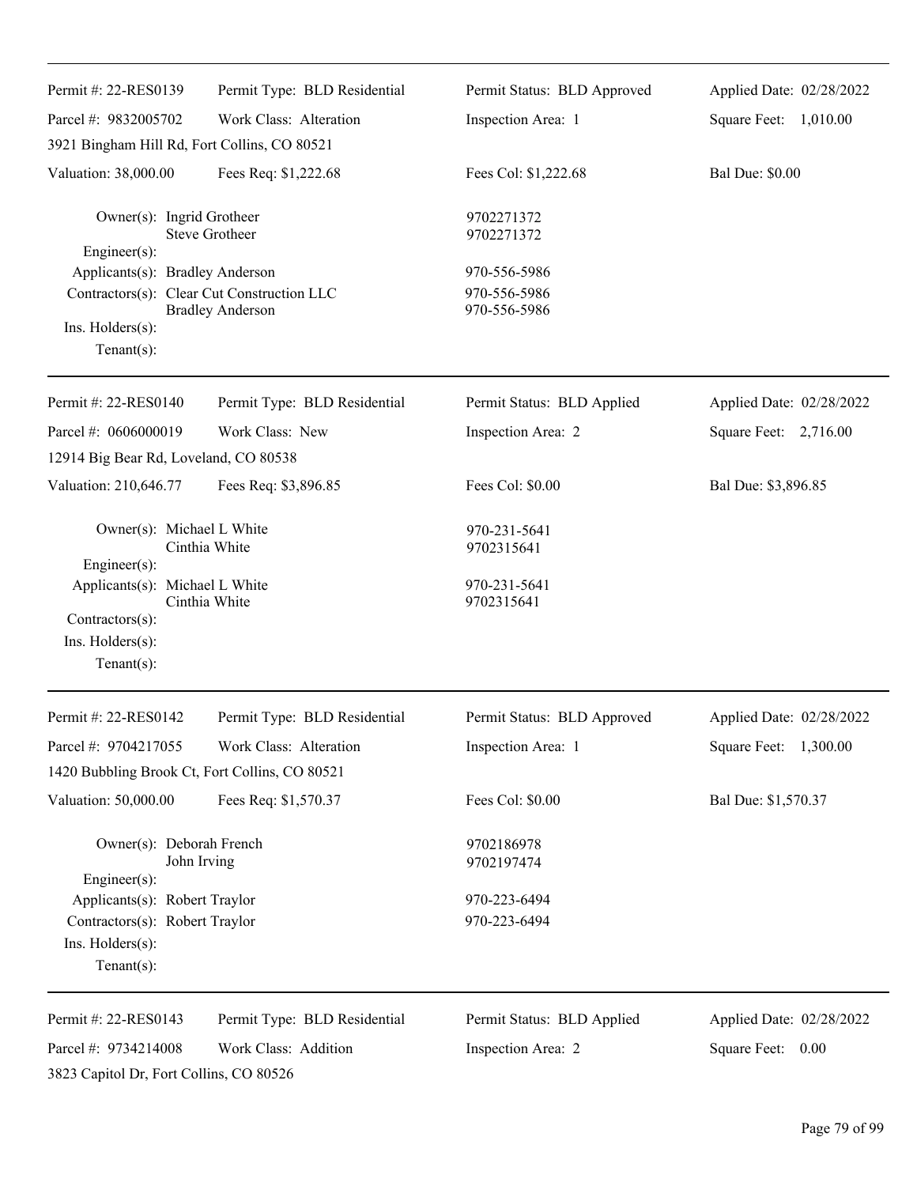| Permit #: 22-RES0139 | Permit Type: BLD Residential | Permit Status: BLD Approved | Applied Date: 02/28/2022 |
|---|---|---|---|
| Parcel #: 9832005702 | Work Class: Alteration | Inspection Area: 1 | Square Feet: 1,010.00 |
| 3921 Bingham Hill Rd, Fort Collins, CO 80521 | | | |
| Valuation: 38,000.00 | Fees Req: $1,222.68 | Fees Col: $1,222.68 | Bal Due: $0.00 |

Owner(s): Ingrid Grotheer 9702271372
Steve Grotheer 9702271372
Engineer(s):
Applicants(s): Bradley Anderson 970-556-5986
Contractors(s): Clear Cut Construction LLC 970-556-5986
Bradley Anderson 970-556-5986
Ins. Holders(s):
Tenant(s):

| Permit #: 22-RES0140 | Permit Type: BLD Residential | Permit Status: BLD Applied | Applied Date: 02/28/2022 |
|---|---|---|---|
| Parcel #: 0606000019 | Work Class: New | Inspection Area: 2 | Square Feet: 2,716.00 |
| 12914 Big Bear Rd, Loveland, CO 80538 | | | |
| Valuation: 210,646.77 | Fees Req: $3,896.85 | Fees Col: $0.00 | Bal Due: $3,896.85 |

Owner(s): Michael L White 970-231-5641
Cinthia White 9702315641
Engineer(s):
Applicants(s): Michael L White 970-231-5641
Cinthia White 9702315641
Contractors(s):
Ins. Holders(s):
Tenant(s):

| Permit #: 22-RES0142 | Permit Type: BLD Residential | Permit Status: BLD Approved | Applied Date: 02/28/2022 |
|---|---|---|---|
| Parcel #: 9704217055 | Work Class: Alteration | Inspection Area: 1 | Square Feet: 1,300.00 |
| 1420 Bubbling Brook Ct, Fort Collins, CO 80521 | | | |
| Valuation: 50,000.00 | Fees Req: $1,570.37 | Fees Col: $0.00 | Bal Due: $1,570.37 |

Owner(s): Deborah French 9702186978
John Irving 9702197474
Engineer(s):
Applicants(s): Robert Traylor 970-223-6494
Contractors(s): Robert Traylor 970-223-6494
Ins. Holders(s):
Tenant(s):

| Permit #: 22-RES0143 | Permit Type: BLD Residential | Permit Status: BLD Applied | Applied Date: 02/28/2022 |
|---|---|---|---|
| Parcel #: 9734214008 | Work Class: Addition | Inspection Area: 2 | Square Feet: 0.00 |
| 3823 Capitol Dr, Fort Collins, CO 80526 | | | |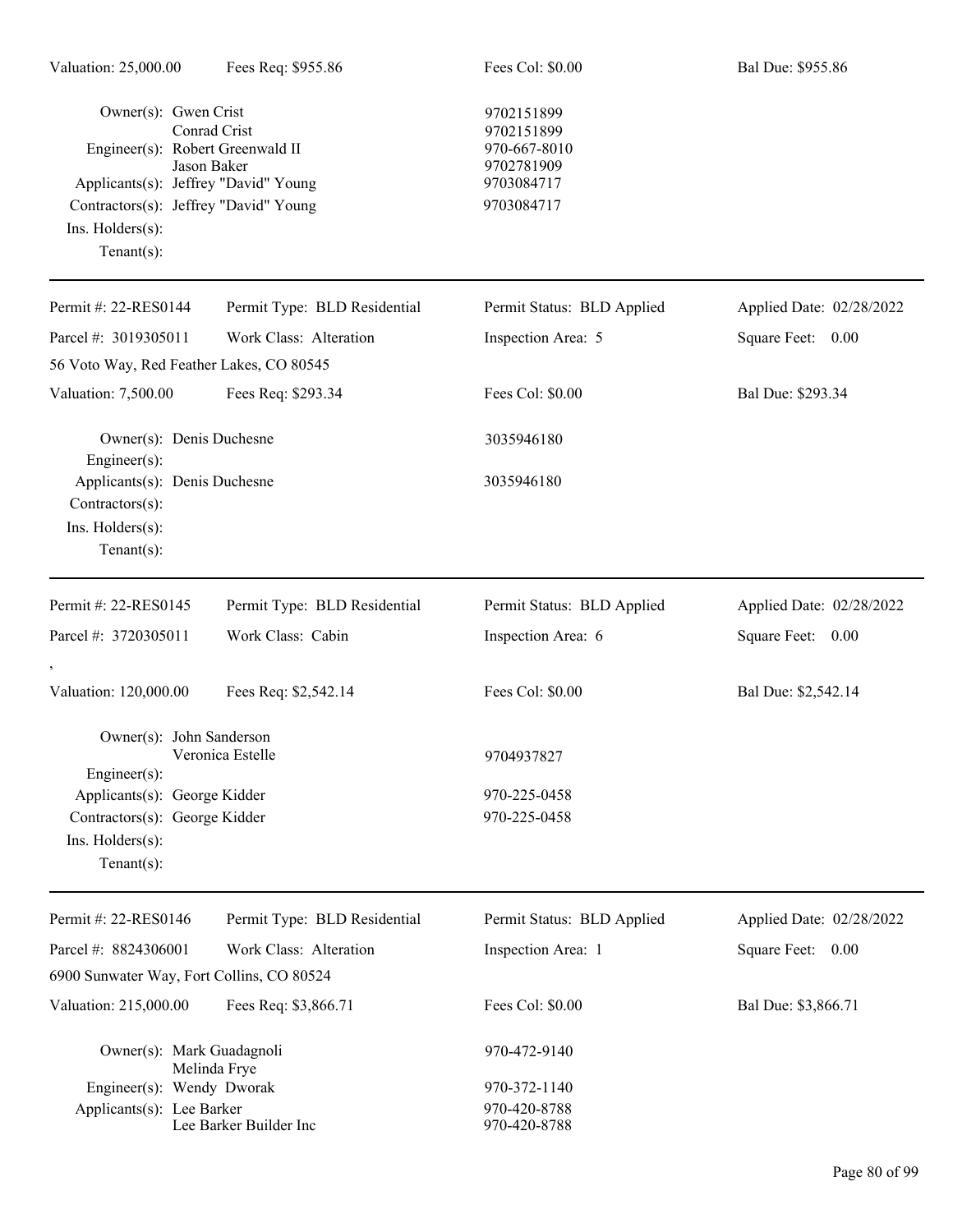| Valuation: 25,000.00 | Fees Req: $955.86 | Fees Col: $0.00 | Bal Due: $955.86 |
|---|---|---|---|

Owner(s): Gwen Crist — 9702151899
Conrad Crist — 9702151899
Engineer(s): Robert Greenwald II — 970-667-8010
Jason Baker — 9702781909
Applicants(s): Jeffrey "David" Young — 9703084717
Contractors(s): Jeffrey "David" Young — 9703084717
Ins. Holders(s):
Tenant(s):

---

| Permit #: 22-RES0144 | Permit Type: BLD Residential | Permit Status: BLD Applied | Applied Date: 02/28/2022 |
|---|---|---|---|
| Parcel #: 3019305011 | Work Class: Alteration | Inspection Area: 5 | Square Feet: 0.00 |
| 56 Voto Way, Red Feather Lakes, CO 80545 | | | |
| Valuation: 7,500.00 | Fees Req: $293.34 | Fees Col: $0.00 | Bal Due: $293.34 |

Owner(s): Denis Duchesne — 3035946180
Engineer(s):
Applicants(s): Denis Duchesne — 3035946180
Contractors(s):
Ins. Holders(s):
Tenant(s):

---

| Permit #: 22-RES0145 | Permit Type: BLD Residential | Permit Status: BLD Applied | Applied Date: 02/28/2022 |
|---|---|---|---|
| Parcel #: 3720305011 | Work Class: Cabin | Inspection Area: 6 | Square Feet: 0.00 |
| , | | | |
| Valuation: 120,000.00 | Fees Req: $2,542.14 | Fees Col: $0.00 | Bal Due: $2,542.14 |

Owner(s): John Sanderson
Veronica Estelle — 9704937827
Engineer(s):
Applicants(s): George Kidder — 970-225-0458
Contractors(s): George Kidder — 970-225-0458
Ins. Holders(s):
Tenant(s):

---

| Permit #: 22-RES0146 | Permit Type: BLD Residential | Permit Status: BLD Applied | Applied Date: 02/28/2022 |
|---|---|---|---|
| Parcel #: 8824306001 | Work Class: Alteration | Inspection Area: 1 | Square Feet: 0.00 |
| 6900 Sunwater Way, Fort Collins, CO 80524 | | | |
| Valuation: 215,000.00 | Fees Req: $3,866.71 | Fees Col: $0.00 | Bal Due: $3,866.71 |

Owner(s): Mark Guadagnoli — 970-472-9140
Melinda Frye
Engineer(s): Wendy Dworak — 970-372-1140
Applicants(s): Lee Barker — 970-420-8788
Lee Barker Builder Inc — 970-420-8788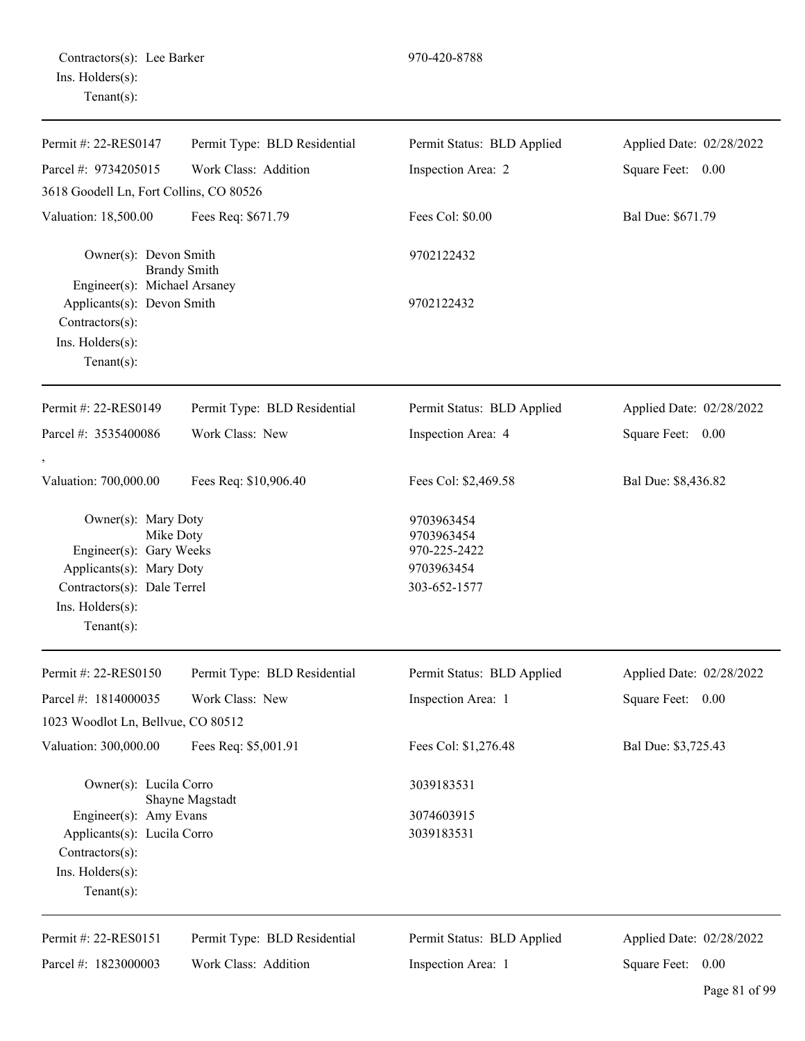Contractors(s): Lee Barker 970-420-8788
Ins. Holders(s):
Tenant(s):

---

| Permit #: 22-RES0147 | Permit Type: BLD Residential | Permit Status: BLD Applied | Applied Date: 02/28/2022 |
|---|---|---|---|
| Parcel #: 9734205015 | Work Class: Addition | Inspection Area: 2 | Square Feet: 0.00 |
| 3618 Goodell Ln, Fort Collins, CO 80526 | | | |
| Valuation: 18,500.00 | Fees Req: $671.79 | Fees Col: $0.00 | Bal Due: $671.79 |

Owner(s): Devon Smith 9702122432
Brandy Smith
Engineer(s): Michael Arsaney
Applicants(s): Devon Smith 9702122432
Contractors(s):
Ins. Holders(s):
Tenant(s):

---

| Permit #: 22-RES0149 | Permit Type: BLD Residential | Permit Status: BLD Applied | Applied Date: 02/28/2022 |
|---|---|---|---|
| Parcel #: 3535400086 | Work Class: New | Inspection Area: 4 | Square Feet: 0.00 |
| , | | | |
| Valuation: 700,000.00 | Fees Req: $10,906.40 | Fees Col: $2,469.58 | Bal Due: $8,436.82 |

Owner(s): Mary Doty 9703963454
Mike Doty 9703963454
Engineer(s): Gary Weeks 970-225-2422
Applicants(s): Mary Doty 9703963454
Contractors(s): Dale Terrel 303-652-1577
Ins. Holders(s):
Tenant(s):

---

| Permit #: 22-RES0150 | Permit Type: BLD Residential | Permit Status: BLD Applied | Applied Date: 02/28/2022 |
|---|---|---|---|
| Parcel #: 1814000035 | Work Class: New | Inspection Area: 1 | Square Feet: 0.00 |
| 1023 Woodlot Ln, Bellvue, CO 80512 | | | |
| Valuation: 300,000.00 | Fees Req: $5,001.91 | Fees Col: $1,276.48 | Bal Due: $3,725.43 |

Owner(s): Lucila Corro 3039183531
Shayne Magstadt
Engineer(s): Amy Evans 3074603915
Applicants(s): Lucila Corro 3039183531
Contractors(s):
Ins. Holders(s):
Tenant(s):

---

| Permit #: 22-RES0151 | Permit Type: BLD Residential | Permit Status: BLD Applied | Applied Date: 02/28/2022 |
|---|---|---|---|
| Parcel #: 1823000003 | Work Class: Addition | Inspection Area: 1 | Square Feet: 0.00 |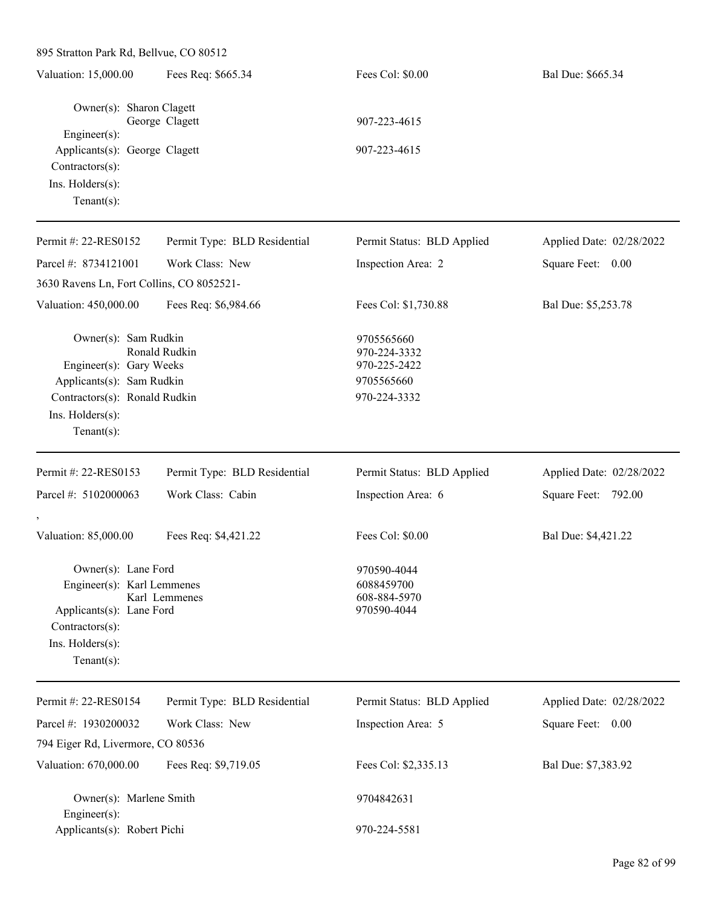895 Stratton Park Rd, Bellvue, CO 80512

| Valuation: 15,000.00 | Fees Req: $665.34 | Fees Col: $0.00 | Bal Due: $665.34 |
|---|---|---|---|

Owner(s): Sharon Clagett
George Clagett — 907-223-4615
Engineer(s):
Applicants(s): George Clagett — 907-223-4615
Contractors(s):
Ins. Holders(s):
Tenant(s):

---

| Permit #: 22-RES0152 | Permit Type: BLD Residential | Permit Status: BLD Applied | Applied Date: 02/28/2022 |
|---|---|---|---|
| Parcel #: 8734121001 | Work Class: New | Inspection Area: 2 | Square Feet: 0.00 |

3630 Ravens Ln, Fort Collins, CO 8052521-

| Valuation: 450,000.00 | Fees Req: $6,984.66 | Fees Col: $1,730.88 | Bal Due: $5,253.78 |
|---|---|---|---|

Owner(s): Sam Rudkin — 9705565660
Ronald Rudkin — 970-224-3332
Engineer(s): Gary Weeks — 970-225-2422
Applicants(s): Sam Rudkin — 9705565660
Contractors(s): Ronald Rudkin — 970-224-3332
Ins. Holders(s):
Tenant(s):

---

| Permit #: 22-RES0153 | Permit Type: BLD Residential | Permit Status: BLD Applied | Applied Date: 02/28/2022 |
|---|---|---|---|
| Parcel #: 5102000063 | Work Class: Cabin | Inspection Area: 6 | Square Feet: 792.00 |

,

| Valuation: 85,000.00 | Fees Req: $4,421.22 | Fees Col: $0.00 | Bal Due: $4,421.22 |
|---|---|---|---|

Owner(s): Lane Ford — 970590-4044
Engineer(s): Karl Lemmenes — 6088459700
Karl Lemmenes — 608-884-5970
Applicants(s): Lane Ford — 970590-4044
Contractors(s):
Ins. Holders(s):
Tenant(s):

---

| Permit #: 22-RES0154 | Permit Type: BLD Residential | Permit Status: BLD Applied | Applied Date: 02/28/2022 |
|---|---|---|---|
| Parcel #: 1930200032 | Work Class: New | Inspection Area: 5 | Square Feet: 0.00 |

794 Eiger Rd, Livermore, CO 80536

| Valuation: 670,000.00 | Fees Req: $9,719.05 | Fees Col: $2,335.13 | Bal Due: $7,383.92 |
|---|---|---|---|

Owner(s): Marlene Smith — 9704842631
Engineer(s):
Applicants(s): Robert Pichi — 970-224-5581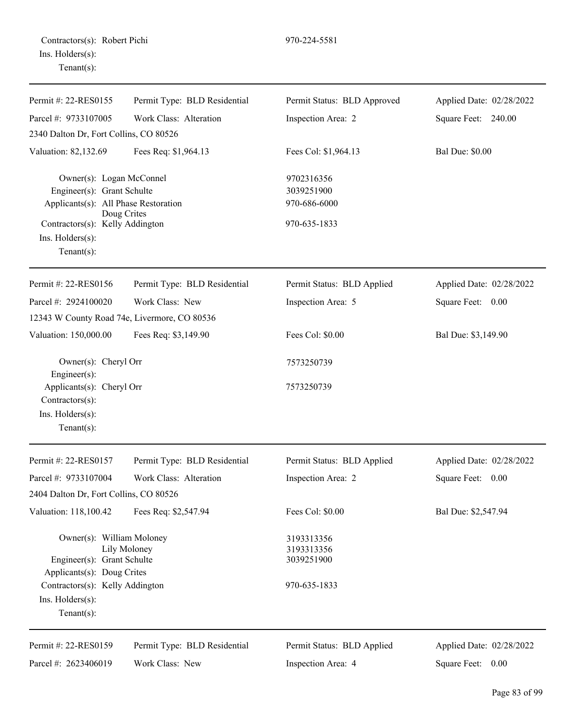Contractors(s): Robert Pichi — 970-224-5581
Ins. Holders(s):
Tenant(s):

---

| Permit #: 22-RES0155 | Permit Type: BLD Residential | Permit Status: BLD Approved | Applied Date: 02/28/2022 |
|---|---|---|---|
| Parcel #: 9733107005 | Work Class: Alteration | Inspection Area: 2 | Square Feet: 240.00 |
| 2340 Dalton Dr, Fort Collins, CO 80526 | | | |
| Valuation: 82,132.69 | Fees Req: $1,964.13 | Fees Col: $1,964.13 | Bal Due: $0.00 |

Owner(s): Logan McConnel — 9702316356
Engineer(s): Grant Schulte — 3039251900
Applicants(s): All Phase Restoration — 970-686-6000
Doug Crites
Contractors(s): Kelly Addington — 970-635-1833
Ins. Holders(s):
Tenant(s):

---

| Permit #: 22-RES0156 | Permit Type: BLD Residential | Permit Status: BLD Applied | Applied Date: 02/28/2022 |
|---|---|---|---|
| Parcel #: 2924100020 | Work Class: New | Inspection Area: 5 | Square Feet: 0.00 |
| 12343 W County Road 74e, Livermore, CO 80536 | | | |
| Valuation: 150,000.00 | Fees Req: $3,149.90 | Fees Col: $0.00 | Bal Due: $3,149.90 |

Owner(s): Cheryl Orr — 7573250739
Engineer(s):
Applicants(s): Cheryl Orr — 7573250739
Contractors(s):
Ins. Holders(s):
Tenant(s):

---

| Permit #: 22-RES0157 | Permit Type: BLD Residential | Permit Status: BLD Applied | Applied Date: 02/28/2022 |
|---|---|---|---|
| Parcel #: 9733107004 | Work Class: Alteration | Inspection Area: 2 | Square Feet: 0.00 |
| 2404 Dalton Dr, Fort Collins, CO 80526 | | | |
| Valuation: 118,100.42 | Fees Req: $2,547.94 | Fees Col: $0.00 | Bal Due: $2,547.94 |

Owner(s): William Moloney — 3193313356
Lily Moloney — 3193313356
Engineer(s): Grant Schulte — 3039251900
Applicants(s): Doug Crites
Contractors(s): Kelly Addington — 970-635-1833
Ins. Holders(s):
Tenant(s):

---

| Permit #: 22-RES0159 | Permit Type: BLD Residential | Permit Status: BLD Applied | Applied Date: 02/28/2022 |
|---|---|---|---|
| Parcel #: 2623406019 | Work Class: New | Inspection Area: 4 | Square Feet: 0.00 |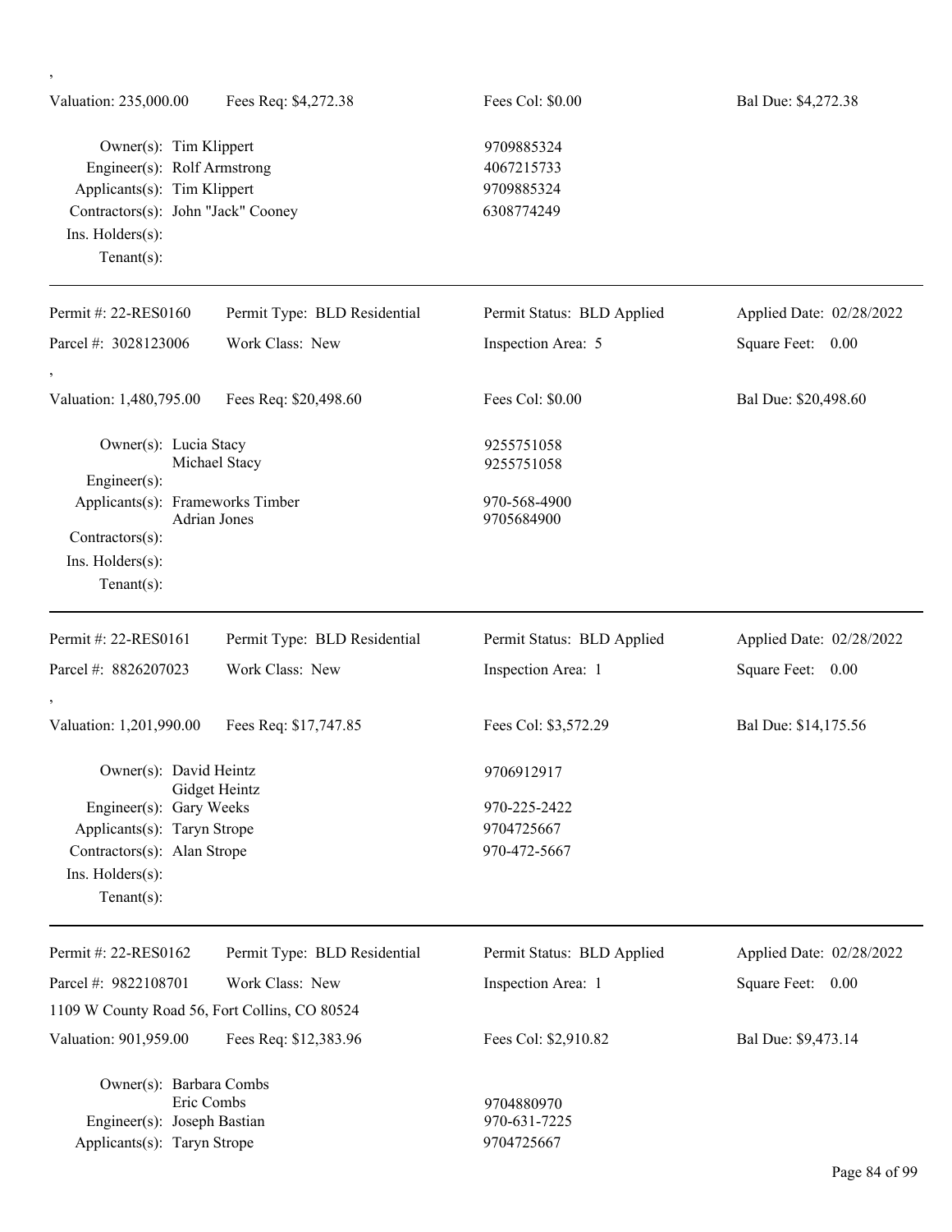,

Valuation: 235,000.00 | Fees Req: $4,272.38 | Fees Col: $0.00 | Bal Due: $4,272.38

Owner(s): Tim Klippert 9709885324
Engineer(s): Rolf Armstrong 4067215733
Applicants(s): Tim Klippert 9709885324
Contractors(s): John "Jack" Cooney 6308774249
Ins. Holders(s):
Tenant(s):

---

Permit #: 22-RES0160 | Permit Type: BLD Residential | Permit Status: BLD Applied | Applied Date: 02/28/2022
Parcel #: 3028123006 | Work Class: New | Inspection Area: 5 | Square Feet: 0.00

,

Valuation: 1,480,795.00 | Fees Req: $20,498.60 | Fees Col: $0.00 | Bal Due: $20,498.60

Owner(s): Lucia Stacy 9255751058
Michael Stacy 9255751058
Engineer(s):
Applicants(s): Frameworks Timber 970-568-4900
Adrian Jones 9705684900
Contractors(s):
Ins. Holders(s):
Tenant(s):

---

Permit #: 22-RES0161 | Permit Type: BLD Residential | Permit Status: BLD Applied | Applied Date: 02/28/2022
Parcel #: 8826207023 | Work Class: New | Inspection Area: 1 | Square Feet: 0.00

,

Valuation: 1,201,990.00 | Fees Req: $17,747.85 | Fees Col: $3,572.29 | Bal Due: $14,175.56

Owner(s): David Heintz 9706912917
Gidget Heintz
Engineer(s): Gary Weeks 970-225-2422
Applicants(s): Taryn Strope 9704725667
Contractors(s): Alan Strope 970-472-5667
Ins. Holders(s):
Tenant(s):

---

Permit #: 22-RES0162 | Permit Type: BLD Residential | Permit Status: BLD Applied | Applied Date: 02/28/2022
Parcel #: 9822108701 | Work Class: New | Inspection Area: 1 | Square Feet: 0.00

1109 W County Road 56, Fort Collins, CO 80524

Valuation: 901,959.00 | Fees Req: $12,383.96 | Fees Col: $2,910.82 | Bal Due: $9,473.14

Owner(s): Barbara Combs
Eric Combs 9704880970
Engineer(s): Joseph Bastian 970-631-7225
Applicants(s): Taryn Strope 9704725667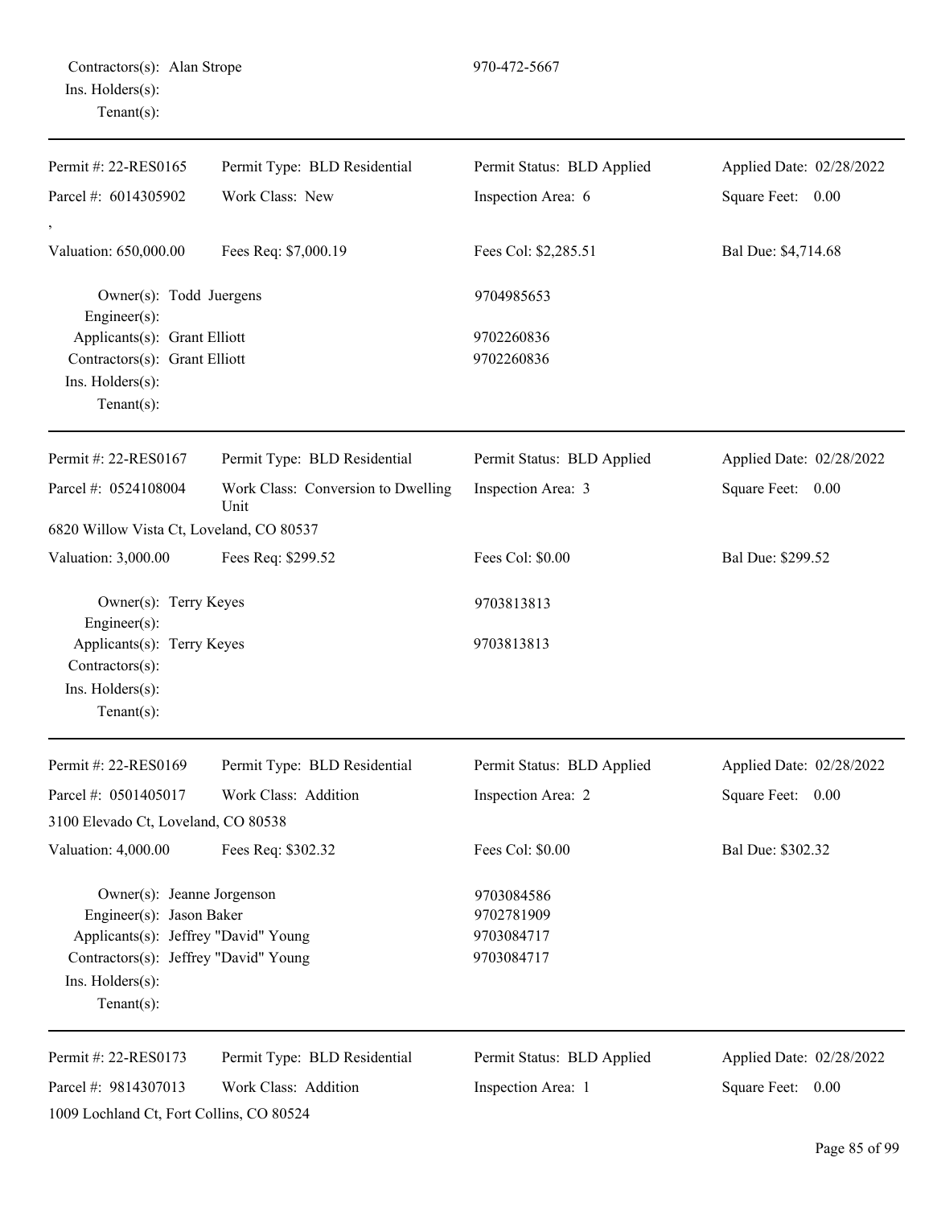Contractors(s): Alan Strope 970-472-5667
Ins. Holders(s):
Tenant(s):

---

| Permit #: 22-RES0165 | Permit Type: BLD Residential | Permit Status: BLD Applied | Applied Date: 02/28/2022 |
|---|---|---|---|
| Parcel #: 6014305902 | Work Class: New | Inspection Area: 6 | Square Feet: 0.00 |
| , | | | |
| Valuation: 650,000.00 | Fees Req: $7,000.19 | Fees Col: $2,285.51 | Bal Due: $4,714.68 |

Owner(s): Todd Juergens 9704985653
Engineer(s):
Applicants(s): Grant Elliott 9702260836
Contractors(s): Grant Elliott 9702260836
Ins. Holders(s):
Tenant(s):

---

| Permit #: 22-RES0167 | Permit Type: BLD Residential | Permit Status: BLD Applied | Applied Date: 02/28/2022 |
|---|---|---|---|
| Parcel #: 0524108004 | Work Class: Conversion to Dwelling Unit | Inspection Area: 3 | Square Feet: 0.00 |
| 6820 Willow Vista Ct, Loveland, CO 80537 | | | |
| Valuation: 3,000.00 | Fees Req: $299.52 | Fees Col: $0.00 | Bal Due: $299.52 |

Owner(s): Terry Keyes 9703813813
Engineer(s):
Applicants(s): Terry Keyes 9703813813
Contractors(s):
Ins. Holders(s):
Tenant(s):

---

| Permit #: 22-RES0169 | Permit Type: BLD Residential | Permit Status: BLD Applied | Applied Date: 02/28/2022 |
|---|---|---|---|
| Parcel #: 0501405017 | Work Class: Addition | Inspection Area: 2 | Square Feet: 0.00 |
| 3100 Elevado Ct, Loveland, CO 80538 | | | |
| Valuation: 4,000.00 | Fees Req: $302.32 | Fees Col: $0.00 | Bal Due: $302.32 |

Owner(s): Jeanne Jorgenson 9703084586
Engineer(s): Jason Baker 9702781909
Applicants(s): Jeffrey "David" Young 9703084717
Contractors(s): Jeffrey "David" Young 9703084717
Ins. Holders(s):
Tenant(s):

---

| Permit #: 22-RES0173 | Permit Type: BLD Residential | Permit Status: BLD Applied | Applied Date: 02/28/2022 |
|---|---|---|---|
| Parcel #: 9814307013 | Work Class: Addition | Inspection Area: 1 | Square Feet: 0.00 |
| 1009 Lochland Ct, Fort Collins, CO 80524 | | | |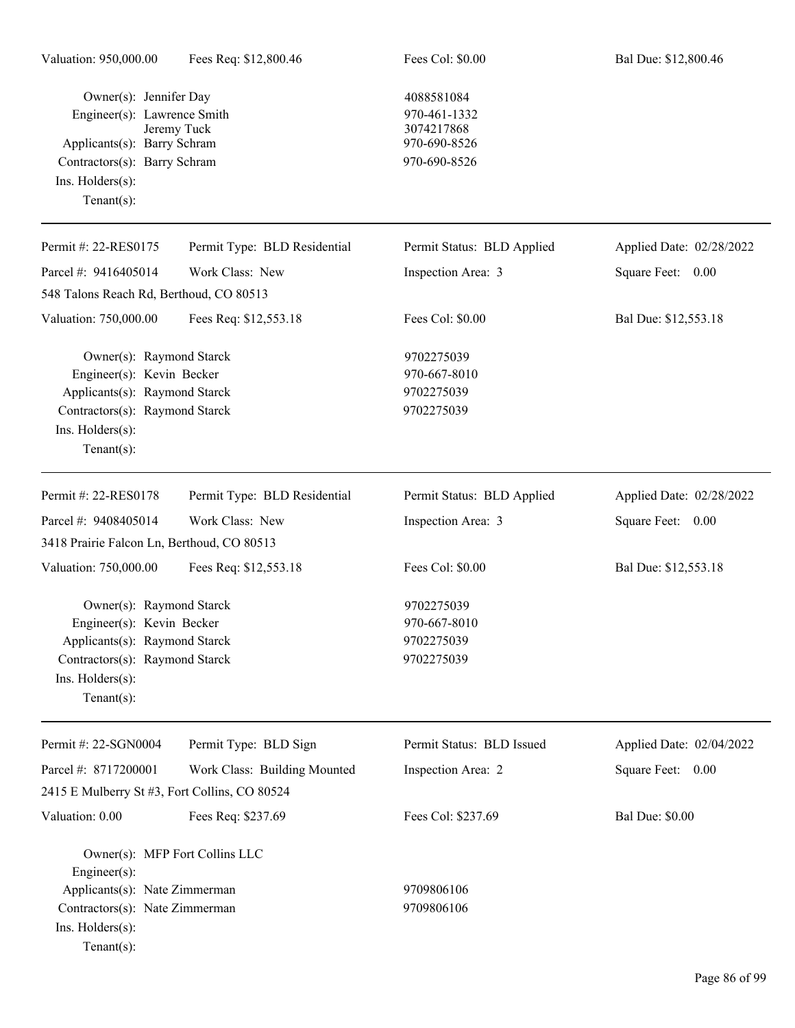Valuation: 950,000.00 | Fees Req: $12,800.46 | Fees Col: $0.00 | Bal Due: $12,800.46

Owner(s): Jennifer Day — 4088581084
Engineer(s): Lawrence Smith — 970-461-1332
Jeremy Tuck — 3074217868
Applicants(s): Barry Schram — 970-690-8526
Contractors(s): Barry Schram — 970-690-8526
Ins. Holders(s):
Tenant(s):

---

Permit #: 22-RES0175 | Permit Type: BLD Residential | Permit Status: BLD Applied | Applied Date: 02/28/2022
Parcel #: 9416405014 | Work Class: New | Inspection Area: 3 | Square Feet: 0.00
548 Talons Reach Rd, Berthoud, CO 80513
Valuation: 750,000.00 | Fees Req: $12,553.18 | Fees Col: $0.00 | Bal Due: $12,553.18

Owner(s): Raymond Starck — 9702275039
Engineer(s): Kevin Becker — 970-667-8010
Applicants(s): Raymond Starck — 9702275039
Contractors(s): Raymond Starck — 9702275039
Ins. Holders(s):
Tenant(s):

---

Permit #: 22-RES0178 | Permit Type: BLD Residential | Permit Status: BLD Applied | Applied Date: 02/28/2022
Parcel #: 9408405014 | Work Class: New | Inspection Area: 3 | Square Feet: 0.00
3418 Prairie Falcon Ln, Berthoud, CO 80513
Valuation: 750,000.00 | Fees Req: $12,553.18 | Fees Col: $0.00 | Bal Due: $12,553.18

Owner(s): Raymond Starck — 9702275039
Engineer(s): Kevin Becker — 970-667-8010
Applicants(s): Raymond Starck — 9702275039
Contractors(s): Raymond Starck — 9702275039
Ins. Holders(s):
Tenant(s):

---

Permit #: 22-SGN0004 | Permit Type: BLD Sign | Permit Status: BLD Issued | Applied Date: 02/04/2022
Parcel #: 8717200001 | Work Class: Building Mounted | Inspection Area: 2 | Square Feet: 0.00
2415 E Mulberry St #3, Fort Collins, CO 80524
Valuation: 0.00 | Fees Req: $237.69 | Fees Col: $237.69 | Bal Due: $0.00

Owner(s): MFP Fort Collins LLC
Engineer(s):
Applicants(s): Nate Zimmerman — 9709806106
Contractors(s): Nate Zimmerman — 9709806106
Ins. Holders(s):
Tenant(s):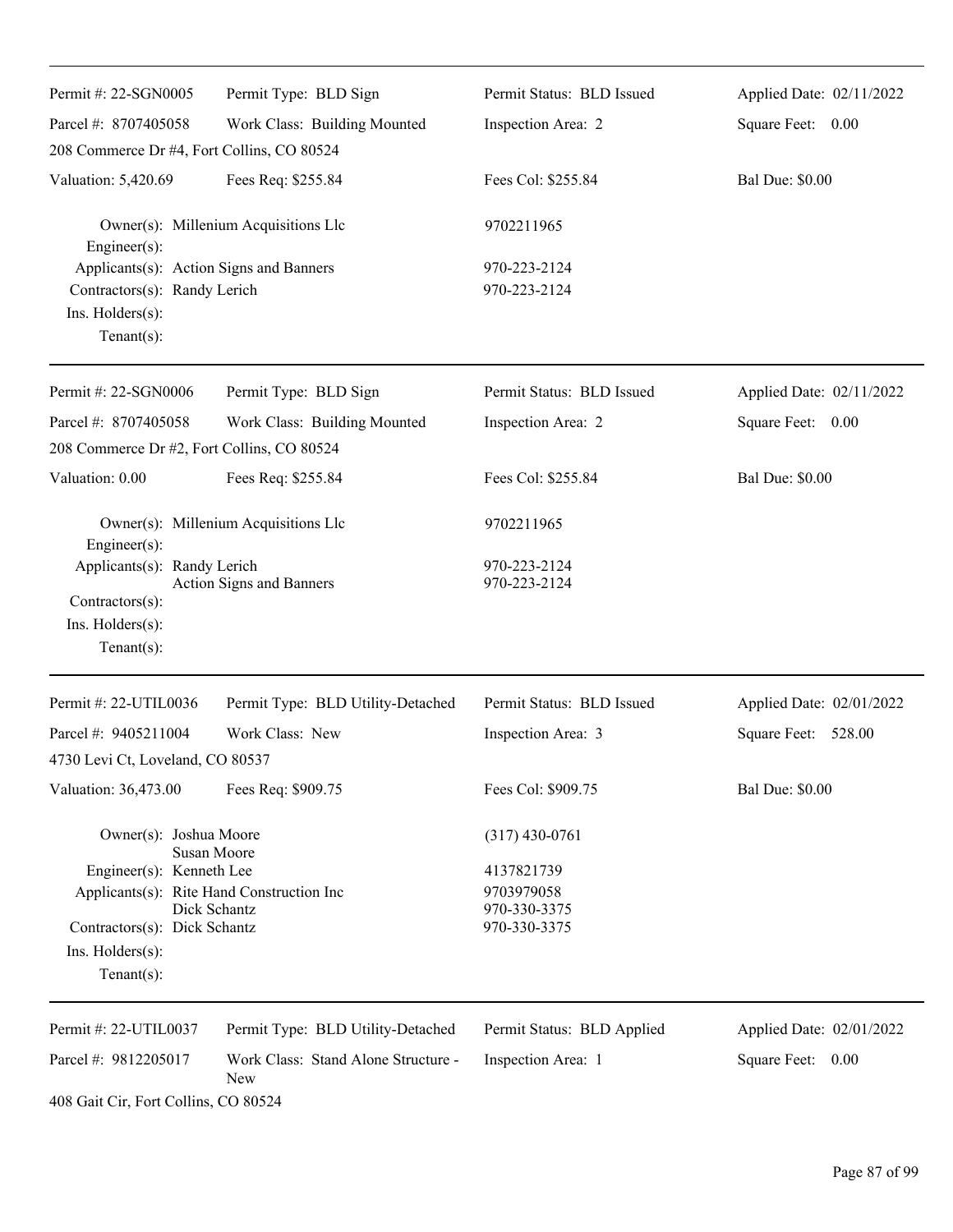---

| Permit #: 22-SGN0005 | Permit Type: BLD Sign | Permit Status: BLD Issued | Applied Date: 02/11/2022 |
|---|---|---|---|
| Parcel #: 8707405058 | Work Class: Building Mounted | Inspection Area: 2 | Square Feet: 0.00 |
| 208 Commerce Dr #4, Fort Collins, CO 80524 | | | |
| Valuation: 5,420.69 | Fees Req: $255.84 | Fees Col: $255.84 | Bal Due: $0.00 |

Owner(s): Millenium Acquisitions Llc — 9702211965
Engineer(s):
Applicants(s): Action Signs and Banners — 970-223-2124
Contractors(s): Randy Lerich — 970-223-2124
Ins. Holders(s):
Tenant(s):

---

| Permit #: 22-SGN0006 | Permit Type: BLD Sign | Permit Status: BLD Issued | Applied Date: 02/11/2022 |
|---|---|---|---|
| Parcel #: 8707405058 | Work Class: Building Mounted | Inspection Area: 2 | Square Feet: 0.00 |
| 208 Commerce Dr #2, Fort Collins, CO 80524 | | | |
| Valuation: 0.00 | Fees Req: $255.84 | Fees Col: $255.84 | Bal Due: $0.00 |

Owner(s): Millenium Acquisitions Llc — 9702211965
Engineer(s):
Applicants(s): Randy Lerich — 970-223-2124
Action Signs and Banners — 970-223-2124
Contractors(s):
Ins. Holders(s):
Tenant(s):

---

| Permit #: 22-UTIL0036 | Permit Type: BLD Utility-Detached | Permit Status: BLD Issued | Applied Date: 02/01/2022 |
|---|---|---|---|
| Parcel #: 9405211004 | Work Class: New | Inspection Area: 3 | Square Feet: 528.00 |
| 4730 Levi Ct, Loveland, CO 80537 | | | |
| Valuation: 36,473.00 | Fees Req: $909.75 | Fees Col: $909.75 | Bal Due: $0.00 |

Owner(s): Joshua Moore — (317) 430-0761
Susan Moore
Engineer(s): Kenneth Lee — 4137821739
Applicants(s): Rite Hand Construction Inc — 9703979058
Dick Schantz — 970-330-3375
Contractors(s): Dick Schantz — 970-330-3375
Ins. Holders(s):
Tenant(s):

---

| Permit #: 22-UTIL0037 | Permit Type: BLD Utility-Detached | Permit Status: BLD Applied | Applied Date: 02/01/2022 |
|---|---|---|---|
| Parcel #: 9812205017 | Work Class: Stand Alone Structure - New | Inspection Area: 1 | Square Feet: 0.00 |
| 408 Gait Cir, Fort Collins, CO 80524 | | | |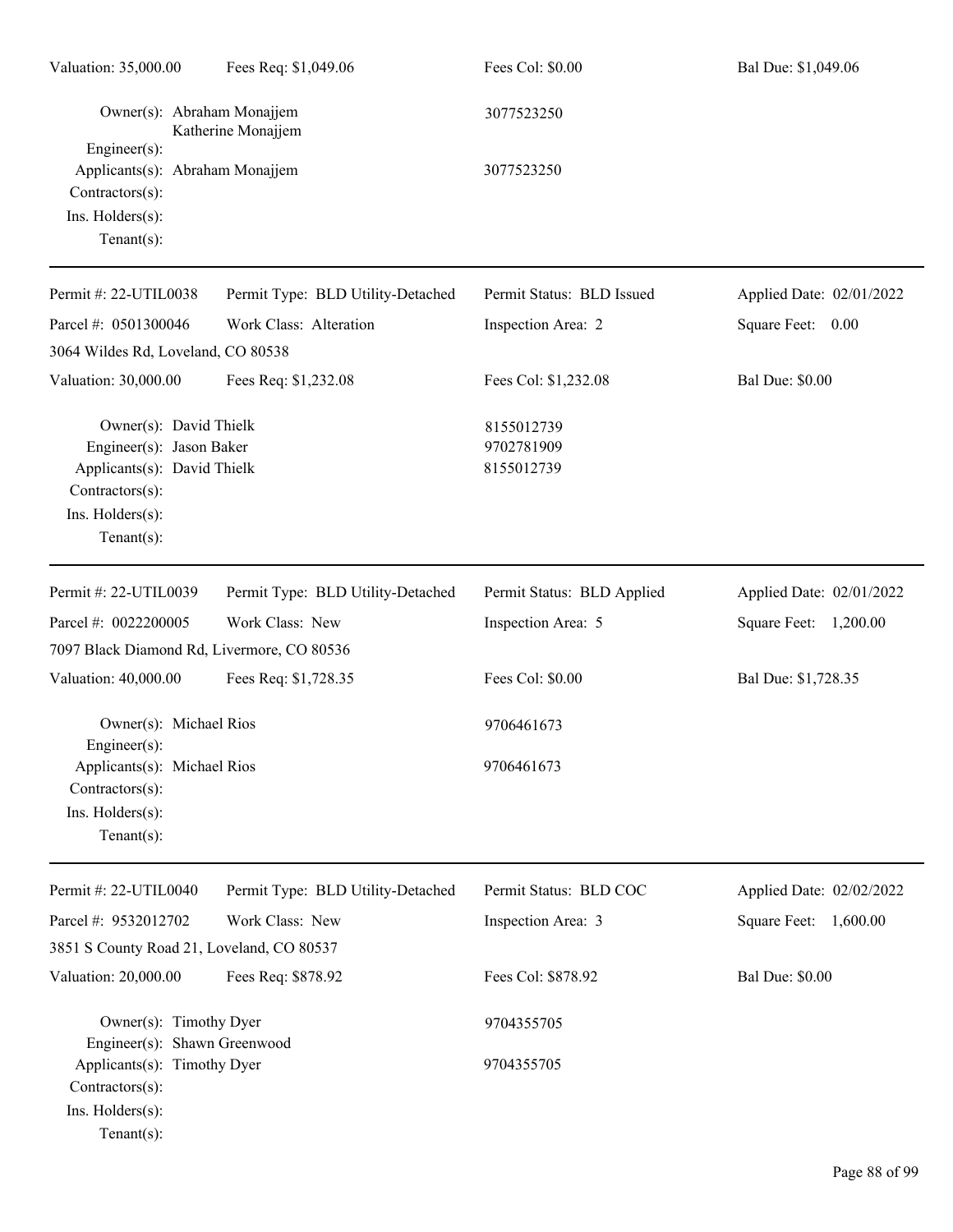Valuation: 35,000.00 | Fees Req: $1,049.06 | Fees Col: $0.00 | Bal Due: $1,049.06

Owner(s): Abraham Monajjem, Katherine Monajjem — 3077523250
Engineer(s):
Applicants(s): Abraham Monajjem — 3077523250
Contractors(s):
Ins. Holders(s):
Tenant(s):

---

| Permit #: 22-UTIL0038 | Permit Type: BLD Utility-Detached | Permit Status: BLD Issued | Applied Date: 02/01/2022 |
|---|---|---|---|
| Parcel #: 0501300046 | Work Class: Alteration | Inspection Area: 2 | Square Feet: 0.00 |
| 3064 Wildes Rd, Loveland, CO 80538 | | | |
| Valuation: 30,000.00 | Fees Req: $1,232.08 | Fees Col: $1,232.08 | Bal Due: $0.00 |

Owner(s): David Thielk — 8155012739
Engineer(s): Jason Baker — 9702781909
Applicants(s): David Thielk — 8155012739
Contractors(s):
Ins. Holders(s):
Tenant(s):

---

| Permit #: 22-UTIL0039 | Permit Type: BLD Utility-Detached | Permit Status: BLD Applied | Applied Date: 02/01/2022 |
|---|---|---|---|
| Parcel #: 0022200005 | Work Class: New | Inspection Area: 5 | Square Feet: 1,200.00 |
| 7097 Black Diamond Rd, Livermore, CO 80536 | | | |
| Valuation: 40,000.00 | Fees Req: $1,728.35 | Fees Col: $0.00 | Bal Due: $1,728.35 |

Owner(s): Michael Rios — 9706461673
Engineer(s):
Applicants(s): Michael Rios — 9706461673
Contractors(s):
Ins. Holders(s):
Tenant(s):

---

| Permit #: 22-UTIL0040 | Permit Type: BLD Utility-Detached | Permit Status: BLD COC | Applied Date: 02/02/2022 |
|---|---|---|---|
| Parcel #: 9532012702 | Work Class: New | Inspection Area: 3 | Square Feet: 1,600.00 |
| 3851 S County Road 21, Loveland, CO 80537 | | | |
| Valuation: 20,000.00 | Fees Req: $878.92 | Fees Col: $878.92 | Bal Due: $0.00 |

Owner(s): Timothy Dyer — 9704355705
Engineer(s): Shawn Greenwood
Applicants(s): Timothy Dyer — 9704355705
Contractors(s):
Ins. Holders(s):
Tenant(s):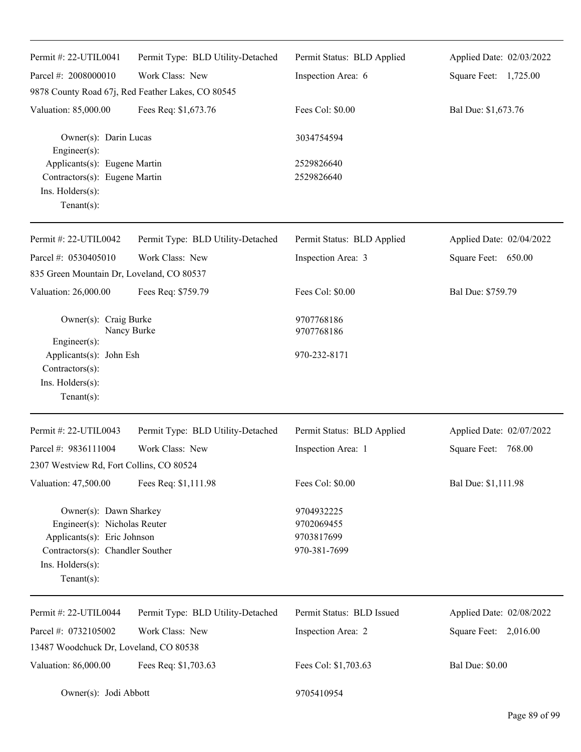---

Permit #: 22-UTIL0041 | Permit Type: BLD Utility-Detached | Permit Status: BLD Applied | Applied Date: 02/03/2022

Parcel #: 2008000010 | Work Class: New | Inspection Area: 6 | Square Feet: 1,725.00

9878 County Road 67j, Red Feather Lakes, CO 80545

Valuation: 85,000.00 | Fees Req: $1,673.76 | Fees Col: $0.00 | Bal Due: $1,673.76

Owner(s): Darin Lucas 3034754594
Engineer(s):
Applicants(s): Eugene Martin 2529826640
Contractors(s): Eugene Martin 2529826640
Ins. Holders(s):
Tenant(s):

---

Permit #: 22-UTIL0042 | Permit Type: BLD Utility-Detached | Permit Status: BLD Applied | Applied Date: 02/04/2022

Parcel #: 0530405010 | Work Class: New | Inspection Area: 3 | Square Feet: 650.00

835 Green Mountain Dr, Loveland, CO 80537

Valuation: 26,000.00 | Fees Req: $759.79 | Fees Col: $0.00 | Bal Due: $759.79

Owner(s): Craig Burke 9707768186
Nancy Burke 9707768186
Engineer(s):
Applicants(s): John Esh 970-232-8171
Contractors(s):
Ins. Holders(s):
Tenant(s):

---

Permit #: 22-UTIL0043 | Permit Type: BLD Utility-Detached | Permit Status: BLD Applied | Applied Date: 02/07/2022

Parcel #: 9836111004 | Work Class: New | Inspection Area: 1 | Square Feet: 768.00

2307 Westview Rd, Fort Collins, CO 80524

Valuation: 47,500.00 | Fees Req: $1,111.98 | Fees Col: $0.00 | Bal Due: $1,111.98

Owner(s): Dawn Sharkey 9704932225
Engineer(s): Nicholas Reuter 9702069455
Applicants(s): Eric Johnson 9703817699
Contractors(s): Chandler Souther 970-381-7699
Ins. Holders(s):
Tenant(s):

---

Permit #: 22-UTIL0044 | Permit Type: BLD Utility-Detached | Permit Status: BLD Issued | Applied Date: 02/08/2022

Parcel #: 0732105002 | Work Class: New | Inspection Area: 2 | Square Feet: 2,016.00

13487 Woodchuck Dr, Loveland, CO 80538

Valuation: 86,000.00 | Fees Req: $1,703.63 | Fees Col: $1,703.63 | Bal Due: $0.00

Owner(s): Jodi Abbott 9705410954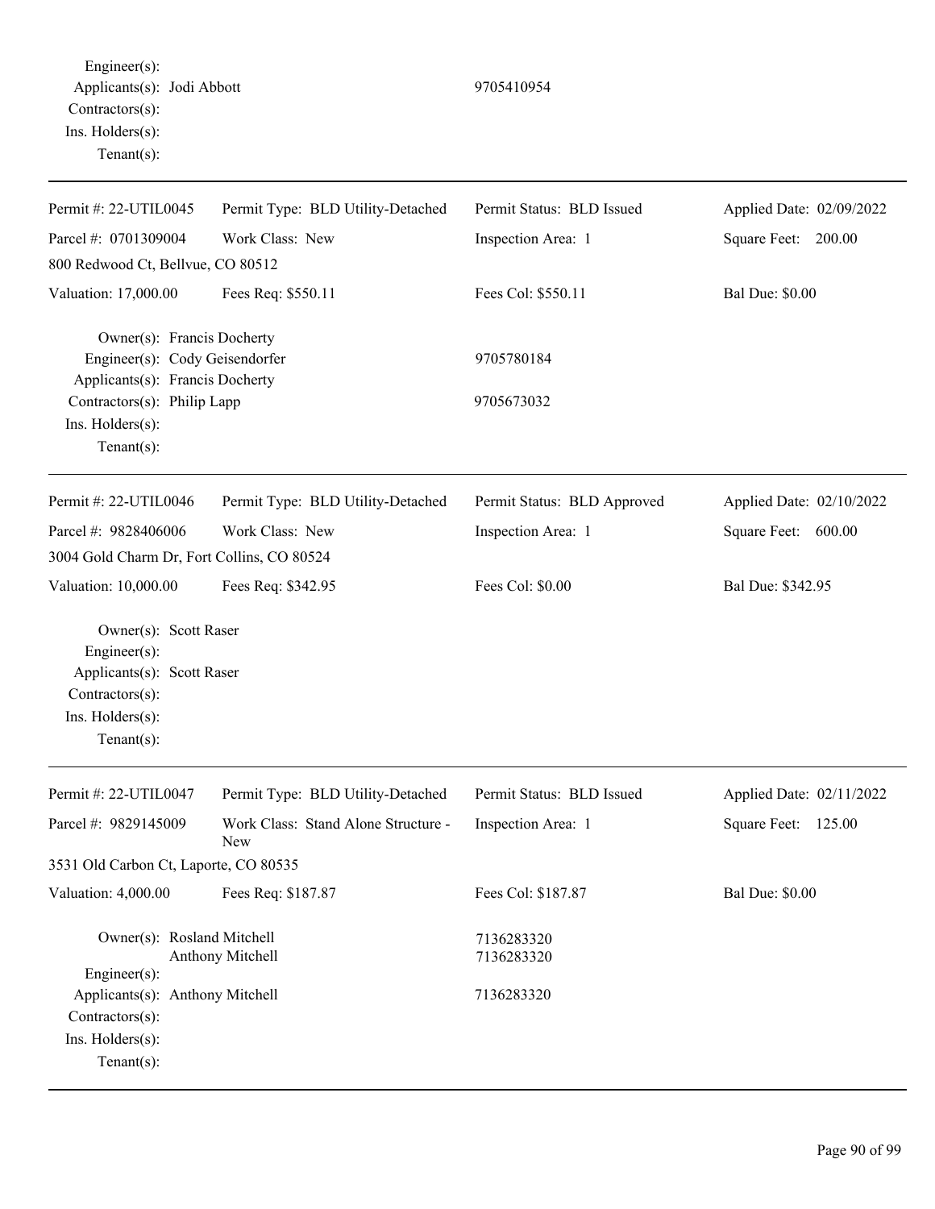Engineer(s):
Applicants(s): Jodi Abbott 9705410954
Contractors(s):
Ins. Holders(s):
Tenant(s):

---

| Permit #: 22-UTIL0045 | Permit Type: BLD Utility-Detached | Permit Status: BLD Issued | Applied Date: 02/09/2022 |
|---|---|---|---|
| Parcel #: 0701309004 | Work Class: New | Inspection Area: 1 | Square Feet: 200.00 |
| 800 Redwood Ct, Bellvue, CO 80512 | | | |
| Valuation: 17,000.00 | Fees Req: $550.11 | Fees Col: $550.11 | Bal Due: $0.00 |

Owner(s): Francis Docherty
Engineer(s): Cody Geisendorfer 9705780184
Applicants(s): Francis Docherty
Contractors(s): Philip Lapp 9705673032
Ins. Holders(s):
Tenant(s):

---

| Permit #: 22-UTIL0046 | Permit Type: BLD Utility-Detached | Permit Status: BLD Approved | Applied Date: 02/10/2022 |
|---|---|---|---|
| Parcel #: 9828406006 | Work Class: New | Inspection Area: 1 | Square Feet: 600.00 |
| 3004 Gold Charm Dr, Fort Collins, CO 80524 | | | |
| Valuation: 10,000.00 | Fees Req: $342.95 | Fees Col: $0.00 | Bal Due: $342.95 |

Owner(s): Scott Raser
Engineer(s):
Applicants(s): Scott Raser
Contractors(s):
Ins. Holders(s):
Tenant(s):

---

| Permit #: 22-UTIL0047 | Permit Type: BLD Utility-Detached | Permit Status: BLD Issued | Applied Date: 02/11/2022 |
|---|---|---|---|
| Parcel #: 9829145009 | Work Class: Stand Alone Structure - New | Inspection Area: 1 | Square Feet: 125.00 |
| 3531 Old Carbon Ct, Laporte, CO 80535 | | | |
| Valuation: 4,000.00 | Fees Req: $187.87 | Fees Col: $187.87 | Bal Due: $0.00 |

Owner(s): Rosland Mitchell 7136283320
Anthony Mitchell 7136283320
Engineer(s):
Applicants(s): Anthony Mitchell 7136283320
Contractors(s):
Ins. Holders(s):
Tenant(s):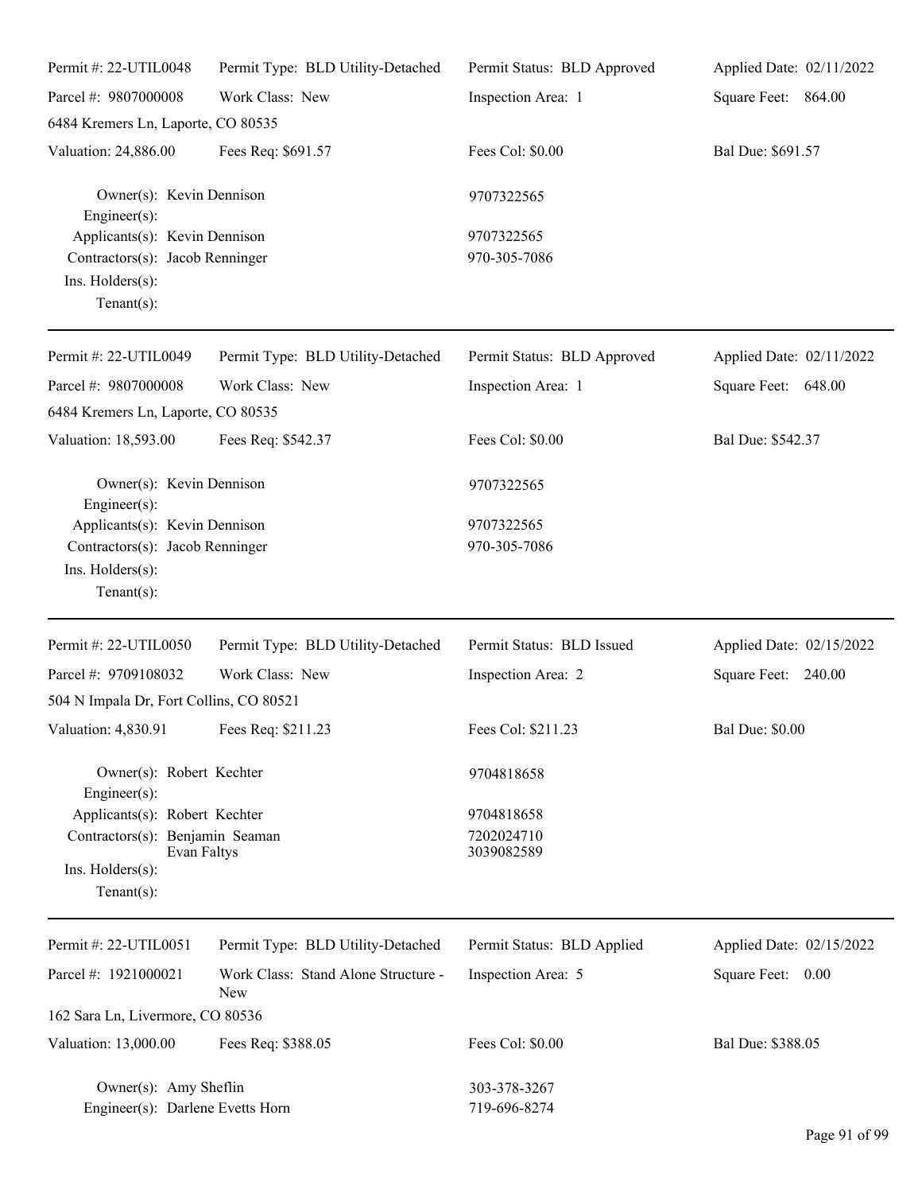Permit #: 22-UTIL0048 | Permit Type: BLD Utility-Detached | Permit Status: BLD Approved | Applied Date: 02/11/2022
Parcel #: 9807000008 | Work Class: New | Inspection Area: 1 | Square Feet: 864.00
6484 Kremers Ln, Laporte, CO 80535
Valuation: 24,886.00 | Fees Req: $691.57 | Fees Col: $0.00 | Bal Due: $691.57

Owner(s): Kevin Dennison 9707322565
Engineer(s):
Applicants(s): Kevin Dennison 9707322565
Contractors(s): Jacob Renninger 970-305-7086
Ins. Holders(s):
Tenant(s):

---

Permit #: 22-UTIL0049 | Permit Type: BLD Utility-Detached | Permit Status: BLD Approved | Applied Date: 02/11/2022
Parcel #: 9807000008 | Work Class: New | Inspection Area: 1 | Square Feet: 648.00
6484 Kremers Ln, Laporte, CO 80535
Valuation: 18,593.00 | Fees Req: $542.37 | Fees Col: $0.00 | Bal Due: $542.37

Owner(s): Kevin Dennison 9707322565
Engineer(s):
Applicants(s): Kevin Dennison 9707322565
Contractors(s): Jacob Renninger 970-305-7086
Ins. Holders(s):
Tenant(s):

---

Permit #: 22-UTIL0050 | Permit Type: BLD Utility-Detached | Permit Status: BLD Issued | Applied Date: 02/15/2022
Parcel #: 9709108032 | Work Class: New | Inspection Area: 2 | Square Feet: 240.00
504 N Impala Dr, Fort Collins, CO 80521
Valuation: 4,830.91 | Fees Req: $211.23 | Fees Col: $211.23 | Bal Due: $0.00

Owner(s): Robert Kechter 9704818658
Engineer(s):
Applicants(s): Robert Kechter 9704818658
Contractors(s): Benjamin Seaman 7202024710
Evan Faltys 3039082589
Ins. Holders(s):
Tenant(s):

---

Permit #: 22-UTIL0051 | Permit Type: BLD Utility-Detached | Permit Status: BLD Applied | Applied Date: 02/15/2022
Parcel #: 1921000021 | Work Class: Stand Alone Structure - New | Inspection Area: 5 | Square Feet: 0.00
162 Sara Ln, Livermore, CO 80536
Valuation: 13,000.00 | Fees Req: $388.05 | Fees Col: $0.00 | Bal Due: $388.05

Owner(s): Amy Sheflin 303-378-3267
Engineer(s): Darlene Evetts Horn 719-696-8274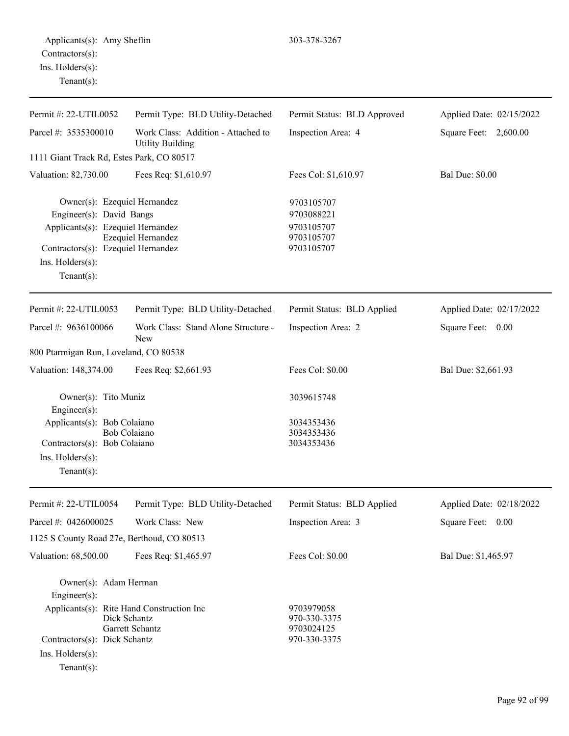Applicants(s): Amy Sheflin 303-378-3267
Contractors(s):
Ins. Holders(s):
Tenant(s):

---

| Permit #: 22-UTIL0052 | Permit Type: BLD Utility-Detached | Permit Status: BLD Approved | Applied Date: 02/15/2022 |
|---|---|---|---|
| Parcel #: 3535300010 | Work Class: Addition - Attached to Utility Building | Inspection Area: 4 | Square Feet: 2,600.00 |
| 1111 Giant Track Rd, Estes Park, CO 80517 | | | |
| Valuation: 82,730.00 | Fees Req: $1,610.97 | Fees Col: $1,610.97 | Bal Due: $0.00 |

Owner(s): Ezequiel Hernandez 9703105707
Engineer(s): David Bangs 9703088221
Applicants(s): Ezequiel Hernandez 9703105707
Ezequiel Hernandez 9703105707
Contractors(s): Ezequiel Hernandez 9703105707
Ins. Holders(s):
Tenant(s):

---

| Permit #: 22-UTIL0053 | Permit Type: BLD Utility-Detached | Permit Status: BLD Applied | Applied Date: 02/17/2022 |
|---|---|---|---|
| Parcel #: 9636100066 | Work Class: Stand Alone Structure - New | Inspection Area: 2 | Square Feet: 0.00 |
| 800 Ptarmigan Run, Loveland, CO 80538 | | | |
| Valuation: 148,374.00 | Fees Req: $2,661.93 | Fees Col: $0.00 | Bal Due: $2,661.93 |

Owner(s): Tito Muniz 3039615748
Engineer(s):
Applicants(s): Bob Colaiano 3034353436
Bob Colaiano 3034353436
Contractors(s): Bob Colaiano 3034353436
Ins. Holders(s):
Tenant(s):

---

| Permit #: 22-UTIL0054 | Permit Type: BLD Utility-Detached | Permit Status: BLD Applied | Applied Date: 02/18/2022 |
|---|---|---|---|
| Parcel #: 0426000025 | Work Class: New | Inspection Area: 3 | Square Feet: 0.00 |
| 1125 S County Road 27e, Berthoud, CO 80513 | | | |
| Valuation: 68,500.00 | Fees Req: $1,465.97 | Fees Col: $0.00 | Bal Due: $1,465.97 |

Owner(s): Adam Herman
Engineer(s):
Applicants(s): Rite Hand Construction Inc 9703979058
Dick Schantz 970-330-3375
Garrett Schantz 9703024125
Contractors(s): Dick Schantz 970-330-3375
Ins. Holders(s):
Tenant(s):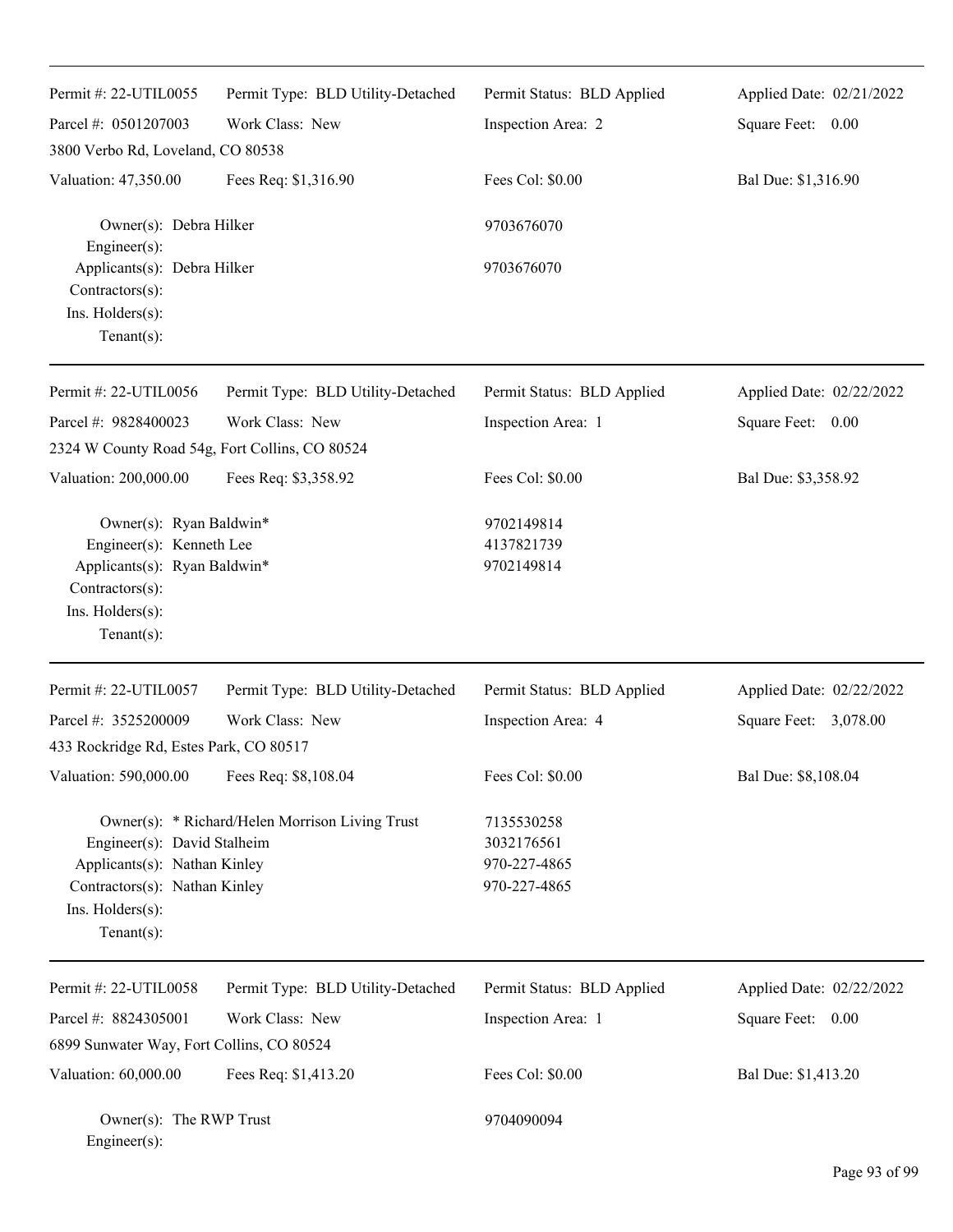| | | | |
|---|---|---|---|
| Permit #: 22-UTIL0055 | Permit Type: BLD Utility-Detached | Permit Status: BLD Applied | Applied Date: 02/21/2022 |
| Parcel #: 0501207003 | Work Class: New | Inspection Area: 2 | Square Feet: 0.00 |
| 3800 Verbo Rd, Loveland, CO 80538 | | | |
| Valuation: 47,350.00 | Fees Req: $1,316.90 | Fees Col: $0.00 | Bal Due: $1,316.90 |

Owner(s): Debra Hilker 9703676070
Engineer(s):
Applicants(s): Debra Hilker 9703676070
Contractors(s):
Ins. Holders(s):
Tenant(s):

---

| | | | |
|---|---|---|---|
| Permit #: 22-UTIL0056 | Permit Type: BLD Utility-Detached | Permit Status: BLD Applied | Applied Date: 02/22/2022 |
| Parcel #: 9828400023 | Work Class: New | Inspection Area: 1 | Square Feet: 0.00 |
| 2324 W County Road 54g, Fort Collins, CO 80524 | | | |
| Valuation: 200,000.00 | Fees Req: $3,358.92 | Fees Col: $0.00 | Bal Due: $3,358.92 |

Owner(s): Ryan Baldwin* 9702149814
Engineer(s): Kenneth Lee 4137821739
Applicants(s): Ryan Baldwin* 9702149814
Contractors(s):
Ins. Holders(s):
Tenant(s):

---

| | | | |
|---|---|---|---|
| Permit #: 22-UTIL0057 | Permit Type: BLD Utility-Detached | Permit Status: BLD Applied | Applied Date: 02/22/2022 |
| Parcel #: 3525200009 | Work Class: New | Inspection Area: 4 | Square Feet: 3,078.00 |
| 433 Rockridge Rd, Estes Park, CO 80517 | | | |
| Valuation: 590,000.00 | Fees Req: $8,108.04 | Fees Col: $0.00 | Bal Due: $8,108.04 |

Owner(s): * Richard/Helen Morrison Living Trust 7135530258
Engineer(s): David Stalheim 3032176561
Applicants(s): Nathan Kinley 970-227-4865
Contractors(s): Nathan Kinley 970-227-4865
Ins. Holders(s):
Tenant(s):

---

| | | | |
|---|---|---|---|
| Permit #: 22-UTIL0058 | Permit Type: BLD Utility-Detached | Permit Status: BLD Applied | Applied Date: 02/22/2022 |
| Parcel #: 8824305001 | Work Class: New | Inspection Area: 1 | Square Feet: 0.00 |
| 6899 Sunwater Way, Fort Collins, CO 80524 | | | |
| Valuation: 60,000.00 | Fees Req: $1,413.20 | Fees Col: $0.00 | Bal Due: $1,413.20 |

Owner(s): The RWP Trust 9704090094
Engineer(s):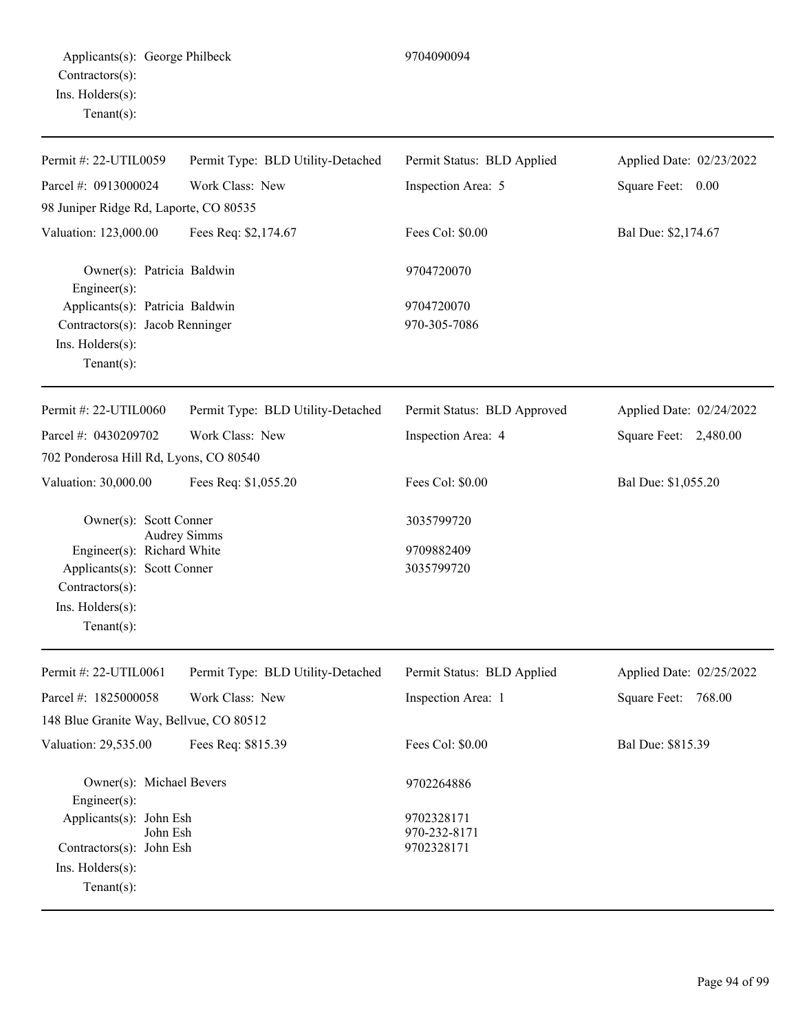Applicants(s): George Philbeck 9704090094
Contractors(s):
Ins. Holders(s):
Tenant(s):

---

Permit #: 22-UTIL0059 | Permit Type: BLD Utility-Detached | Permit Status: BLD Applied | Applied Date: 02/23/2022
Parcel #: 0913000024 | Work Class: New | Inspection Area: 5 | Square Feet: 0.00
98 Juniper Ridge Rd, Laporte, CO 80535
Valuation: 123,000.00 | Fees Req: $2,174.67 | Fees Col: $0.00 | Bal Due: $2,174.67

Owner(s): Patricia Baldwin 9704720070
Engineer(s):
Applicants(s): Patricia Baldwin 9704720070
Contractors(s): Jacob Renninger 970-305-7086
Ins. Holders(s):
Tenant(s):

---

Permit #: 22-UTIL0060 | Permit Type: BLD Utility-Detached | Permit Status: BLD Approved | Applied Date: 02/24/2022
Parcel #: 0430209702 | Work Class: New | Inspection Area: 4 | Square Feet: 2,480.00
702 Ponderosa Hill Rd, Lyons, CO 80540
Valuation: 30,000.00 | Fees Req: $1,055.20 | Fees Col: $0.00 | Bal Due: $1,055.20

Owner(s): Scott Conner 3035799720
Audrey Simms
Engineer(s): Richard White 9709882409
Applicants(s): Scott Conner 3035799720
Contractors(s):
Ins. Holders(s):
Tenant(s):

---

Permit #: 22-UTIL0061 | Permit Type: BLD Utility-Detached | Permit Status: BLD Applied | Applied Date: 02/25/2022
Parcel #: 1825000058 | Work Class: New | Inspection Area: 1 | Square Feet: 768.00
148 Blue Granite Way, Bellvue, CO 80512
Valuation: 29,535.00 | Fees Req: $815.39 | Fees Col: $0.00 | Bal Due: $815.39

Owner(s): Michael Bevers 9702264886
Engineer(s):
Applicants(s): John Esh 9702328171
John Esh 970-232-8171
Contractors(s): John Esh 9702328171
Ins. Holders(s):
Tenant(s):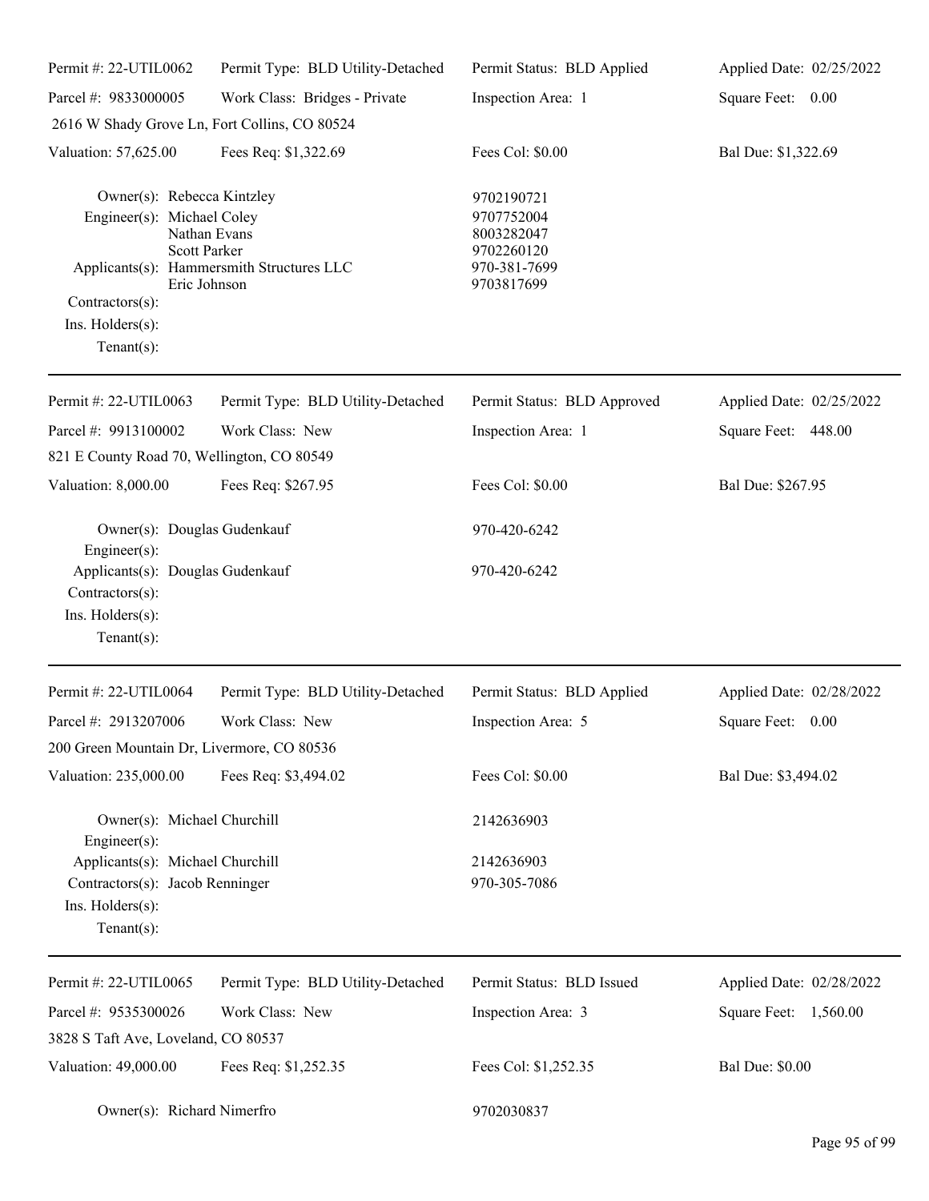| Permit #: 22-UTIL0062 | Permit Type: BLD Utility-Detached | Permit Status: BLD Applied | Applied Date: 02/25/2022 |
|---|---|---|---|
| Parcel #: 9833000005 | Work Class: Bridges - Private | Inspection Area: 1 | Square Feet: 0.00 |
| 2616 W Shady Grove Ln, Fort Collins, CO 80524 | | | |
| Valuation: 57,625.00 | Fees Req: $1,322.69 | Fees Col: $0.00 | Bal Due: $1,322.69 |

Owner(s): Rebecca Kintzley — 9702190721
Engineer(s): Michael Coley — 9707752004
Nathan Evans — 8003282047
Scott Parker — 9702260120
Applicants(s): Hammersmith Structures LLC — 970-381-7699
Eric Johnson — 9703817699
Contractors(s):
Ins. Holders(s):
Tenant(s):

---

| Permit #: 22-UTIL0063 | Permit Type: BLD Utility-Detached | Permit Status: BLD Approved | Applied Date: 02/25/2022 |
|---|---|---|---|
| Parcel #: 9913100002 | Work Class: New | Inspection Area: 1 | Square Feet: 448.00 |
| 821 E County Road 70, Wellington, CO 80549 | | | |
| Valuation: 8,000.00 | Fees Req: $267.95 | Fees Col: $0.00 | Bal Due: $267.95 |

Owner(s): Douglas Gudenkauf — 970-420-6242
Engineer(s):
Applicants(s): Douglas Gudenkauf — 970-420-6242
Contractors(s):
Ins. Holders(s):
Tenant(s):

---

| Permit #: 22-UTIL0064 | Permit Type: BLD Utility-Detached | Permit Status: BLD Applied | Applied Date: 02/28/2022 |
|---|---|---|---|
| Parcel #: 2913207006 | Work Class: New | Inspection Area: 5 | Square Feet: 0.00 |
| 200 Green Mountain Dr, Livermore, CO 80536 | | | |
| Valuation: 235,000.00 | Fees Req: $3,494.02 | Fees Col: $0.00 | Bal Due: $3,494.02 |

Owner(s): Michael Churchill — 2142636903
Engineer(s):
Applicants(s): Michael Churchill — 2142636903
Contractors(s): Jacob Renninger — 970-305-7086
Ins. Holders(s):
Tenant(s):

---

| Permit #: 22-UTIL0065 | Permit Type: BLD Utility-Detached | Permit Status: BLD Issued | Applied Date: 02/28/2022 |
|---|---|---|---|
| Parcel #: 9535300026 | Work Class: New | Inspection Area: 3 | Square Feet: 1,560.00 |
| 3828 S Taft Ave, Loveland, CO 80537 | | | |
| Valuation: 49,000.00 | Fees Req: $1,252.35 | Fees Col: $1,252.35 | Bal Due: $0.00 |

Owner(s): Richard Nimerfro — 9702030837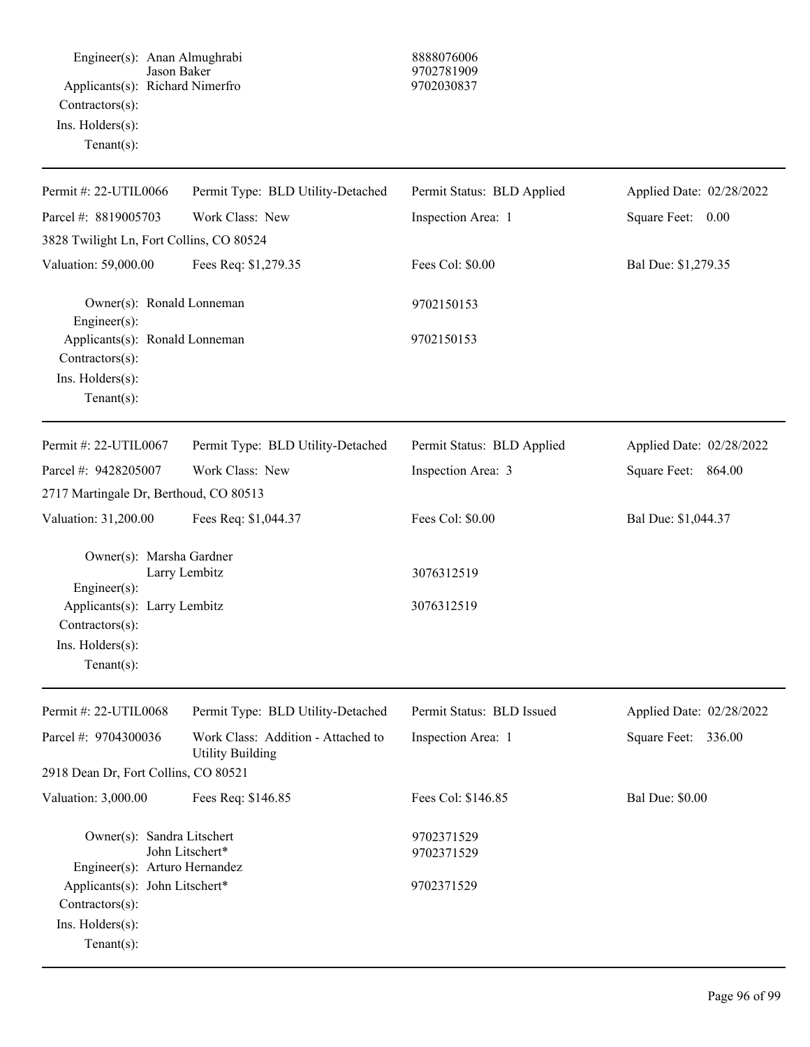Engineer(s): Anan Almughrabi 8888076006
Jason Baker 9702781909
Applicants(s): Richard Nimerfro 9702030837
Contractors(s):
Ins. Holders(s):
Tenant(s):

---

| Permit #: 22-UTIL0066 | Permit Type: BLD Utility-Detached | Permit Status: BLD Applied | Applied Date: 02/28/2022 |
|---|---|---|---|
| Parcel #: 8819005703 | Work Class: New | Inspection Area: 1 | Square Feet: 0.00 |
| 3828 Twilight Ln, Fort Collins, CO 80524 | | | |
| Valuation: 59,000.00 | Fees Req: $1,279.35 | Fees Col: $0.00 | Bal Due: $1,279.35 |

Owner(s): Ronald Lonneman 9702150153
Engineer(s):
Applicants(s): Ronald Lonneman 9702150153
Contractors(s):
Ins. Holders(s):
Tenant(s):

---

| Permit #: 22-UTIL0067 | Permit Type: BLD Utility-Detached | Permit Status: BLD Applied | Applied Date: 02/28/2022 |
|---|---|---|---|
| Parcel #: 9428205007 | Work Class: New | Inspection Area: 3 | Square Feet: 864.00 |
| 2717 Martingale Dr, Berthoud, CO 80513 | | | |
| Valuation: 31,200.00 | Fees Req: $1,044.37 | Fees Col: $0.00 | Bal Due: $1,044.37 |

Owner(s): Marsha Gardner
Larry Lembitz 3076312519
Engineer(s):
Applicants(s): Larry Lembitz 3076312519
Contractors(s):
Ins. Holders(s):
Tenant(s):

---

| Permit #: 22-UTIL0068 | Permit Type: BLD Utility-Detached | Permit Status: BLD Issued | Applied Date: 02/28/2022 |
|---|---|---|---|
| Parcel #: 9704300036 | Work Class: Addition - Attached to Utility Building | Inspection Area: 1 | Square Feet: 336.00 |
| 2918 Dean Dr, Fort Collins, CO 80521 | | | |
| Valuation: 3,000.00 | Fees Req: $146.85 | Fees Col: $146.85 | Bal Due: $0.00 |

Owner(s): Sandra Litschert 9702371529
John Litschert* 9702371529
Engineer(s): Arturo Hernandez
Applicants(s): John Litschert* 9702371529
Contractors(s):
Ins. Holders(s):
Tenant(s):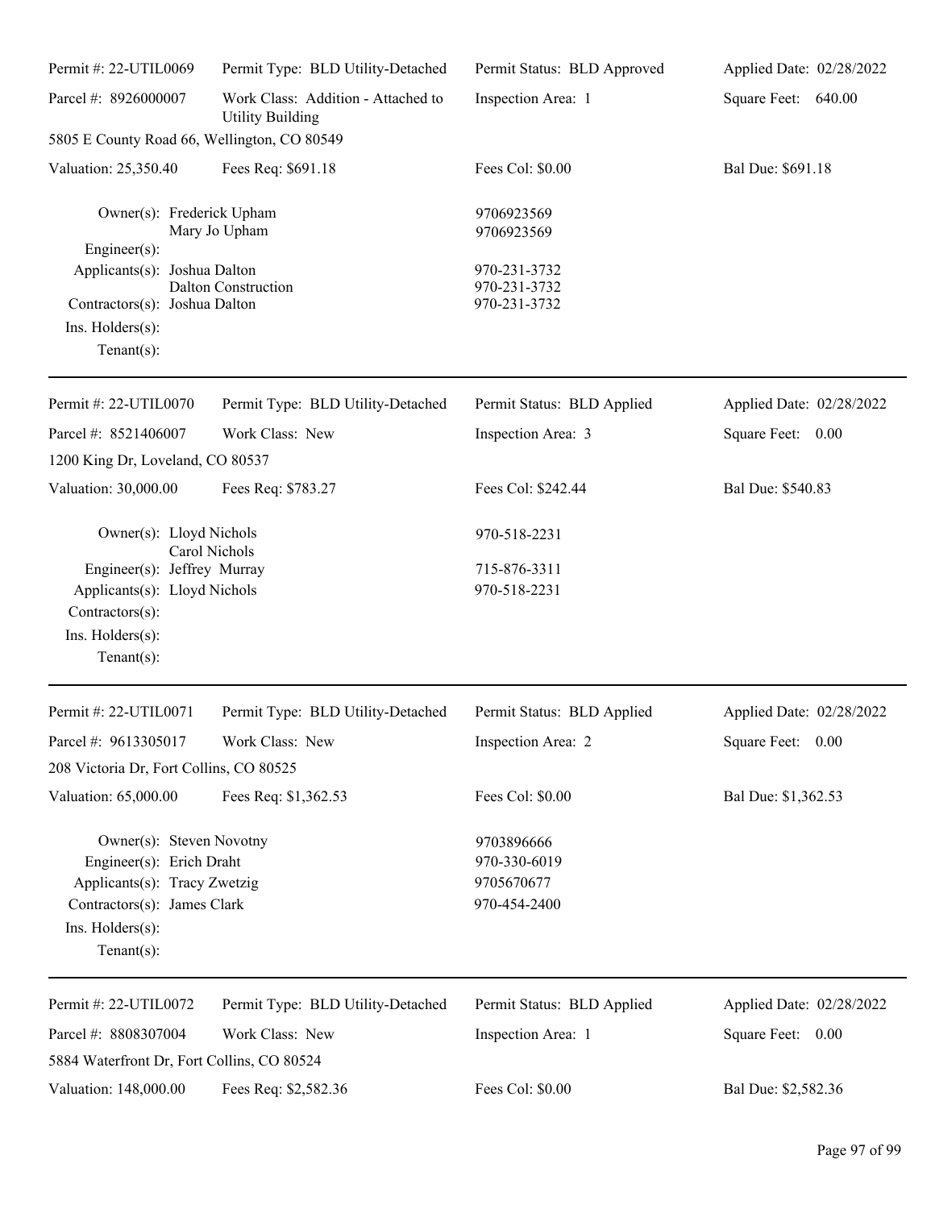Permit #: 22-UTIL0069 | Permit Type: BLD Utility-Detached | Permit Status: BLD Approved | Applied Date: 02/28/2022

Parcel #: 8926000007 | Work Class: Addition - Attached to Utility Building | Inspection Area: 1 | Square Feet: 640.00

5805 E County Road 66, Wellington, CO 80549

Valuation: 25,350.40 | Fees Req: $691.18 | Fees Col: $0.00 | Bal Due: $691.18

Owner(s): Frederick Upham 9706923569
Mary Jo Upham 9706923569
Engineer(s):
Applicants(s): Joshua Dalton 970-231-3732
Dalton Construction 970-231-3732
Contractors(s): Joshua Dalton 970-231-3732
Ins. Holders(s):
Tenant(s):

---

Permit #: 22-UTIL0070 | Permit Type: BLD Utility-Detached | Permit Status: BLD Applied | Applied Date: 02/28/2022

Parcel #: 8521406007 | Work Class: New | Inspection Area: 3 | Square Feet: 0.00

1200 King Dr, Loveland, CO 80537

Valuation: 30,000.00 | Fees Req: $783.27 | Fees Col: $242.44 | Bal Due: $540.83

Owner(s): Lloyd Nichols 970-518-2231
Carol Nichols
Engineer(s): Jeffrey Murray 715-876-3311
Applicants(s): Lloyd Nichols 970-518-2231
Contractors(s):
Ins. Holders(s):
Tenant(s):

---

Permit #: 22-UTIL0071 | Permit Type: BLD Utility-Detached | Permit Status: BLD Applied | Applied Date: 02/28/2022

Parcel #: 9613305017 | Work Class: New | Inspection Area: 2 | Square Feet: 0.00

208 Victoria Dr, Fort Collins, CO 80525

Valuation: 65,000.00 | Fees Req: $1,362.53 | Fees Col: $0.00 | Bal Due: $1,362.53

Owner(s): Steven Novotny 9703896666
Engineer(s): Erich Draht 970-330-6019
Applicants(s): Tracy Zwetzig 9705670677
Contractors(s): James Clark 970-454-2400
Ins. Holders(s):
Tenant(s):

---

Permit #: 22-UTIL0072 | Permit Type: BLD Utility-Detached | Permit Status: BLD Applied | Applied Date: 02/28/2022

Parcel #: 8808307004 | Work Class: New | Inspection Area: 1 | Square Feet: 0.00

5884 Waterfront Dr, Fort Collins, CO 80524

Valuation: 148,000.00 | Fees Req: $2,582.36 | Fees Col: $0.00 | Bal Due: $2,582.36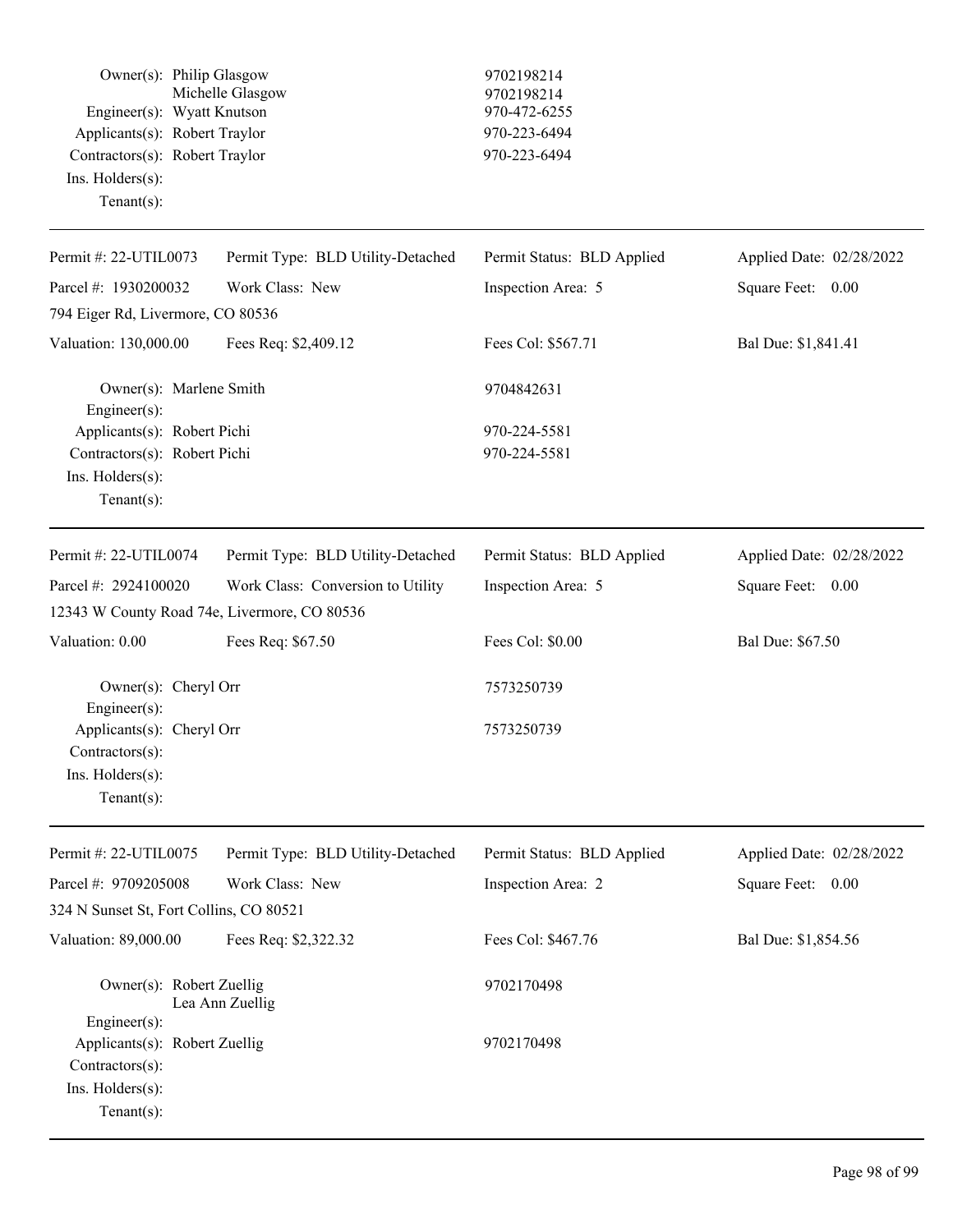| | | |
|---|---|---|
| Owner(s): | Philip Glasgow | 9702198214 |
| | Michelle Glasgow | 9702198214 |
| Engineer(s): | Wyatt Knutson | 970-472-6255 |
| Applicants(s): | Robert Traylor | 970-223-6494 |
| Contractors(s): | Robert Traylor | 970-223-6494 |
| Ins. Holders(s): | | |
| Tenant(s): | | |

---

| | | | |
|---|---|---|---|
| Permit #: 22-UTIL0073 | Permit Type: BLD Utility-Detached | Permit Status: BLD Applied | Applied Date: 02/28/2022 |
| Parcel #: 1930200032 | Work Class: New | Inspection Area: 5 | Square Feet: 0.00 |
| 794 Eiger Rd, Livermore, CO 80536 | | | |
| Valuation: 130,000.00 | Fees Req: $2,409.12 | Fees Col: $567.71 | Bal Due: $1,841.41 |

| | | |
|---|---|---|
| Owner(s): | Marlene Smith | 9704842631 |
| Engineer(s): | | |
| Applicants(s): | Robert Pichi | 970-224-5581 |
| Contractors(s): | Robert Pichi | 970-224-5581 |
| Ins. Holders(s): | | |
| Tenant(s): | | |

---

| | | | |
|---|---|---|---|
| Permit #: 22-UTIL0074 | Permit Type: BLD Utility-Detached | Permit Status: BLD Applied | Applied Date: 02/28/2022 |
| Parcel #: 2924100020 | Work Class: Conversion to Utility | Inspection Area: 5 | Square Feet: 0.00 |
| 12343 W County Road 74e, Livermore, CO 80536 | | | |
| Valuation: 0.00 | Fees Req: $67.50 | Fees Col: $0.00 | Bal Due: $67.50 |

| | | |
|---|---|---|
| Owner(s): | Cheryl Orr | 7573250739 |
| Engineer(s): | | |
| Applicants(s): | Cheryl Orr | 7573250739 |
| Contractors(s): | | |
| Ins. Holders(s): | | |
| Tenant(s): | | |

---

| | | | |
|---|---|---|---|
| Permit #: 22-UTIL0075 | Permit Type: BLD Utility-Detached | Permit Status: BLD Applied | Applied Date: 02/28/2022 |
| Parcel #: 9709205008 | Work Class: New | Inspection Area: 2 | Square Feet: 0.00 |
| 324 N Sunset St, Fort Collins, CO 80521 | | | |
| Valuation: 89,000.00 | Fees Req: $2,322.32 | Fees Col: $467.76 | Bal Due: $1,854.56 |

| | | |
|---|---|---|
| Owner(s): | Robert Zuellig | 9702170498 |
| | Lea Ann Zuellig | |
| Engineer(s): | | |
| Applicants(s): | Robert Zuellig | 9702170498 |
| Contractors(s): | | |
| Ins. Holders(s): | | |
| Tenant(s): | | |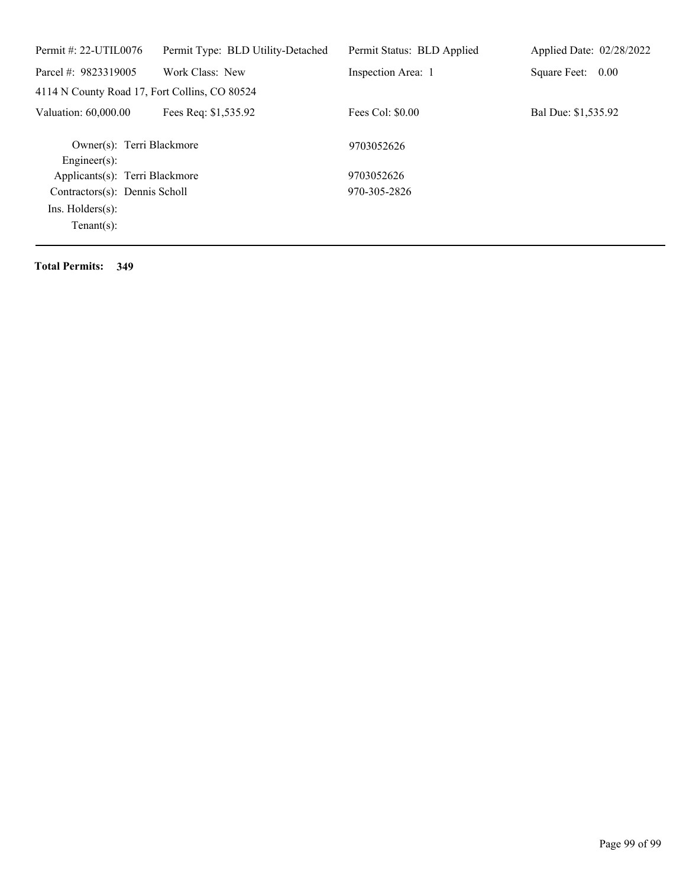| | | | |
|---|---|---|---|
| Permit #: 22-UTIL0076 | Permit Type: BLD Utility-Detached | Permit Status: BLD Applied | Applied Date: 02/28/2022 |
| Parcel #: 9823319005 | Work Class: New | Inspection Area: 1 | Square Feet: 0.00 |
| 4114 N County Road 17, Fort Collins, CO 80524 | | | |
| Valuation: 60,000.00 | Fees Req: $1,535.92 | Fees Col: $0.00 | Bal Due: $1,535.92 |

| | | |
|---|---|---|
| Owner(s): | Terri Blackmore | 9703052626 |
| Engineer(s): | | |
| Applicants(s): | Terri Blackmore | 9703052626 |
| Contractors(s): | Dennis Scholl | 970-305-2826 |
| Ins. Holders(s): | | |
| Tenant(s): | | |

**Total Permits: 349**